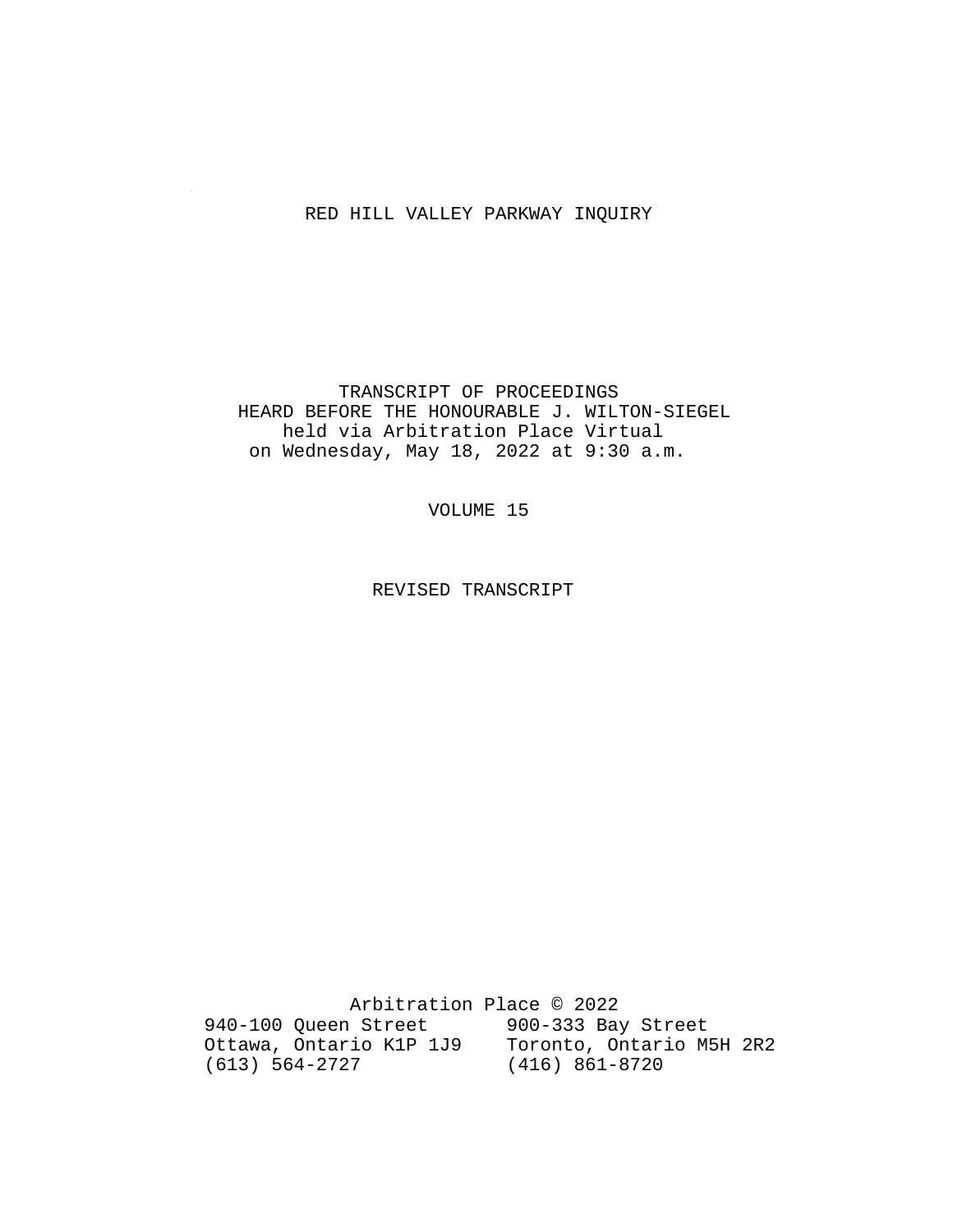# RED HILL VALLEY PARKWAY INQUIRY

TRANSCRIPT OF PROCEEDINGS
HEARD BEFORE THE HONOURABLE J. WILTON-SIEGEL
held via Arbitration Place Virtual
on Wednesday, May 18, 2022 at 9:30 a.m.

VOLUME 15

REVISED TRANSCRIPT

Arbitration Place © 2022

940-100 Queen Street
Ottawa, Ontario K1P 1J9
(613) 564-2727

900-333 Bay Street
Toronto, Ontario M5H 2R2
(416) 861-8720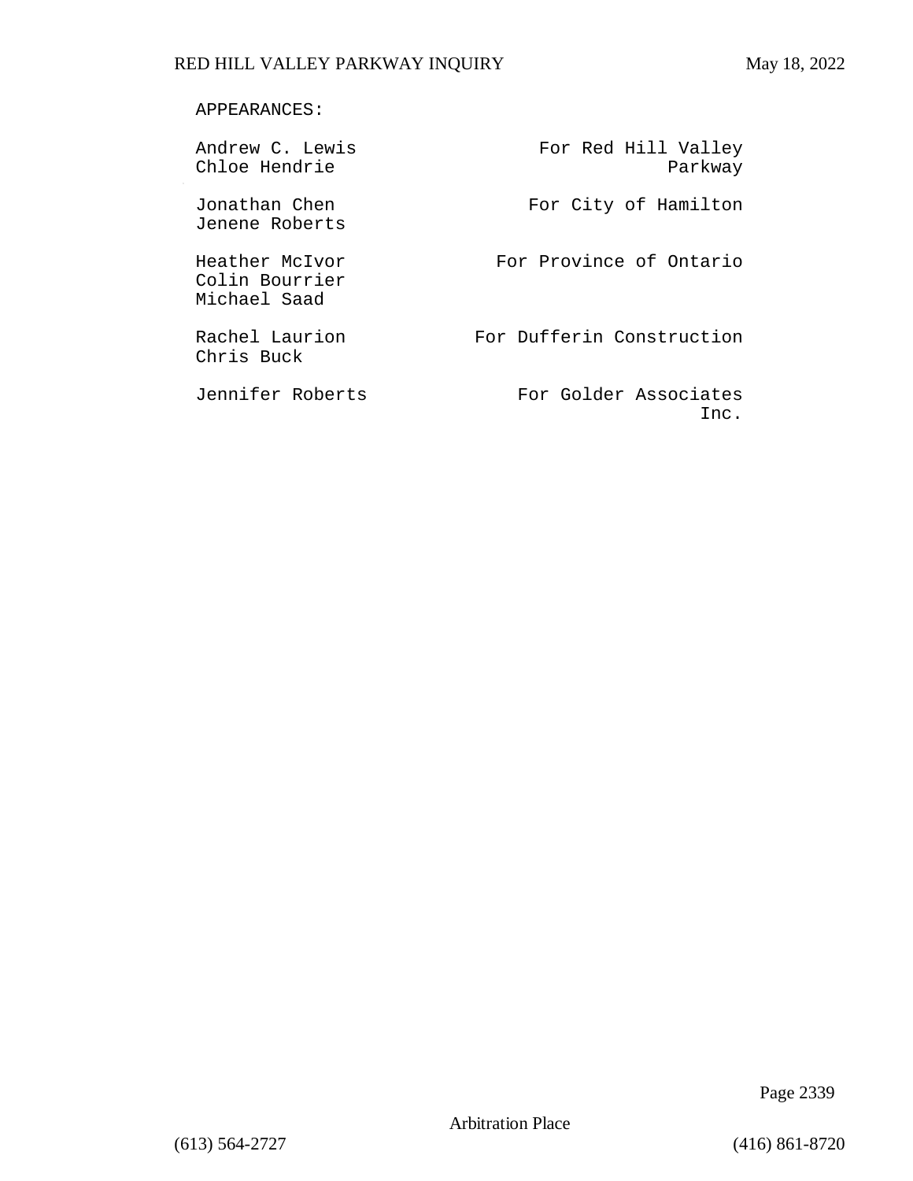APPEARANCES:

| | |
|---|---|
| Andrew C. Lewis<br>Chloe Hendrie | For Red Hill Valley Parkway |
| Jonathan Chen<br>Jenene Roberts | For City of Hamilton |
| Heather McIvor<br>Colin Bourrier<br>Michael Saad | For Province of Ontario |
| Rachel Laurion<br>Chris Buck | For Dufferin Construction |
| Jennifer Roberts | For Golder Associates Inc. |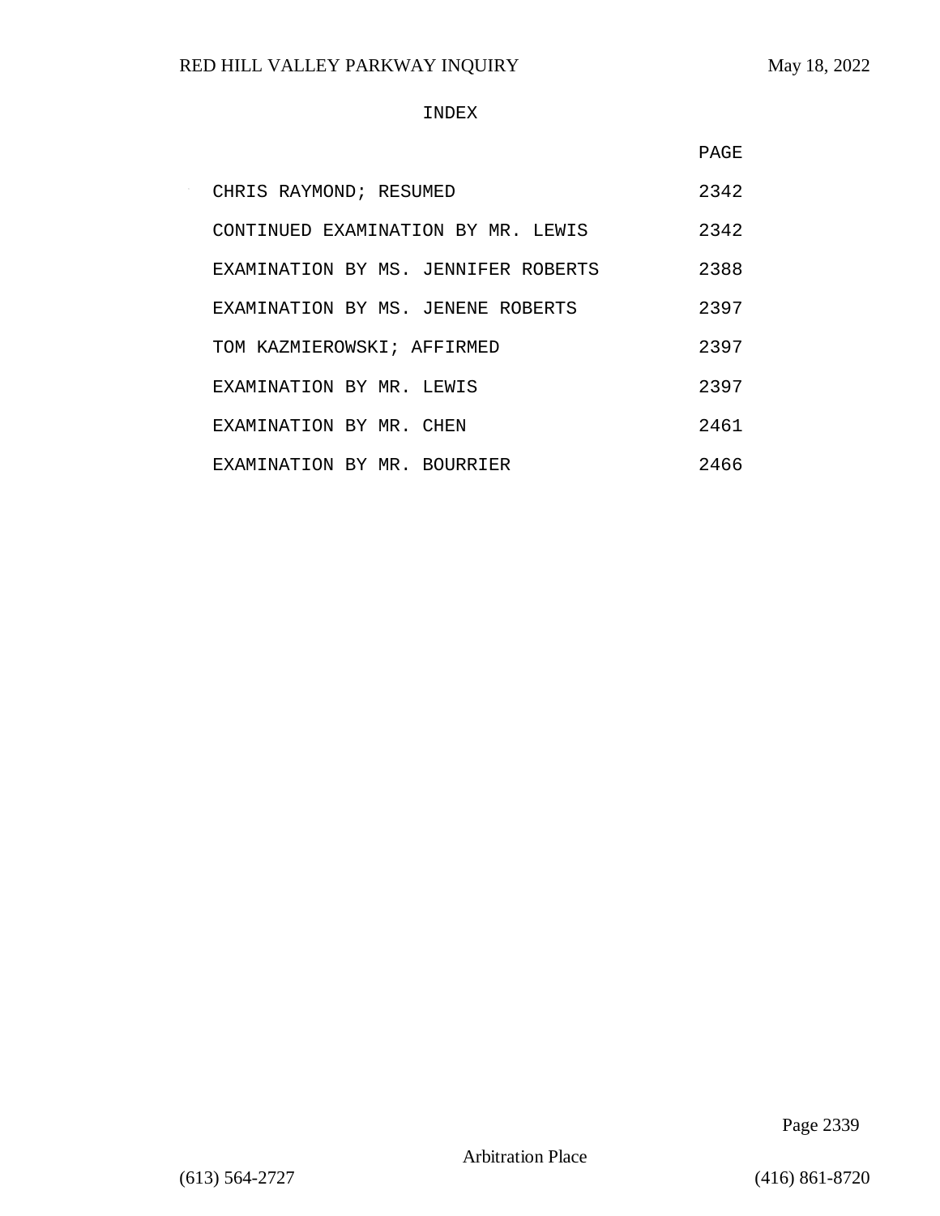# INDEX

| | PAGE |
|---|---|
| CHRIS RAYMOND; RESUMED | 2342 |
| CONTINUED EXAMINATION BY MR. LEWIS | 2342 |
| EXAMINATION BY MS. JENNIFER ROBERTS | 2388 |
| EXAMINATION BY MS. JENENE ROBERTS | 2397 |
| TOM KAZMIEROWSKI; AFFIRMED | 2397 |
| EXAMINATION BY MR. LEWIS | 2397 |
| EXAMINATION BY MR. CHEN | 2461 |
| EXAMINATION BY MR. BOURRIER | 2466 |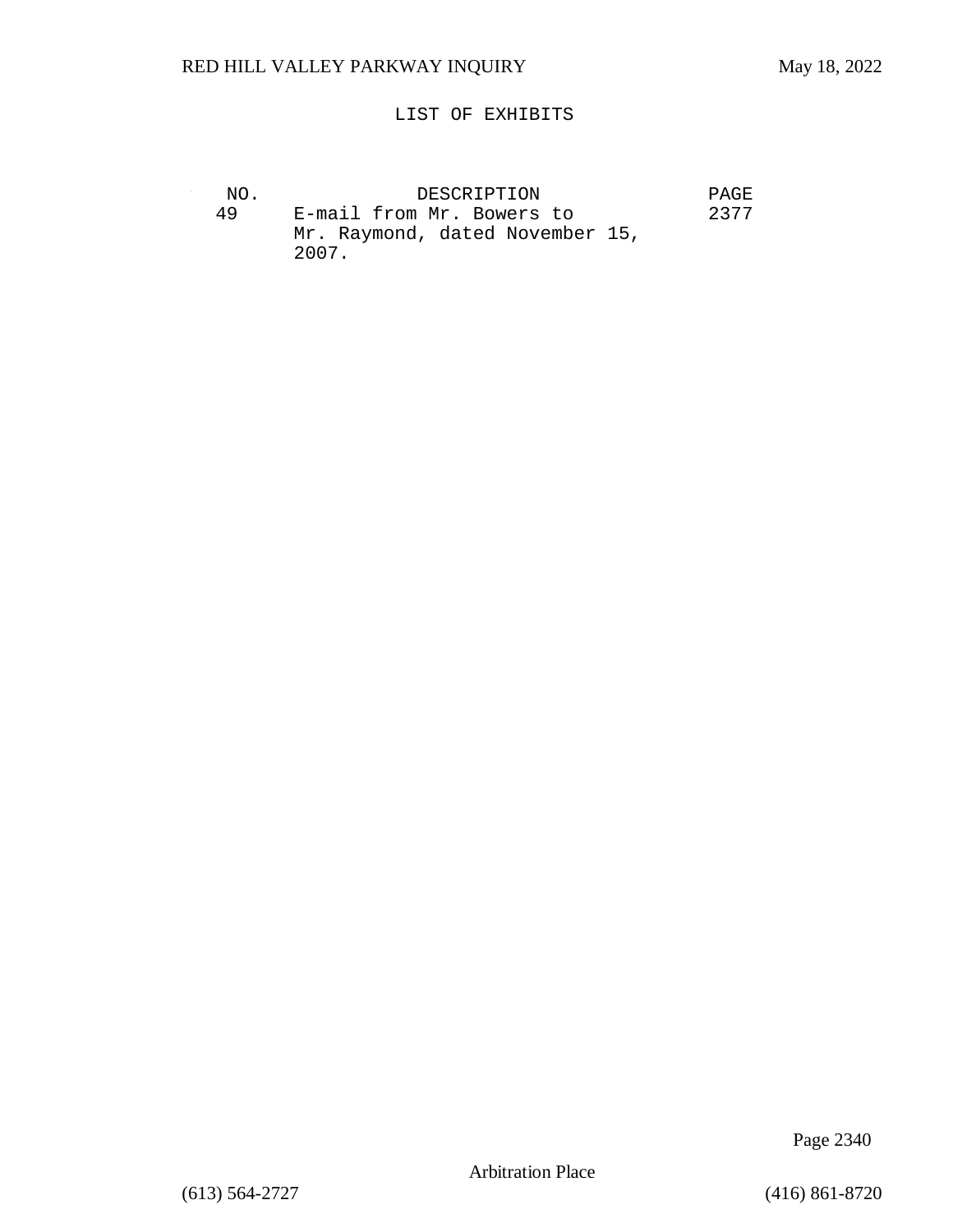LIST OF EXHIBITS

| NO. | DESCRIPTION | PAGE |
| --- | --- | --- |
| 49 | E-mail from Mr. Bowers to Mr. Raymond, dated November 15, 2007. | 2377 |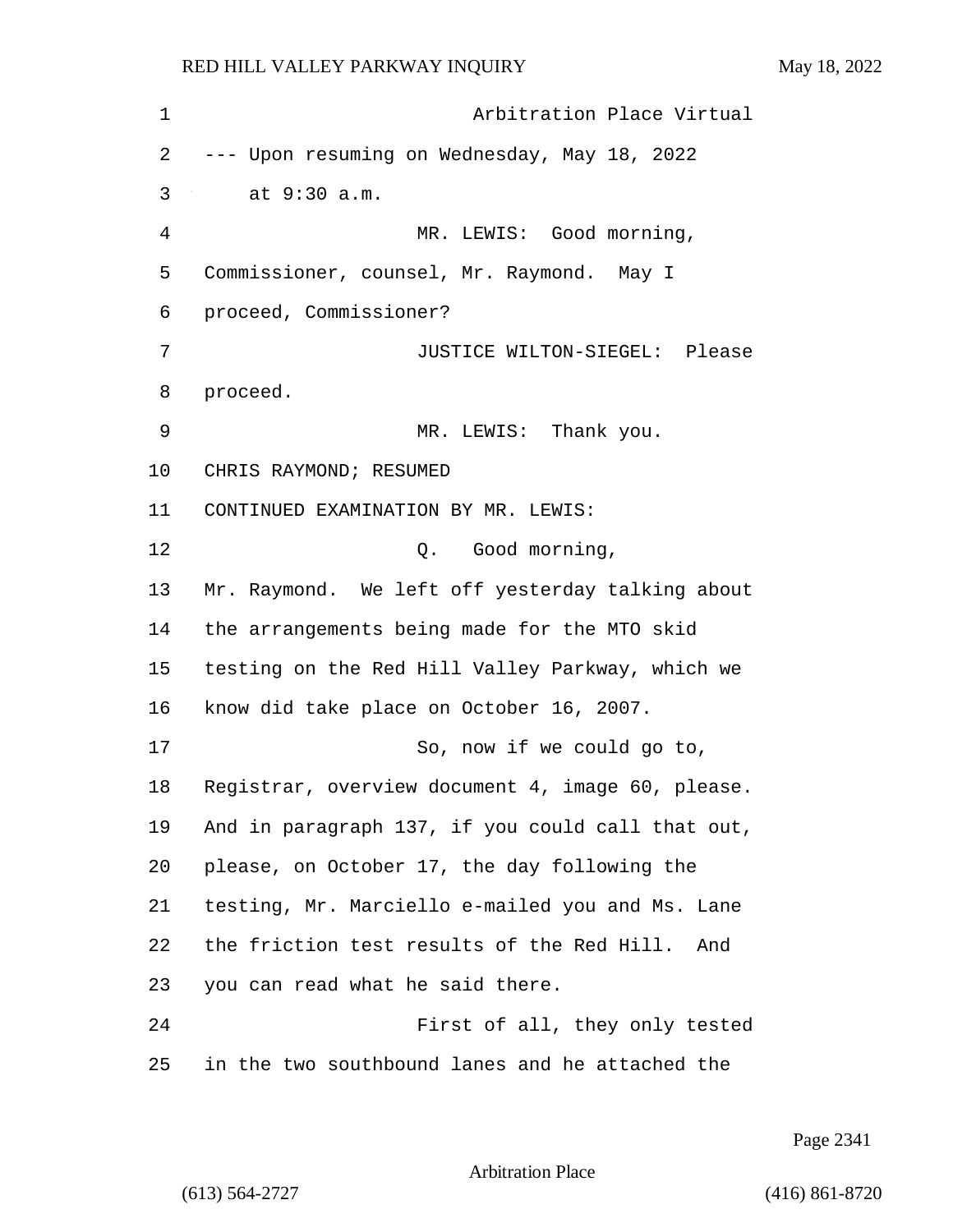Arbitration Place Virtual

--- Upon resuming on Wednesday, May 18, 2022 at 9:30 a.m.

MR. LEWIS: Good morning, Commissioner, counsel, Mr. Raymond. May I proceed, Commissioner?

JUSTICE WILTON-SIEGEL: Please proceed.

MR. LEWIS: Thank you.

CHRIS RAYMOND; RESUMED

CONTINUED EXAMINATION BY MR. LEWIS:

Q. Good morning, Mr. Raymond. We left off yesterday talking about the arrangements being made for the MTO skid testing on the Red Hill Valley Parkway, which we know did take place on October 16, 2007.

So, now if we could go to, Registrar, overview document 4, image 60, please. And in paragraph 137, if you could call that out, please, on October 17, the day following the testing, Mr. Marciello e-mailed you and Ms. Lane the friction test results of the Red Hill. And you can read what he said there.

First of all, they only tested in the two southbound lanes and he attached the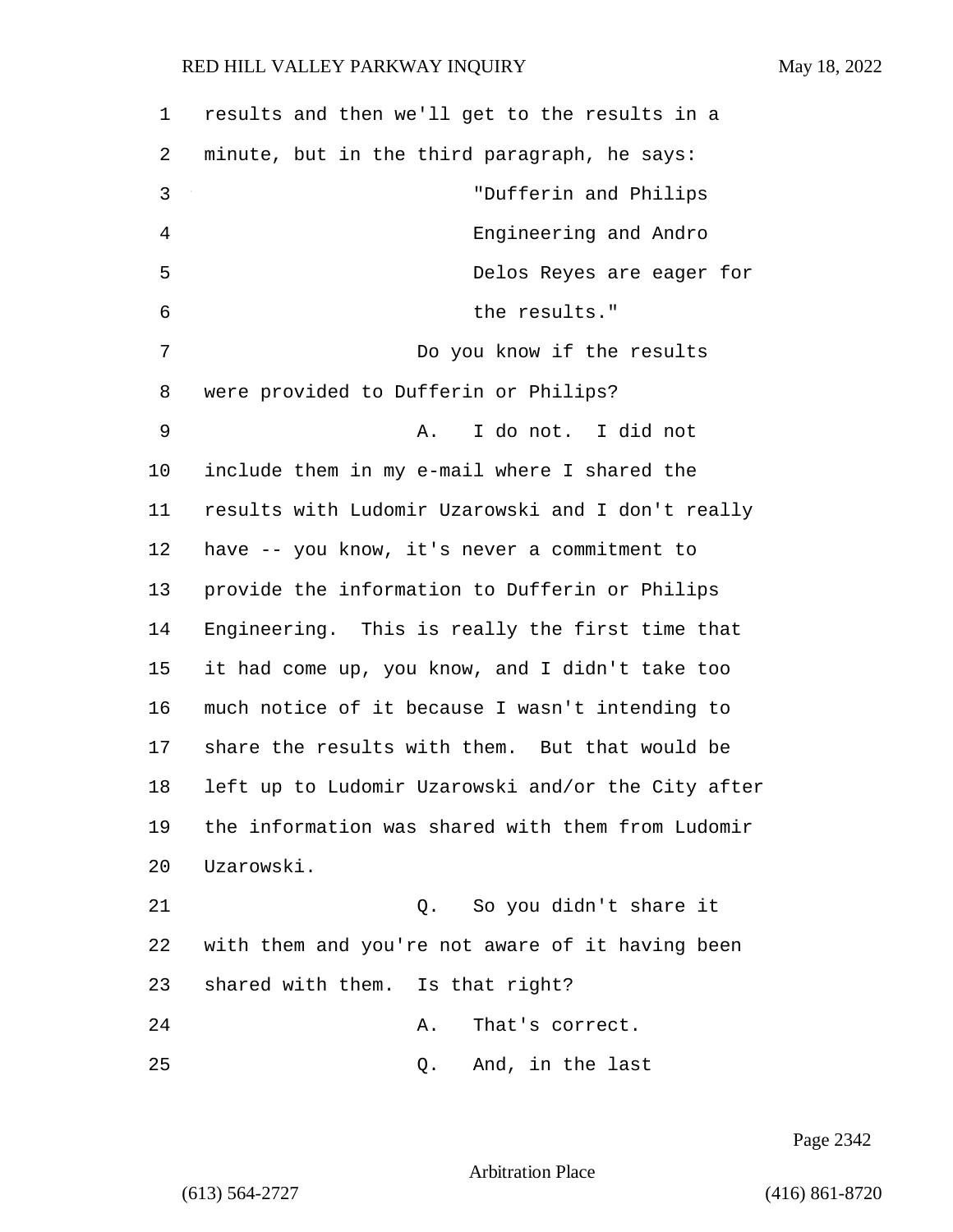results and then we'll get to the results in a minute, but in the third paragraph, he says:

> "Dufferin and Philips Engineering and Andro Delos Reyes are eager for the results."

Q. Do you know if the results were provided to Dufferin or Philips?

A. I do not. I did not include them in my e-mail where I shared the results with Ludomir Uzarowski and I don't really have -- you know, it's never a commitment to provide the information to Dufferin or Philips Engineering. This is really the first time that it had come up, you know, and I didn't take too much notice of it because I wasn't intending to share the results with them. But that would be left up to Ludomir Uzarowski and/or the City after the information was shared with them from Ludomir Uzarowski.

Q. So you didn't share it with them and you're not aware of it having been shared with them. Is that right?

A. That's correct.

Q. And, in the last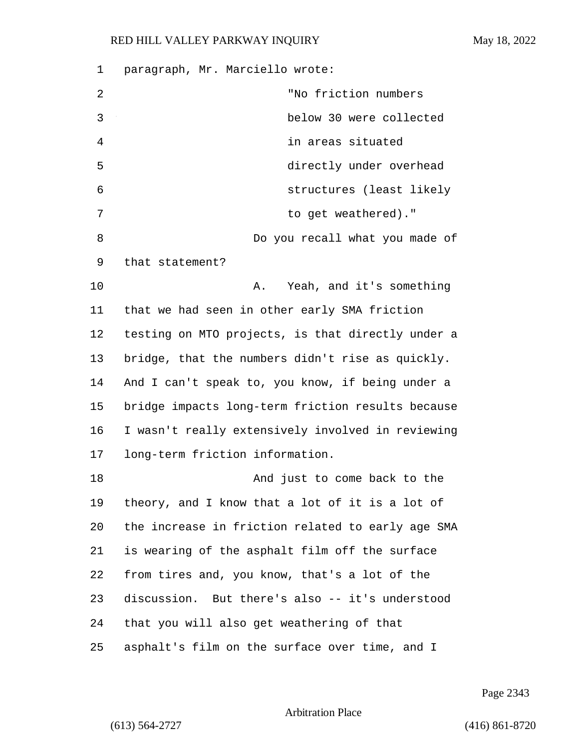paragraph, Mr. Marciello wrote:

> "No friction numbers below 30 were collected in areas situated directly under overhead structures (least likely to get weathered)."

Do you recall what you made of that statement?

A. Yeah, and it's something that we had seen in other early SMA friction testing on MTO projects, is that directly under a bridge, that the numbers didn't rise as quickly. And I can't speak to, you know, if being under a bridge impacts long-term friction results because I wasn't really extensively involved in reviewing long-term friction information.

And just to come back to the theory, and I know that a lot of it is a lot of the increase in friction related to early age SMA is wearing of the asphalt film off the surface from tires and, you know, that's a lot of the discussion. But there's also -- it's understood that you will also get weathering of that asphalt's film on the surface over time, and I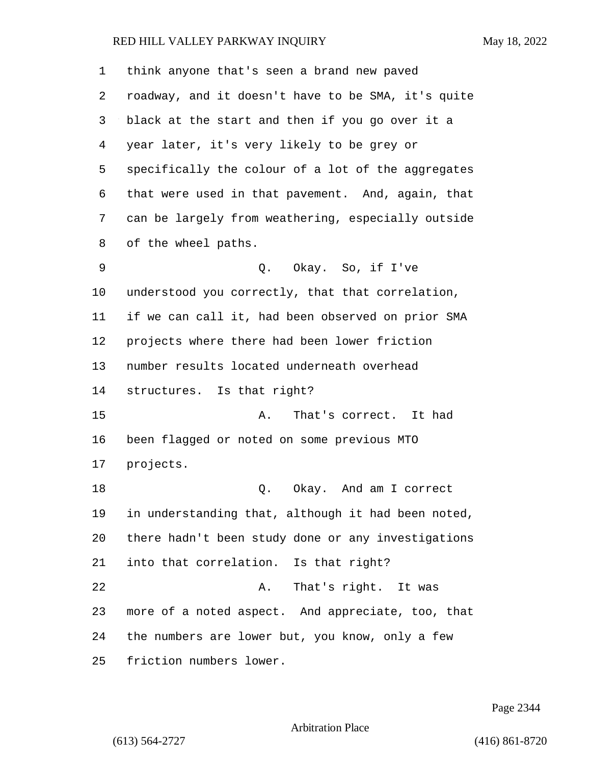think anyone that's seen a brand new paved roadway, and it doesn't have to be SMA, it's quite black at the start and then if you go over it a year later, it's very likely to be grey or specifically the colour of a lot of the aggregates that were used in that pavement. And, again, that can be largely from weathering, especially outside of the wheel paths.

Q. Okay. So, if I've understood you correctly, that that correlation, if we can call it, had been observed on prior SMA projects where there had been lower friction number results located underneath overhead structures. Is that right?

A. That's correct. It had been flagged or noted on some previous MTO projects.

Q. Okay. And am I correct in understanding that, although it had been noted, there hadn't been study done or any investigations into that correlation. Is that right?

A. That's right. It was more of a noted aspect. And appreciate, too, that the numbers are lower but, you know, only a few friction numbers lower.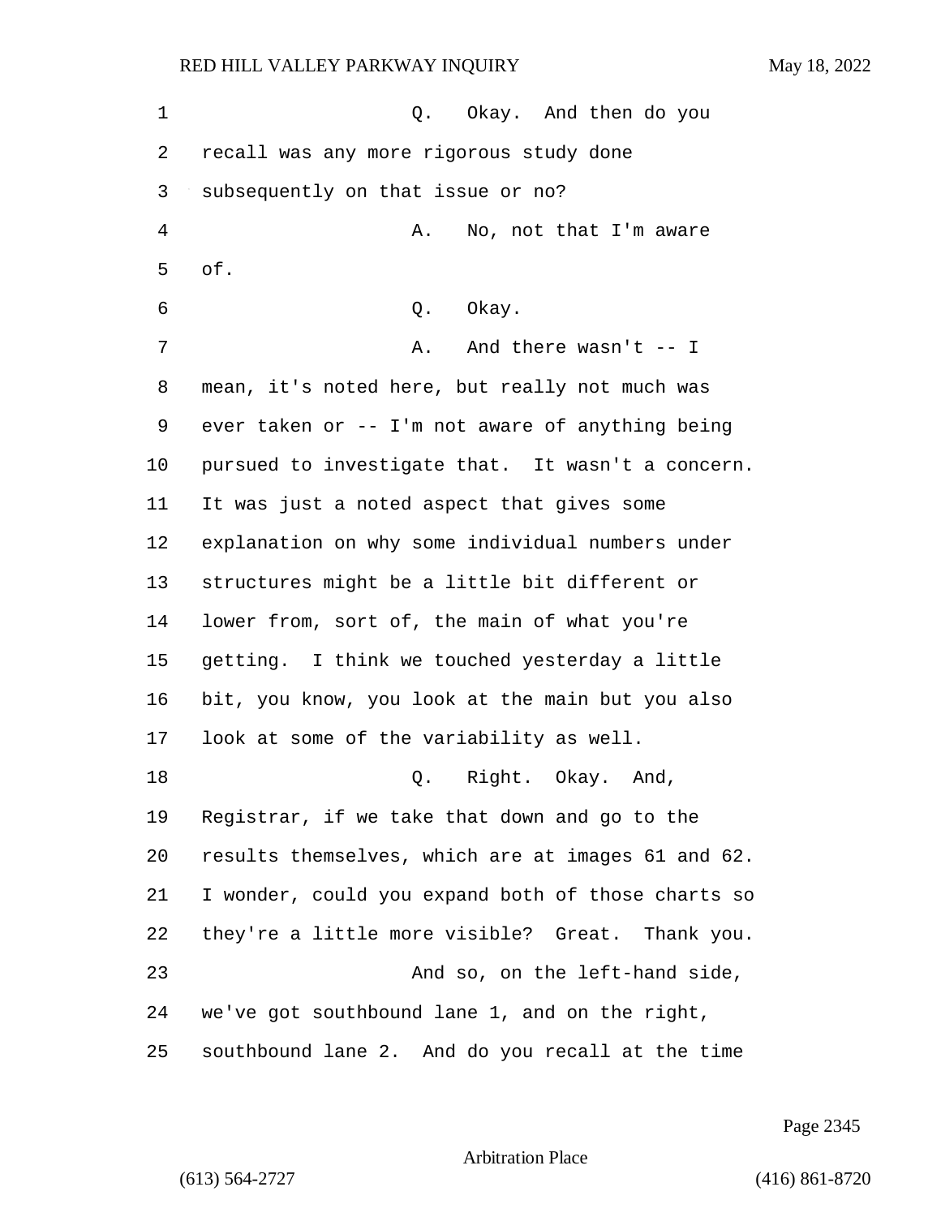Q. Okay. And then do you recall was any more rigorous study done subsequently on that issue or no?

A. No, not that I'm aware of.

Q. Okay.

A. And there wasn't -- I mean, it's noted here, but really not much was ever taken or -- I'm not aware of anything being pursued to investigate that. It wasn't a concern. It was just a noted aspect that gives some explanation on why some individual numbers under structures might be a little bit different or lower from, sort of, the main of what you're getting. I think we touched yesterday a little bit, you know, you look at the main but you also look at some of the variability as well.

Q. Right. Okay. And, Registrar, if we take that down and go to the results themselves, which are at images 61 and 62. I wonder, could you expand both of those charts so they're a little more visible? Great. Thank you.

And so, on the left-hand side, we've got southbound lane 1, and on the right, southbound lane 2. And do you recall at the time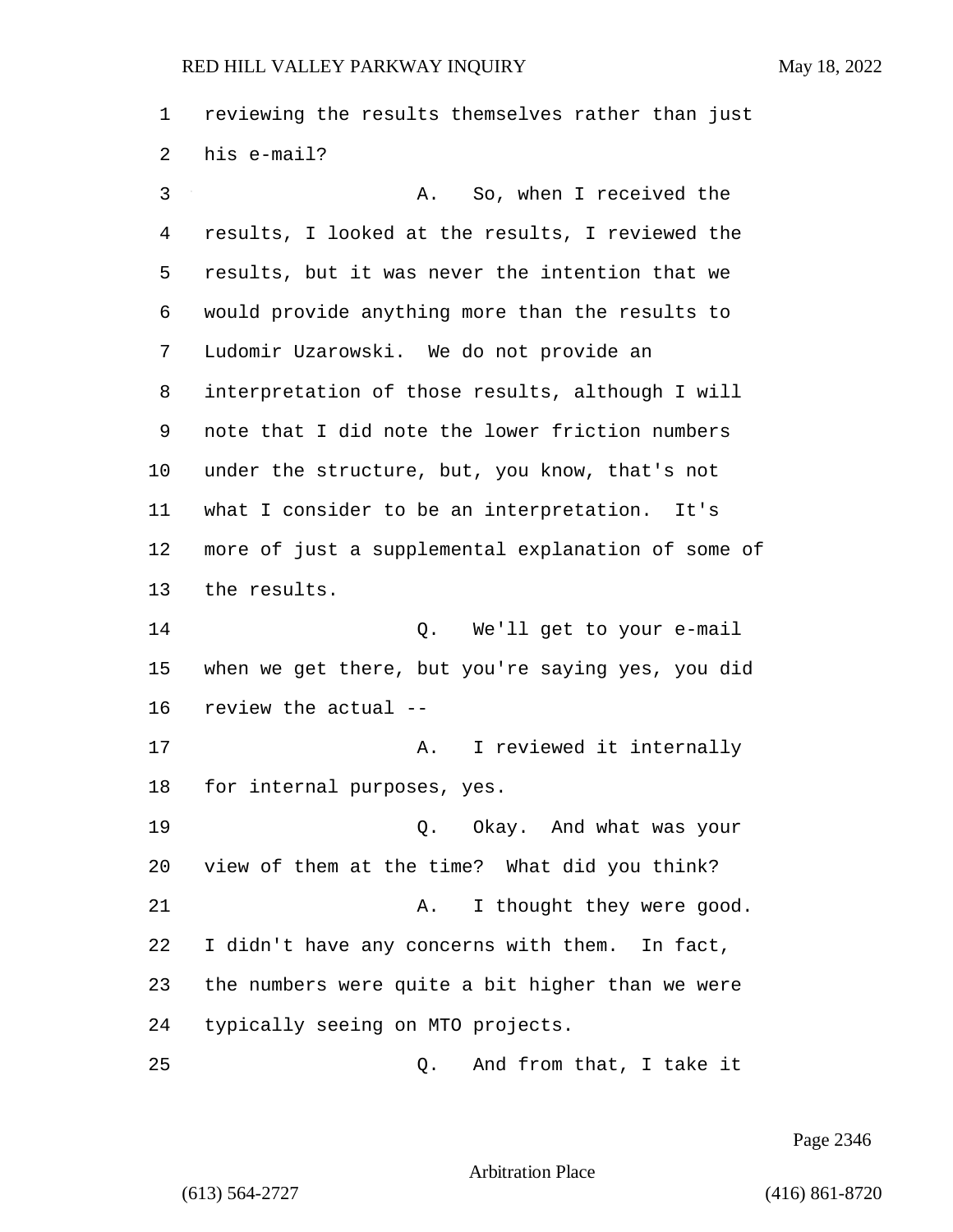reviewing the results themselves rather than just his e-mail?

A. So, when I received the results, I looked at the results, I reviewed the results, but it was never the intention that we would provide anything more than the results to Ludomir Uzarowski. We do not provide an interpretation of those results, although I will note that I did note the lower friction numbers under the structure, but, you know, that's not what I consider to be an interpretation. It's more of just a supplemental explanation of some of the results.

Q. We'll get to your e-mail when we get there, but you're saying yes, you did review the actual --

A. I reviewed it internally for internal purposes, yes.

Q. Okay. And what was your view of them at the time? What did you think?

A. I thought they were good. I didn't have any concerns with them. In fact, the numbers were quite a bit higher than we were typically seeing on MTO projects.

Q. And from that, I take it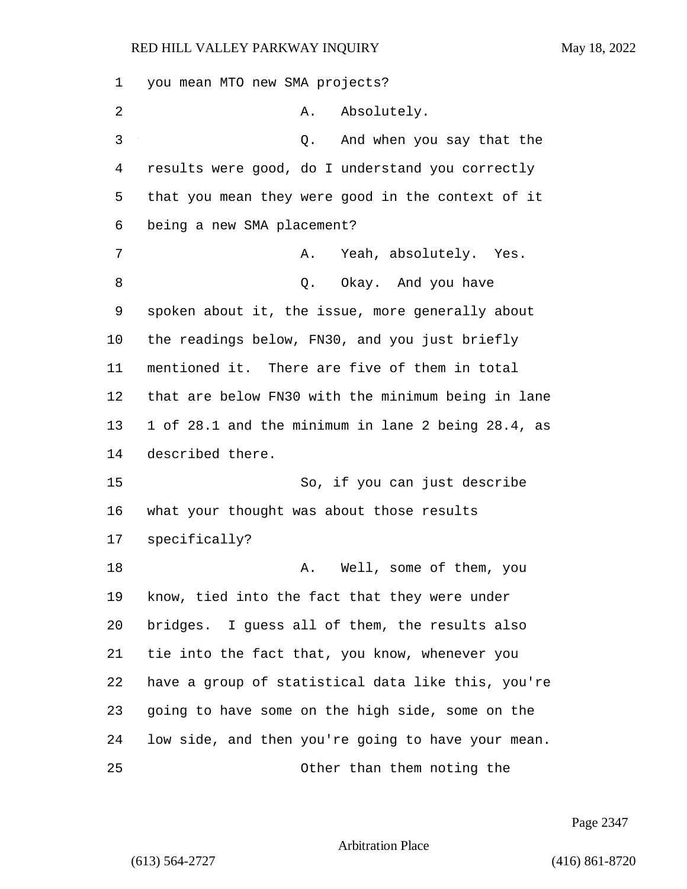you mean MTO new SMA projects?

A. Absolutely.

Q. And when you say that the results were good, do I understand you correctly that you mean they were good in the context of it being a new SMA placement?

A. Yeah, absolutely. Yes.

Q. Okay. And you have spoken about it, the issue, more generally about the readings below, FN30, and you just briefly mentioned it. There are five of them in total that are below FN30 with the minimum being in lane 1 of 28.1 and the minimum in lane 2 being 28.4, as described there.

So, if you can just describe what your thought was about those results specifically?

A. Well, some of them, you know, tied into the fact that they were under bridges. I guess all of them, the results also tie into the fact that, you know, whenever you have a group of statistical data like this, you're going to have some on the high side, some on the low side, and then you're going to have your mean.

Other than them noting the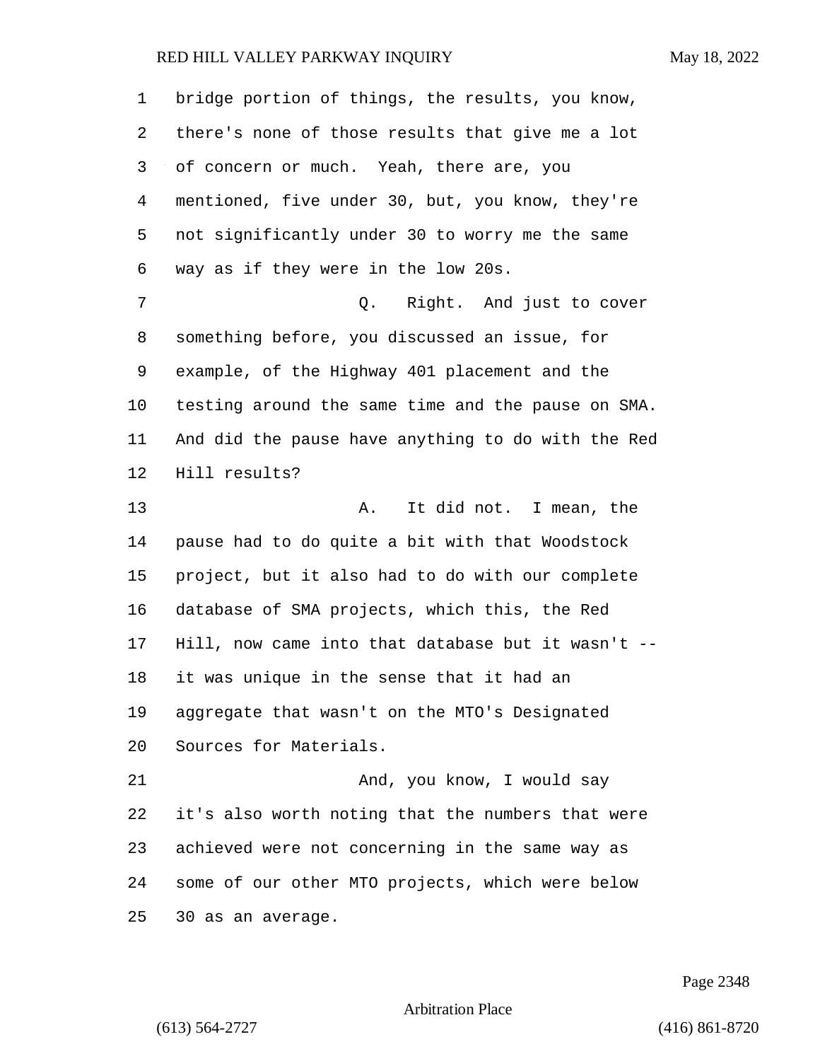bridge portion of things, the results, you know, there's none of those results that give me a lot of concern or much. Yeah, there are, you mentioned, five under 30, but, you know, they're not significantly under 30 to worry me the same way as if they were in the low 20s.

Q. Right. And just to cover something before, you discussed an issue, for example, of the Highway 401 placement and the testing around the same time and the pause on SMA. And did the pause have anything to do with the Red Hill results?

A. It did not. I mean, the pause had to do quite a bit with that Woodstock project, but it also had to do with our complete database of SMA projects, which this, the Red Hill, now came into that database but it wasn't -- it was unique in the sense that it had an aggregate that wasn't on the MTO's Designated Sources for Materials.

And, you know, I would say it's also worth noting that the numbers that were achieved were not concerning in the same way as some of our other MTO projects, which were below 30 as an average.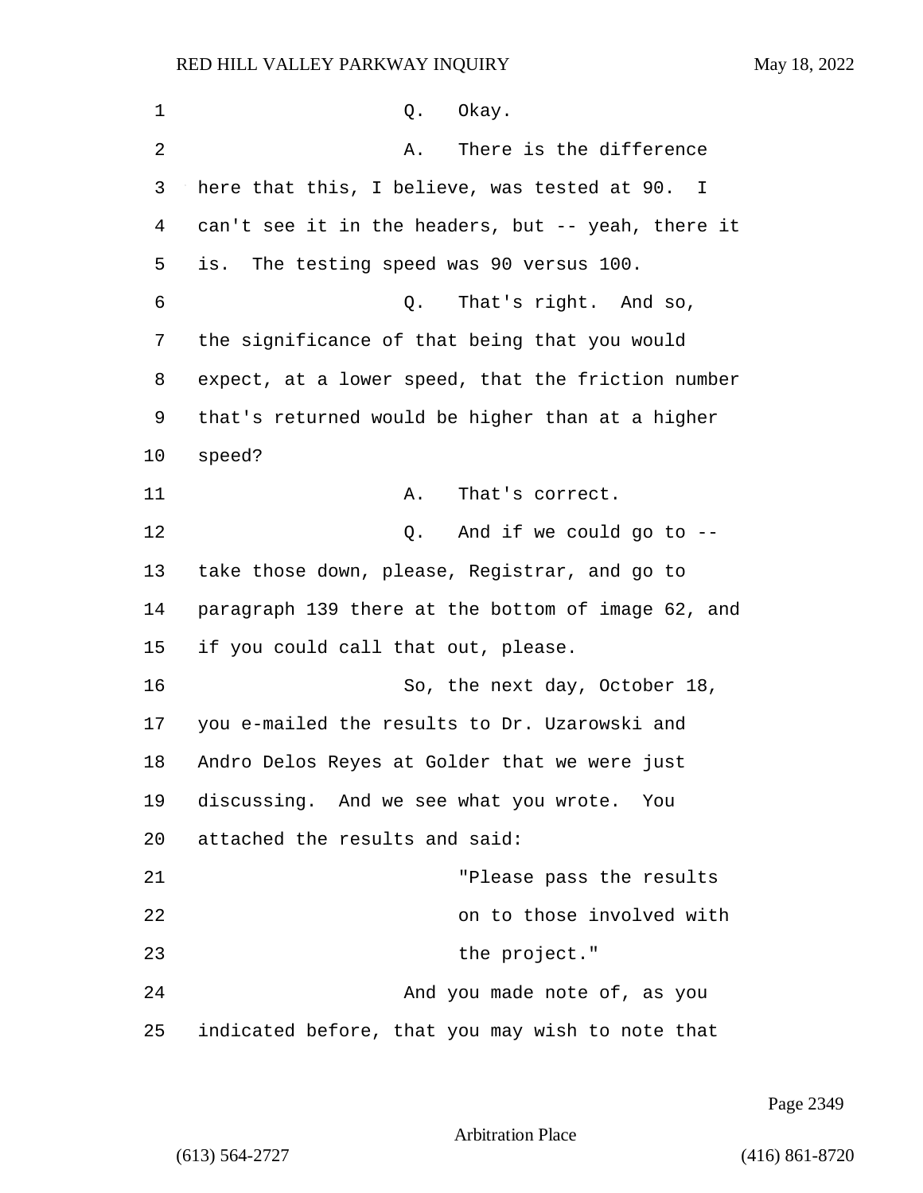Q. Okay.

A. There is the difference here that this, I believe, was tested at 90. I can't see it in the headers, but -- yeah, there it is. The testing speed was 90 versus 100.

Q. That's right. And so, the significance of that being that you would expect, at a lower speed, that the friction number that's returned would be higher than at a higher speed?

A. That's correct.

Q. And if we could go to -- take those down, please, Registrar, and go to paragraph 139 there at the bottom of image 62, and if you could call that out, please.

So, the next day, October 18, you e-mailed the results to Dr. Uzarowski and Andro Delos Reyes at Golder that we were just discussing. And we see what you wrote. You attached the results and said:

> "Please pass the results on to those involved with the project."

And you made note of, as you indicated before, that you may wish to note that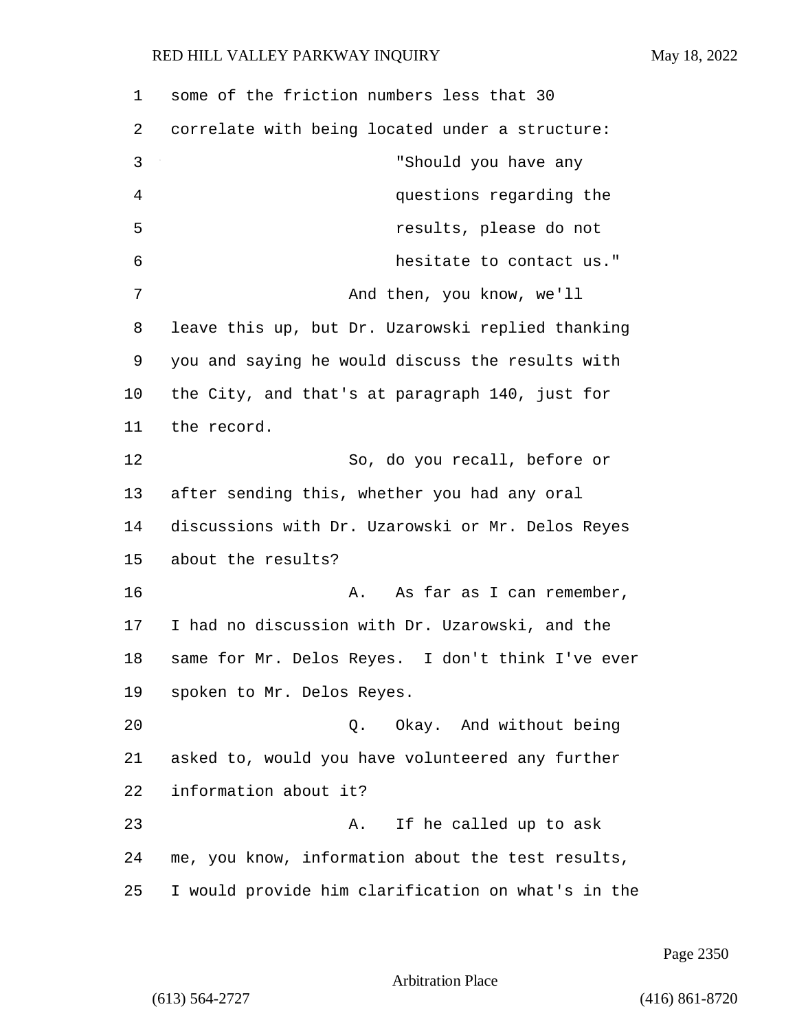some of the friction numbers less that 30 correlate with being located under a structure:

> "Should you have any questions regarding the results, please do not hesitate to contact us."

And then, you know, we'll leave this up, but Dr. Uzarowski replied thanking you and saying he would discuss the results with the City, and that's at paragraph 140, just for the record.

So, do you recall, before or after sending this, whether you had any oral discussions with Dr. Uzarowski or Mr. Delos Reyes about the results?

A. As far as I can remember, I had no discussion with Dr. Uzarowski, and the same for Mr. Delos Reyes. I don't think I've ever spoken to Mr. Delos Reyes.

Q. Okay. And without being asked to, would you have volunteered any further information about it?

A. If he called up to ask me, you know, information about the test results, I would provide him clarification on what's in the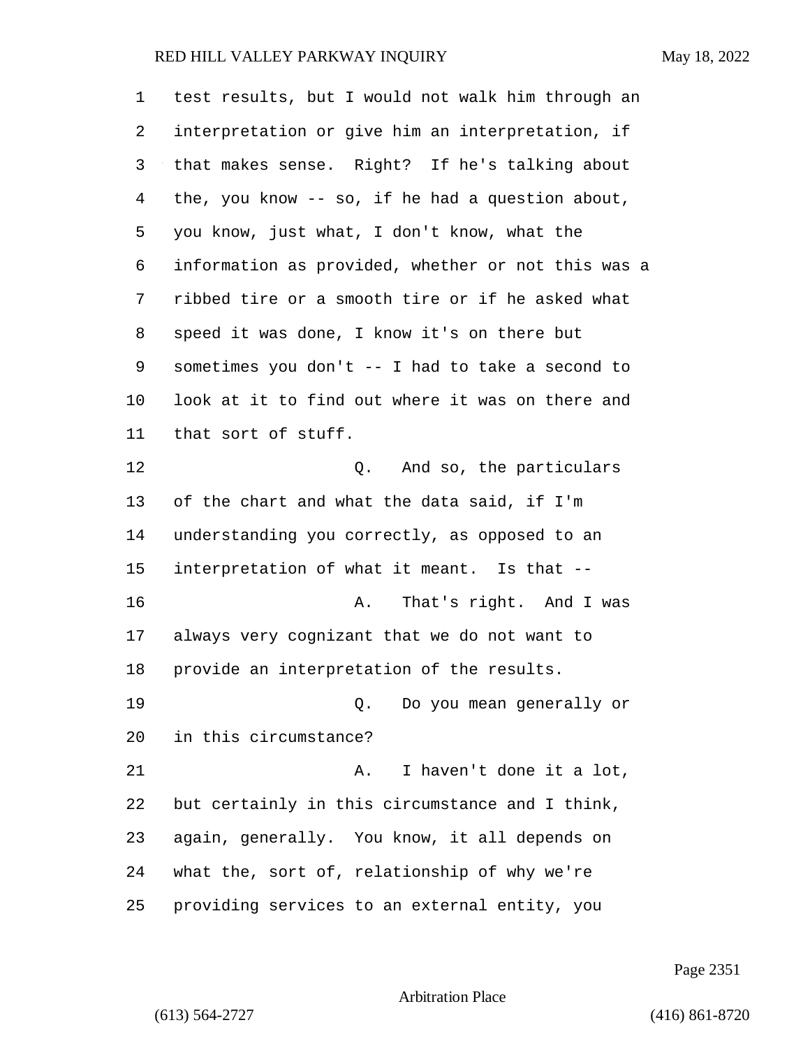test results, but I would not walk him through an interpretation or give him an interpretation, if that makes sense. Right? If he's talking about the, you know -- so, if he had a question about, you know, just what, I don't know, what the information as provided, whether or not this was a ribbed tire or a smooth tire or if he asked what speed it was done, I know it's on there but sometimes you don't -- I had to take a second to look at it to find out where it was on there and that sort of stuff.

Q. And so, the particulars of the chart and what the data said, if I'm understanding you correctly, as opposed to an interpretation of what it meant. Is that --

A. That's right. And I was always very cognizant that we do not want to provide an interpretation of the results.

Q. Do you mean generally or in this circumstance?

A. I haven't done it a lot, but certainly in this circumstance and I think, again, generally. You know, it all depends on what the, sort of, relationship of why we're providing services to an external entity, you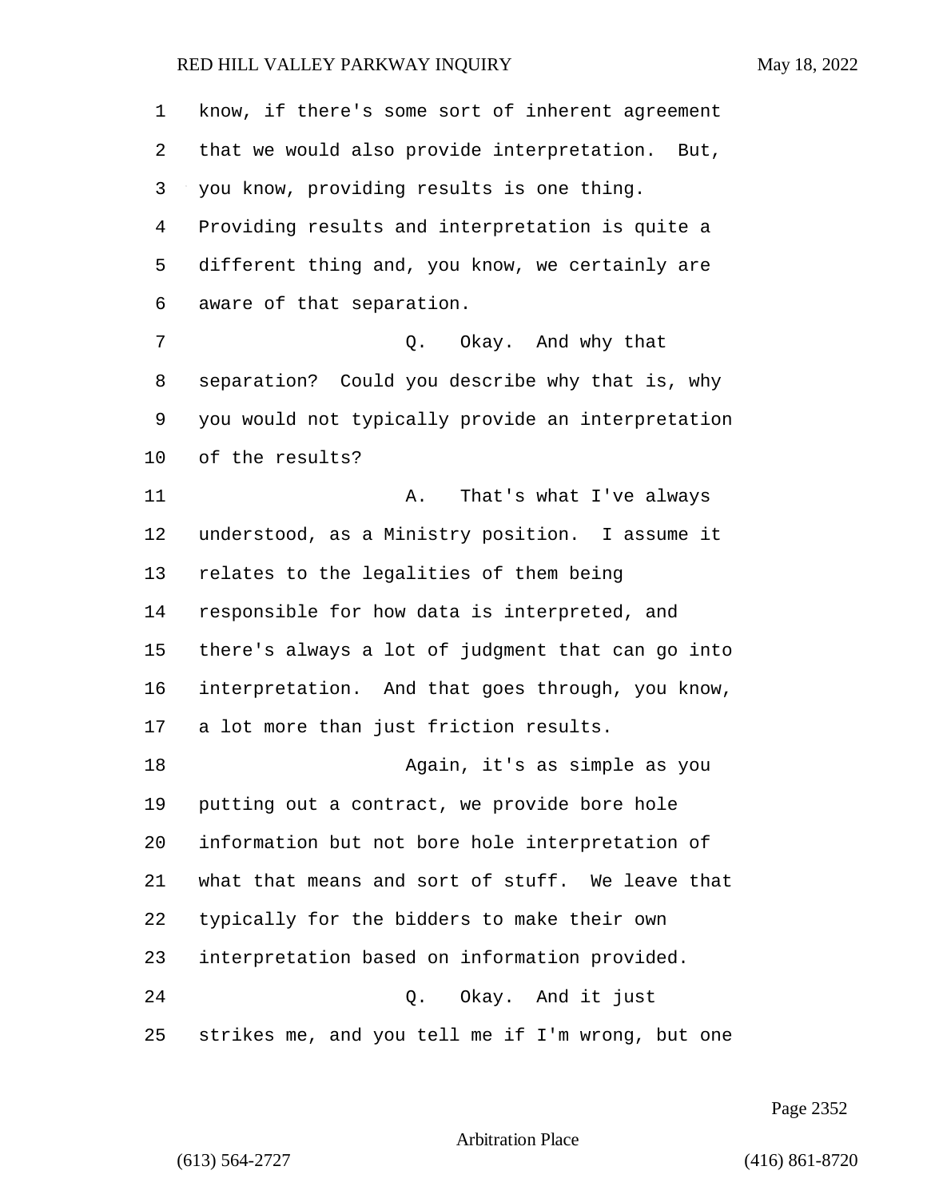know, if there's some sort of inherent agreement that we would also provide interpretation. But, you know, providing results is one thing. Providing results and interpretation is quite a different thing and, you know, we certainly are aware of that separation.

Q. Okay. And why that separation? Could you describe why that is, why you would not typically provide an interpretation of the results?

A. That's what I've always understood, as a Ministry position. I assume it relates to the legalities of them being responsible for how data is interpreted, and there's always a lot of judgment that can go into interpretation. And that goes through, you know, a lot more than just friction results.

Again, it's as simple as you putting out a contract, we provide bore hole information but not bore hole interpretation of what that means and sort of stuff. We leave that typically for the bidders to make their own interpretation based on information provided.

Q. Okay. And it just strikes me, and you tell me if I'm wrong, but one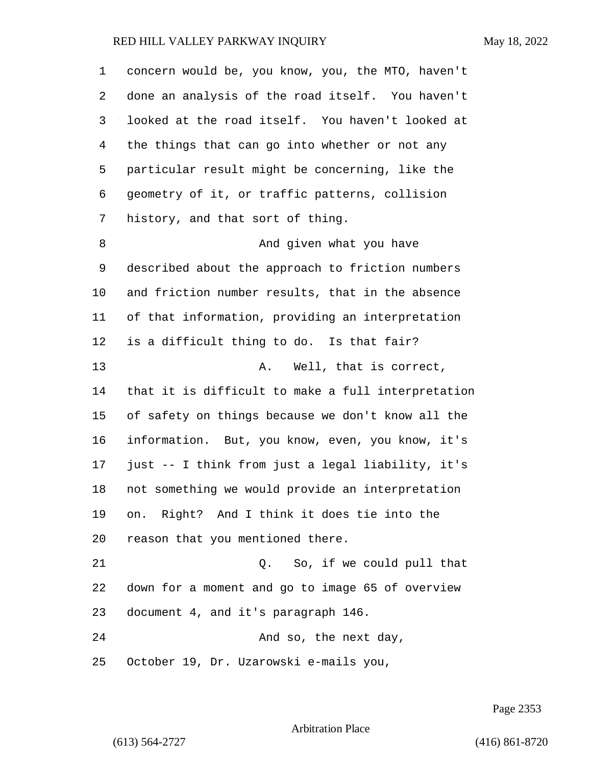concern would be, you know, you, the MTO, haven't done an analysis of the road itself. You haven't looked at the road itself. You haven't looked at the things that can go into whether or not any particular result might be concerning, like the geometry of it, or traffic patterns, collision history, and that sort of thing.

And given what you have described about the approach to friction numbers and friction number results, that in the absence of that information, providing an interpretation is a difficult thing to do. Is that fair?

A. Well, that is correct, that it is difficult to make a full interpretation of safety on things because we don't know all the information. But, you know, even, you know, it's just -- I think from just a legal liability, it's not something we would provide an interpretation on. Right? And I think it does tie into the reason that you mentioned there.

Q. So, if we could pull that down for a moment and go to image 65 of overview document 4, and it's paragraph 146.

And so, the next day, October 19, Dr. Uzarowski e-mails you,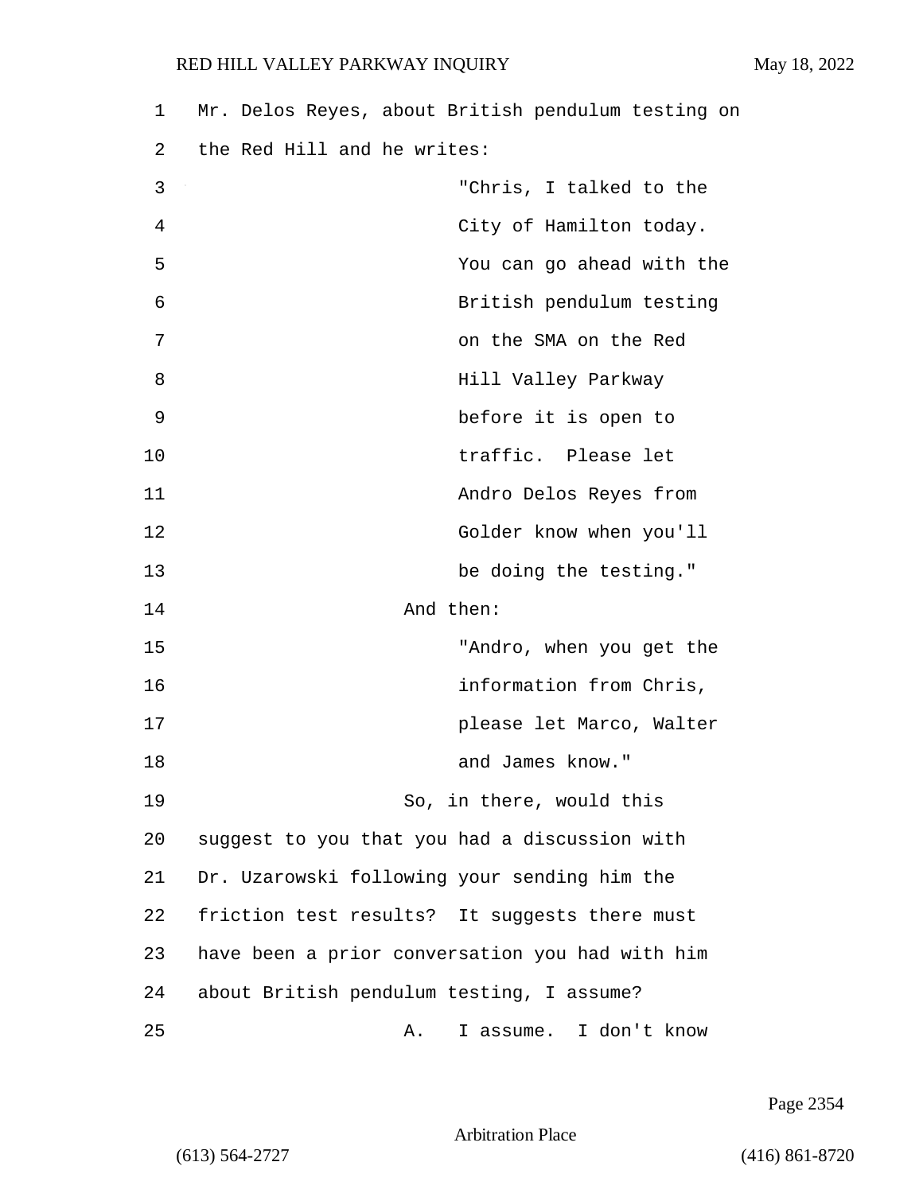Mr. Delos Reyes, about British pendulum testing on the Red Hill and he writes:

> "Chris, I talked to the City of Hamilton today. You can go ahead with the British pendulum testing on the SMA on the Red Hill Valley Parkway before it is open to traffic. Please let Andro Delos Reyes from Golder know when you'll be doing the testing."

And then:

> "Andro, when you get the information from Chris, please let Marco, Walter and James know."

So, in there, would this suggest to you that you had a discussion with Dr. Uzarowski following your sending him the friction test results? It suggests there must have been a prior conversation you had with him about British pendulum testing, I assume?

A. I assume. I don't know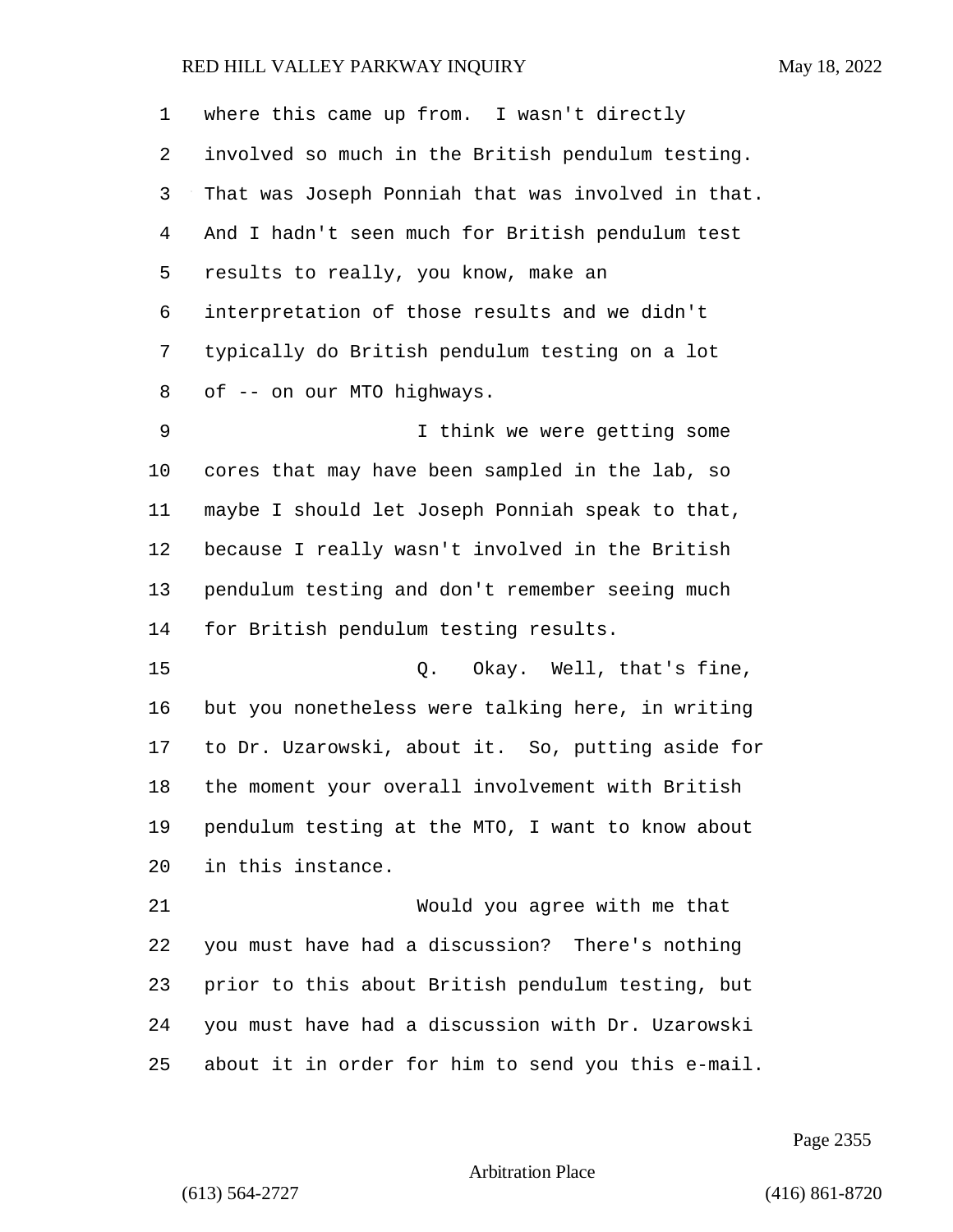where this came up from. I wasn't directly involved so much in the British pendulum testing. That was Joseph Ponniah that was involved in that. And I hadn't seen much for British pendulum test results to really, you know, make an interpretation of those results and we didn't typically do British pendulum testing on a lot of -- on our MTO highways.

I think we were getting some cores that may have been sampled in the lab, so maybe I should let Joseph Ponniah speak to that, because I really wasn't involved in the British pendulum testing and don't remember seeing much for British pendulum testing results.

Q. Okay. Well, that's fine, but you nonetheless were talking here, in writing to Dr. Uzarowski, about it. So, putting aside for the moment your overall involvement with British pendulum testing at the MTO, I want to know about in this instance.

Would you agree with me that you must have had a discussion? There's nothing prior to this about British pendulum testing, but you must have had a discussion with Dr. Uzarowski about it in order for him to send you this e-mail.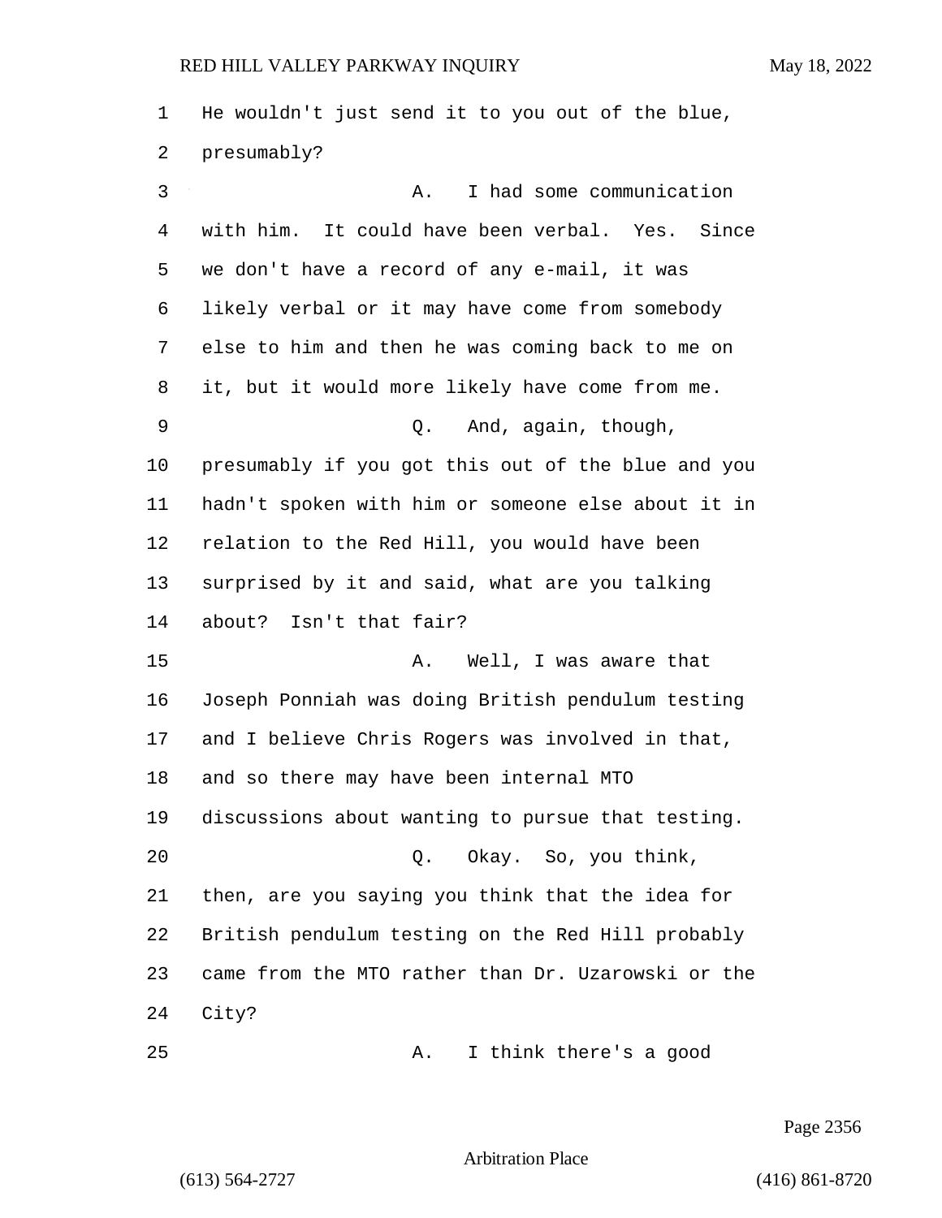1 He wouldn't just send it to you out of the blue,
2 presumably?
3 A. I had some communication
4 with him. It could have been verbal. Yes. Since
5 we don't have a record of any e-mail, it was
6 likely verbal or it may have come from somebody
7 else to him and then he was coming back to me on
8 it, but it would more likely have come from me.
9 Q. And, again, though,
10 presumably if you got this out of the blue and you
11 hadn't spoken with him or someone else about it in
12 relation to the Red Hill, you would have been
13 surprised by it and said, what are you talking
14 about? Isn't that fair?
15 A. Well, I was aware that
16 Joseph Ponniah was doing British pendulum testing
17 and I believe Chris Rogers was involved in that,
18 and so there may have been internal MTO
19 discussions about wanting to pursue that testing.
20 Q. Okay. So, you think,
21 then, are you saying you think that the idea for
22 British pendulum testing on the Red Hill probably
23 came from the MTO rather than Dr. Uzarowski or the
24 City?
25 A. I think there's a good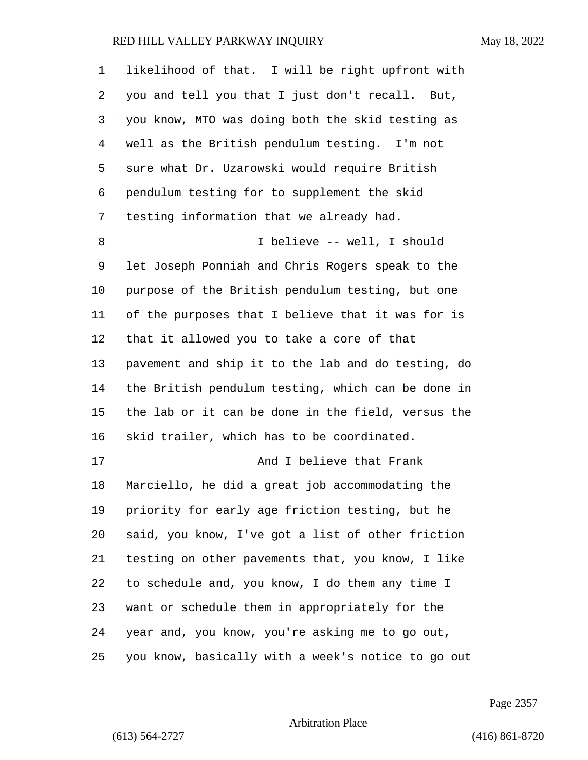likelihood of that. I will be right upfront with you and tell you that I just don't recall. But, you know, MTO was doing both the skid testing as well as the British pendulum testing. I'm not sure what Dr. Uzarowski would require British pendulum testing for to supplement the skid testing information that we already had.

I believe -- well, I should let Joseph Ponniah and Chris Rogers speak to the purpose of the British pendulum testing, but one of the purposes that I believe that it was for is that it allowed you to take a core of that pavement and ship it to the lab and do testing, do the British pendulum testing, which can be done in the lab or it can be done in the field, versus the skid trailer, which has to be coordinated.

And I believe that Frank Marciello, he did a great job accommodating the priority for early age friction testing, but he said, you know, I've got a list of other friction testing on other pavements that, you know, I like to schedule and, you know, I do them any time I want or schedule them in appropriately for the year and, you know, you're asking me to go out, you know, basically with a week's notice to go out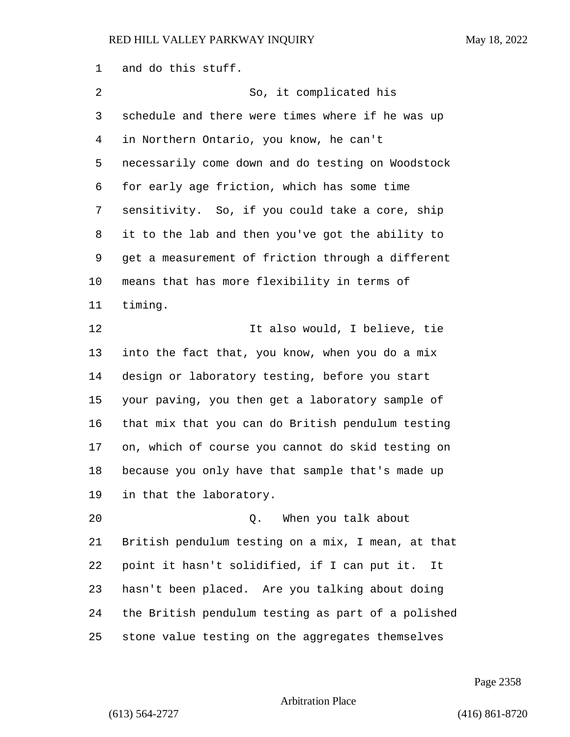and do this stuff.

So, it complicated his schedule and there were times where if he was up in Northern Ontario, you know, he can't necessarily come down and do testing on Woodstock for early age friction, which has some time sensitivity. So, if you could take a core, ship it to the lab and then you've got the ability to get a measurement of friction through a different means that has more flexibility in terms of timing.

It also would, I believe, tie into the fact that, you know, when you do a mix design or laboratory testing, before you start your paving, you then get a laboratory sample of that mix that you can do British pendulum testing on, which of course you cannot do skid testing on because you only have that sample that's made up in that the laboratory.

Q. When you talk about British pendulum testing on a mix, I mean, at that point it hasn't solidified, if I can put it. It hasn't been placed. Are you talking about doing the British pendulum testing as part of a polished stone value testing on the aggregates themselves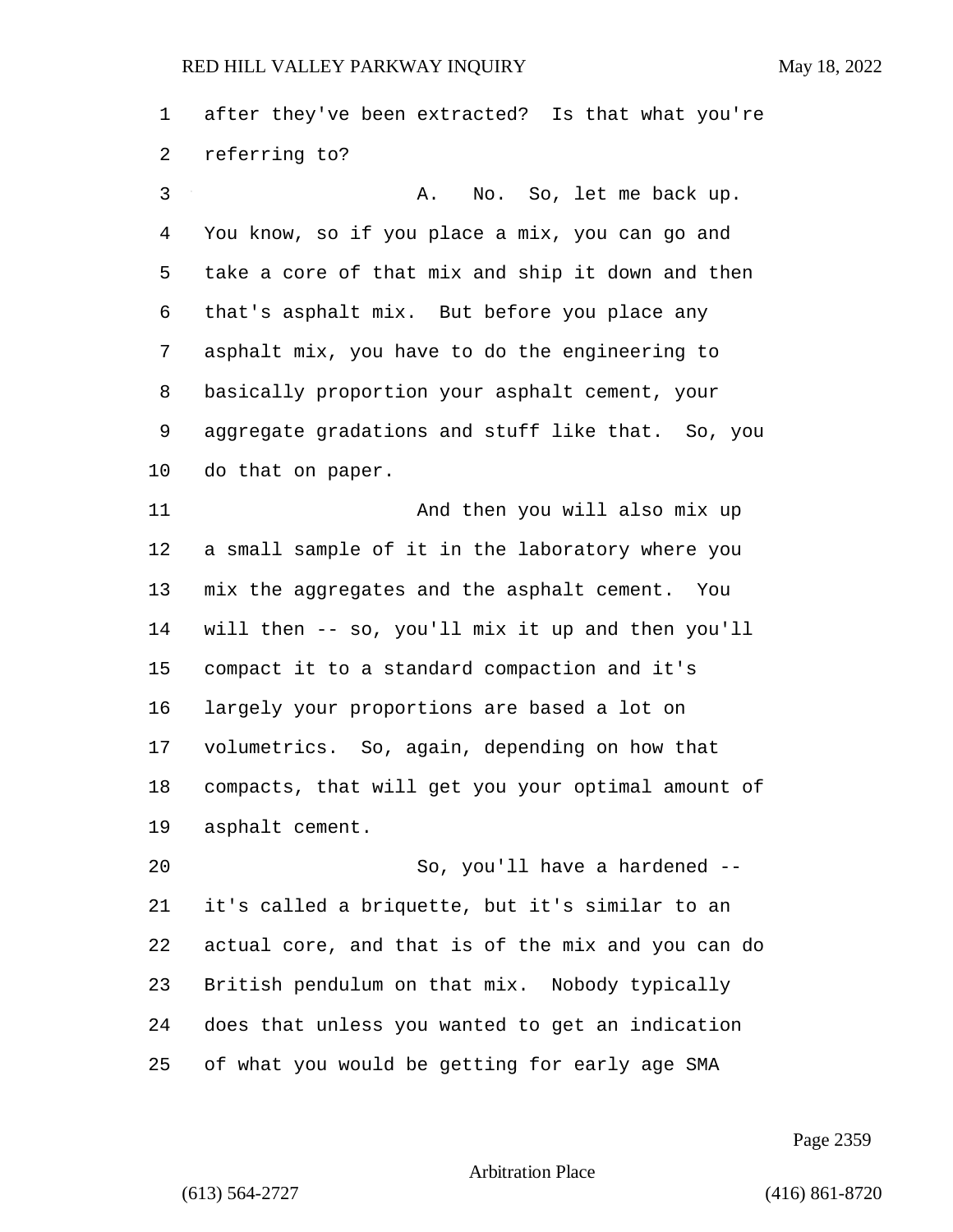after they've been extracted? Is that what you're referring to?

A. No. So, let me back up. You know, so if you place a mix, you can go and take a core of that mix and ship it down and then that's asphalt mix. But before you place any asphalt mix, you have to do the engineering to basically proportion your asphalt cement, your aggregate gradations and stuff like that. So, you do that on paper.

And then you will also mix up a small sample of it in the laboratory where you mix the aggregates and the asphalt cement. You will then -- so, you'll mix it up and then you'll compact it to a standard compaction and it's largely your proportions are based a lot on volumetrics. So, again, depending on how that compacts, that will get you your optimal amount of asphalt cement.

So, you'll have a hardened -- it's called a briquette, but it's similar to an actual core, and that is of the mix and you can do British pendulum on that mix. Nobody typically does that unless you wanted to get an indication of what you would be getting for early age SMA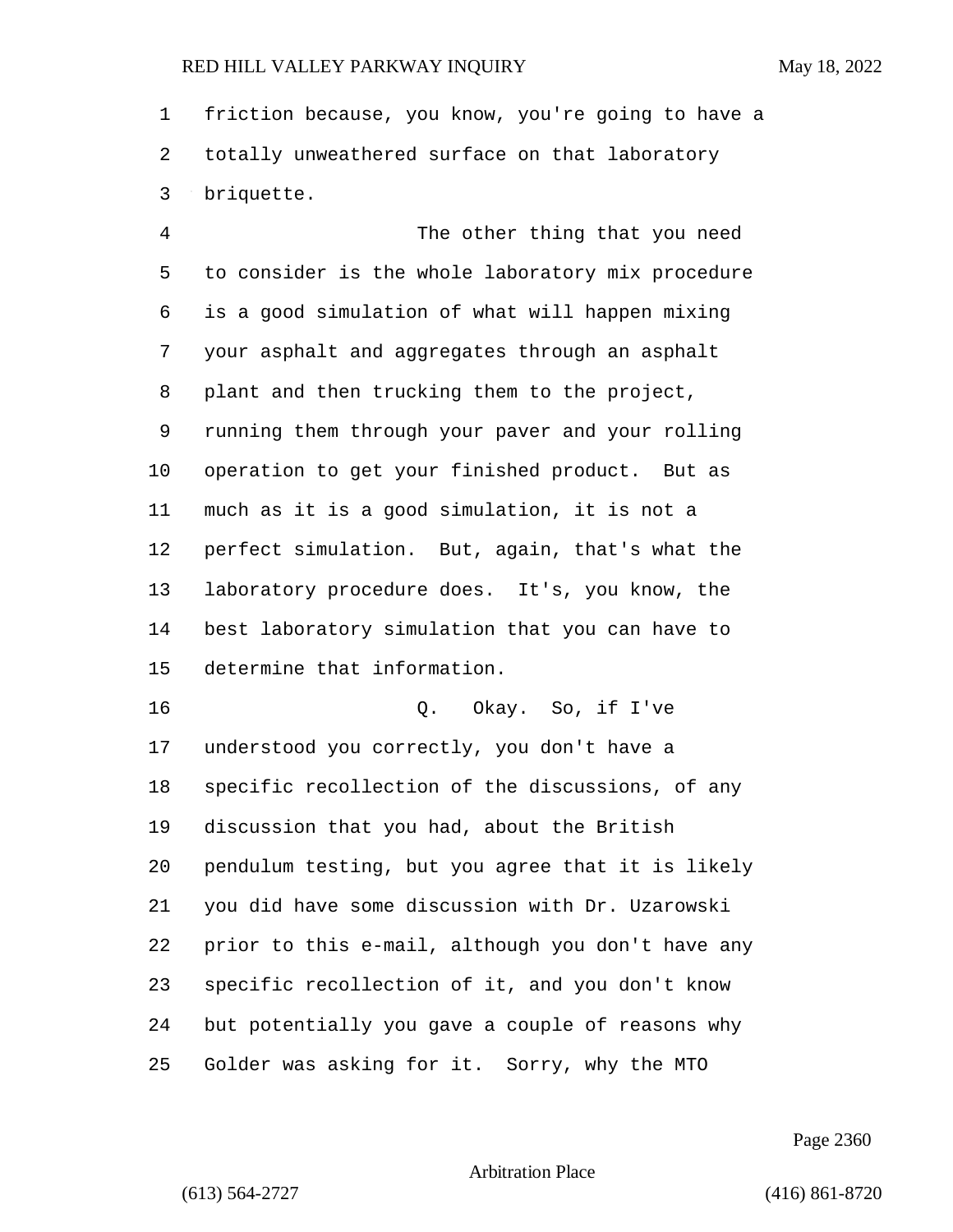friction because, you know, you're going to have a totally unweathered surface on that laboratory briquette.

The other thing that you need to consider is the whole laboratory mix procedure is a good simulation of what will happen mixing your asphalt and aggregates through an asphalt plant and then trucking them to the project, running them through your paver and your rolling operation to get your finished product. But as much as it is a good simulation, it is not a perfect simulation. But, again, that's what the laboratory procedure does. It's, you know, the best laboratory simulation that you can have to determine that information.

Q. Okay. So, if I've understood you correctly, you don't have a specific recollection of the discussions, of any discussion that you had, about the British pendulum testing, but you agree that it is likely you did have some discussion with Dr. Uzarowski prior to this e-mail, although you don't have any specific recollection of it, and you don't know but potentially you gave a couple of reasons why Golder was asking for it. Sorry, why the MTO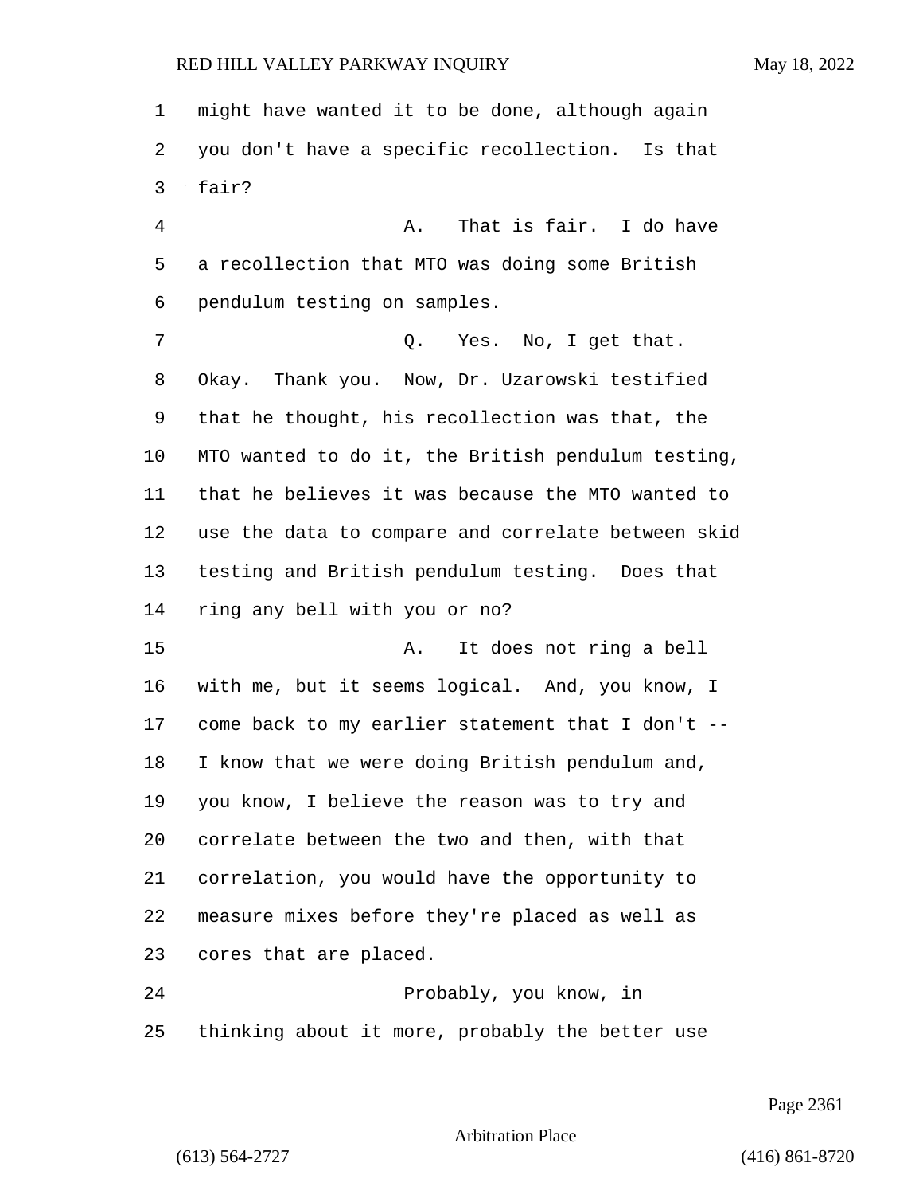might have wanted it to be done, although again you don't have a specific recollection. Is that fair?

A. That is fair. I do have a recollection that MTO was doing some British pendulum testing on samples.

Q. Yes. No, I get that. Okay. Thank you. Now, Dr. Uzarowski testified that he thought, his recollection was that, the MTO wanted to do it, the British pendulum testing, that he believes it was because the MTO wanted to use the data to compare and correlate between skid testing and British pendulum testing. Does that ring any bell with you or no?

A. It does not ring a bell with me, but it seems logical. And, you know, I come back to my earlier statement that I don't -- I know that we were doing British pendulum and, you know, I believe the reason was to try and correlate between the two and then, with that correlation, you would have the opportunity to measure mixes before they're placed as well as cores that are placed.

Probably, you know, in thinking about it more, probably the better use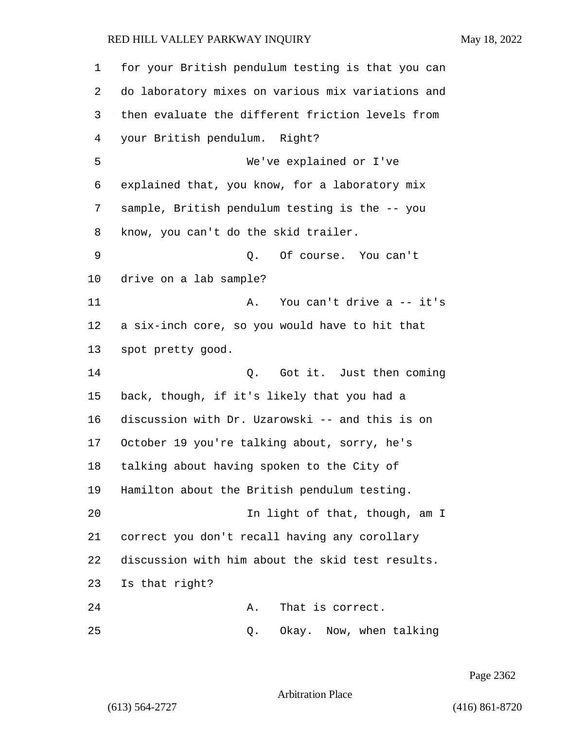for your British pendulum testing is that you can do laboratory mixes on various mix variations and then evaluate the different friction levels from your British pendulum. Right?

We've explained or I've explained that, you know, for a laboratory mix sample, British pendulum testing is the -- you know, you can't do the skid trailer.

Q. Of course. You can't drive on a lab sample?

A. You can't drive a -- it's a six-inch core, so you would have to hit that spot pretty good.

Q. Got it. Just then coming back, though, if it's likely that you had a discussion with Dr. Uzarowski -- and this is on October 19 you're talking about, sorry, he's talking about having spoken to the City of Hamilton about the British pendulum testing.

In light of that, though, am I correct you don't recall having any corollary discussion with him about the skid test results. Is that right?

A. That is correct.

Q. Okay. Now, when talking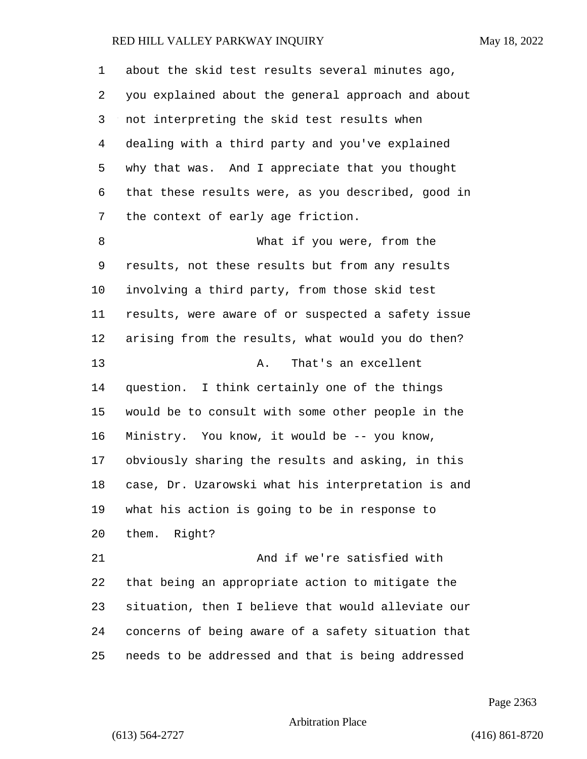about the skid test results several minutes ago, you explained about the general approach and about not interpreting the skid test results when dealing with a third party and you've explained why that was. And I appreciate that you thought that these results were, as you described, good in the context of early age friction.

What if you were, from the results, not these results but from any results involving a third party, from those skid test results, were aware of or suspected a safety issue arising from the results, what would you do then?

A. That's an excellent question. I think certainly one of the things would be to consult with some other people in the Ministry. You know, it would be -- you know, obviously sharing the results and asking, in this case, Dr. Uzarowski what his interpretation is and what his action is going to be in response to them. Right?

And if we're satisfied with that being an appropriate action to mitigate the situation, then I believe that would alleviate our concerns of being aware of a safety situation that needs to be addressed and that is being addressed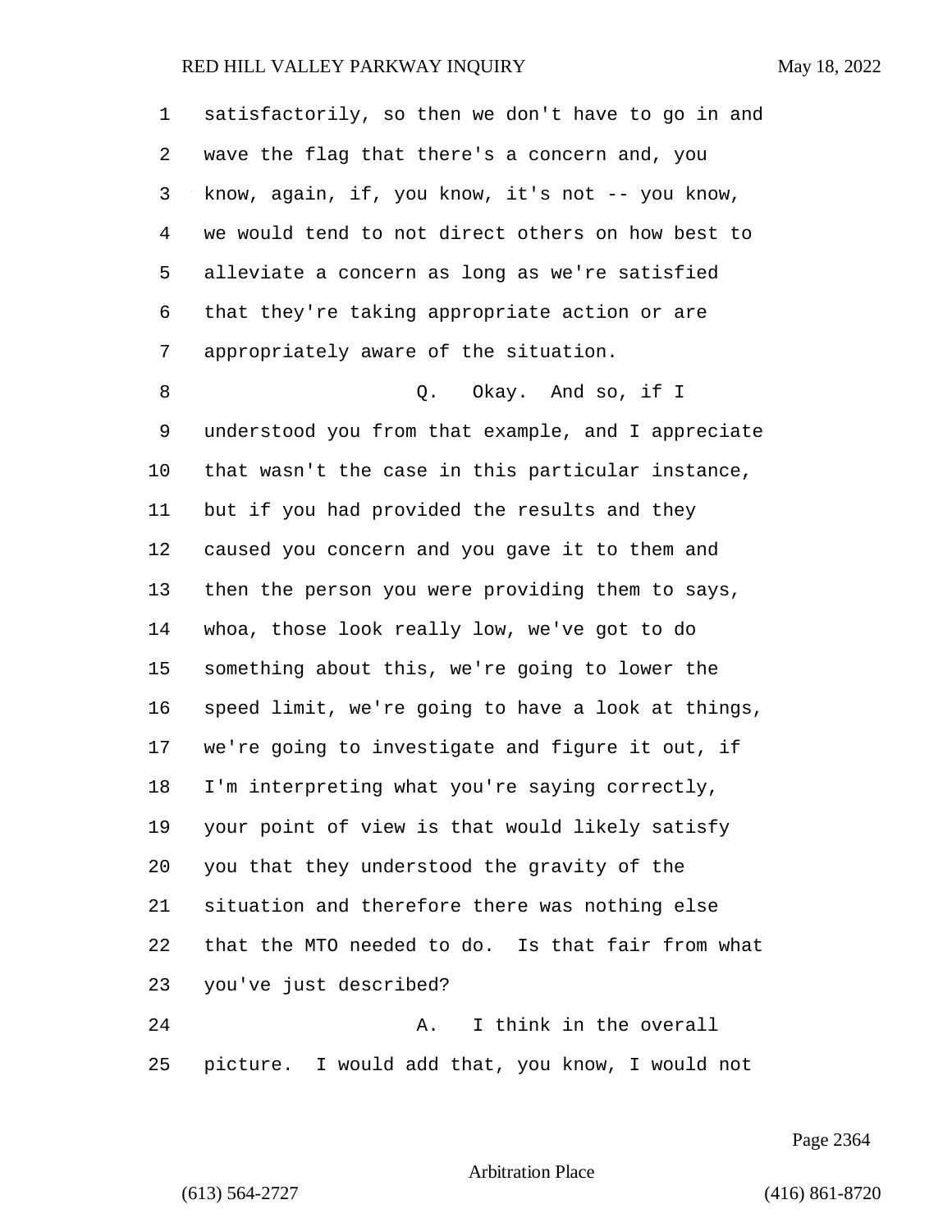satisfactorily, so then we don't have to go in and wave the flag that there's a concern and, you know, again, if, you know, it's not -- you know, we would tend to not direct others on how best to alleviate a concern as long as we're satisfied that they're taking appropriate action or are appropriately aware of the situation.

Q. Okay. And so, if I understood you from that example, and I appreciate that wasn't the case in this particular instance, but if you had provided the results and they caused you concern and you gave it to them and then the person you were providing them to says, whoa, those look really low, we've got to do something about this, we're going to lower the speed limit, we're going to have a look at things, we're going to investigate and figure it out, if I'm interpreting what you're saying correctly, your point of view is that would likely satisfy you that they understood the gravity of the situation and therefore there was nothing else that the MTO needed to do. Is that fair from what you've just described?

A. I think in the overall picture. I would add that, you know, I would not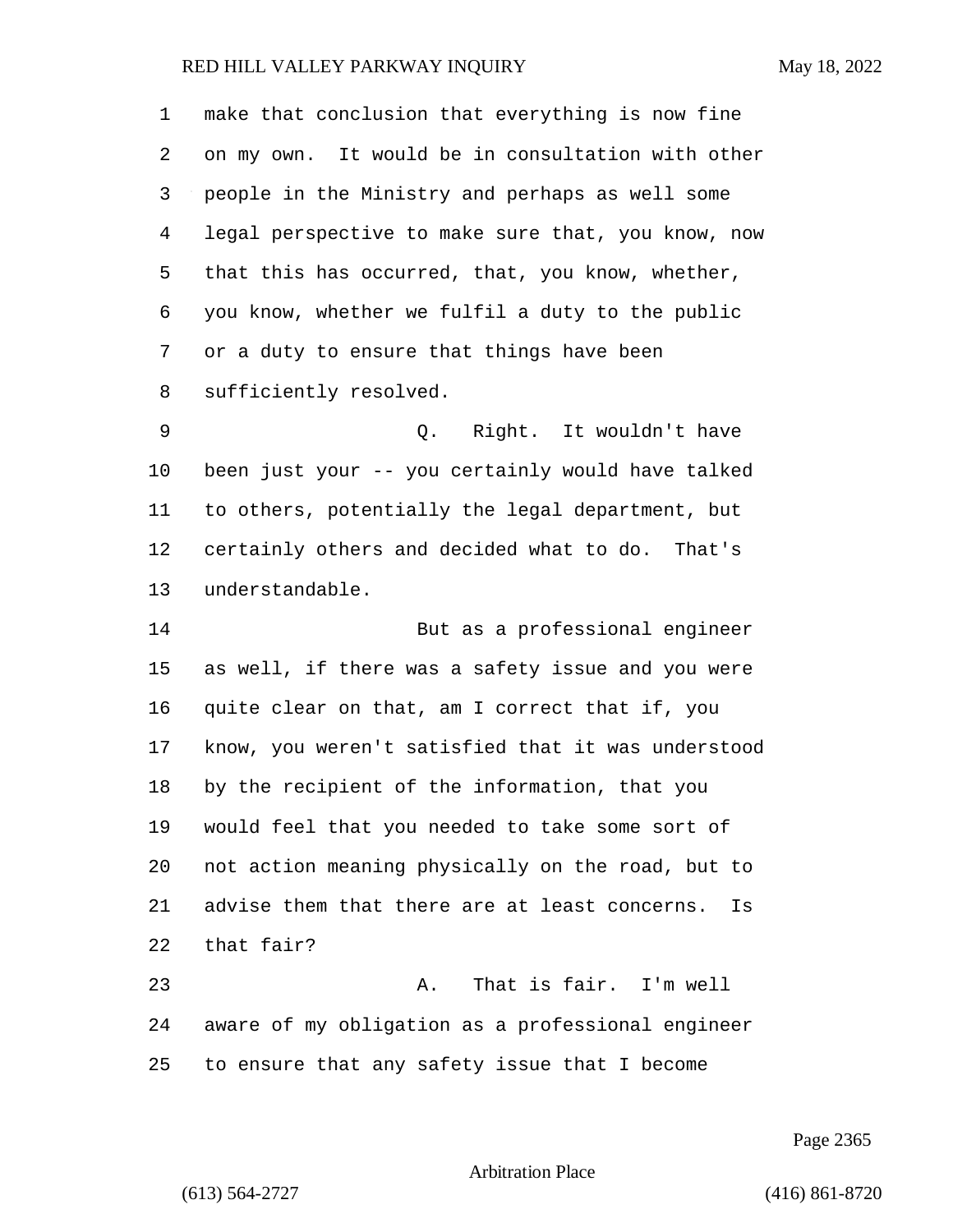make that conclusion that everything is now fine on my own. It would be in consultation with other people in the Ministry and perhaps as well some legal perspective to make sure that, you know, now that this has occurred, that, you know, whether, you know, whether we fulfil a duty to the public or a duty to ensure that things have been sufficiently resolved.

Q. Right. It wouldn't have been just your -- you certainly would have talked to others, potentially the legal department, but certainly others and decided what to do. That's understandable.

But as a professional engineer as well, if there was a safety issue and you were quite clear on that, am I correct that if, you know, you weren't satisfied that it was understood by the recipient of the information, that you would feel that you needed to take some sort of not action meaning physically on the road, but to advise them that there are at least concerns. Is that fair?

A. That is fair. I'm well aware of my obligation as a professional engineer to ensure that any safety issue that I become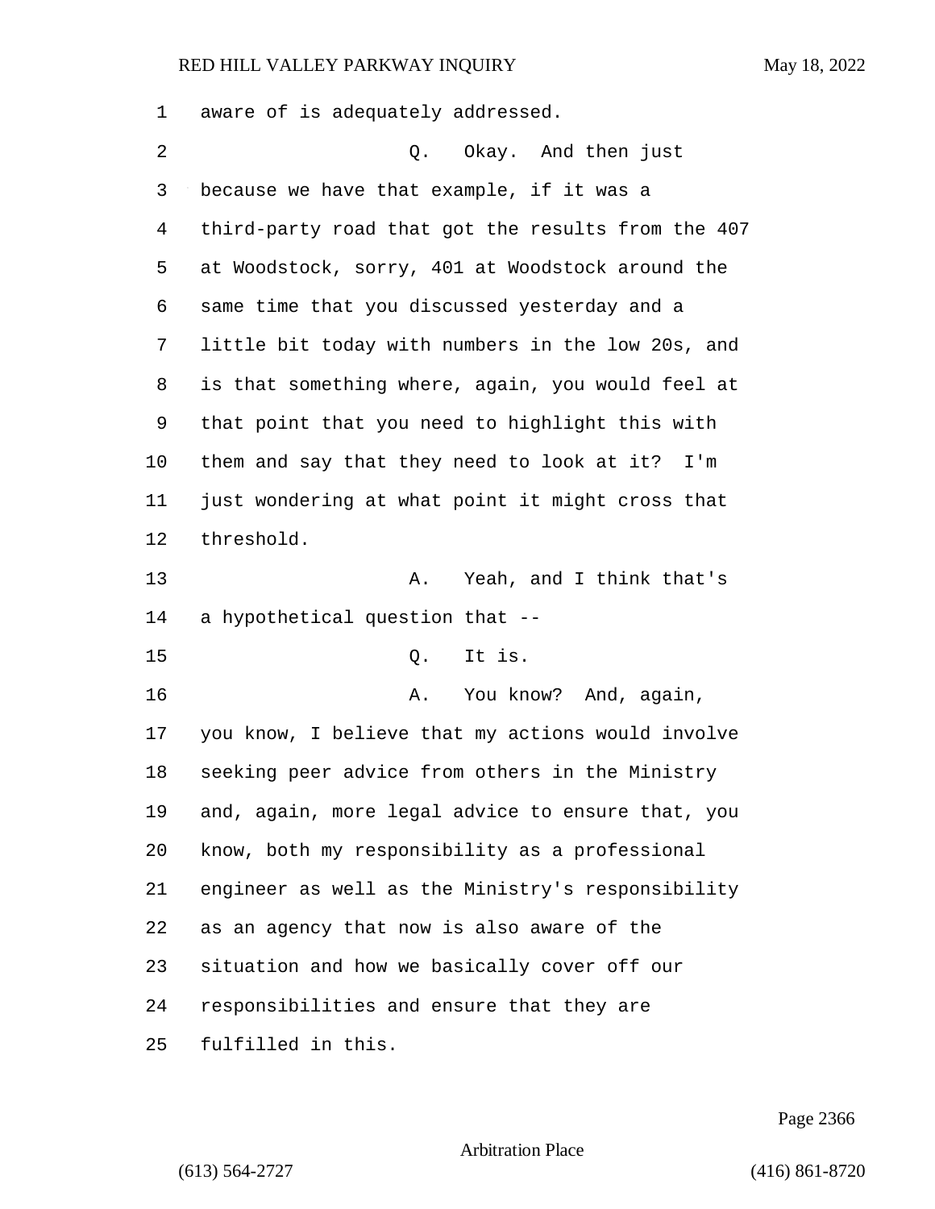aware of is adequately addressed.

Q. Okay. And then just because we have that example, if it was a third-party road that got the results from the 407 at Woodstock, sorry, 401 at Woodstock around the same time that you discussed yesterday and a little bit today with numbers in the low 20s, and is that something where, again, you would feel at that point that you need to highlight this with them and say that they need to look at it? I'm just wondering at what point it might cross that threshold.

A. Yeah, and I think that's a hypothetical question that --

Q. It is.

A. You know? And, again, you know, I believe that my actions would involve seeking peer advice from others in the Ministry and, again, more legal advice to ensure that, you know, both my responsibility as a professional engineer as well as the Ministry's responsibility as an agency that now is also aware of the situation and how we basically cover off our responsibilities and ensure that they are fulfilled in this.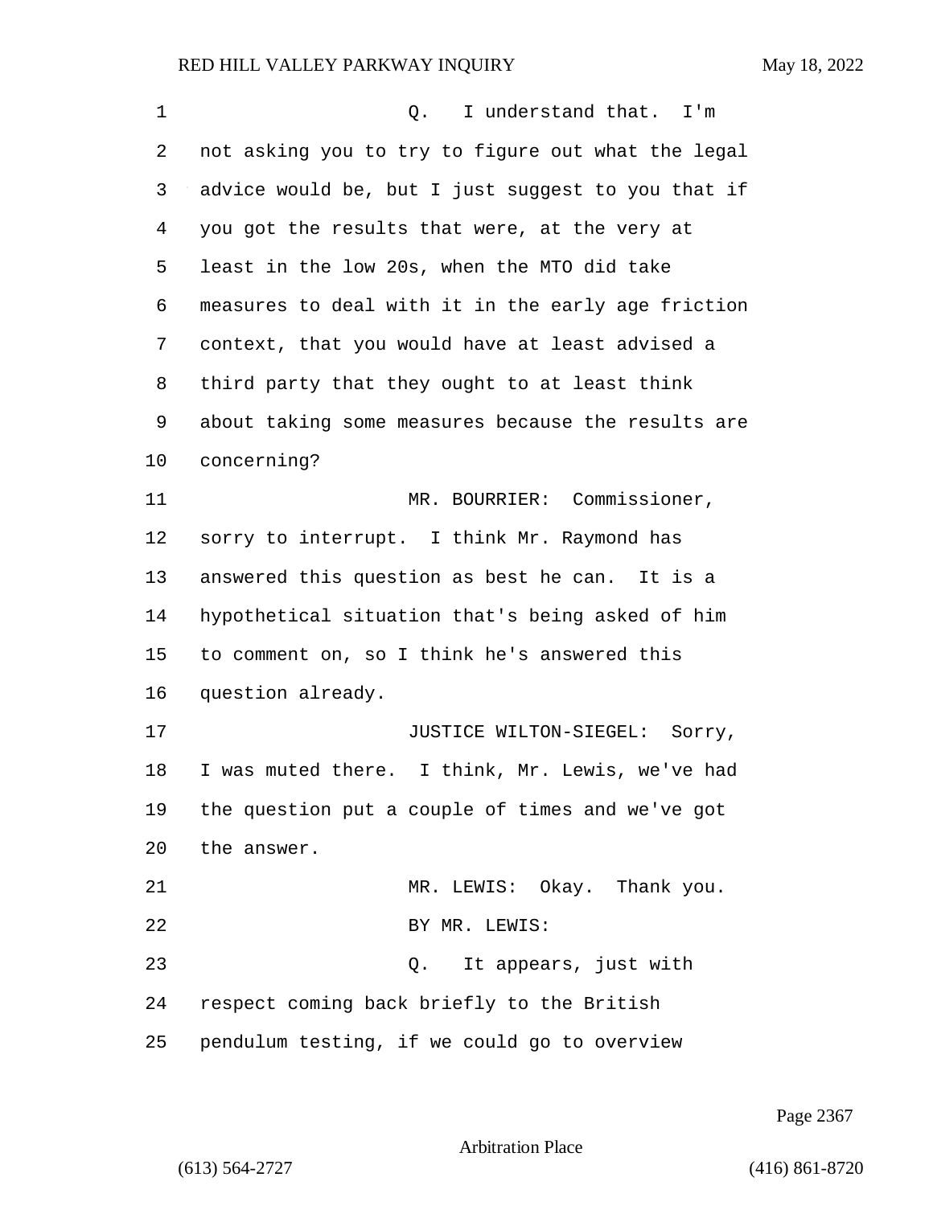Q. I understand that. I'm not asking you to try to figure out what the legal advice would be, but I just suggest to you that if you got the results that were, at the very at least in the low 20s, when the MTO did take measures to deal with it in the early age friction context, that you would have at least advised a third party that they ought to at least think about taking some measures because the results are concerning?

MR. BOURRIER: Commissioner, sorry to interrupt. I think Mr. Raymond has answered this question as best he can. It is a hypothetical situation that's being asked of him to comment on, so I think he's answered this question already.

JUSTICE WILTON-SIEGEL: Sorry, I was muted there. I think, Mr. Lewis, we've had the question put a couple of times and we've got the answer.

MR. LEWIS: Okay. Thank you.

BY MR. LEWIS:

Q. It appears, just with respect coming back briefly to the British pendulum testing, if we could go to overview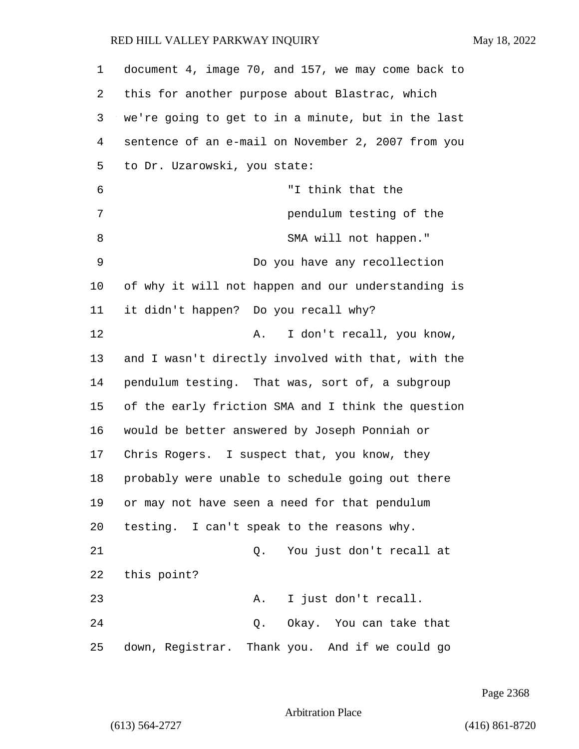document 4, image 70, and 157, we may come back to this for another purpose about Blastrac, which we're going to get to in a minute, but in the last sentence of an e-mail on November 2, 2007 from you to Dr. Uzarowski, you state:

> "I think that the pendulum testing of the SMA will not happen."

Do you have any recollection of why it will not happen and our understanding is it didn't happen? Do you recall why?

A. I don't recall, you know, and I wasn't directly involved with that, with the pendulum testing. That was, sort of, a subgroup of the early friction SMA and I think the question would be better answered by Joseph Ponniah or Chris Rogers. I suspect that, you know, they probably were unable to schedule going out there or may not have seen a need for that pendulum testing. I can't speak to the reasons why.

Q. You just don't recall at this point?

A. I just don't recall.

Q. Okay. You can take that down, Registrar. Thank you. And if we could go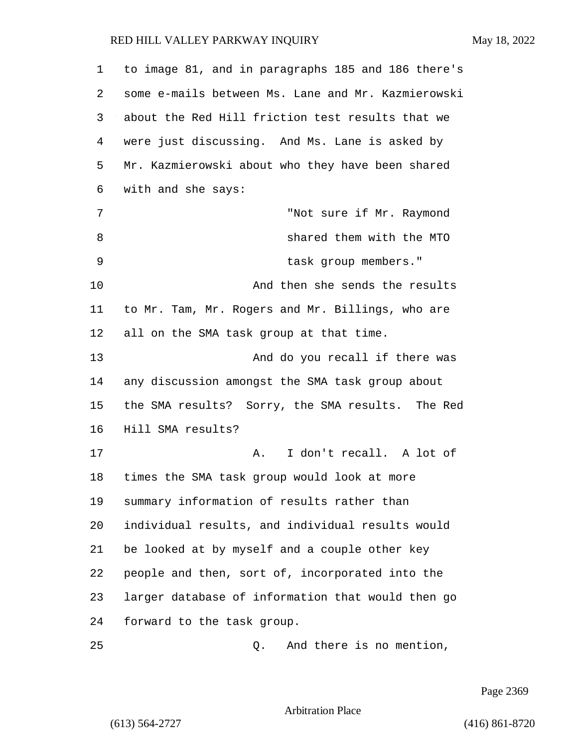to image 81, and in paragraphs 185 and 186 there's some e-mails between Ms. Lane and Mr. Kazmierowski about the Red Hill friction test results that we were just discussing. And Ms. Lane is asked by Mr. Kazmierowski about who they have been shared with and she says:

> "Not sure if Mr. Raymond shared them with the MTO task group members."

And then she sends the results to Mr. Tam, Mr. Rogers and Mr. Billings, who are all on the SMA task group at that time.

And do you recall if there was any discussion amongst the SMA task group about the SMA results? Sorry, the SMA results. The Red Hill SMA results?

A. I don't recall. A lot of times the SMA task group would look at more summary information of results rather than individual results, and individual results would be looked at by myself and a couple other key people and then, sort of, incorporated into the larger database of information that would then go forward to the task group.

Q. And there is no mention,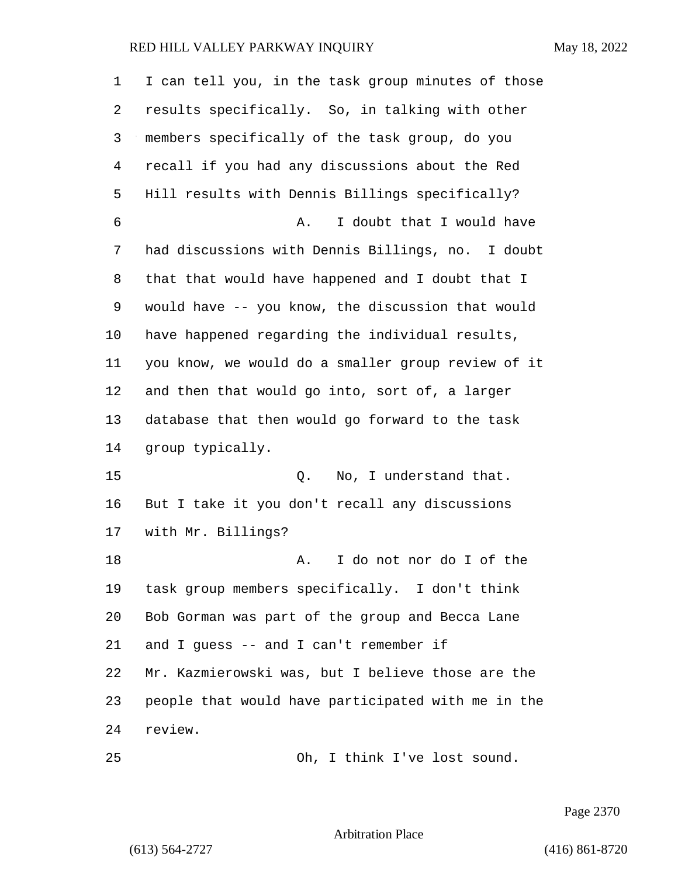I can tell you, in the task group minutes of those results specifically. So, in talking with other members specifically of the task group, do you recall if you had any discussions about the Red Hill results with Dennis Billings specifically?

A. I doubt that I would have had discussions with Dennis Billings, no. I doubt that that would have happened and I doubt that I would have -- you know, the discussion that would have happened regarding the individual results, you know, we would do a smaller group review of it and then that would go into, sort of, a larger database that then would go forward to the task group typically.

Q. No, I understand that. But I take it you don't recall any discussions with Mr. Billings?

A. I do not nor do I of the task group members specifically. I don't think Bob Gorman was part of the group and Becca Lane and I guess -- and I can't remember if Mr. Kazmierowski was, but I believe those are the people that would have participated with me in the review.

Oh, I think I've lost sound.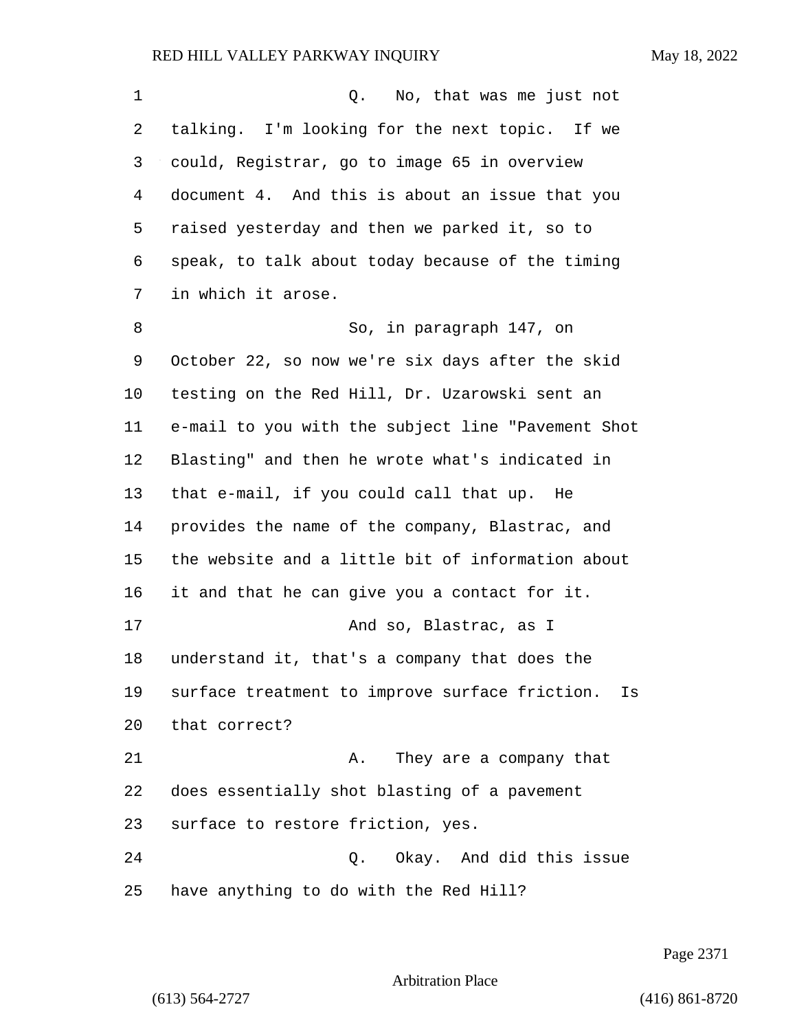Q. No, that was me just not talking. I'm looking for the next topic. If we could, Registrar, go to image 65 in overview document 4. And this is about an issue that you raised yesterday and then we parked it, so to speak, to talk about today because of the timing in which it arose.

So, in paragraph 147, on October 22, so now we're six days after the skid testing on the Red Hill, Dr. Uzarowski sent an e-mail to you with the subject line "Pavement Shot Blasting" and then he wrote what's indicated in that e-mail, if you could call that up. He provides the name of the company, Blastrac, and the website and a little bit of information about it and that he can give you a contact for it.

And so, Blastrac, as I understand it, that's a company that does the surface treatment to improve surface friction. Is that correct?

A. They are a company that does essentially shot blasting of a pavement surface to restore friction, yes.

Q. Okay. And did this issue have anything to do with the Red Hill?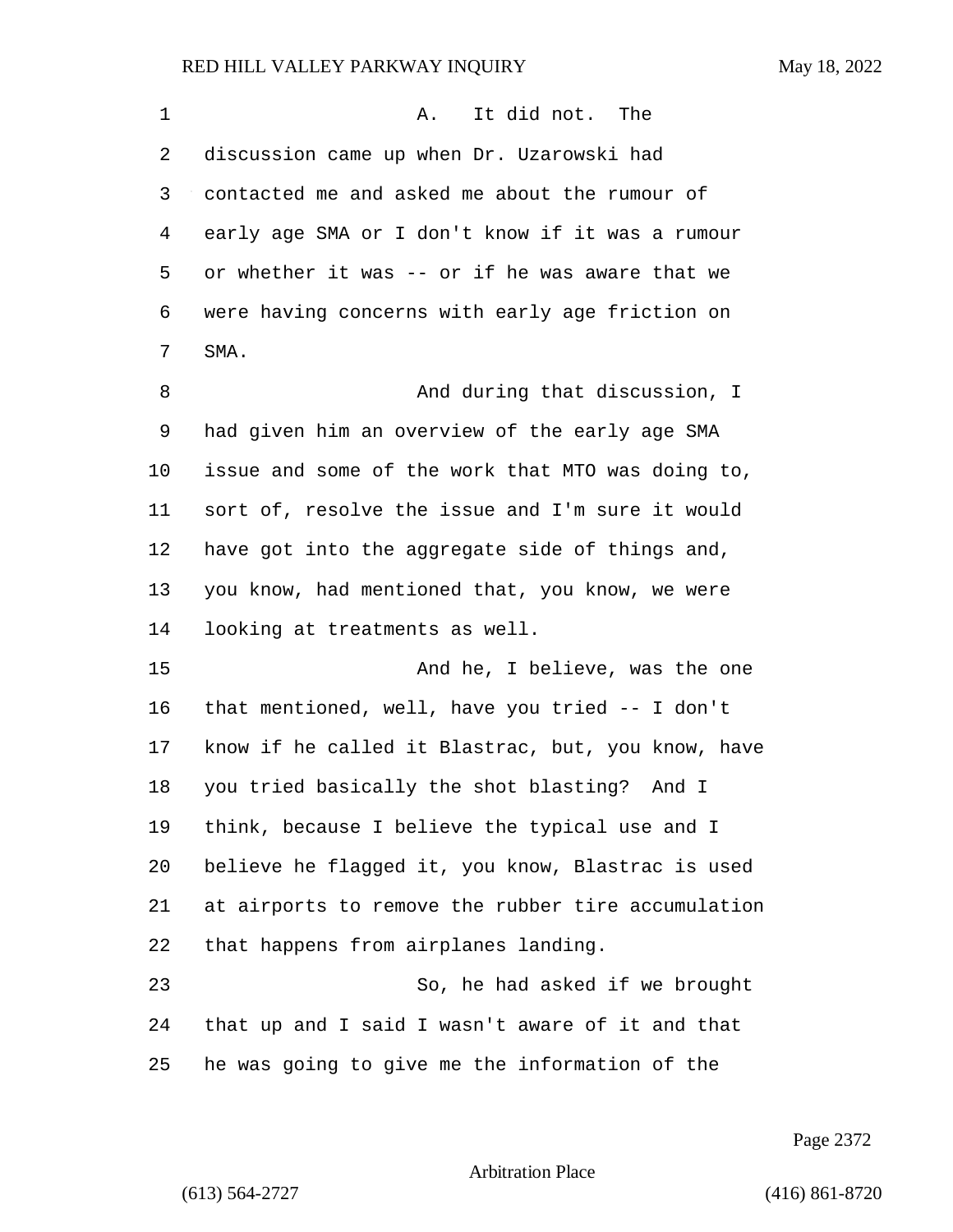A. It did not. The discussion came up when Dr. Uzarowski had contacted me and asked me about the rumour of early age SMA or I don't know if it was a rumour or whether it was -- or if he was aware that we were having concerns with early age friction on SMA.

And during that discussion, I had given him an overview of the early age SMA issue and some of the work that MTO was doing to, sort of, resolve the issue and I'm sure it would have got into the aggregate side of things and, you know, had mentioned that, you know, we were looking at treatments as well.

And he, I believe, was the one that mentioned, well, have you tried -- I don't know if he called it Blastrac, but, you know, have you tried basically the shot blasting? And I think, because I believe the typical use and I believe he flagged it, you know, Blastrac is used at airports to remove the rubber tire accumulation that happens from airplanes landing.

So, he had asked if we brought that up and I said I wasn't aware of it and that he was going to give me the information of the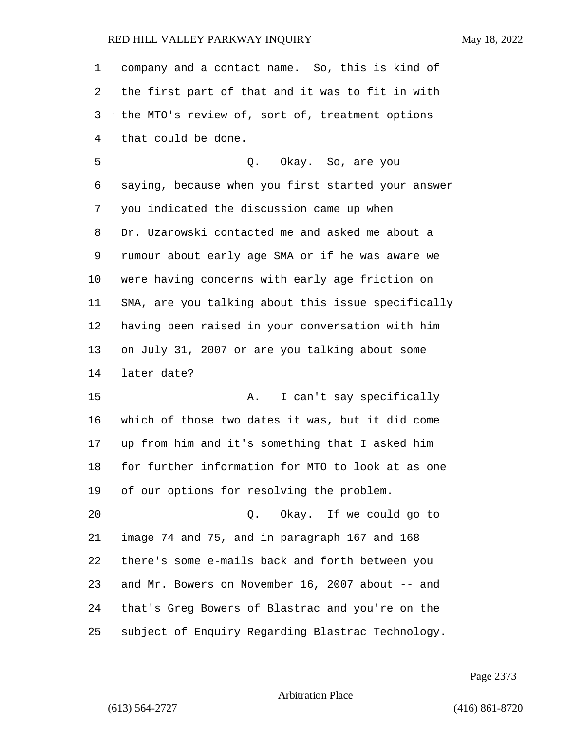company and a contact name. So, this is kind of the first part of that and it was to fit in with the MTO's review of, sort of, treatment options that could be done.

Q. Okay. So, are you saying, because when you first started your answer you indicated the discussion came up when Dr. Uzarowski contacted me and asked me about a rumour about early age SMA or if he was aware we were having concerns with early age friction on SMA, are you talking about this issue specifically having been raised in your conversation with him on July 31, 2007 or are you talking about some later date?

A. I can't say specifically which of those two dates it was, but it did come up from him and it's something that I asked him for further information for MTO to look at as one of our options for resolving the problem.

Q. Okay. If we could go to image 74 and 75, and in paragraph 167 and 168 there's some e-mails back and forth between you and Mr. Bowers on November 16, 2007 about -- and that's Greg Bowers of Blastrac and you're on the subject of Enquiry Regarding Blastrac Technology.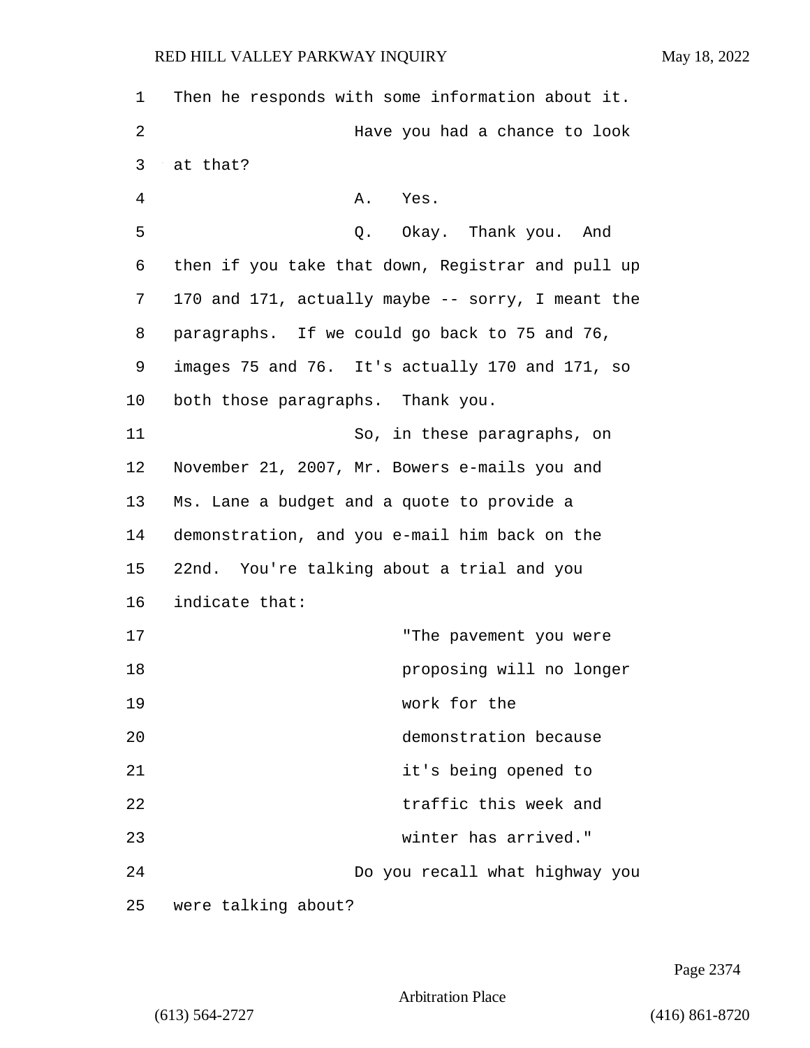Then he responds with some information about it.

Have you had a chance to look at that?

A. Yes.

Q. Okay. Thank you. And then if you take that down, Registrar and pull up 170 and 171, actually maybe -- sorry, I meant the paragraphs. If we could go back to 75 and 76, images 75 and 76. It's actually 170 and 171, so both those paragraphs. Thank you.

So, in these paragraphs, on November 21, 2007, Mr. Bowers e-mails you and Ms. Lane a budget and a quote to provide a demonstration, and you e-mail him back on the 22nd. You're talking about a trial and you indicate that:

> "The pavement you were proposing will no longer work for the demonstration because it's being opened to traffic this week and winter has arrived."

Do you recall what highway you were talking about?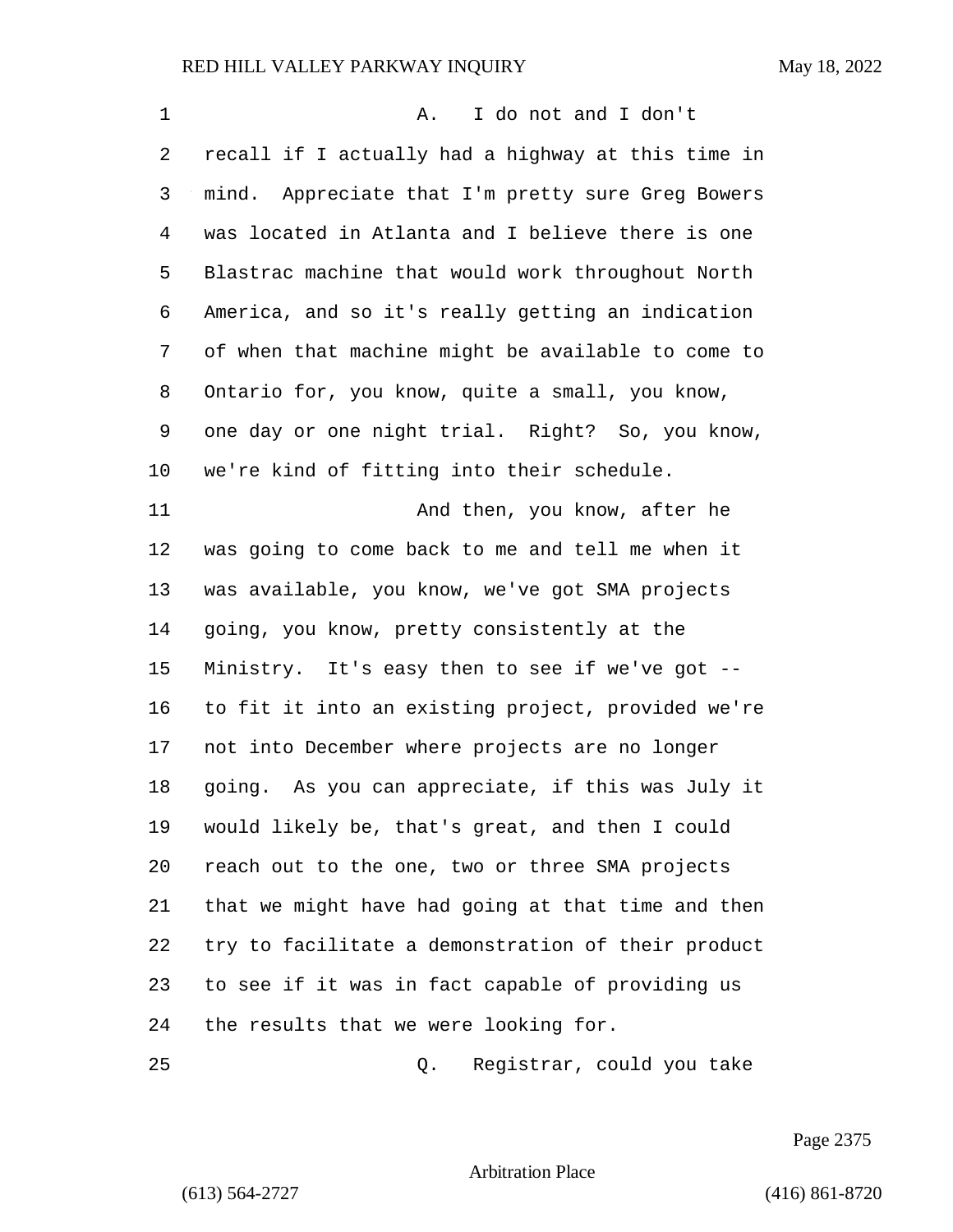A. I do not and I don't recall if I actually had a highway at this time in mind. Appreciate that I'm pretty sure Greg Bowers was located in Atlanta and I believe there is one Blastrac machine that would work throughout North America, and so it's really getting an indication of when that machine might be available to come to Ontario for, you know, quite a small, you know, one day or one night trial. Right? So, you know, we're kind of fitting into their schedule.

And then, you know, after he was going to come back to me and tell me when it was available, you know, we've got SMA projects going, you know, pretty consistently at the Ministry. It's easy then to see if we've got -- to fit it into an existing project, provided we're not into December where projects are no longer going. As you can appreciate, if this was July it would likely be, that's great, and then I could reach out to the one, two or three SMA projects that we might have had going at that time and then try to facilitate a demonstration of their product to see if it was in fact capable of providing us the results that we were looking for.

Q. Registrar, could you take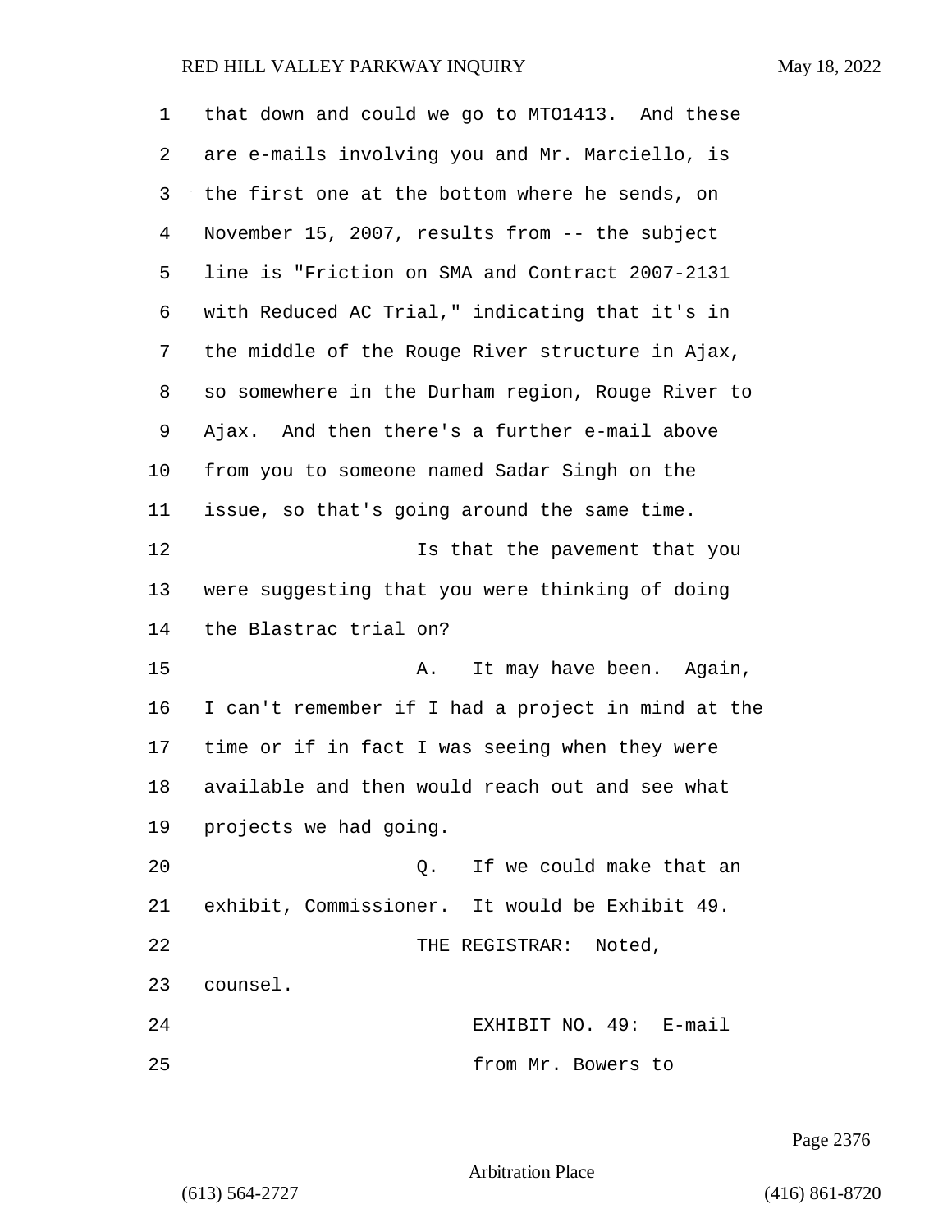that down and could we go to MTO1413. And these are e-mails involving you and Mr. Marciello, is the first one at the bottom where he sends, on November 15, 2007, results from -- the subject line is "Friction on SMA and Contract 2007-2131 with Reduced AC Trial," indicating that it's in the middle of the Rouge River structure in Ajax, so somewhere in the Durham region, Rouge River to Ajax. And then there's a further e-mail above from you to someone named Sadar Singh on the issue, so that's going around the same time.

Is that the pavement that you were suggesting that you were thinking of doing the Blastrac trial on?

A. It may have been. Again, I can't remember if I had a project in mind at the time or if in fact I was seeing when they were available and then would reach out and see what projects we had going.

Q. If we could make that an exhibit, Commissioner. It would be Exhibit 49.

THE REGISTRAR: Noted, counsel.

EXHIBIT NO. 49: E-mail from Mr. Bowers to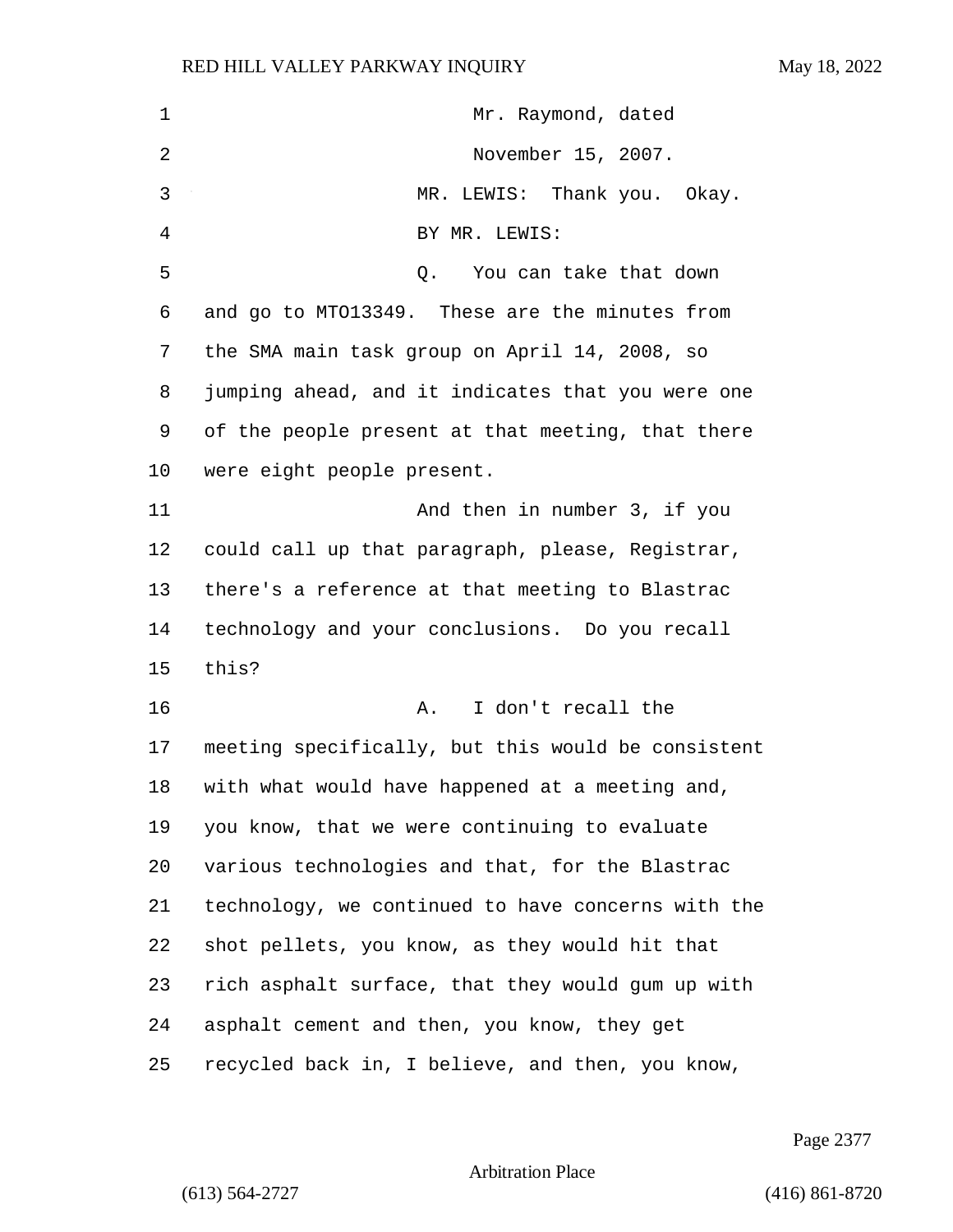Mr. Raymond, dated November 15, 2007.

MR. LEWIS: Thank you. Okay.

BY MR. LEWIS:

Q. You can take that down and go to MTO13349. These are the minutes from the SMA main task group on April 14, 2008, so jumping ahead, and it indicates that you were one of the people present at that meeting, that there were eight people present.

And then in number 3, if you could call up that paragraph, please, Registrar, there's a reference at that meeting to Blastrac technology and your conclusions. Do you recall this?

A. I don't recall the meeting specifically, but this would be consistent with what would have happened at a meeting and, you know, that we were continuing to evaluate various technologies and that, for the Blastrac technology, we continued to have concerns with the shot pellets, you know, as they would hit that rich asphalt surface, that they would gum up with asphalt cement and then, you know, they get recycled back in, I believe, and then, you know,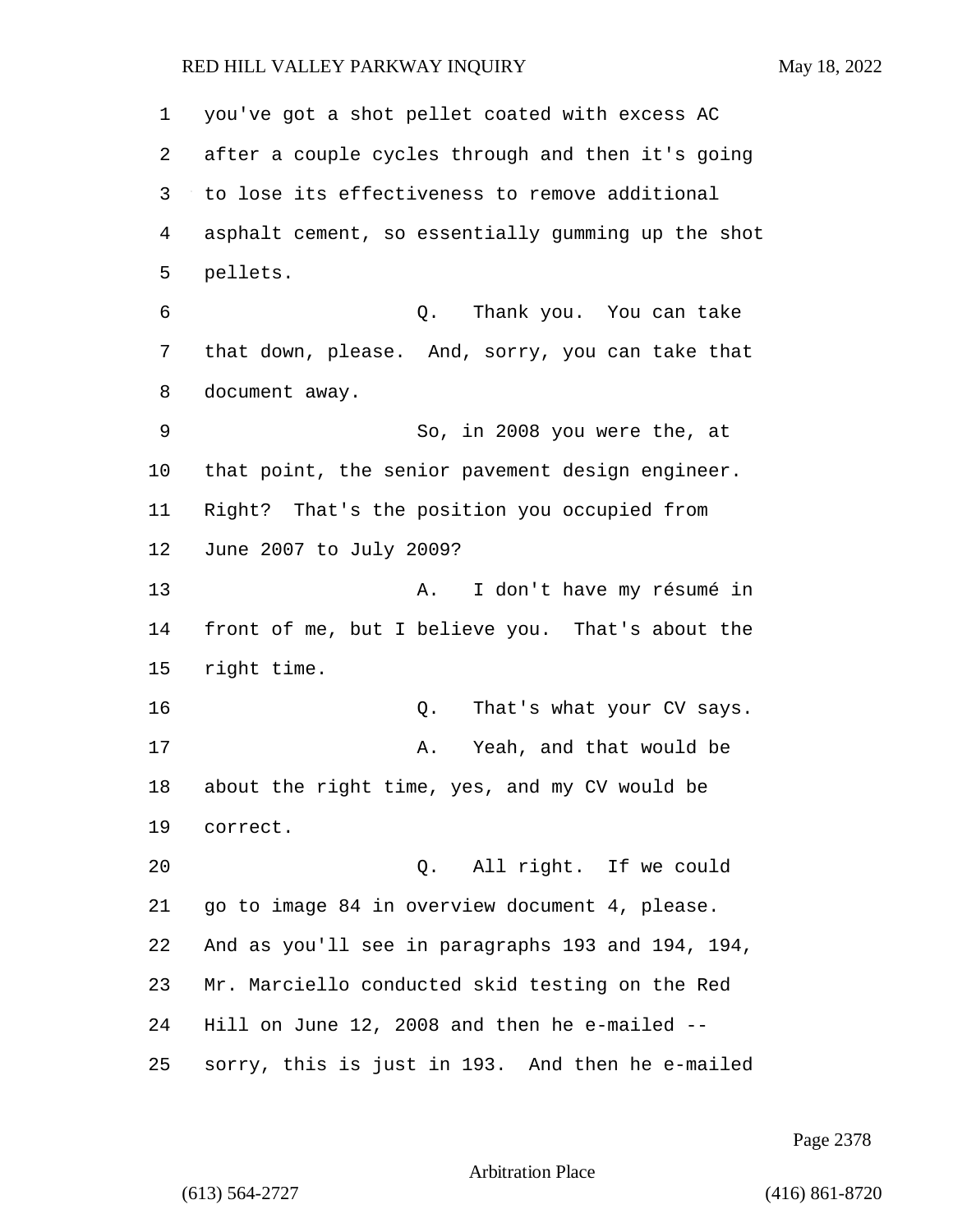you've got a shot pellet coated with excess AC after a couple cycles through and then it's going to lose its effectiveness to remove additional asphalt cement, so essentially gumming up the shot pellets.

Q. Thank you. You can take that down, please. And, sorry, you can take that document away.

So, in 2008 you were the, at that point, the senior pavement design engineer. Right? That's the position you occupied from June 2007 to July 2009?

A. I don't have my résumé in front of me, but I believe you. That's about the right time.

Q. That's what your CV says.

A. Yeah, and that would be about the right time, yes, and my CV would be correct.

Q. All right. If we could go to image 84 in overview document 4, please. And as you'll see in paragraphs 193 and 194, 194, Mr. Marciello conducted skid testing on the Red Hill on June 12, 2008 and then he e-mailed -- sorry, this is just in 193. And then he e-mailed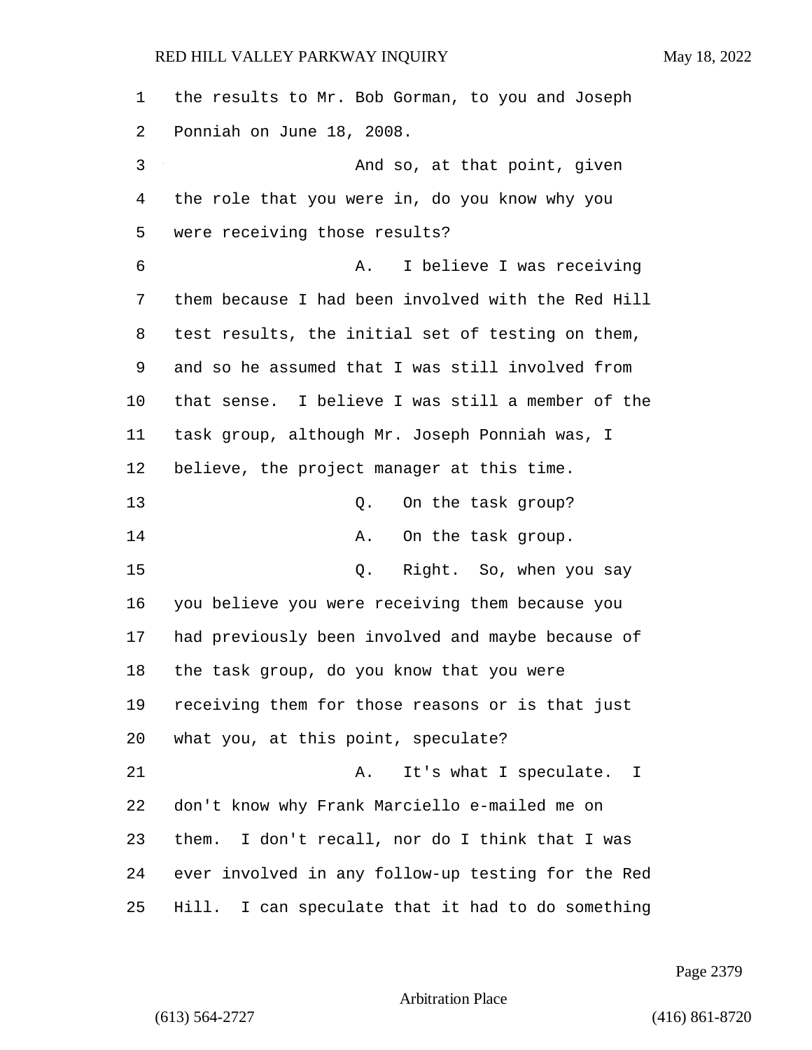the results to Mr. Bob Gorman, to you and Joseph Ponniah on June 18, 2008.

And so, at that point, given the role that you were in, do you know why you were receiving those results?

A. I believe I was receiving them because I had been involved with the Red Hill test results, the initial set of testing on them, and so he assumed that I was still involved from that sense. I believe I was still a member of the task group, although Mr. Joseph Ponniah was, I believe, the project manager at this time.

Q. On the task group?

A. On the task group.

Q. Right. So, when you say you believe you were receiving them because you had previously been involved and maybe because of the task group, do you know that you were receiving them for those reasons or is that just what you, at this point, speculate?

A. It's what I speculate. I don't know why Frank Marciello e-mailed me on them. I don't recall, nor do I think that I was ever involved in any follow-up testing for the Red Hill. I can speculate that it had to do something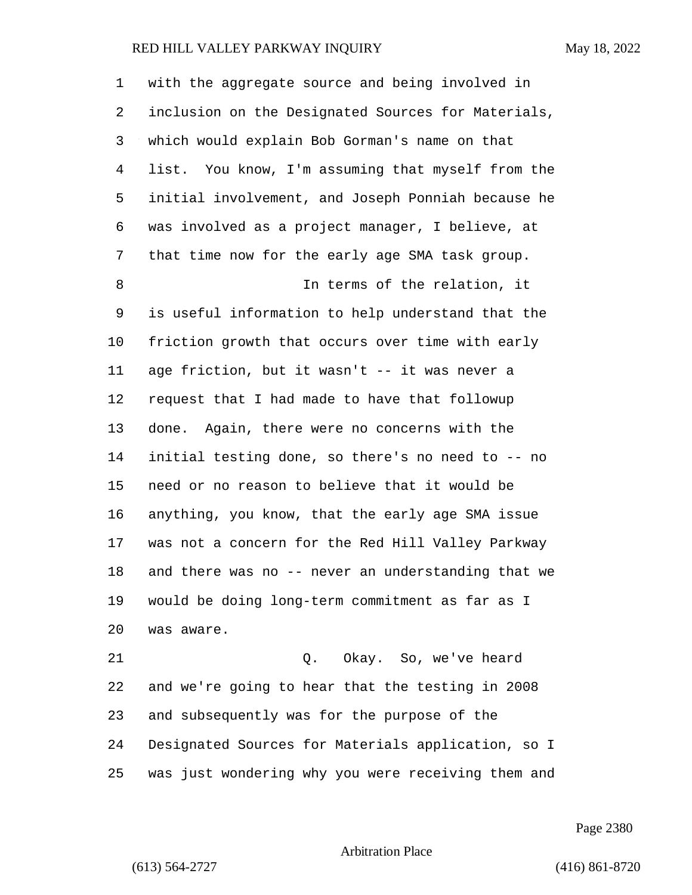with the aggregate source and being involved in inclusion on the Designated Sources for Materials, which would explain Bob Gorman's name on that list. You know, I'm assuming that myself from the initial involvement, and Joseph Ponniah because he was involved as a project manager, I believe, at that time now for the early age SMA task group.

In terms of the relation, it is useful information to help understand that the friction growth that occurs over time with early age friction, but it wasn't -- it was never a request that I had made to have that followup done. Again, there were no concerns with the initial testing done, so there's no need to -- no need or no reason to believe that it would be anything, you know, that the early age SMA issue was not a concern for the Red Hill Valley Parkway and there was no -- never an understanding that we would be doing long-term commitment as far as I was aware.

Q. Okay. So, we've heard and we're going to hear that the testing in 2008 and subsequently was for the purpose of the Designated Sources for Materials application, so I was just wondering why you were receiving them and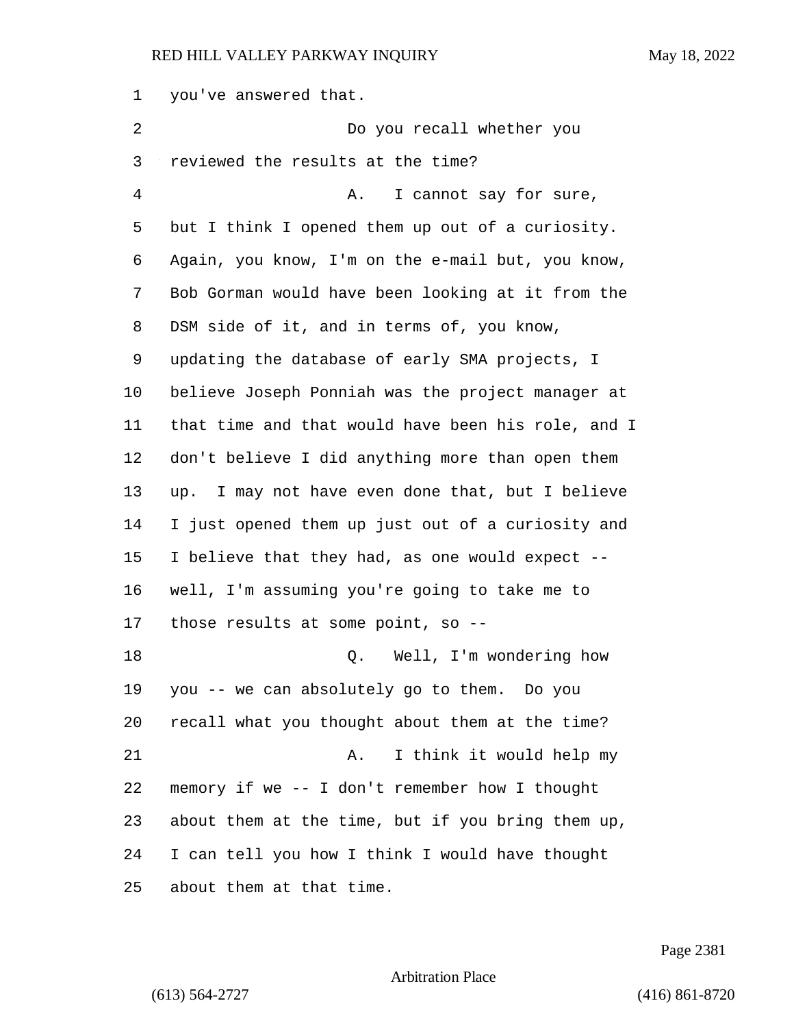you've answered that.

Do you recall whether you reviewed the results at the time?

A. I cannot say for sure, but I think I opened them up out of a curiosity. Again, you know, I'm on the e-mail but, you know, Bob Gorman would have been looking at it from the DSM side of it, and in terms of, you know, updating the database of early SMA projects, I believe Joseph Ponniah was the project manager at that time and that would have been his role, and I don't believe I did anything more than open them up. I may not have even done that, but I believe I just opened them up just out of a curiosity and I believe that they had, as one would expect -- well, I'm assuming you're going to take me to those results at some point, so --

Q. Well, I'm wondering how you -- we can absolutely go to them. Do you recall what you thought about them at the time?

A. I think it would help my memory if we -- I don't remember how I thought about them at the time, but if you bring them up, I can tell you how I think I would have thought about them at that time.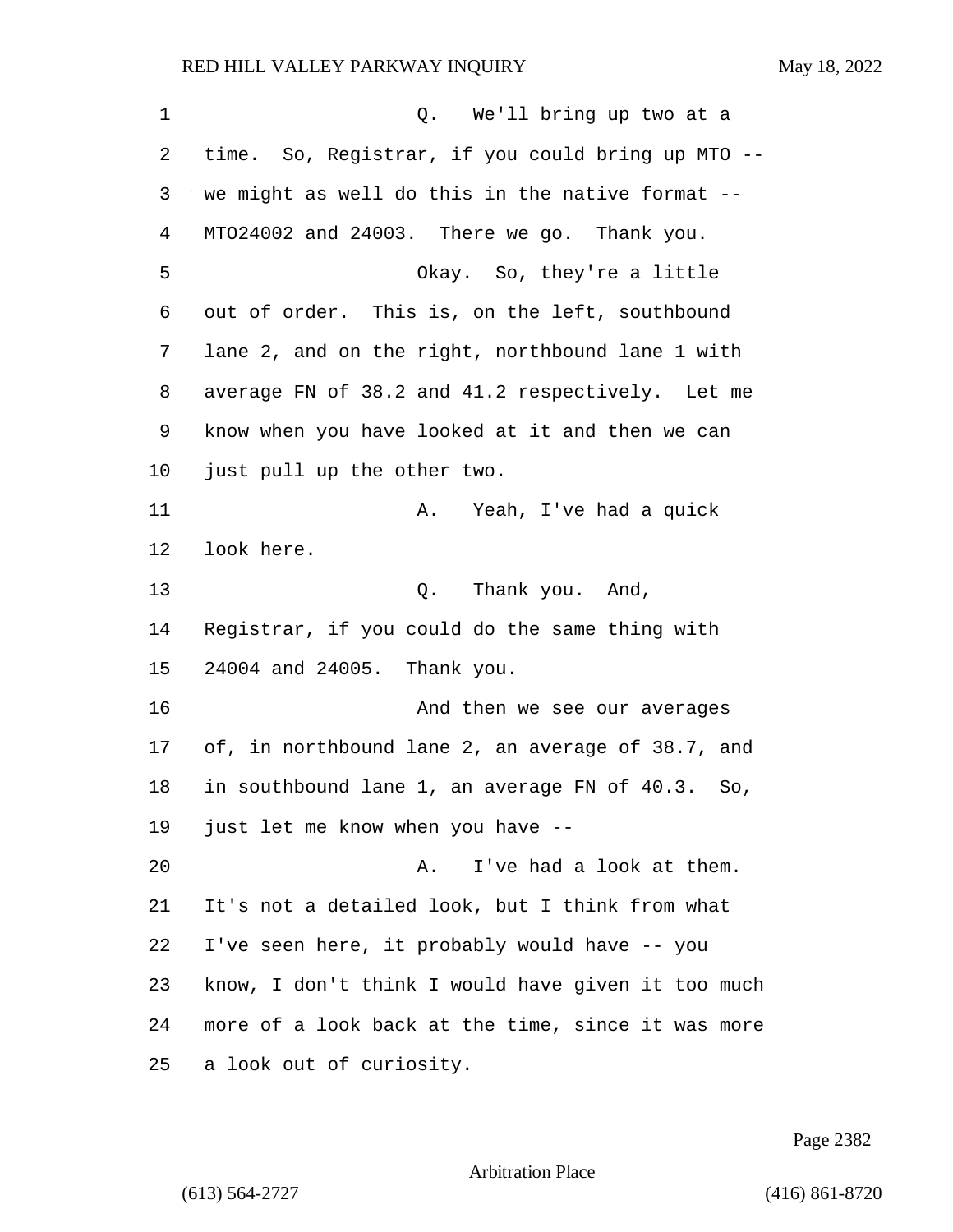Q. We'll bring up two at a time. So, Registrar, if you could bring up MTO -- we might as well do this in the native format -- MTO24002 and 24003. There we go. Thank you.

Okay. So, they're a little out of order. This is, on the left, southbound lane 2, and on the right, northbound lane 1 with average FN of 38.2 and 41.2 respectively. Let me know when you have looked at it and then we can just pull up the other two.

A. Yeah, I've had a quick look here.

Q. Thank you. And, Registrar, if you could do the same thing with 24004 and 24005. Thank you.

And then we see our averages of, in northbound lane 2, an average of 38.7, and in southbound lane 1, an average FN of 40.3. So, just let me know when you have --

A. I've had a look at them. It's not a detailed look, but I think from what I've seen here, it probably would have -- you know, I don't think I would have given it too much more of a look back at the time, since it was more a look out of curiosity.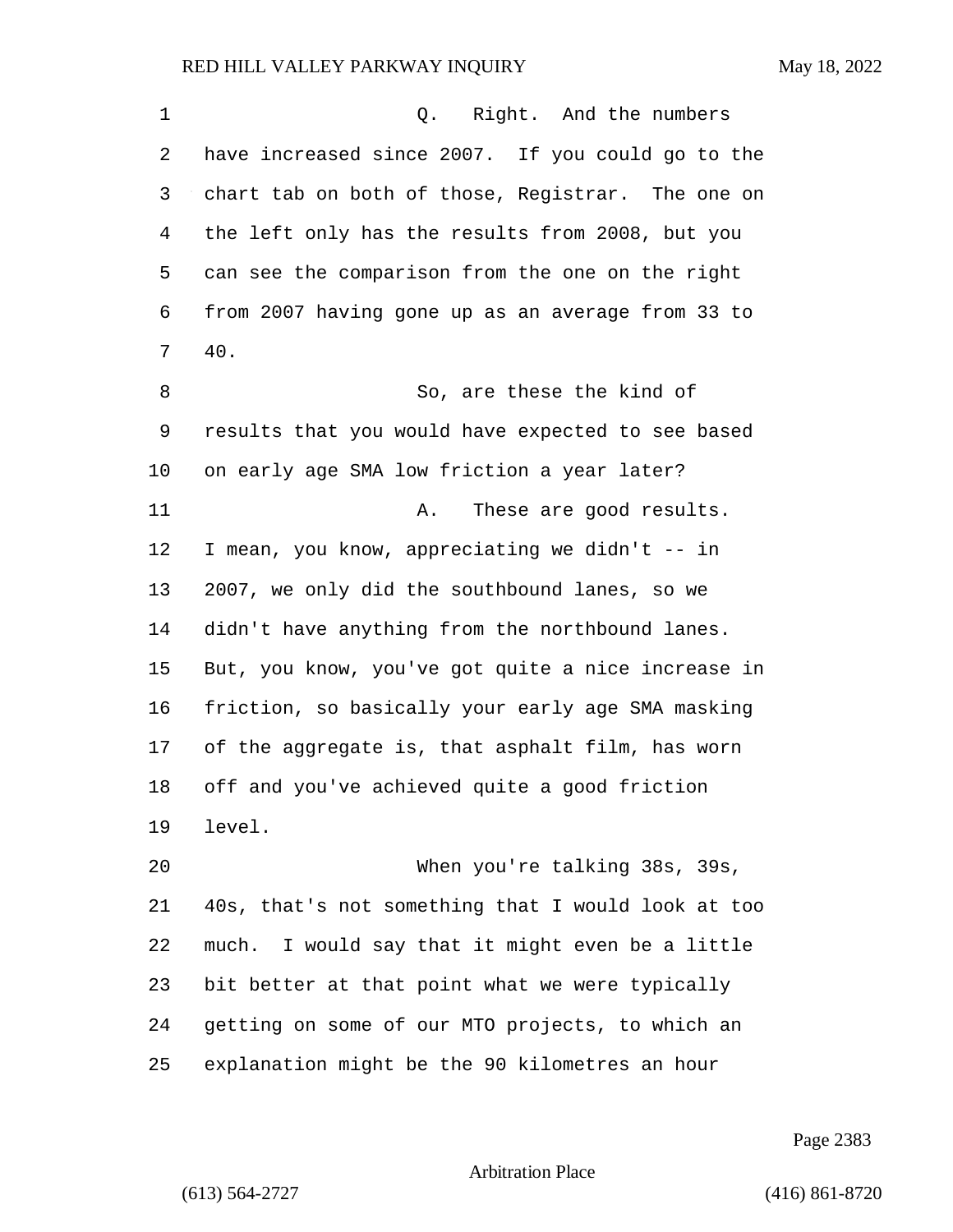Q. Right. And the numbers have increased since 2007. If you could go to the chart tab on both of those, Registrar. The one on the left only has the results from 2008, but you can see the comparison from the one on the right from 2007 having gone up as an average from 33 to 40.

So, are these the kind of results that you would have expected to see based on early age SMA low friction a year later?

A. These are good results. I mean, you know, appreciating we didn't -- in 2007, we only did the southbound lanes, so we didn't have anything from the northbound lanes. But, you know, you've got quite a nice increase in friction, so basically your early age SMA masking of the aggregate is, that asphalt film, has worn off and you've achieved quite a good friction level.

When you're talking 38s, 39s, 40s, that's not something that I would look at too much. I would say that it might even be a little bit better at that point what we were typically getting on some of our MTO projects, to which an explanation might be the 90 kilometres an hour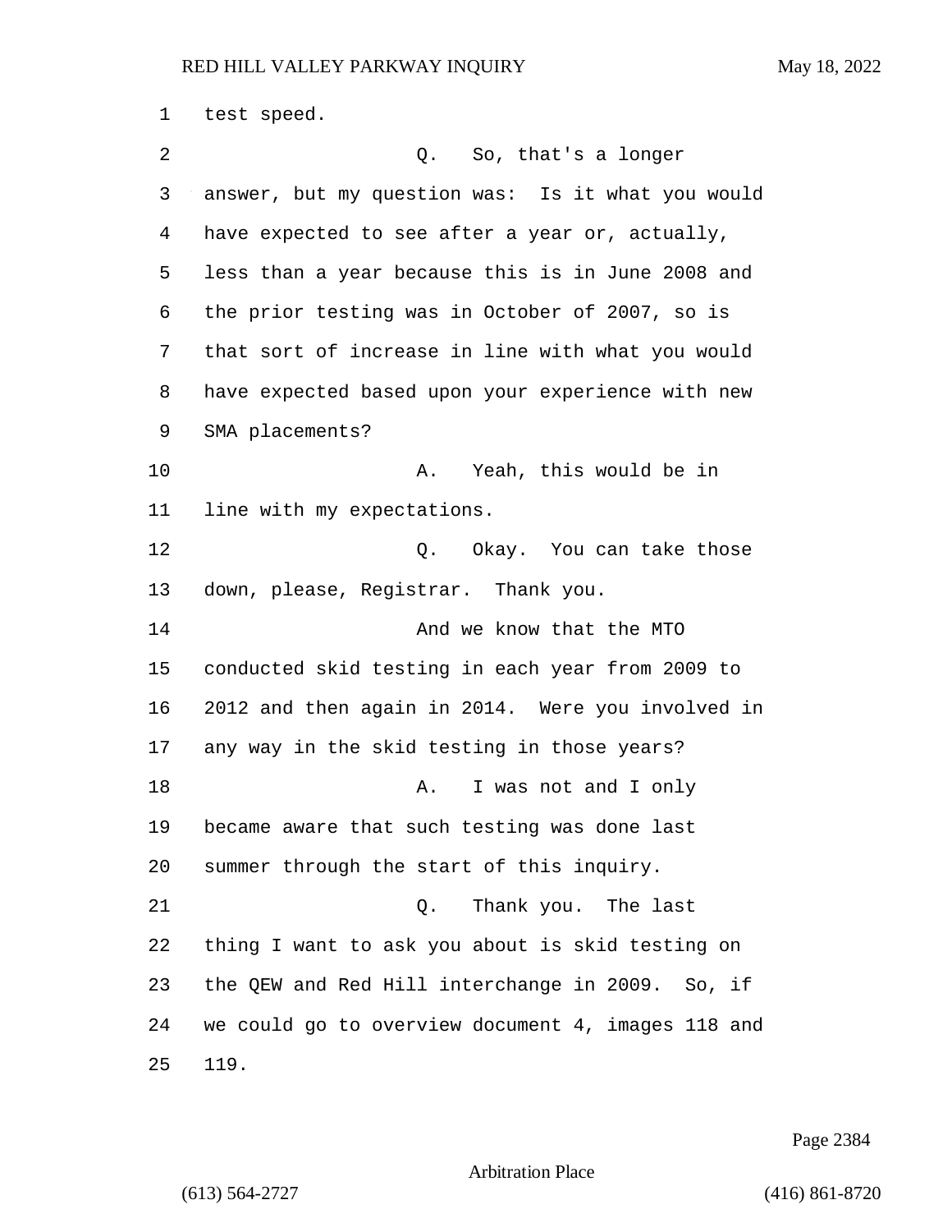test speed.

Q. So, that's a longer answer, but my question was: Is it what you would have expected to see after a year or, actually, less than a year because this is in June 2008 and the prior testing was in October of 2007, so is that sort of increase in line with what you would have expected based upon your experience with new SMA placements?

A. Yeah, this would be in line with my expectations.

Q. Okay. You can take those down, please, Registrar. Thank you.

And we know that the MTO conducted skid testing in each year from 2009 to 2012 and then again in 2014. Were you involved in any way in the skid testing in those years?

A. I was not and I only became aware that such testing was done last summer through the start of this inquiry.

Q. Thank you. The last thing I want to ask you about is skid testing on the QEW and Red Hill interchange in 2009. So, if we could go to overview document 4, images 118 and 119.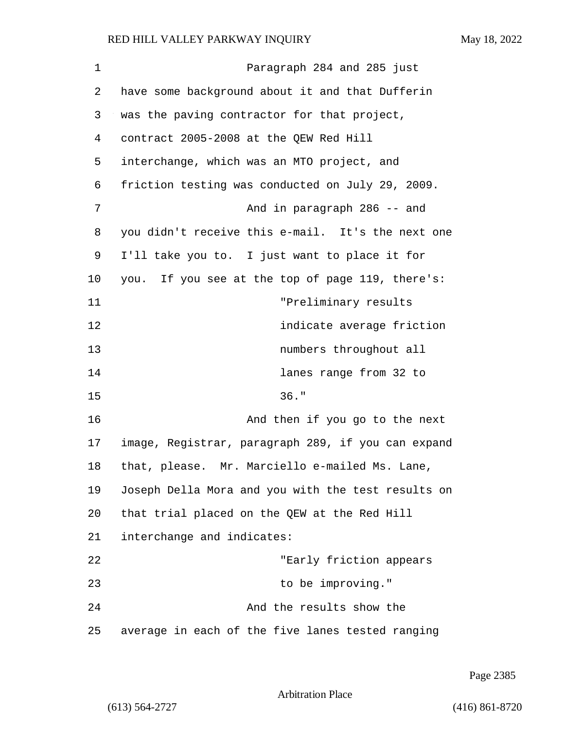Paragraph 284 and 285 just have some background about it and that Dufferin was the paving contractor for that project, contract 2005-2008 at the QEW Red Hill interchange, which was an MTO project, and friction testing was conducted on July 29, 2009.

And in paragraph 286 -- and you didn't receive this e-mail. It's the next one I'll take you to. I just want to place it for you. If you see at the top of page 119, there's:

> "Preliminary results indicate average friction numbers throughout all lanes range from 32 to 36."

And then if you go to the next image, Registrar, paragraph 289, if you can expand that, please. Mr. Marciello e-mailed Ms. Lane, Joseph Della Mora and you with the test results on that trial placed on the QEW at the Red Hill interchange and indicates:

> "Early friction appears to be improving."

And the results show the average in each of the five lanes tested ranging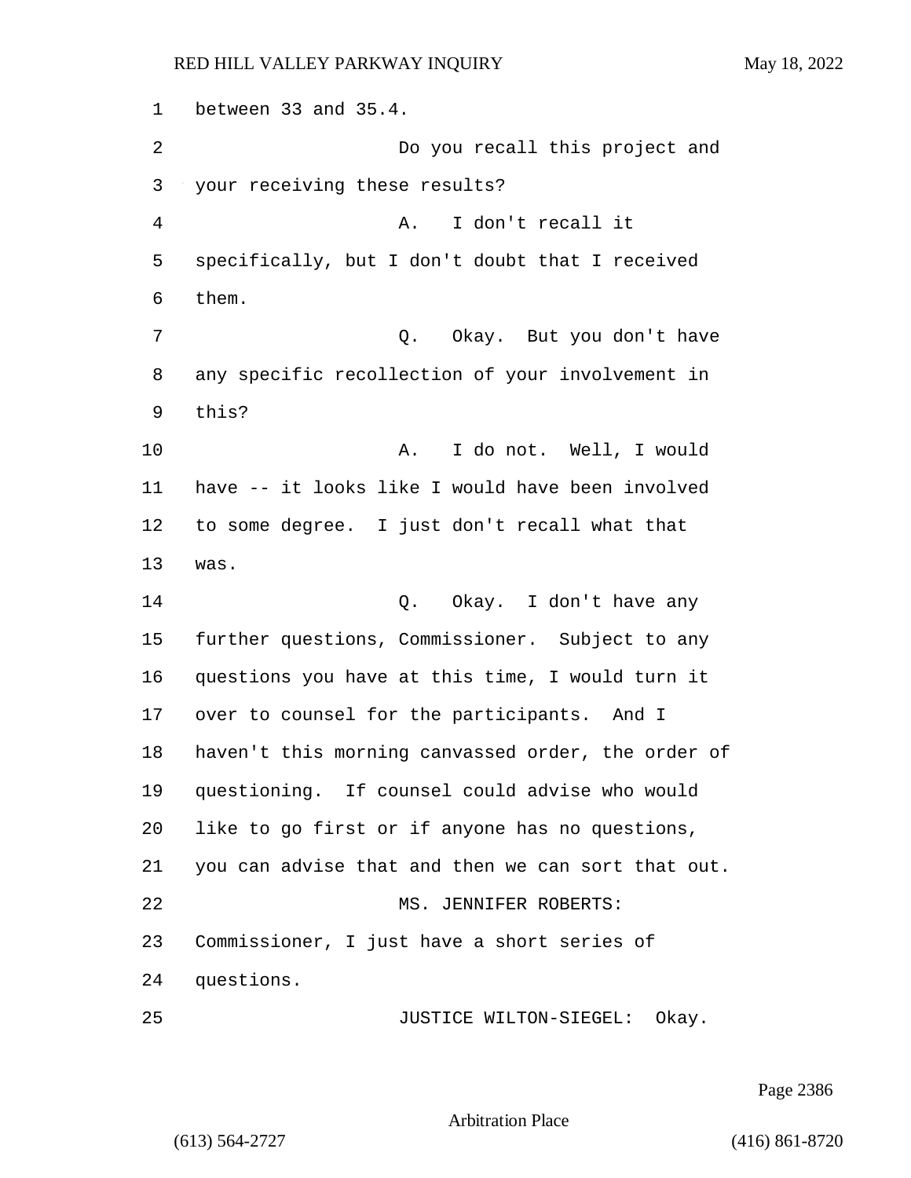between 33 and 35.4.

Do you recall this project and your receiving these results?

A. I don't recall it specifically, but I don't doubt that I received them.

Q. Okay. But you don't have any specific recollection of your involvement in this?

A. I do not. Well, I would have -- it looks like I would have been involved to some degree. I just don't recall what that was.

Q. Okay. I don't have any further questions, Commissioner. Subject to any questions you have at this time, I would turn it over to counsel for the participants. And I haven't this morning canvassed order, the order of questioning. If counsel could advise who would like to go first or if anyone has no questions, you can advise that and then we can sort that out.

MS. JENNIFER ROBERTS: Commissioner, I just have a short series of questions.

JUSTICE WILTON-SIEGEL: Okay.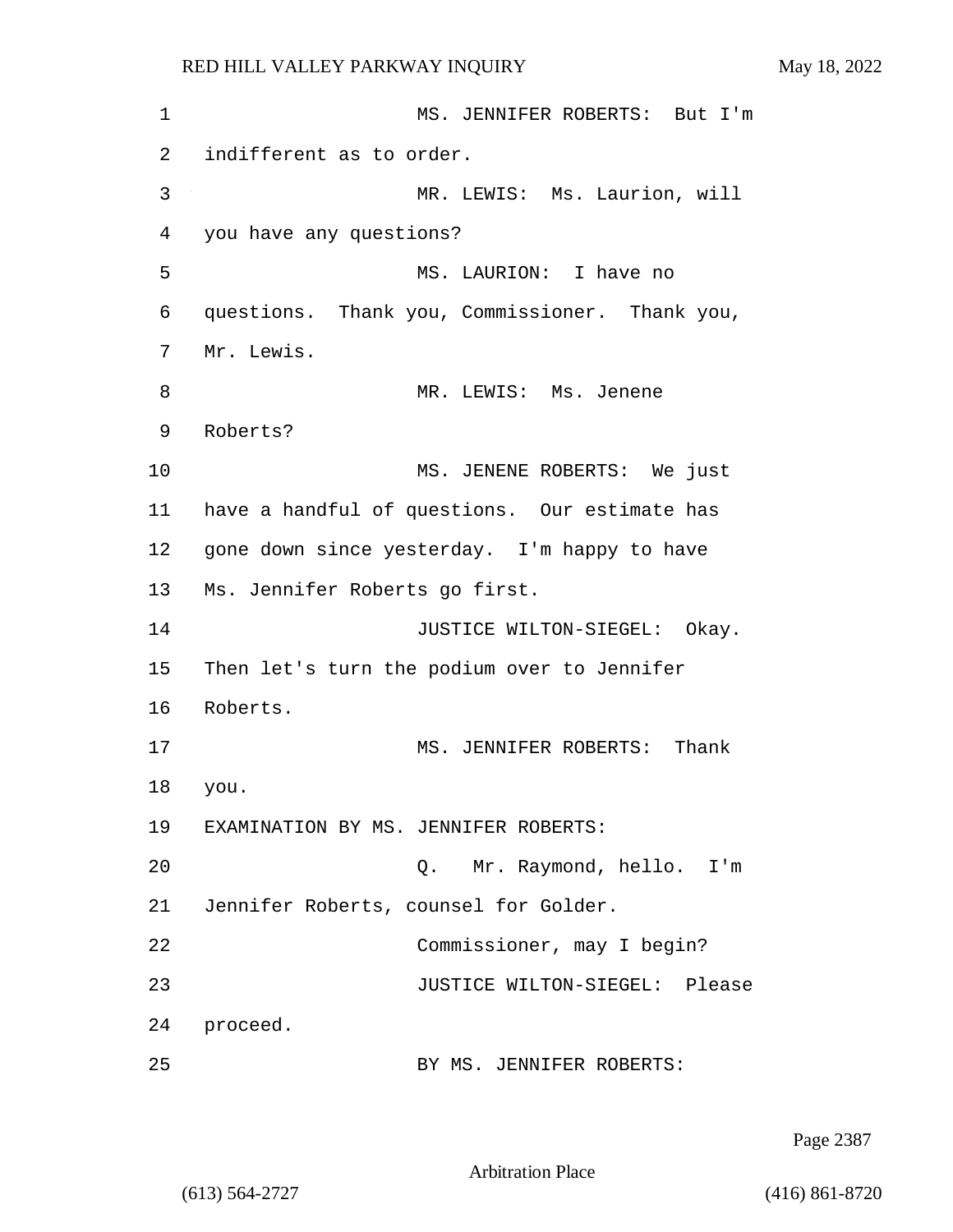MS. JENNIFER ROBERTS: But I'm indifferent as to order.

MR. LEWIS: Ms. Laurion, will you have any questions?

MS. LAURION: I have no questions. Thank you, Commissioner. Thank you, Mr. Lewis.

MR. LEWIS: Ms. Jenene Roberts?

MS. JENENE ROBERTS: We just have a handful of questions. Our estimate has gone down since yesterday. I'm happy to have Ms. Jennifer Roberts go first.

JUSTICE WILTON-SIEGEL: Okay. Then let's turn the podium over to Jennifer Roberts.

MS. JENNIFER ROBERTS: Thank you.

EXAMINATION BY MS. JENNIFER ROBERTS:

Q. Mr. Raymond, hello. I'm Jennifer Roberts, counsel for Golder.

Commissioner, may I begin?

JUSTICE WILTON-SIEGEL: Please proceed.

BY MS. JENNIFER ROBERTS: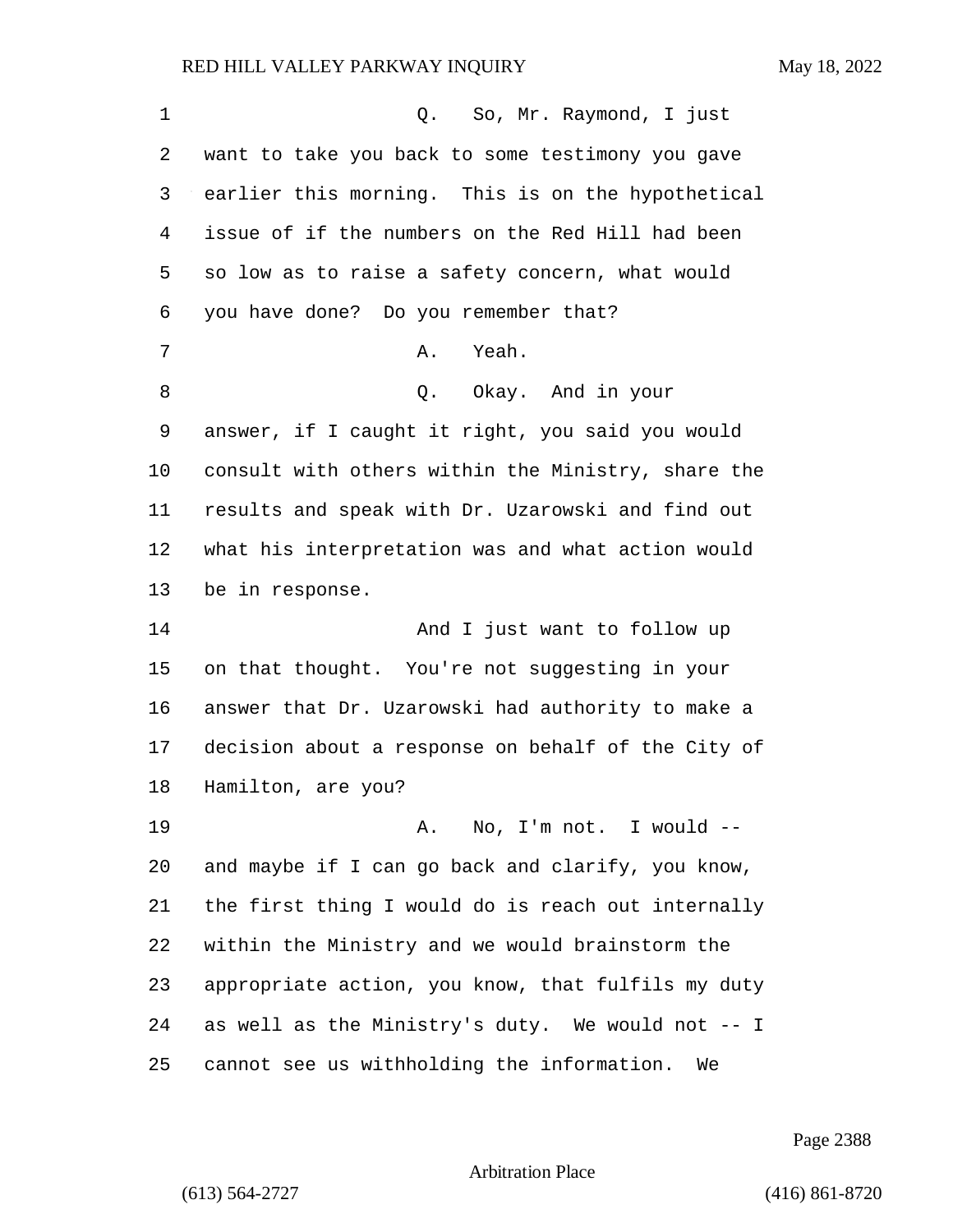Q. So, Mr. Raymond, I just want to take you back to some testimony you gave earlier this morning. This is on the hypothetical issue of if the numbers on the Red Hill had been so low as to raise a safety concern, what would you have done? Do you remember that?

A. Yeah.

Q. Okay. And in your answer, if I caught it right, you said you would consult with others within the Ministry, share the results and speak with Dr. Uzarowski and find out what his interpretation was and what action would be in response.

And I just want to follow up on that thought. You're not suggesting in your answer that Dr. Uzarowski had authority to make a decision about a response on behalf of the City of Hamilton, are you?

A. No, I'm not. I would -- and maybe if I can go back and clarify, you know, the first thing I would do is reach out internally within the Ministry and we would brainstorm the appropriate action, you know, that fulfils my duty as well as the Ministry's duty. We would not -- I cannot see us withholding the information. We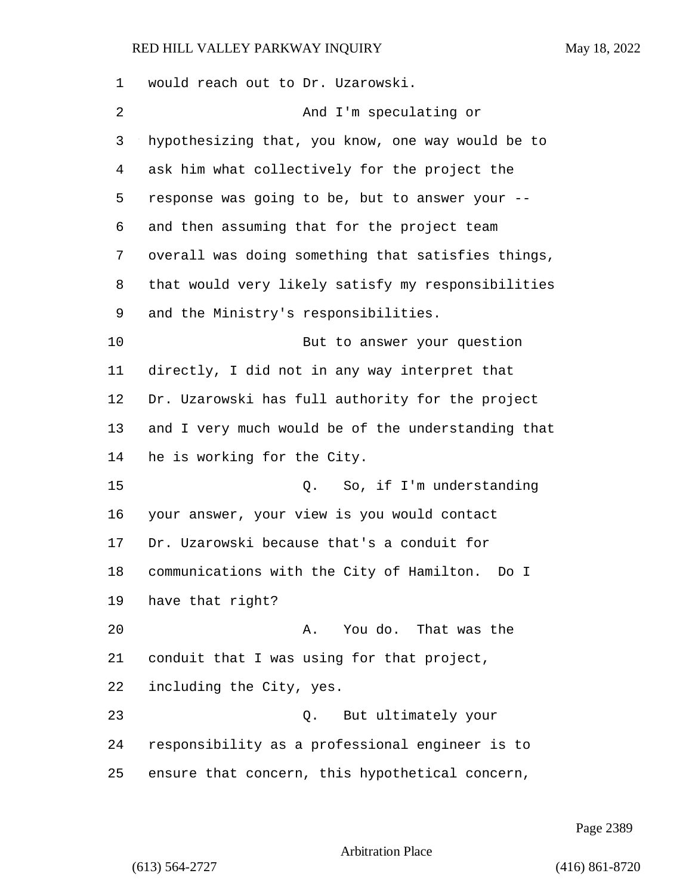would reach out to Dr. Uzarowski.

And I'm speculating or hypothesizing that, you know, one way would be to ask him what collectively for the project the response was going to be, but to answer your -- and then assuming that for the project team overall was doing something that satisfies things, that would very likely satisfy my responsibilities and the Ministry's responsibilities.

But to answer your question directly, I did not in any way interpret that Dr. Uzarowski has full authority for the project and I very much would be of the understanding that he is working for the City.

Q. So, if I'm understanding your answer, your view is you would contact Dr. Uzarowski because that's a conduit for communications with the City of Hamilton. Do I have that right?

A. You do. That was the conduit that I was using for that project, including the City, yes.

Q. But ultimately your responsibility as a professional engineer is to ensure that concern, this hypothetical concern,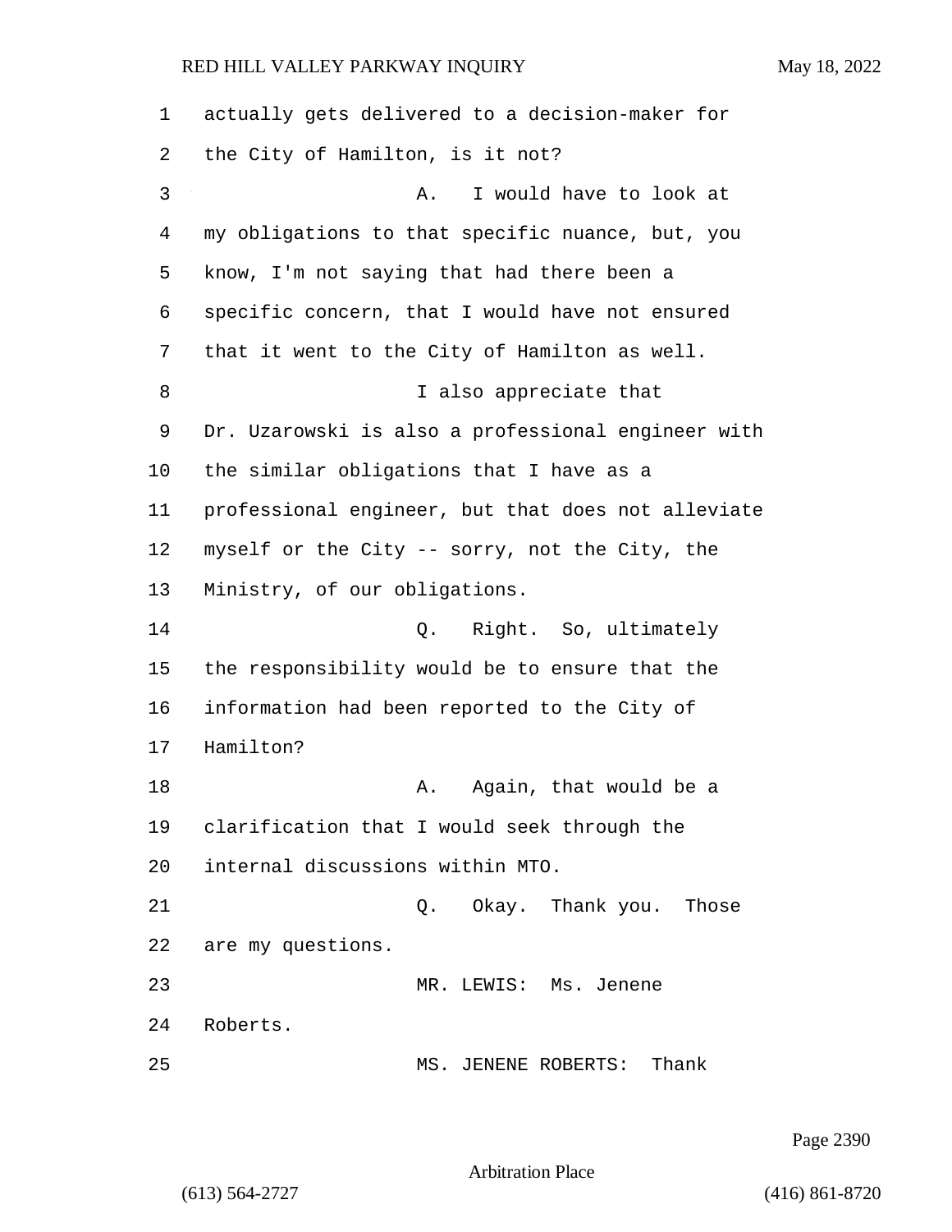actually gets delivered to a decision-maker for the City of Hamilton, is it not?

A. I would have to look at my obligations to that specific nuance, but, you know, I'm not saying that had there been a specific concern, that I would have not ensured that it went to the City of Hamilton as well.

I also appreciate that Dr. Uzarowski is also a professional engineer with the similar obligations that I have as a professional engineer, but that does not alleviate myself or the City -- sorry, not the City, the Ministry, of our obligations.

Q. Right. So, ultimately the responsibility would be to ensure that the information had been reported to the City of Hamilton?

A. Again, that would be a clarification that I would seek through the internal discussions within MTO.

Q. Okay. Thank you. Those are my questions.

MR. LEWIS: Ms. Jenene Roberts.

MS. JENENE ROBERTS: Thank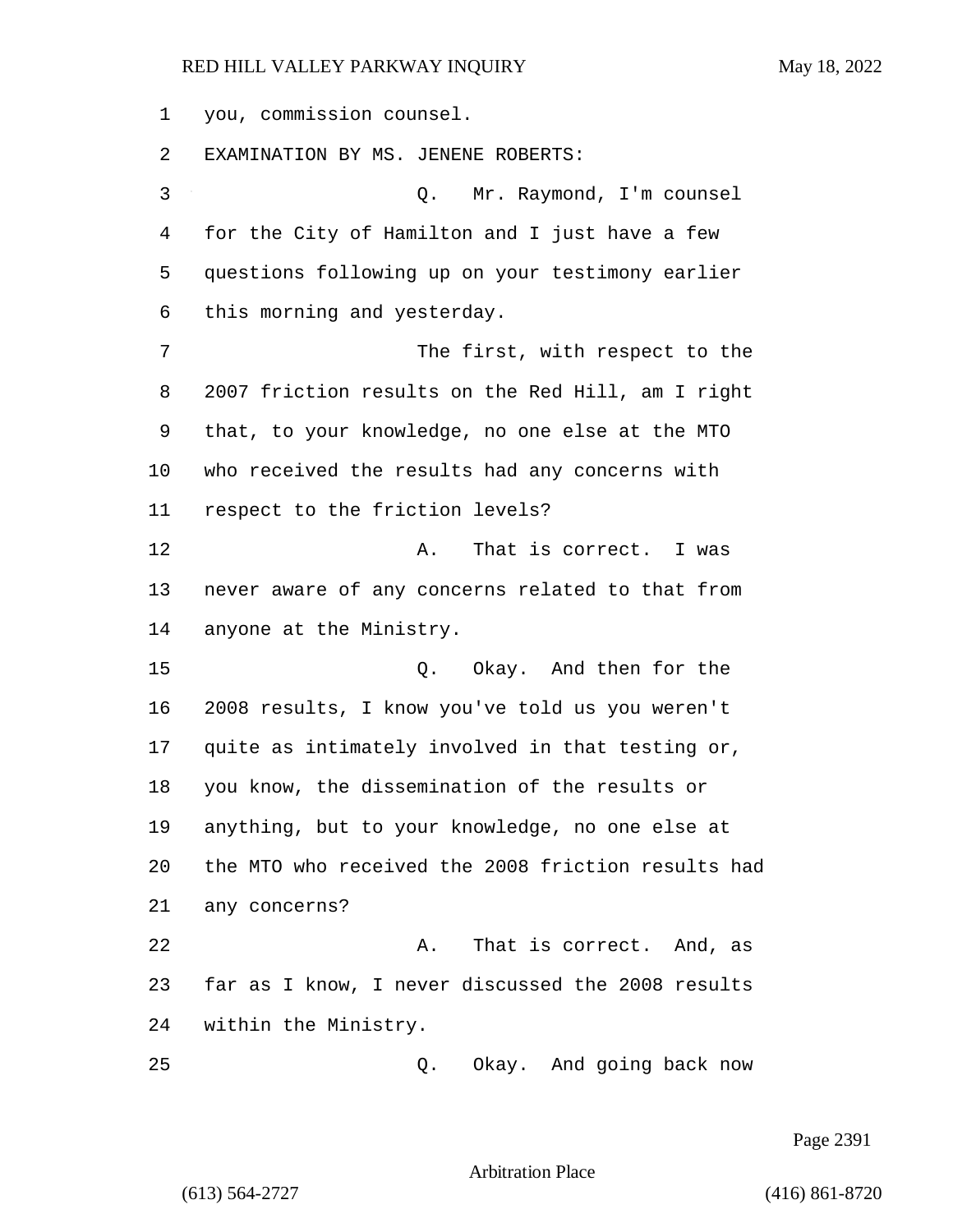you, commission counsel.

EXAMINATION BY MS. JENENE ROBERTS:

Q. Mr. Raymond, I'm counsel for the City of Hamilton and I just have a few questions following up on your testimony earlier this morning and yesterday.

The first, with respect to the 2007 friction results on the Red Hill, am I right that, to your knowledge, no one else at the MTO who received the results had any concerns with respect to the friction levels?

A. That is correct. I was never aware of any concerns related to that from anyone at the Ministry.

Q. Okay. And then for the 2008 results, I know you've told us you weren't quite as intimately involved in that testing or, you know, the dissemination of the results or anything, but to your knowledge, no one else at the MTO who received the 2008 friction results had any concerns?

A. That is correct. And, as far as I know, I never discussed the 2008 results within the Ministry.

Q. Okay. And going back now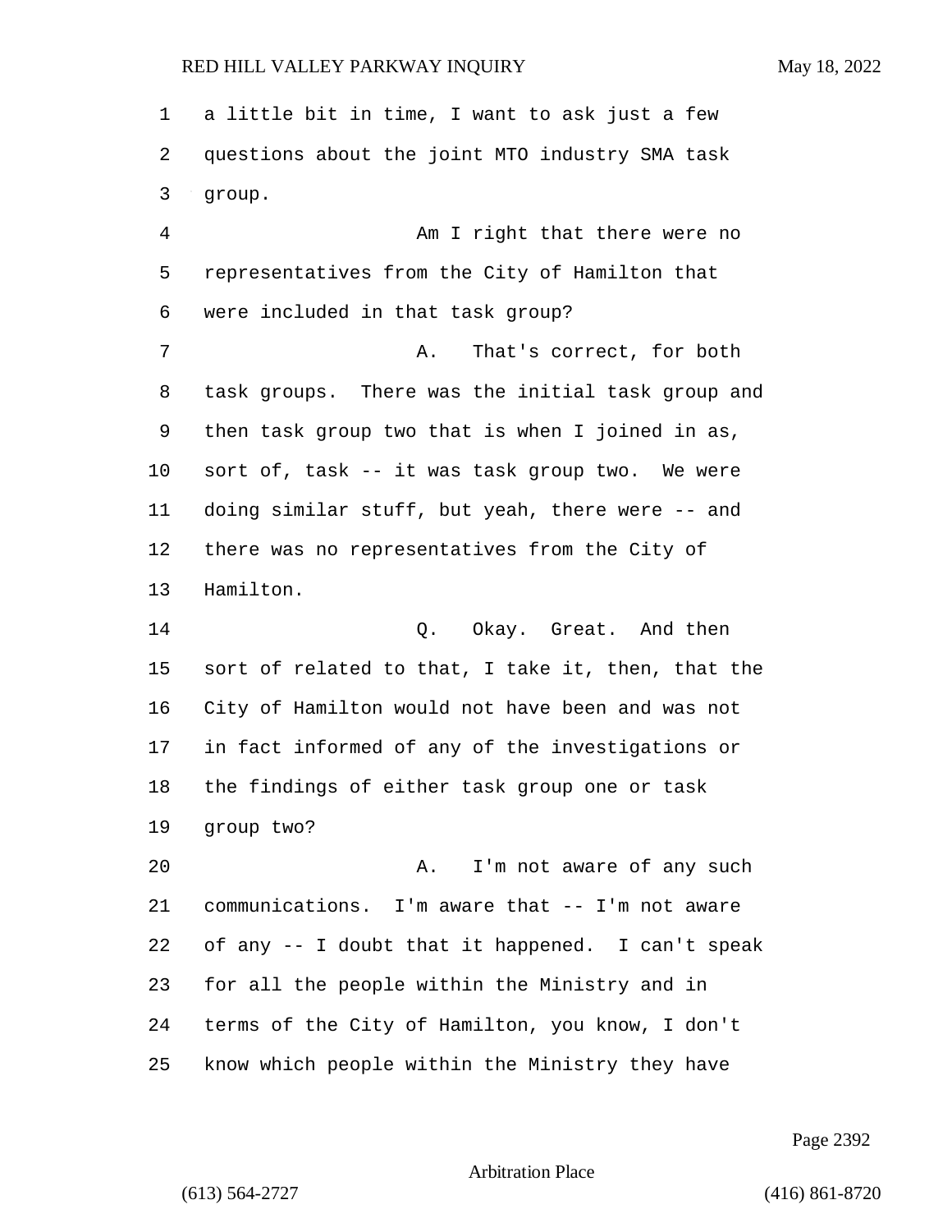a little bit in time, I want to ask just a few questions about the joint MTO industry SMA task group.

Am I right that there were no representatives from the City of Hamilton that were included in that task group?

A. That's correct, for both task groups. There was the initial task group and then task group two that is when I joined in as, sort of, task -- it was task group two. We were doing similar stuff, but yeah, there were -- and there was no representatives from the City of Hamilton.

Q. Okay. Great. And then sort of related to that, I take it, then, that the City of Hamilton would not have been and was not in fact informed of any of the investigations or the findings of either task group one or task group two?

A. I'm not aware of any such communications. I'm aware that -- I'm not aware of any -- I doubt that it happened. I can't speak for all the people within the Ministry and in terms of the City of Hamilton, you know, I don't know which people within the Ministry they have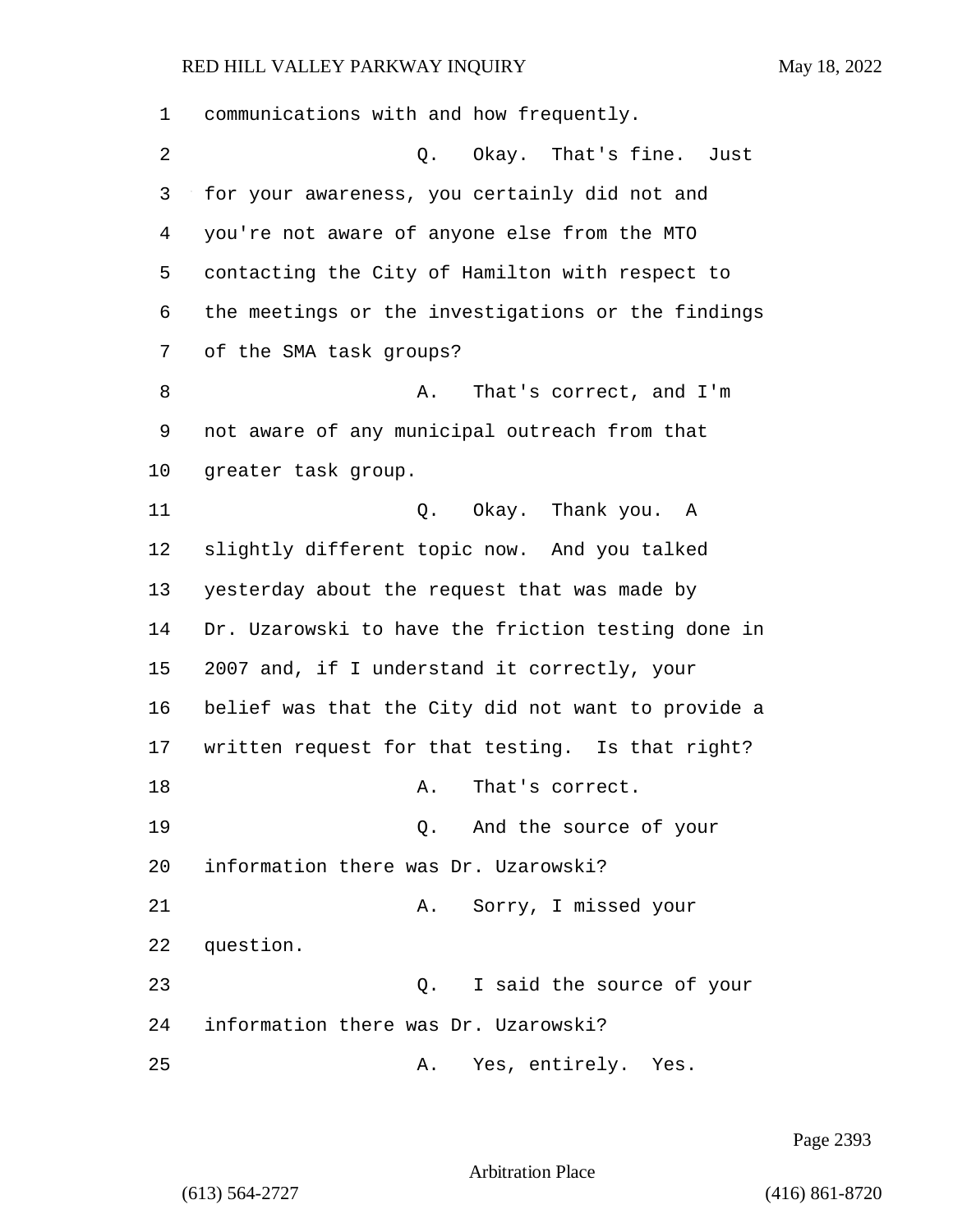communications with and how frequently.

Q. Okay. That's fine. Just for your awareness, you certainly did not and you're not aware of anyone else from the MTO contacting the City of Hamilton with respect to the meetings or the investigations or the findings of the SMA task groups?

A. That's correct, and I'm not aware of any municipal outreach from that greater task group.

Q. Okay. Thank you. A slightly different topic now. And you talked yesterday about the request that was made by Dr. Uzarowski to have the friction testing done in 2007 and, if I understand it correctly, your belief was that the City did not want to provide a written request for that testing. Is that right?

A. That's correct.

Q. And the source of your information there was Dr. Uzarowski?

A. Sorry, I missed your question.

Q. I said the source of your information there was Dr. Uzarowski?

A. Yes, entirely. Yes.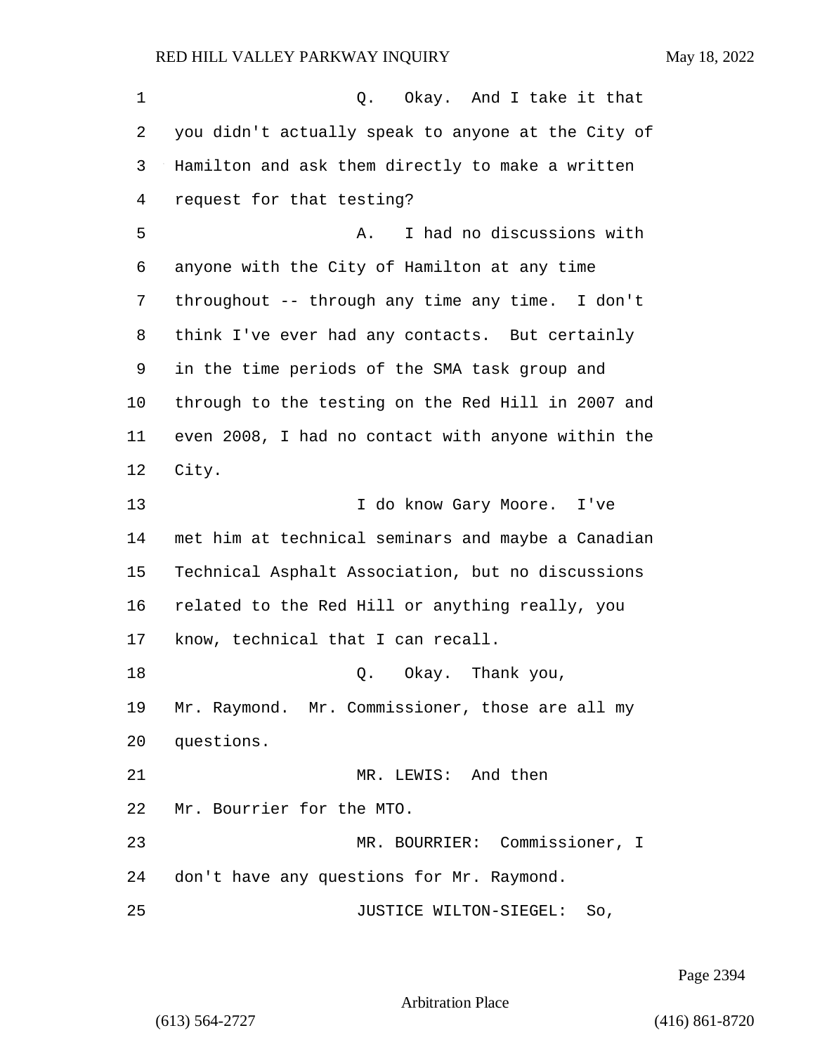Q. Okay. And I take it that you didn't actually speak to anyone at the City of Hamilton and ask them directly to make a written request for that testing?

A. I had no discussions with anyone with the City of Hamilton at any time throughout -- through any time any time. I don't think I've ever had any contacts. But certainly in the time periods of the SMA task group and through to the testing on the Red Hill in 2007 and even 2008, I had no contact with anyone within the City.

I do know Gary Moore. I've met him at technical seminars and maybe a Canadian Technical Asphalt Association, but no discussions related to the Red Hill or anything really, you know, technical that I can recall.

Q. Okay. Thank you, Mr. Raymond. Mr. Commissioner, those are all my questions.

MR. LEWIS: And then Mr. Bourrier for the MTO.

MR. BOURRIER: Commissioner, I don't have any questions for Mr. Raymond.

JUSTICE WILTON-SIEGEL: So,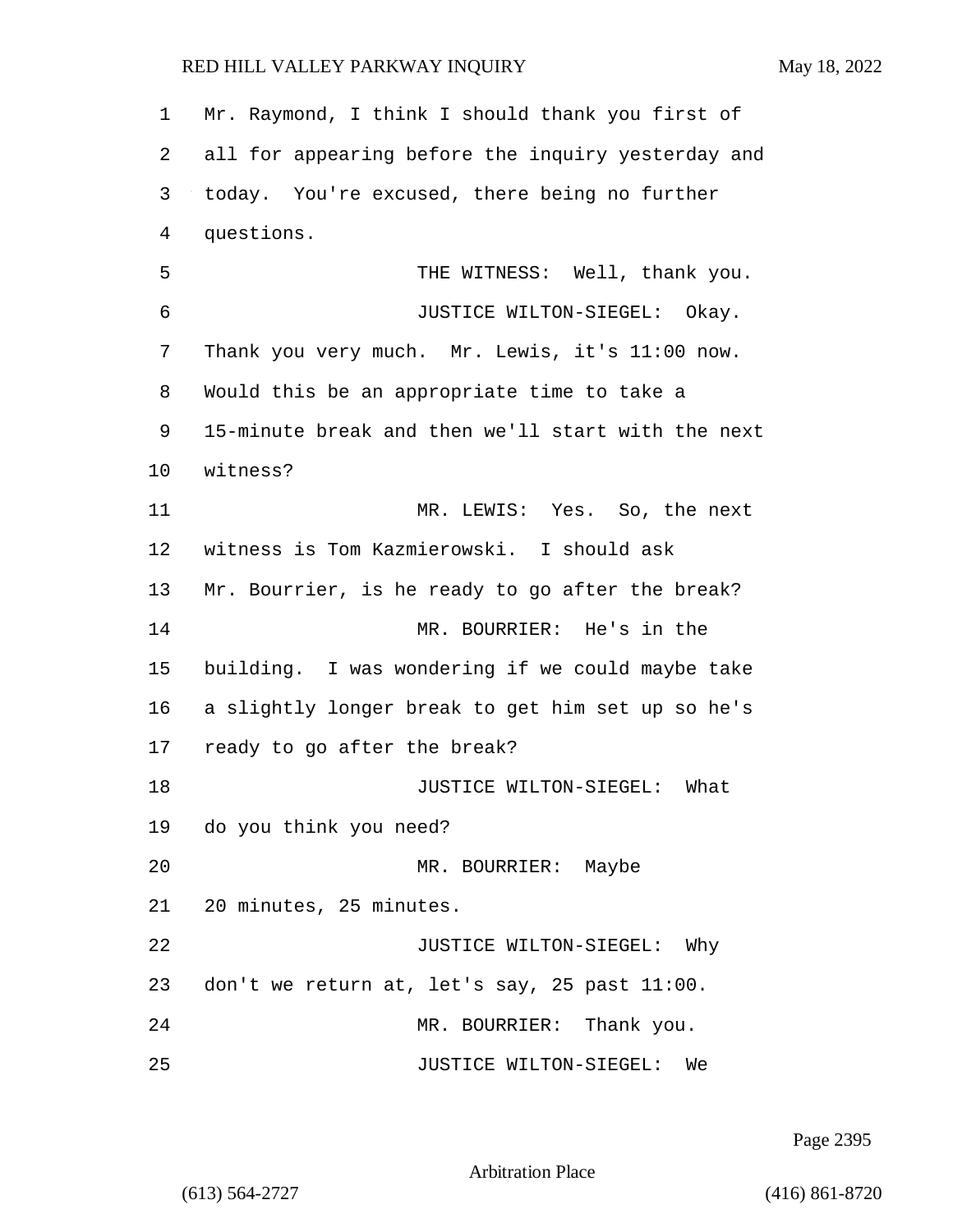Mr. Raymond, I think I should thank you first of all for appearing before the inquiry yesterday and today. You're excused, there being no further questions.

THE WITNESS: Well, thank you.

JUSTICE WILTON-SIEGEL: Okay. Thank you very much. Mr. Lewis, it's 11:00 now. Would this be an appropriate time to take a 15-minute break and then we'll start with the next witness?

MR. LEWIS: Yes. So, the next witness is Tom Kazmierowski. I should ask Mr. Bourrier, is he ready to go after the break?

MR. BOURRIER: He's in the building. I was wondering if we could maybe take a slightly longer break to get him set up so he's ready to go after the break?

JUSTICE WILTON-SIEGEL: What do you think you need?

MR. BOURRIER: Maybe 20 minutes, 25 minutes.

JUSTICE WILTON-SIEGEL: Why don't we return at, let's say, 25 past 11:00.

MR. BOURRIER: Thank you.

JUSTICE WILTON-SIEGEL: We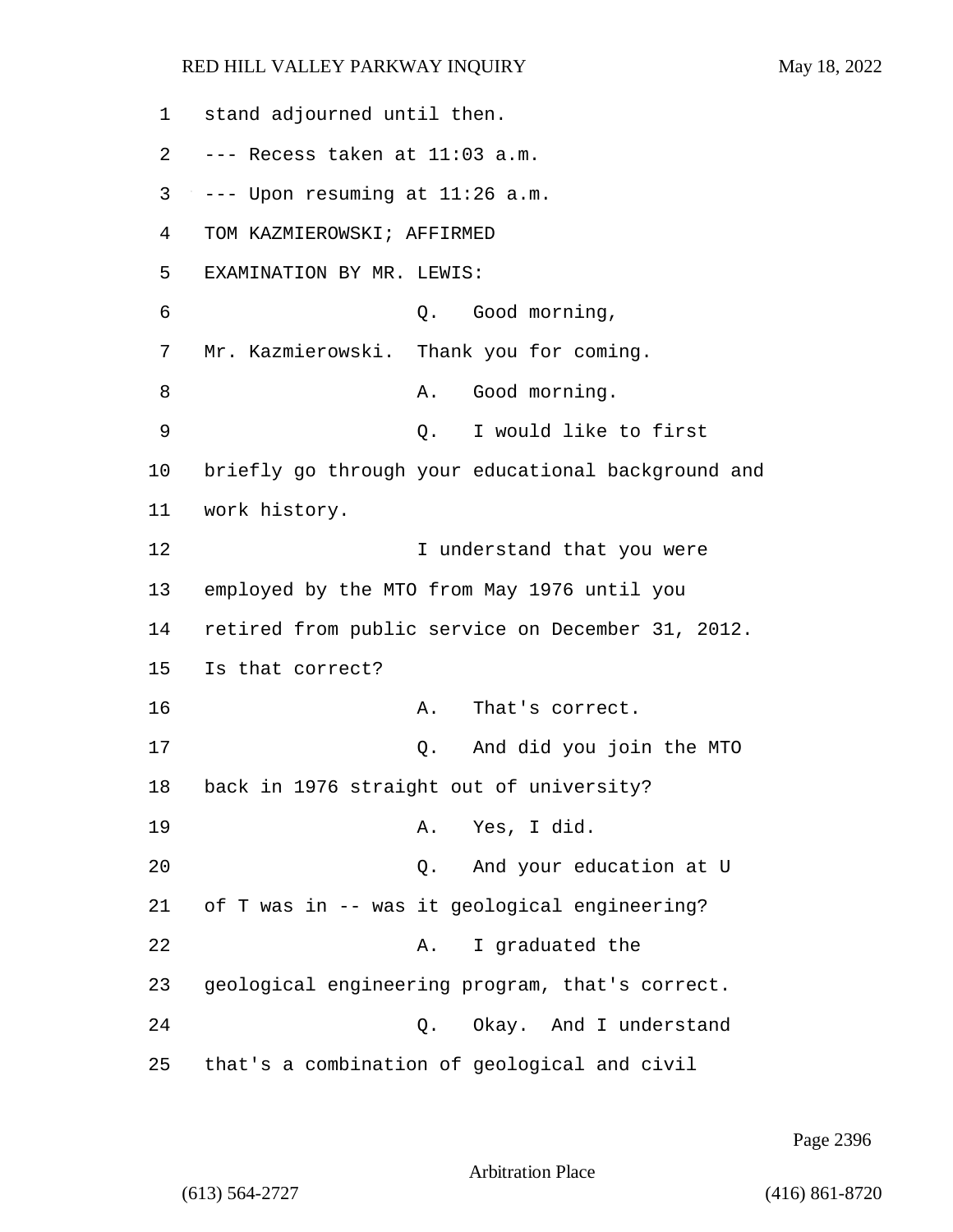stand adjourned until then.

--- Recess taken at 11:03 a.m.

--- Upon resuming at 11:26 a.m.

TOM KAZMIEROWSKI; AFFIRMED

EXAMINATION BY MR. LEWIS:

Q. Good morning, Mr. Kazmierowski. Thank you for coming.

A. Good morning.

Q. I would like to first briefly go through your educational background and work history.

I understand that you were employed by the MTO from May 1976 until you retired from public service on December 31, 2012. Is that correct?

A. That's correct.

Q. And did you join the MTO back in 1976 straight out of university?

A. Yes, I did.

Q. And your education at U of T was in -- was it geological engineering?

A. I graduated the geological engineering program, that's correct.

Q. Okay. And I understand that's a combination of geological and civil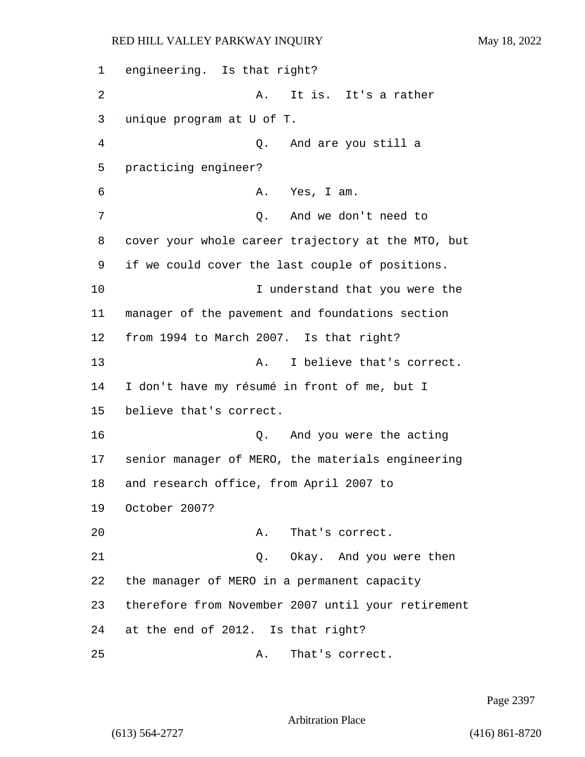1 engineering. Is that right?

2 A. It is. It's a rather

3 unique program at U of T.

4 Q. And are you still a

5 practicing engineer?

6 A. Yes, I am.

7 Q. And we don't need to

8 cover your whole career trajectory at the MTO, but

9 if we could cover the last couple of positions.

10 I understand that you were the

11 manager of the pavement and foundations section

12 from 1994 to March 2007. Is that right?

13 A. I believe that's correct.

14 I don't have my résumé in front of me, but I

15 believe that's correct.

16 Q. And you were the acting

17 senior manager of MERO, the materials engineering

18 and research office, from April 2007 to

19 October 2007?

20 A. That's correct.

21 Q. Okay. And you were then

22 the manager of MERO in a permanent capacity

23 therefore from November 2007 until your retirement

24 at the end of 2012. Is that right?

25 A. That's correct.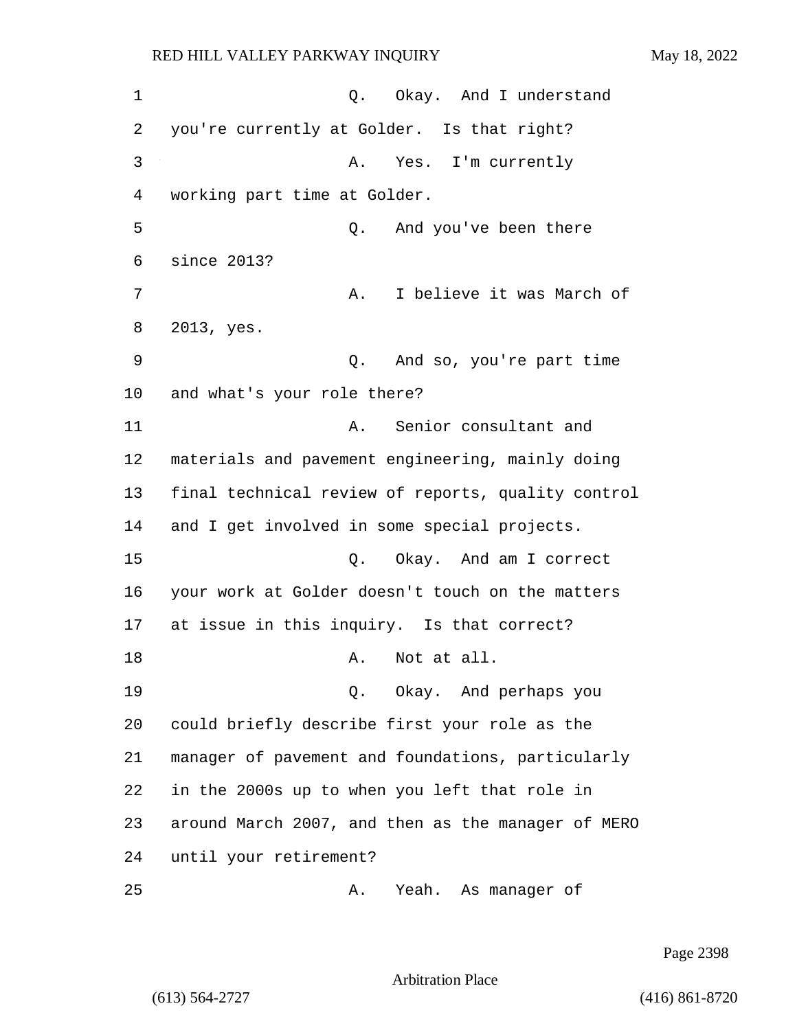Q. Okay. And I understand you're currently at Golder. Is that right?

A. Yes. I'm currently working part time at Golder.

Q. And you've been there since 2013?

A. I believe it was March of 2013, yes.

Q. And so, you're part time and what's your role there?

A. Senior consultant and materials and pavement engineering, mainly doing final technical review of reports, quality control and I get involved in some special projects.

Q. Okay. And am I correct your work at Golder doesn't touch on the matters at issue in this inquiry. Is that correct?

A. Not at all.

Q. Okay. And perhaps you could briefly describe first your role as the manager of pavement and foundations, particularly in the 2000s up to when you left that role in around March 2007, and then as the manager of MERO until your retirement?

A. Yeah. As manager of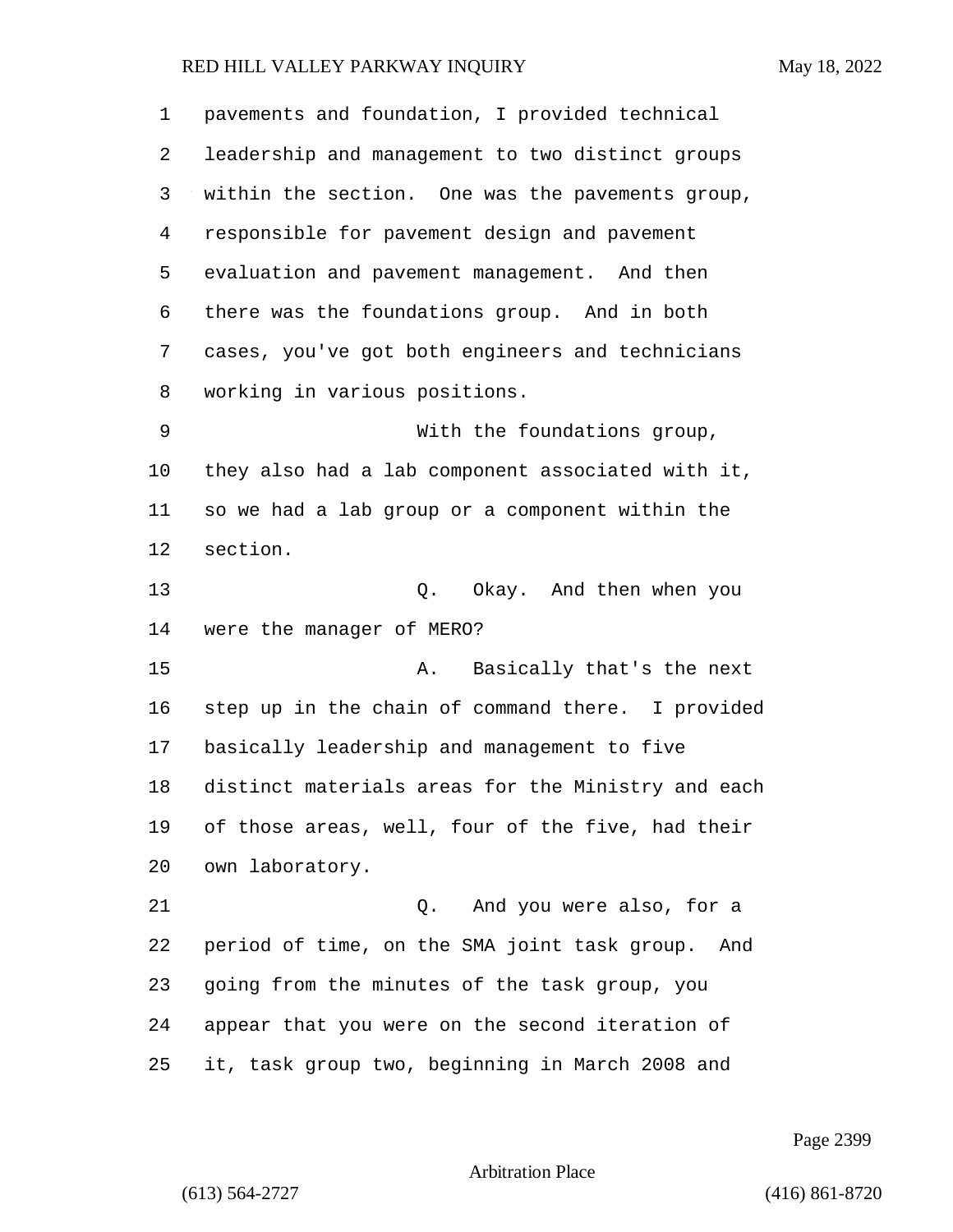pavements and foundation, I provided technical leadership and management to two distinct groups within the section. One was the pavements group, responsible for pavement design and pavement evaluation and pavement management. And then there was the foundations group. And in both cases, you've got both engineers and technicians working in various positions.

With the foundations group, they also had a lab component associated with it, so we had a lab group or a component within the section.

Q. Okay. And then when you were the manager of MERO?

A. Basically that's the next step up in the chain of command there. I provided basically leadership and management to five distinct materials areas for the Ministry and each of those areas, well, four of the five, had their own laboratory.

Q. And you were also, for a period of time, on the SMA joint task group. And going from the minutes of the task group, you appear that you were on the second iteration of it, task group two, beginning in March 2008 and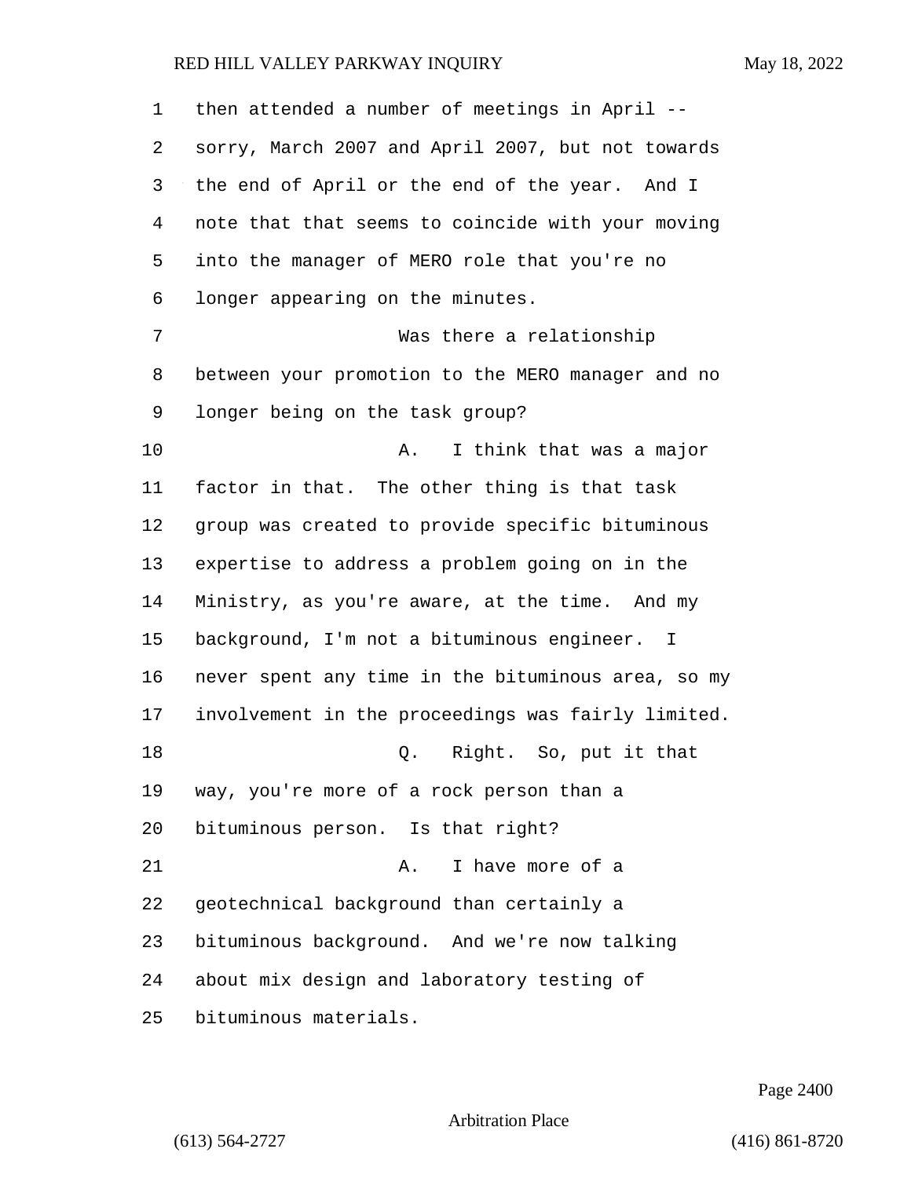then attended a number of meetings in April -- sorry, March 2007 and April 2007, but not towards the end of April or the end of the year. And I note that that seems to coincide with your moving into the manager of MERO role that you're no longer appearing on the minutes.

Was there a relationship between your promotion to the MERO manager and no longer being on the task group?

A. I think that was a major factor in that. The other thing is that task group was created to provide specific bituminous expertise to address a problem going on in the Ministry, as you're aware, at the time. And my background, I'm not a bituminous engineer. I never spent any time in the bituminous area, so my involvement in the proceedings was fairly limited.

Q. Right. So, put it that way, you're more of a rock person than a bituminous person. Is that right?

A. I have more of a geotechnical background than certainly a bituminous background. And we're now talking about mix design and laboratory testing of bituminous materials.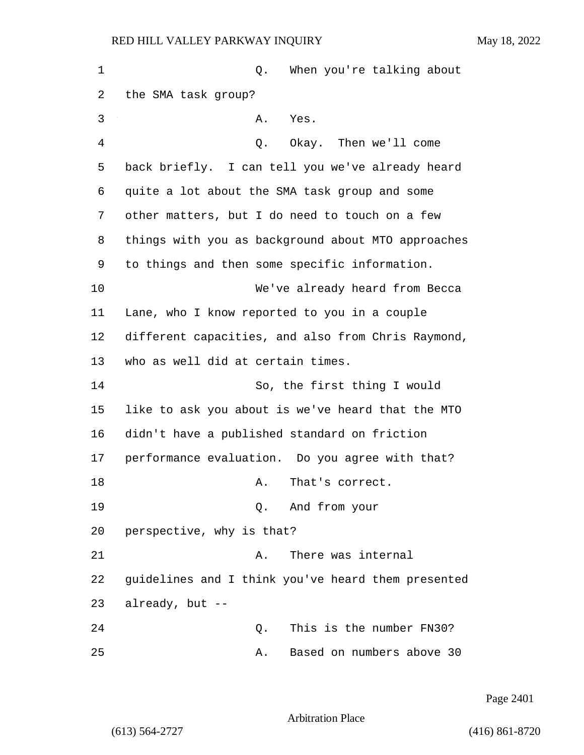Q. When you're talking about the SMA task group?

A. Yes.

Q. Okay. Then we'll come back briefly. I can tell you we've already heard quite a lot about the SMA task group and some other matters, but I do need to touch on a few things with you as background about MTO approaches to things and then some specific information.

We've already heard from Becca Lane, who I know reported to you in a couple different capacities, and also from Chris Raymond, who as well did at certain times.

So, the first thing I would like to ask you about is we've heard that the MTO didn't have a published standard on friction performance evaluation. Do you agree with that?

A. That's correct.

Q. And from your perspective, why is that?

A. There was internal guidelines and I think you've heard them presented already, but --

Q. This is the number FN30?

A. Based on numbers above 30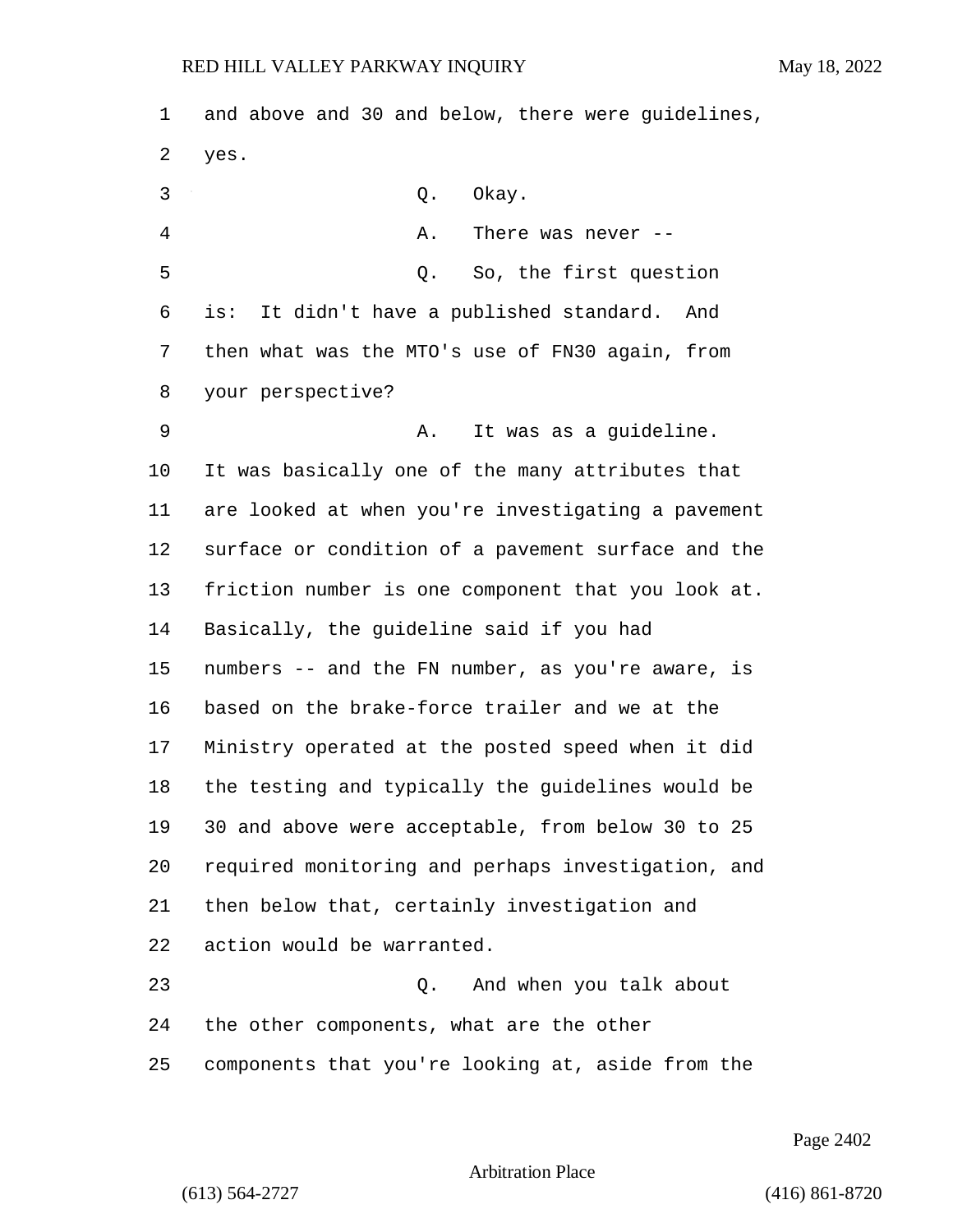1 and above and 30 and below, there were guidelines,
2 yes.

3 Q. Okay.

4 A. There was never --

5 Q. So, the first question
6 is: It didn't have a published standard. And
7 then what was the MTO's use of FN30 again, from
8 your perspective?

9 A. It was as a guideline.
10 It was basically one of the many attributes that
11 are looked at when you're investigating a pavement
12 surface or condition of a pavement surface and the
13 friction number is one component that you look at.
14 Basically, the guideline said if you had
15 numbers -- and the FN number, as you're aware, is
16 based on the brake-force trailer and we at the
17 Ministry operated at the posted speed when it did
18 the testing and typically the guidelines would be
19 30 and above were acceptable, from below 30 to 25
20 required monitoring and perhaps investigation, and
21 then below that, certainly investigation and
22 action would be warranted.

23 Q. And when you talk about
24 the other components, what are the other
25 components that you're looking at, aside from the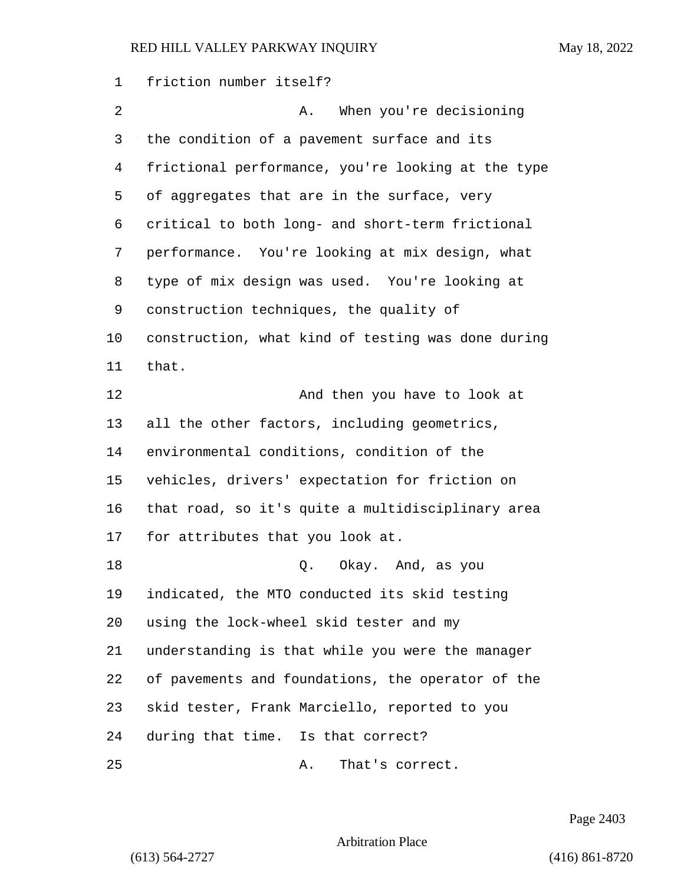friction number itself?

A. When you're decisioning the condition of a pavement surface and its frictional performance, you're looking at the type of aggregates that are in the surface, very critical to both long- and short-term frictional performance. You're looking at mix design, what type of mix design was used. You're looking at construction techniques, the quality of construction, what kind of testing was done during that.

And then you have to look at all the other factors, including geometrics, environmental conditions, condition of the vehicles, drivers' expectation for friction on that road, so it's quite a multidisciplinary area for attributes that you look at.

Q. Okay. And, as you indicated, the MTO conducted its skid testing using the lock-wheel skid tester and my understanding is that while you were the manager of pavements and foundations, the operator of the skid tester, Frank Marciello, reported to you during that time. Is that correct?

A. That's correct.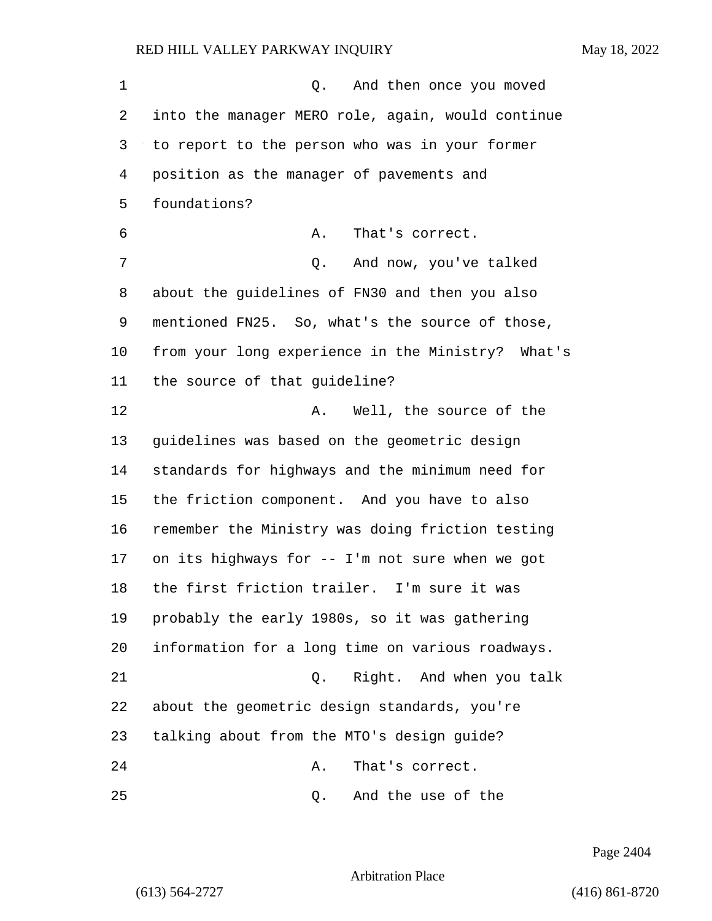Q. And then once you moved into the manager MERO role, again, would continue to report to the person who was in your former position as the manager of pavements and foundations?

A. That's correct.

Q. And now, you've talked about the guidelines of FN30 and then you also mentioned FN25. So, what's the source of those, from your long experience in the Ministry? What's the source of that guideline?

A. Well, the source of the guidelines was based on the geometric design standards for highways and the minimum need for the friction component. And you have to also remember the Ministry was doing friction testing on its highways for -- I'm not sure when we got the first friction trailer. I'm sure it was probably the early 1980s, so it was gathering information for a long time on various roadways.

Q. Right. And when you talk about the geometric design standards, you're talking about from the MTO's design guide?

A. That's correct.

Q. And the use of the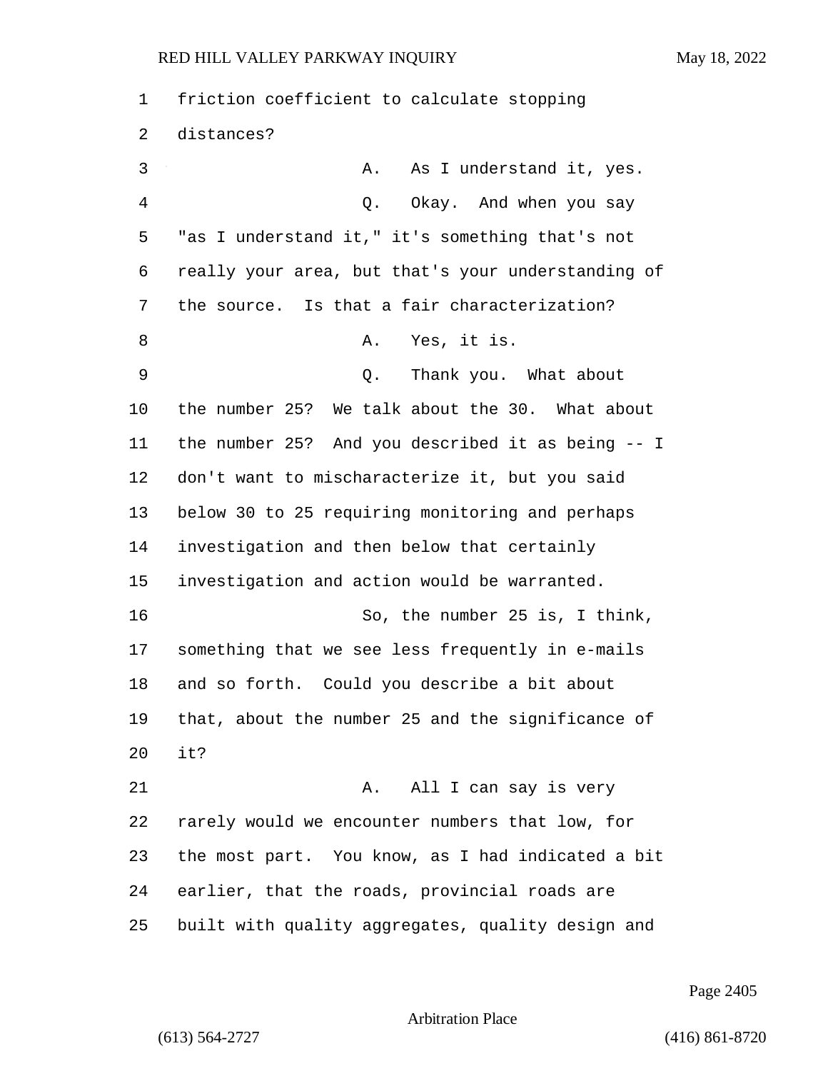friction coefficient to calculate stopping distances?

A. As I understand it, yes.

Q. Okay. And when you say "as I understand it," it's something that's not really your area, but that's your understanding of the source. Is that a fair characterization?

A. Yes, it is.

Q. Thank you. What about the number 25? We talk about the 30. What about the number 25? And you described it as being -- I don't want to mischaracterize it, but you said below 30 to 25 requiring monitoring and perhaps investigation and then below that certainly investigation and action would be warranted.

So, the number 25 is, I think, something that we see less frequently in e-mails and so forth. Could you describe a bit about that, about the number 25 and the significance of it?

A. All I can say is very rarely would we encounter numbers that low, for the most part. You know, as I had indicated a bit earlier, that the roads, provincial roads are built with quality aggregates, quality design and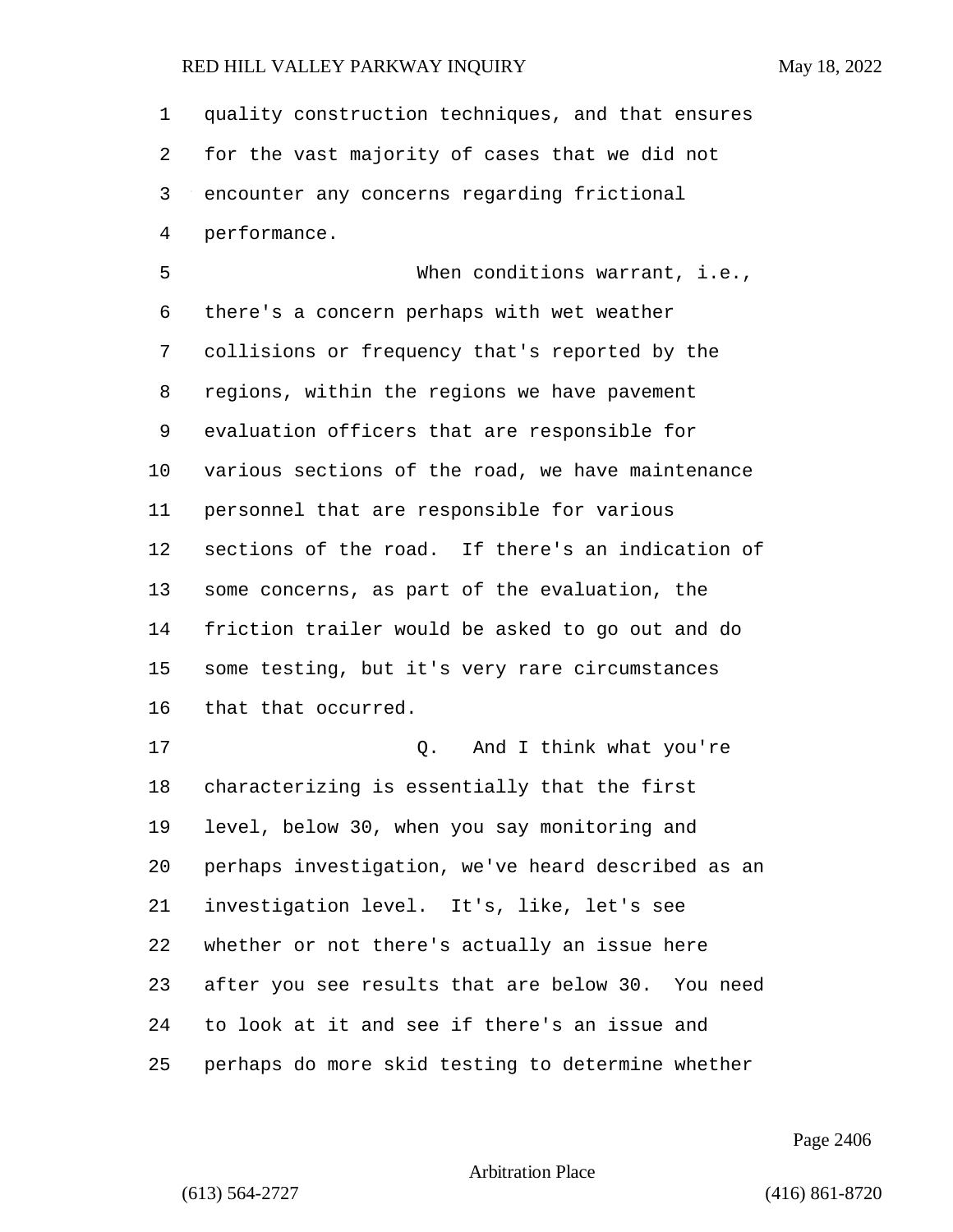quality construction techniques, and that ensures for the vast majority of cases that we did not encounter any concerns regarding frictional performance.

When conditions warrant, i.e., there's a concern perhaps with wet weather collisions or frequency that's reported by the regions, within the regions we have pavement evaluation officers that are responsible for various sections of the road, we have maintenance personnel that are responsible for various sections of the road. If there's an indication of some concerns, as part of the evaluation, the friction trailer would be asked to go out and do some testing, but it's very rare circumstances that that occurred.

Q. And I think what you're characterizing is essentially that the first level, below 30, when you say monitoring and perhaps investigation, we've heard described as an investigation level. It's, like, let's see whether or not there's actually an issue here after you see results that are below 30. You need to look at it and see if there's an issue and perhaps do more skid testing to determine whether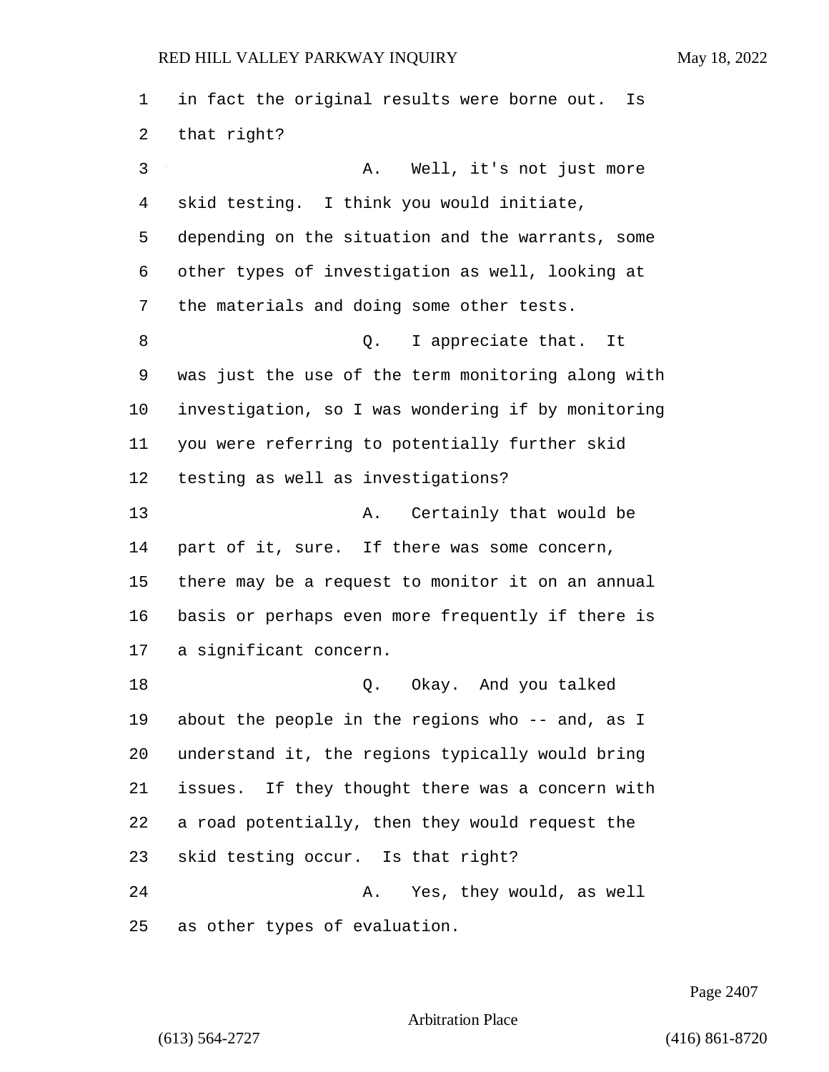in fact the original results were borne out. Is that right?

A. Well, it's not just more skid testing. I think you would initiate, depending on the situation and the warrants, some other types of investigation as well, looking at the materials and doing some other tests.

Q. I appreciate that. It was just the use of the term monitoring along with investigation, so I was wondering if by monitoring you were referring to potentially further skid testing as well as investigations?

A. Certainly that would be part of it, sure. If there was some concern, there may be a request to monitor it on an annual basis or perhaps even more frequently if there is a significant concern.

Q. Okay. And you talked about the people in the regions who -- and, as I understand it, the regions typically would bring issues. If they thought there was a concern with a road potentially, then they would request the skid testing occur. Is that right?

A. Yes, they would, as well as other types of evaluation.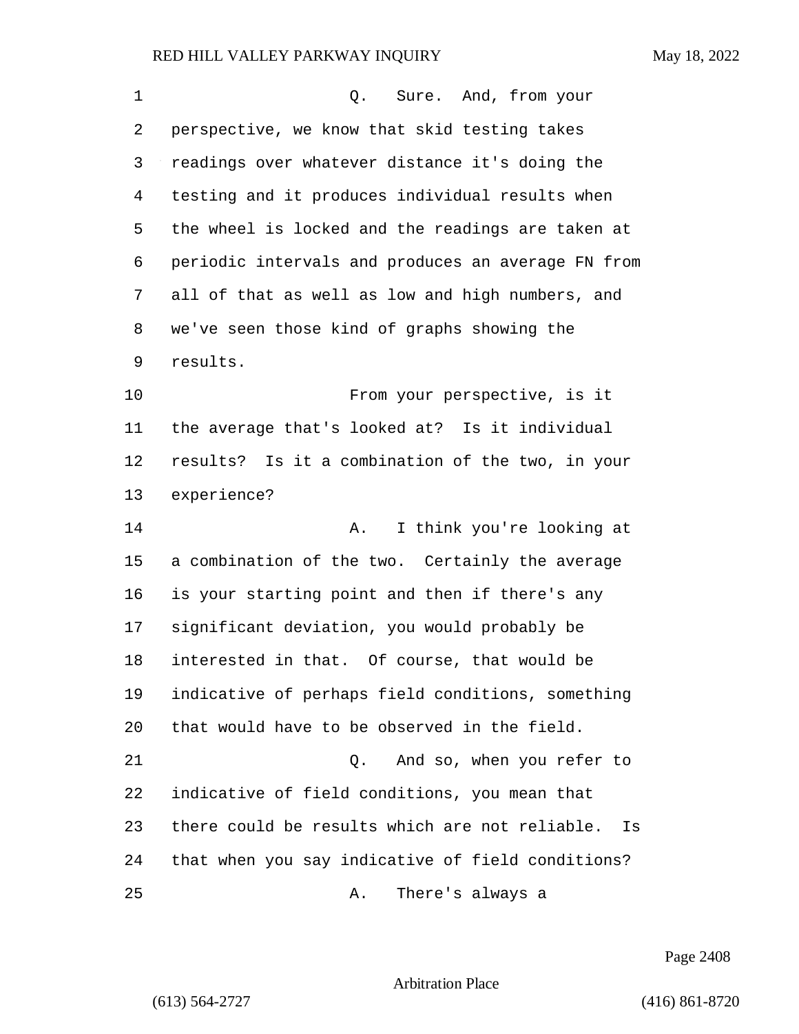Q. Sure. And, from your perspective, we know that skid testing takes readings over whatever distance it's doing the testing and it produces individual results when the wheel is locked and the readings are taken at periodic intervals and produces an average FN from all of that as well as low and high numbers, and we've seen those kind of graphs showing the results.

From your perspective, is it the average that's looked at? Is it individual results? Is it a combination of the two, in your experience?

A. I think you're looking at a combination of the two. Certainly the average is your starting point and then if there's any significant deviation, you would probably be interested in that. Of course, that would be indicative of perhaps field conditions, something that would have to be observed in the field.

Q. And so, when you refer to indicative of field conditions, you mean that there could be results which are not reliable. Is that when you say indicative of field conditions?

A. There's always a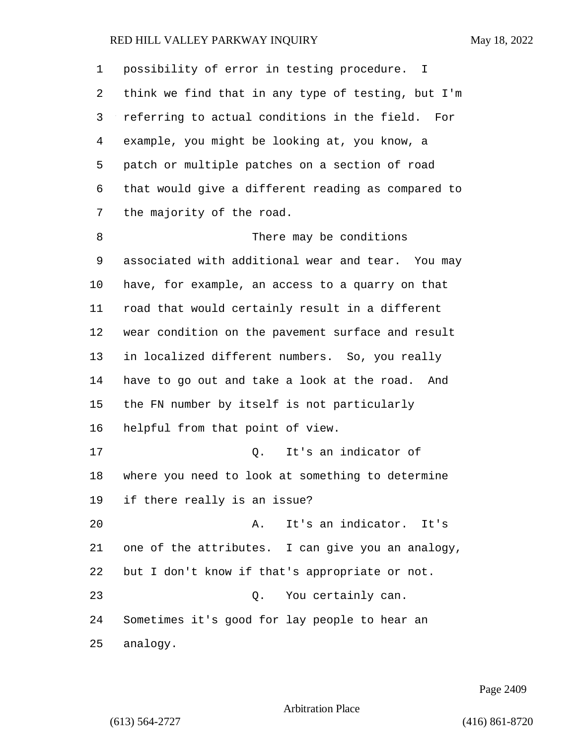possibility of error in testing procedure. I think we find that in any type of testing, but I'm referring to actual conditions in the field. For example, you might be looking at, you know, a patch or multiple patches on a section of road that would give a different reading as compared to the majority of the road.

There may be conditions associated with additional wear and tear. You may have, for example, an access to a quarry on that road that would certainly result in a different wear condition on the pavement surface and result in localized different numbers. So, you really have to go out and take a look at the road. And the FN number by itself is not particularly helpful from that point of view.

Q. It's an indicator of where you need to look at something to determine if there really is an issue?

A. It's an indicator. It's one of the attributes. I can give you an analogy, but I don't know if that's appropriate or not.

Q. You certainly can. Sometimes it's good for lay people to hear an analogy.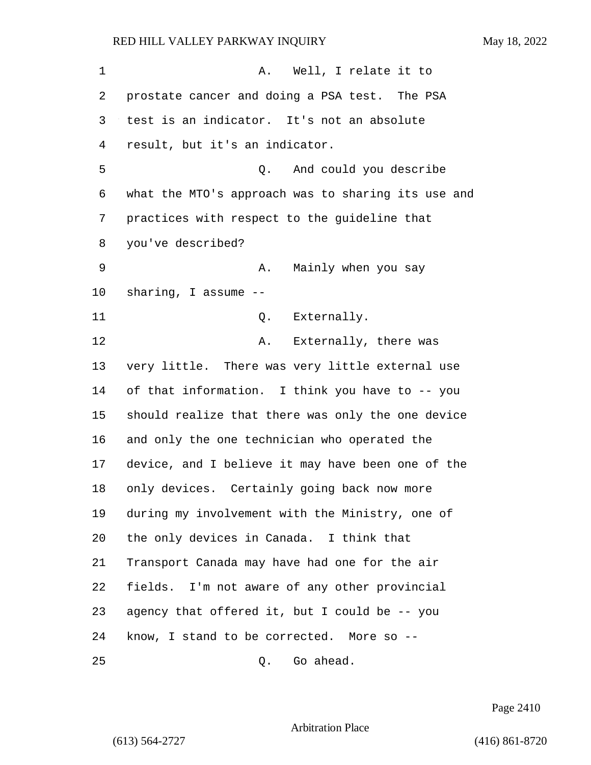A. Well, I relate it to prostate cancer and doing a PSA test. The PSA test is an indicator. It's not an absolute result, but it's an indicator.

Q. And could you describe what the MTO's approach was to sharing its use and practices with respect to the guideline that you've described?

A. Mainly when you say sharing, I assume --

Q. Externally.

A. Externally, there was very little. There was very little external use of that information. I think you have to -- you should realize that there was only the one device and only the one technician who operated the device, and I believe it may have been one of the only devices. Certainly going back now more during my involvement with the Ministry, one of the only devices in Canada. I think that Transport Canada may have had one for the air fields. I'm not aware of any other provincial agency that offered it, but I could be -- you know, I stand to be corrected. More so --

Q. Go ahead.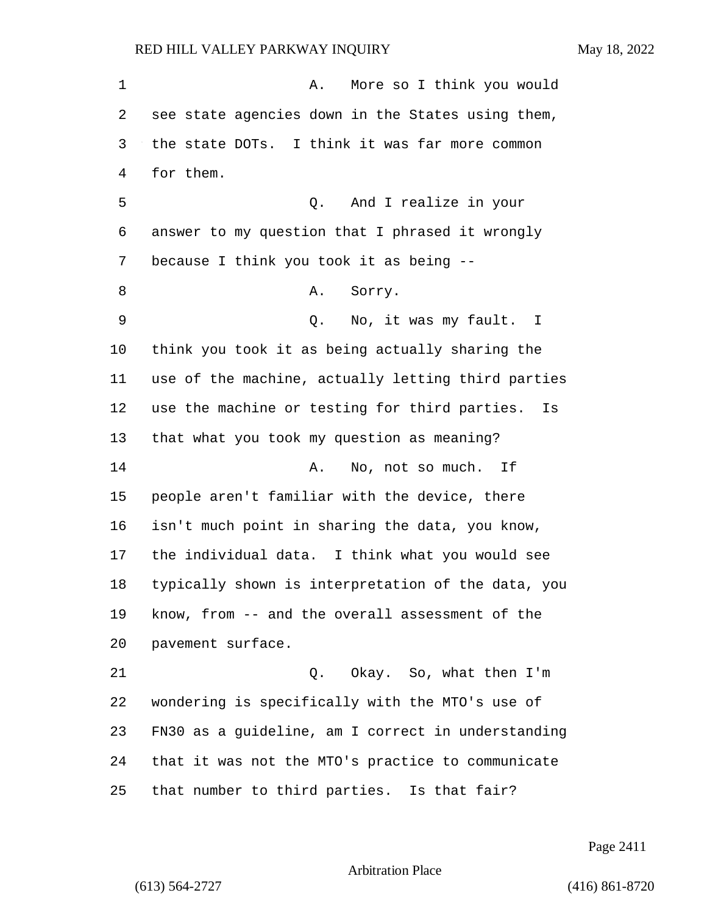A. More so I think you would see state agencies down in the States using them, the state DOTs. I think it was far more common for them.

Q. And I realize in your answer to my question that I phrased it wrongly because I think you took it as being --

A. Sorry.

Q. No, it was my fault. I think you took it as being actually sharing the use of the machine, actually letting third parties use the machine or testing for third parties. Is that what you took my question as meaning?

A. No, not so much. If people aren't familiar with the device, there isn't much point in sharing the data, you know, the individual data. I think what you would see typically shown is interpretation of the data, you know, from -- and the overall assessment of the pavement surface.

Q. Okay. So, what then I'm wondering is specifically with the MTO's use of FN30 as a guideline, am I correct in understanding that it was not the MTO's practice to communicate that number to third parties. Is that fair?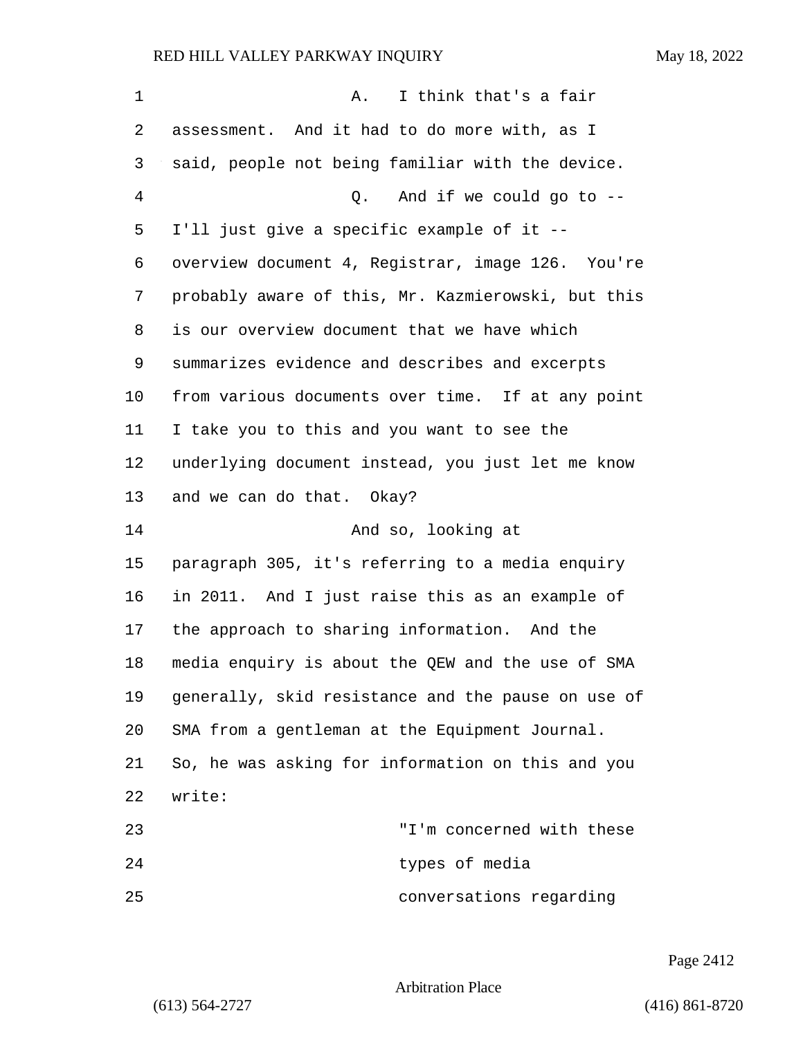A. I think that's a fair assessment. And it had to do more with, as I said, people not being familiar with the device.

Q. And if we could go to -- I'll just give a specific example of it -- overview document 4, Registrar, image 126. You're probably aware of this, Mr. Kazmierowski, but this is our overview document that we have which summarizes evidence and describes and excerpts from various documents over time. If at any point I take you to this and you want to see the underlying document instead, you just let me know and we can do that. Okay?

And so, looking at paragraph 305, it's referring to a media enquiry in 2011. And I just raise this as an example of the approach to sharing information. And the media enquiry is about the QEW and the use of SMA generally, skid resistance and the pause on use of SMA from a gentleman at the Equipment Journal. So, he was asking for information on this and you write:

"I'm concerned with these types of media conversations regarding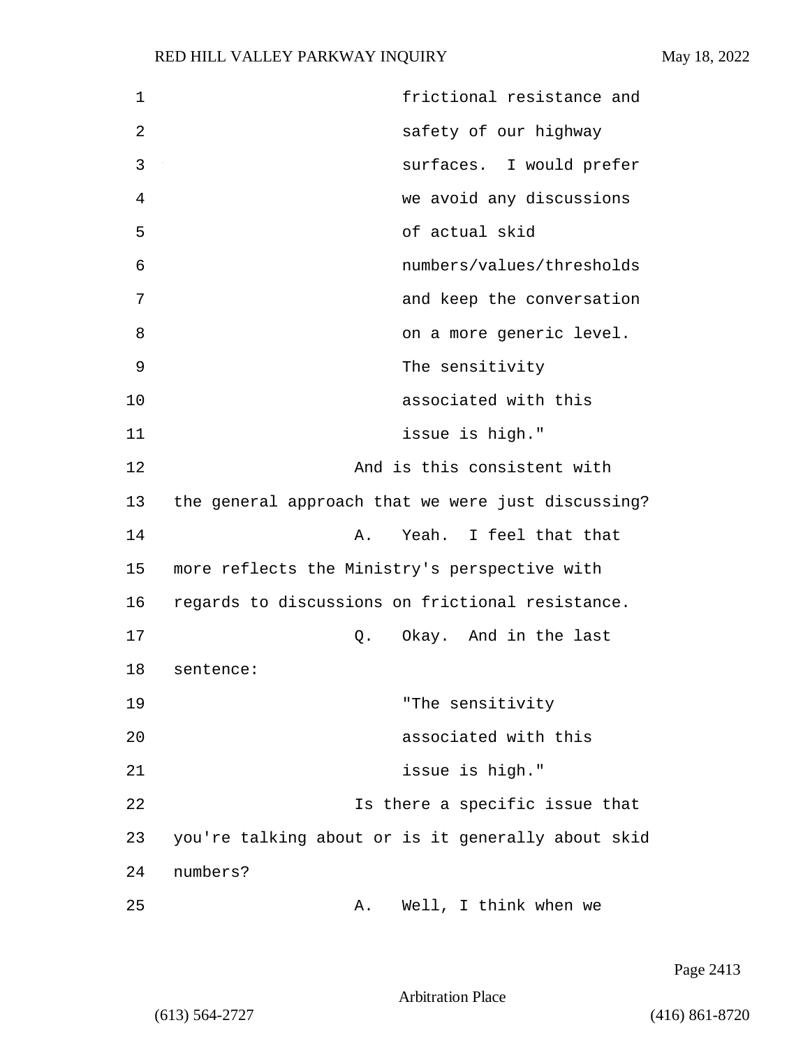1 frictional resistance and
2 safety of our highway
3 surfaces. I would prefer
4 we avoid any discussions
5 of actual skid
6 numbers/values/thresholds
7 and keep the conversation
8 on a more generic level.
9 The sensitivity
10 associated with this
11 issue is high."

12 And is this consistent with
13 the general approach that we were just discussing?

14 A. Yeah. I feel that that
15 more reflects the Ministry's perspective with
16 regards to discussions on frictional resistance.

17 Q. Okay. And in the last
18 sentence:

19 "The sensitivity
20 associated with this
21 issue is high."

22 Is there a specific issue that
23 you're talking about or is it generally about skid
24 numbers?

25 A. Well, I think when we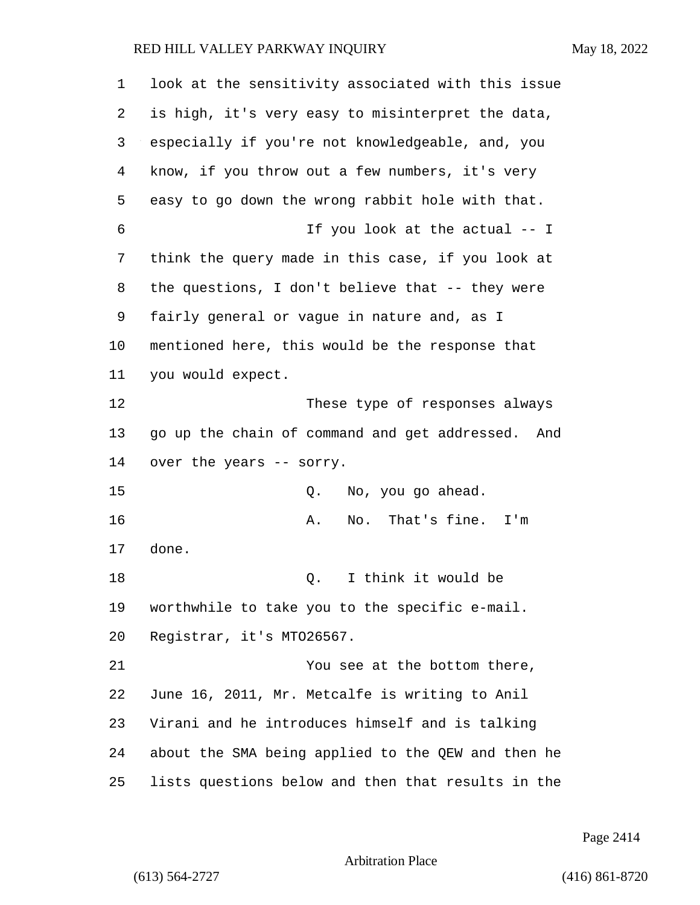look at the sensitivity associated with this issue is high, it's very easy to misinterpret the data, especially if you're not knowledgeable, and, you know, if you throw out a few numbers, it's very easy to go down the wrong rabbit hole with that.

If you look at the actual -- I think the query made in this case, if you look at the questions, I don't believe that -- they were fairly general or vague in nature and, as I mentioned here, this would be the response that you would expect.

These type of responses always go up the chain of command and get addressed. And over the years -- sorry.

Q. No, you go ahead.

A. No. That's fine. I'm done.

Q. I think it would be worthwhile to take you to the specific e-mail. Registrar, it's MTO26567.

You see at the bottom there, June 16, 2011, Mr. Metcalfe is writing to Anil Virani and he introduces himself and is talking about the SMA being applied to the QEW and then he lists questions below and then that results in the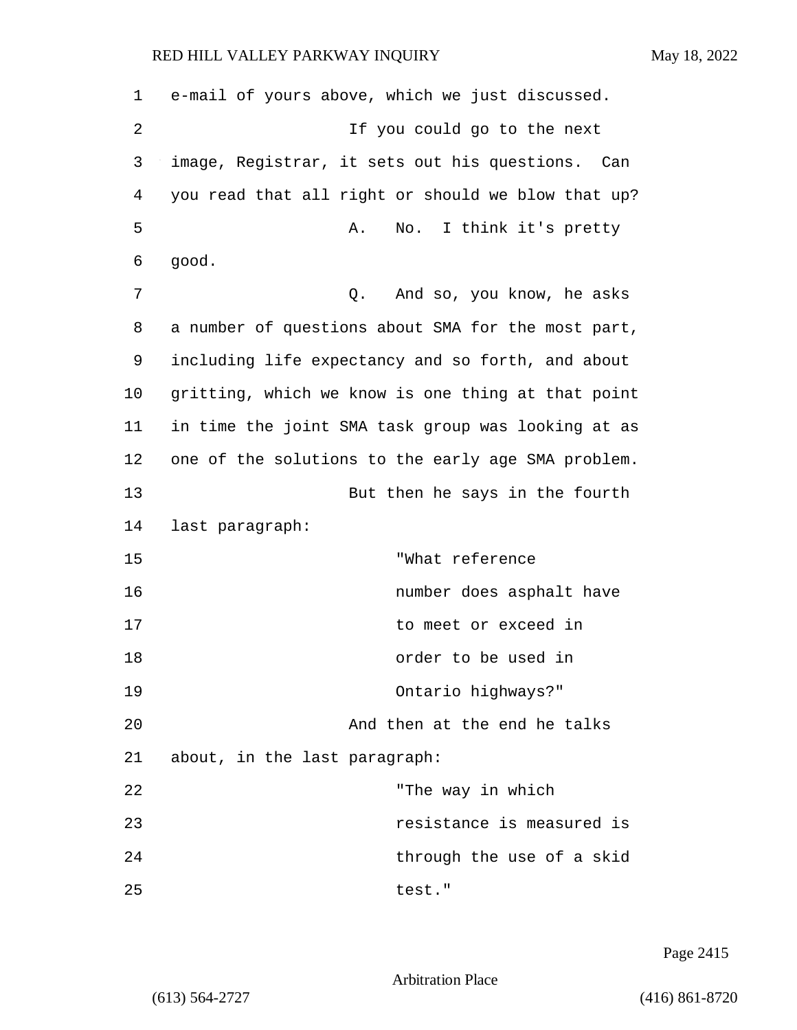e-mail of yours above, which we just discussed.

If you could go to the next image, Registrar, it sets out his questions. Can you read that all right or should we blow that up?

A. No. I think it's pretty good.

Q. And so, you know, he asks a number of questions about SMA for the most part, including life expectancy and so forth, and about gritting, which we know is one thing at that point in time the joint SMA task group was looking at as one of the solutions to the early age SMA problem.

But then he says in the fourth last paragraph:

> "What reference number does asphalt have to meet or exceed in order to be used in Ontario highways?"

And then at the end he talks about, in the last paragraph:

> "The way in which resistance is measured is through the use of a skid test."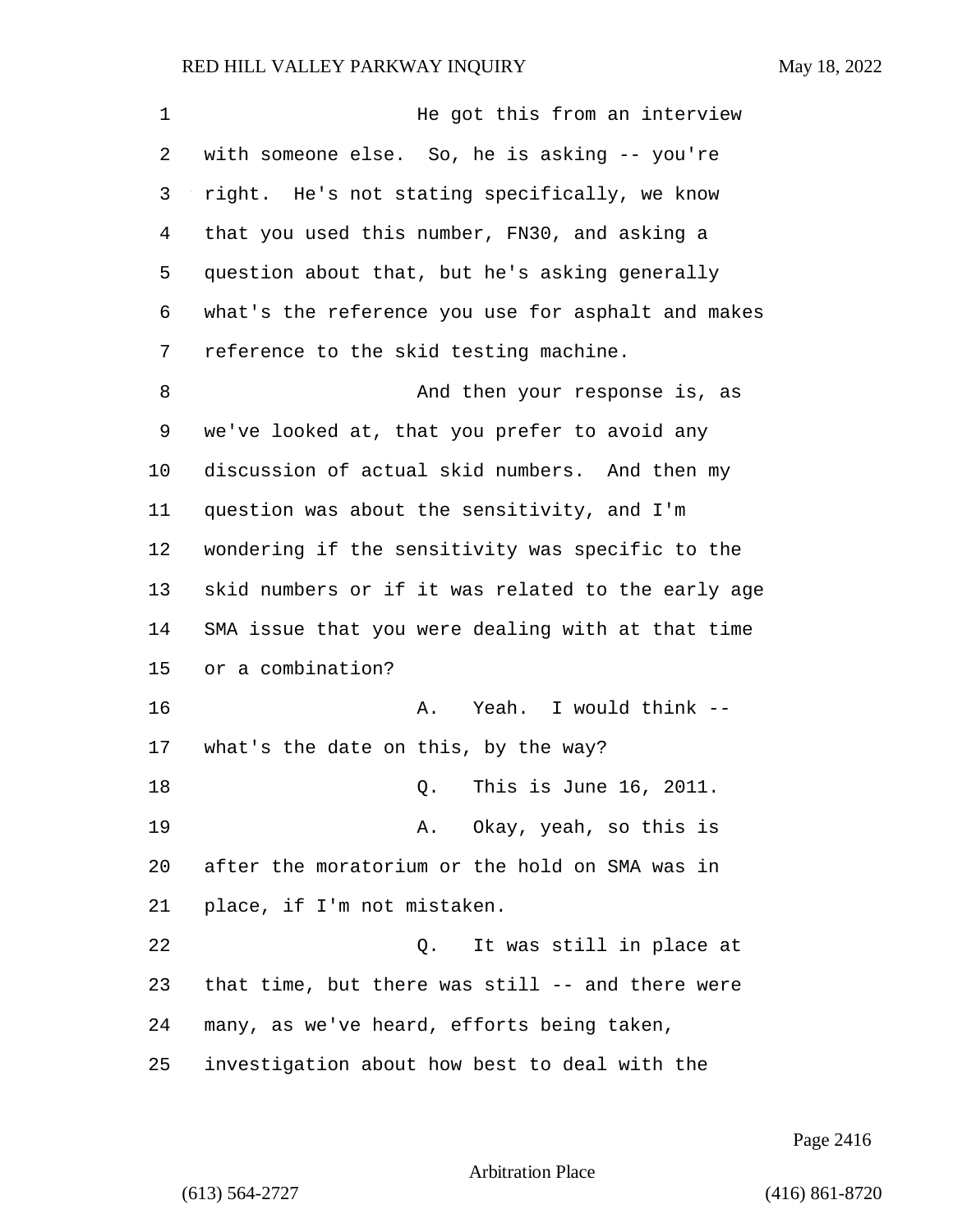He got this from an interview with someone else. So, he is asking -- you're right. He's not stating specifically, we know that you used this number, FN30, and asking a question about that, but he's asking generally what's the reference you use for asphalt and makes reference to the skid testing machine.

And then your response is, as we've looked at, that you prefer to avoid any discussion of actual skid numbers. And then my question was about the sensitivity, and I'm wondering if the sensitivity was specific to the skid numbers or if it was related to the early age SMA issue that you were dealing with at that time or a combination?

A. Yeah. I would think -- what's the date on this, by the way?

Q. This is June 16, 2011.

A. Okay, yeah, so this is after the moratorium or the hold on SMA was in place, if I'm not mistaken.

Q. It was still in place at that time, but there was still -- and there were many, as we've heard, efforts being taken, investigation about how best to deal with the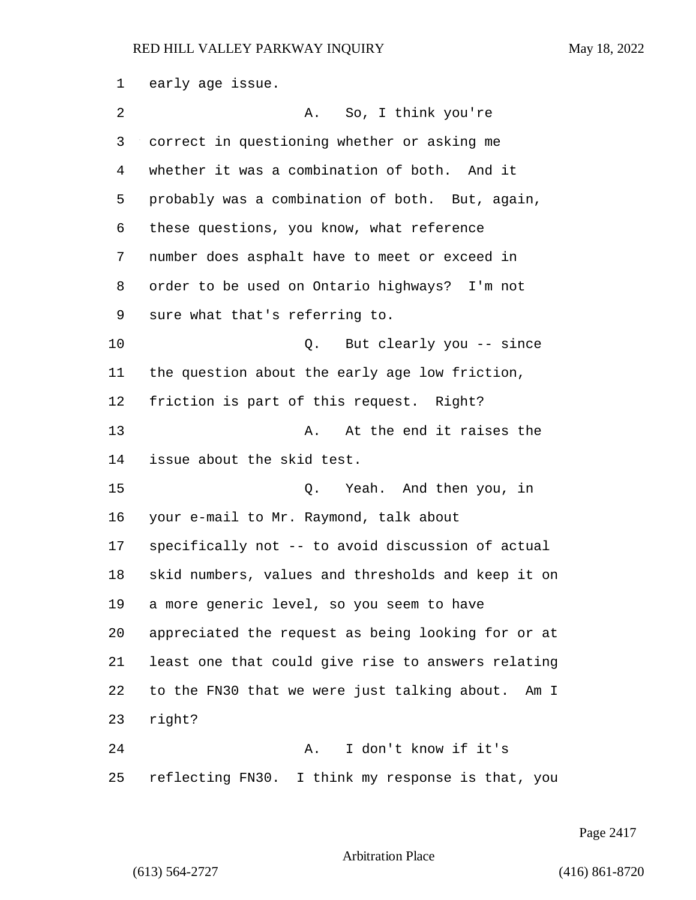early age issue.

A. So, I think you're correct in questioning whether or asking me whether it was a combination of both. And it probably was a combination of both. But, again, these questions, you know, what reference number does asphalt have to meet or exceed in order to be used on Ontario highways? I'm not sure what that's referring to.

Q. But clearly you -- since the question about the early age low friction, friction is part of this request. Right?

A. At the end it raises the issue about the skid test.

Q. Yeah. And then you, in your e-mail to Mr. Raymond, talk about specifically not -- to avoid discussion of actual skid numbers, values and thresholds and keep it on a more generic level, so you seem to have appreciated the request as being looking for or at least one that could give rise to answers relating to the FN30 that we were just talking about. Am I right?

A. I don't know if it's reflecting FN30. I think my response is that, you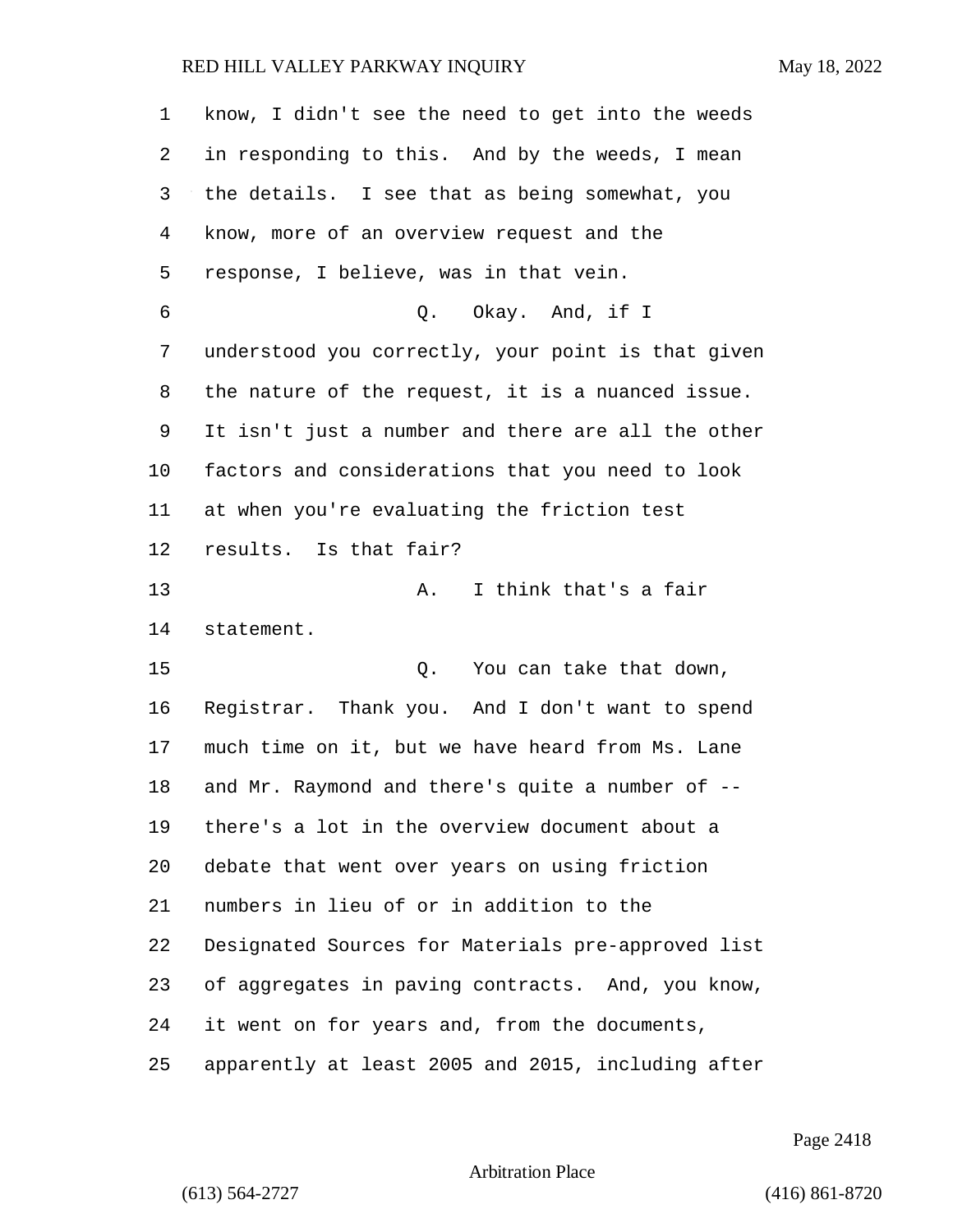know, I didn't see the need to get into the weeds in responding to this. And by the weeds, I mean the details. I see that as being somewhat, you know, more of an overview request and the response, I believe, was in that vein.

Q. Okay. And, if I understood you correctly, your point is that given the nature of the request, it is a nuanced issue. It isn't just a number and there are all the other factors and considerations that you need to look at when you're evaluating the friction test results. Is that fair?

A. I think that's a fair statement.

Q. You can take that down, Registrar. Thank you. And I don't want to spend much time on it, but we have heard from Ms. Lane and Mr. Raymond and there's quite a number of -- there's a lot in the overview document about a debate that went over years on using friction numbers in lieu of or in addition to the Designated Sources for Materials pre-approved list of aggregates in paving contracts. And, you know, it went on for years and, from the documents, apparently at least 2005 and 2015, including after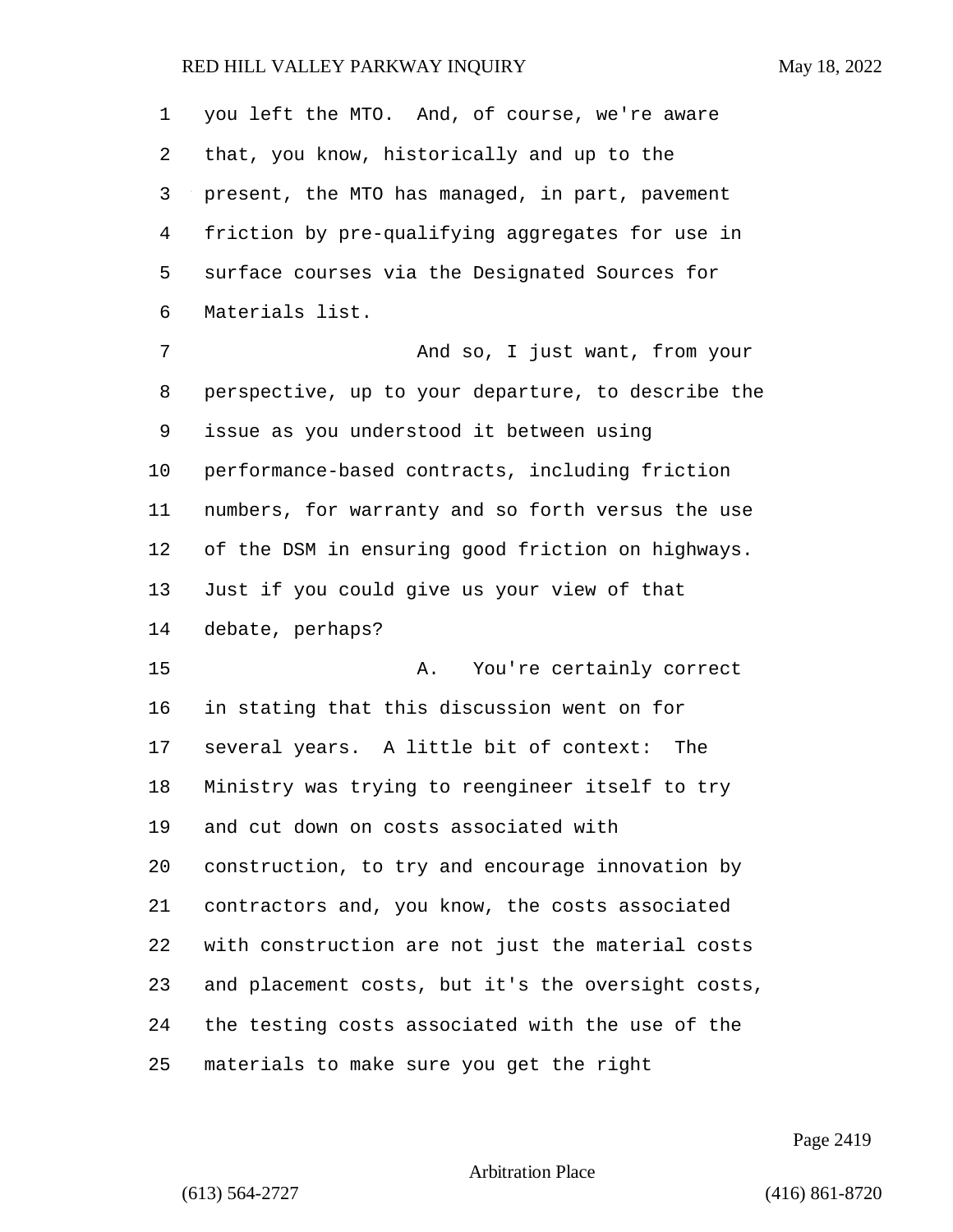you left the MTO. And, of course, we're aware that, you know, historically and up to the present, the MTO has managed, in part, pavement friction by pre-qualifying aggregates for use in surface courses via the Designated Sources for Materials list.

And so, I just want, from your perspective, up to your departure, to describe the issue as you understood it between using performance-based contracts, including friction numbers, for warranty and so forth versus the use of the DSM in ensuring good friction on highways. Just if you could give us your view of that debate, perhaps?

A. You're certainly correct in stating that this discussion went on for several years. A little bit of context: The Ministry was trying to reengineer itself to try and cut down on costs associated with construction, to try and encourage innovation by contractors and, you know, the costs associated with construction are not just the material costs and placement costs, but it's the oversight costs, the testing costs associated with the use of the materials to make sure you get the right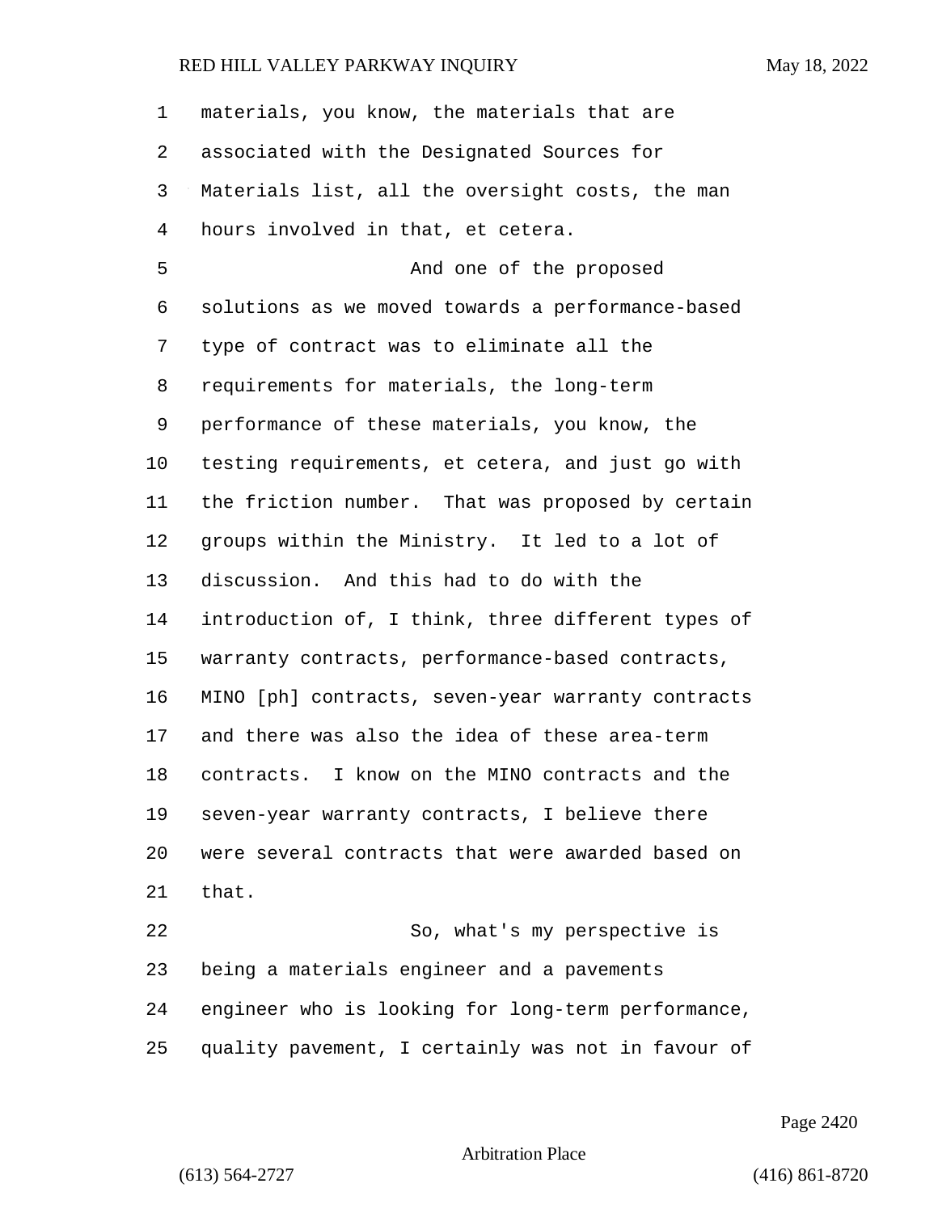materials, you know, the materials that are associated with the Designated Sources for Materials list, all the oversight costs, the man hours involved in that, et cetera.

And one of the proposed solutions as we moved towards a performance-based type of contract was to eliminate all the requirements for materials, the long-term performance of these materials, you know, the testing requirements, et cetera, and just go with the friction number. That was proposed by certain groups within the Ministry. It led to a lot of discussion. And this had to do with the introduction of, I think, three different types of warranty contracts, performance-based contracts, MINO [ph] contracts, seven-year warranty contracts and there was also the idea of these area-term contracts. I know on the MINO contracts and the seven-year warranty contracts, I believe there were several contracts that were awarded based on that.

So, what's my perspective is being a materials engineer and a pavements engineer who is looking for long-term performance, quality pavement, I certainly was not in favour of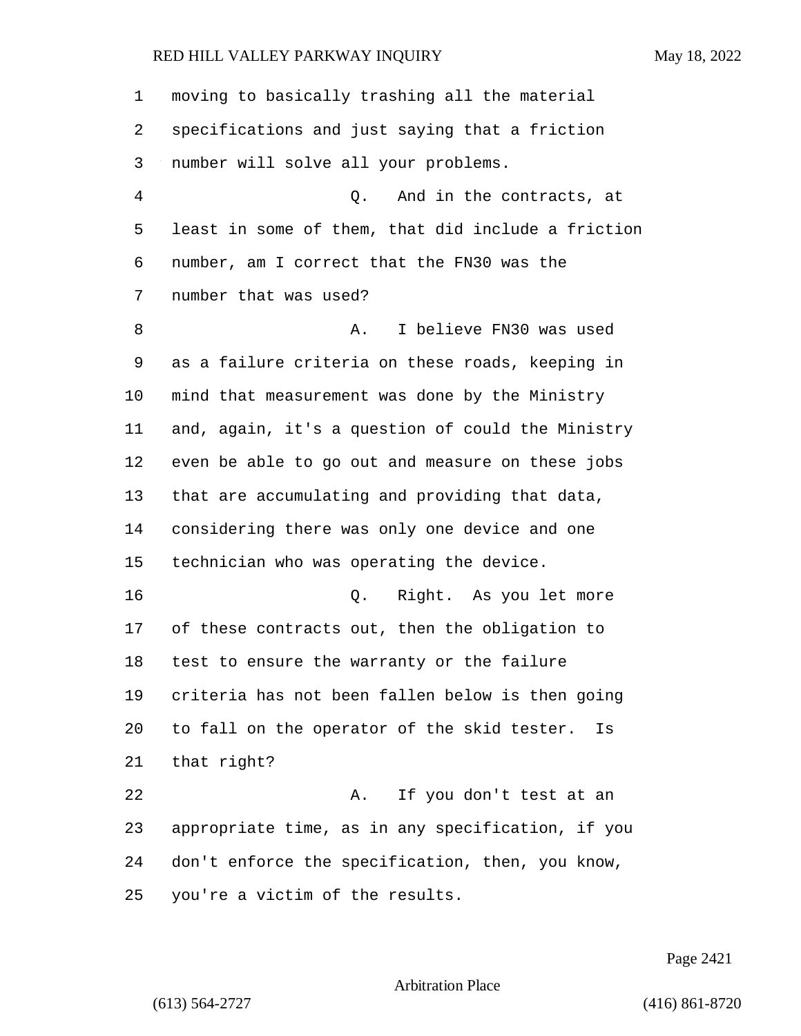moving to basically trashing all the material specifications and just saying that a friction number will solve all your problems.

Q. And in the contracts, at least in some of them, that did include a friction number, am I correct that the FN30 was the number that was used?

A. I believe FN30 was used as a failure criteria on these roads, keeping in mind that measurement was done by the Ministry and, again, it's a question of could the Ministry even be able to go out and measure on these jobs that are accumulating and providing that data, considering there was only one device and one technician who was operating the device.

Q. Right. As you let more of these contracts out, then the obligation to test to ensure the warranty or the failure criteria has not been fallen below is then going to fall on the operator of the skid tester. Is that right?

A. If you don't test at an appropriate time, as in any specification, if you don't enforce the specification, then, you know, you're a victim of the results.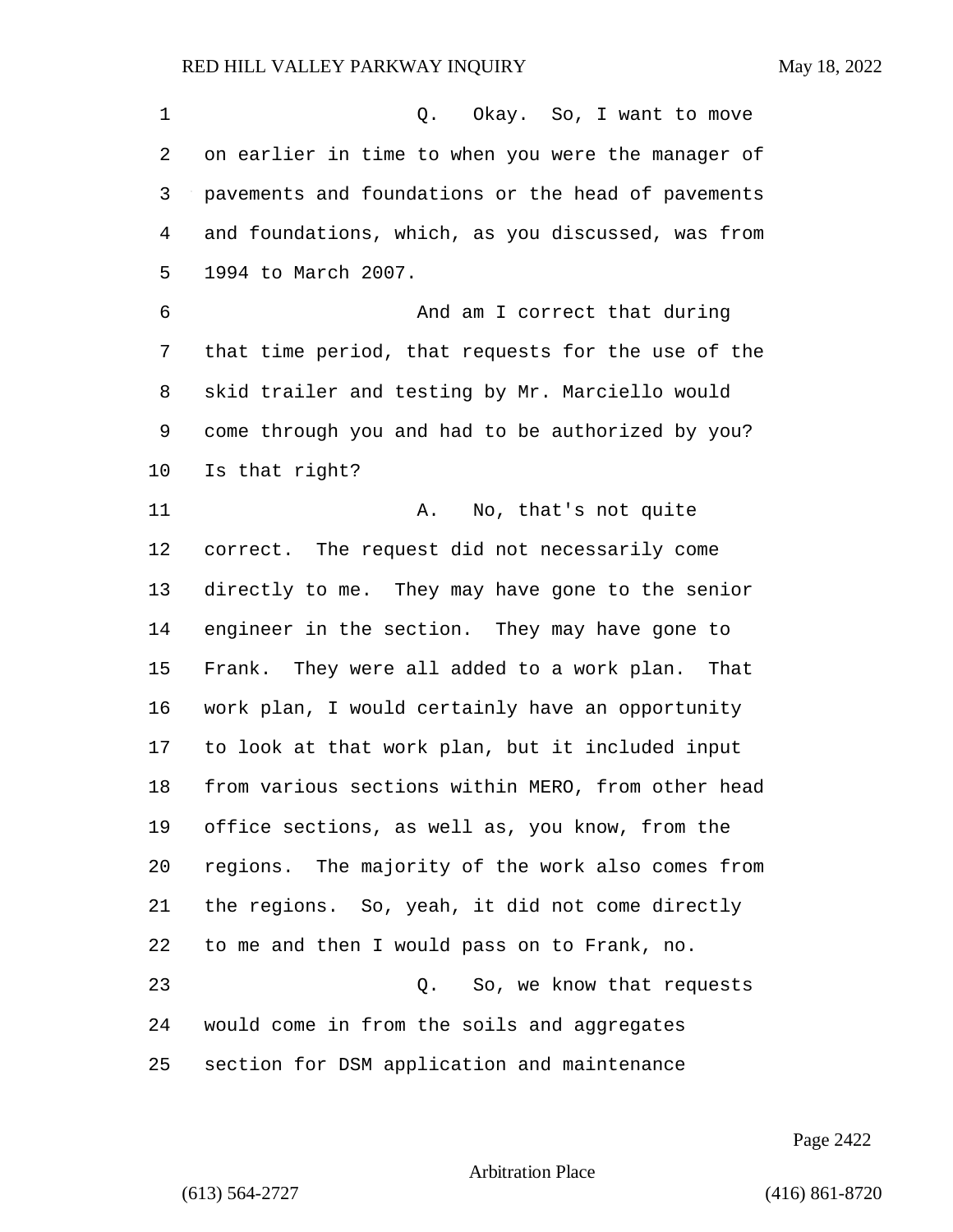Q. Okay. So, I want to move on earlier in time to when you were the manager of pavements and foundations or the head of pavements and foundations, which, as you discussed, was from 1994 to March 2007.

And am I correct that during that time period, that requests for the use of the skid trailer and testing by Mr. Marciello would come through you and had to be authorized by you? Is that right?

A. No, that's not quite correct. The request did not necessarily come directly to me. They may have gone to the senior engineer in the section. They may have gone to Frank. They were all added to a work plan. That work plan, I would certainly have an opportunity to look at that work plan, but it included input from various sections within MERO, from other head office sections, as well as, you know, from the regions. The majority of the work also comes from the regions. So, yeah, it did not come directly to me and then I would pass on to Frank, no.

Q. So, we know that requests would come in from the soils and aggregates section for DSM application and maintenance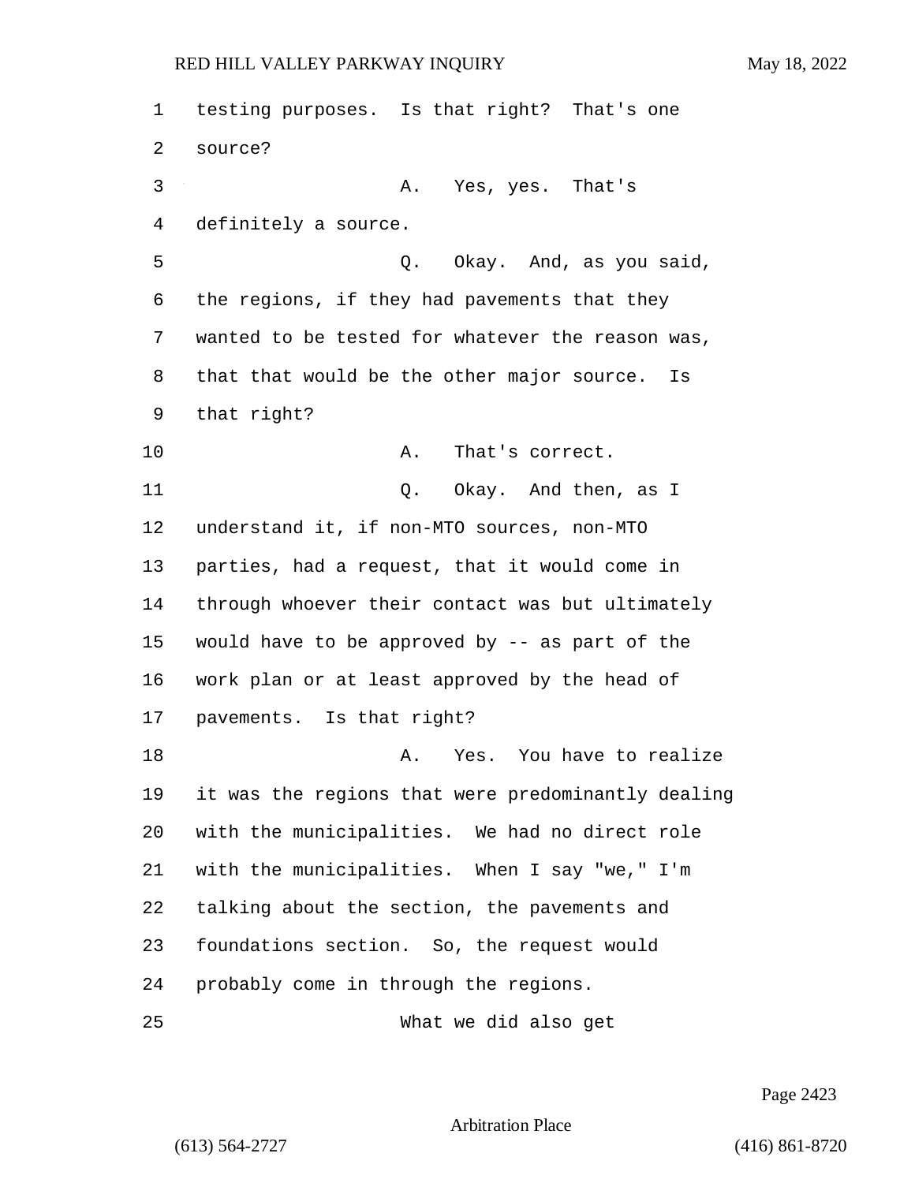testing purposes. Is that right? That's one source?

A. Yes, yes. That's definitely a source.

Q. Okay. And, as you said, the regions, if they had pavements that they wanted to be tested for whatever the reason was, that that would be the other major source. Is that right?

A. That's correct.

Q. Okay. And then, as I understand it, if non-MTO sources, non-MTO parties, had a request, that it would come in through whoever their contact was but ultimately would have to be approved by -- as part of the work plan or at least approved by the head of pavements. Is that right?

A. Yes. You have to realize it was the regions that were predominantly dealing with the municipalities. We had no direct role with the municipalities. When I say "we," I'm talking about the section, the pavements and foundations section. So, the request would probably come in through the regions.

What we did also get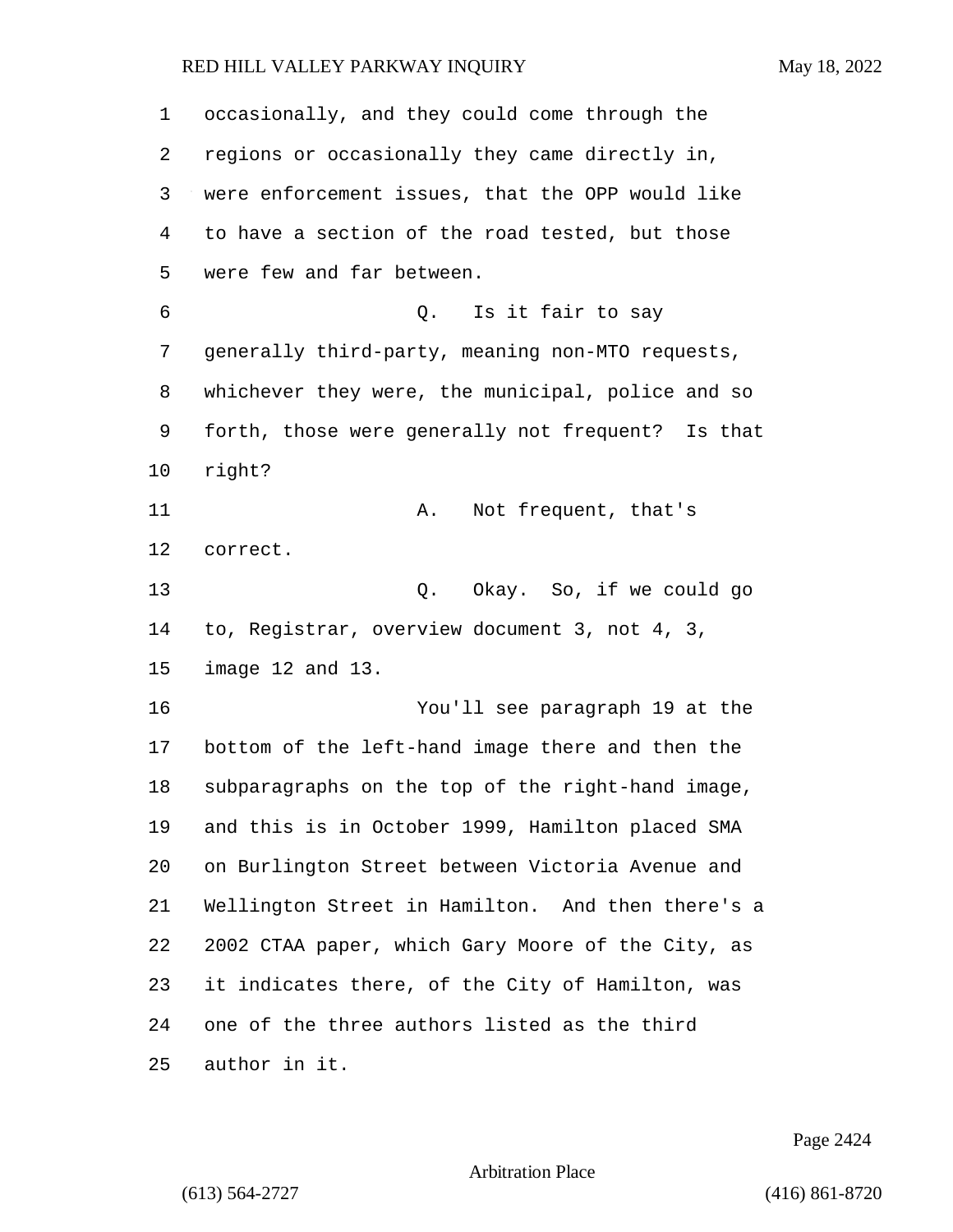occasionally, and they could come through the regions or occasionally they came directly in, were enforcement issues, that the OPP would like to have a section of the road tested, but those were few and far between.

Q. Is it fair to say generally third-party, meaning non-MTO requests, whichever they were, the municipal, police and so forth, those were generally not frequent? Is that right?

A. Not frequent, that's correct.

Q. Okay. So, if we could go to, Registrar, overview document 3, not 4, 3, image 12 and 13.

You'll see paragraph 19 at the bottom of the left-hand image there and then the subparagraphs on the top of the right-hand image, and this is in October 1999, Hamilton placed SMA on Burlington Street between Victoria Avenue and Wellington Street in Hamilton. And then there's a 2002 CTAA paper, which Gary Moore of the City, as it indicates there, of the City of Hamilton, was one of the three authors listed as the third author in it.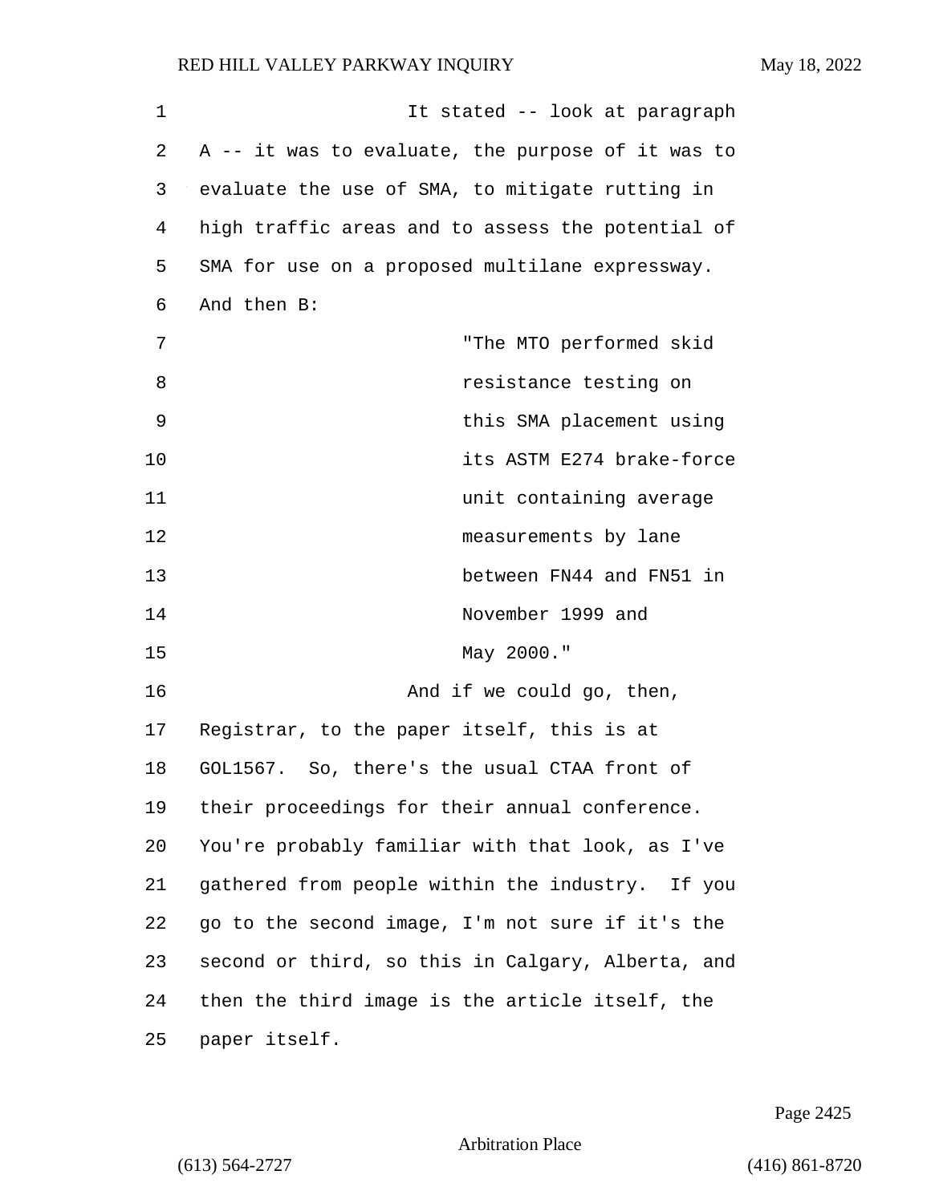It stated -- look at paragraph A -- it was to evaluate, the purpose of it was to evaluate the use of SMA, to mitigate rutting in high traffic areas and to assess the potential of SMA for use on a proposed multilane expressway. And then B:

> "The MTO performed skid resistance testing on this SMA placement using its ASTM E274 brake-force unit containing average measurements by lane between FN44 and FN51 in November 1999 and May 2000."

And if we could go, then, Registrar, to the paper itself, this is at GOL1567. So, there's the usual CTAA front of their proceedings for their annual conference. You're probably familiar with that look, as I've gathered from people within the industry. If you go to the second image, I'm not sure if it's the second or third, so this in Calgary, Alberta, and then the third image is the article itself, the paper itself.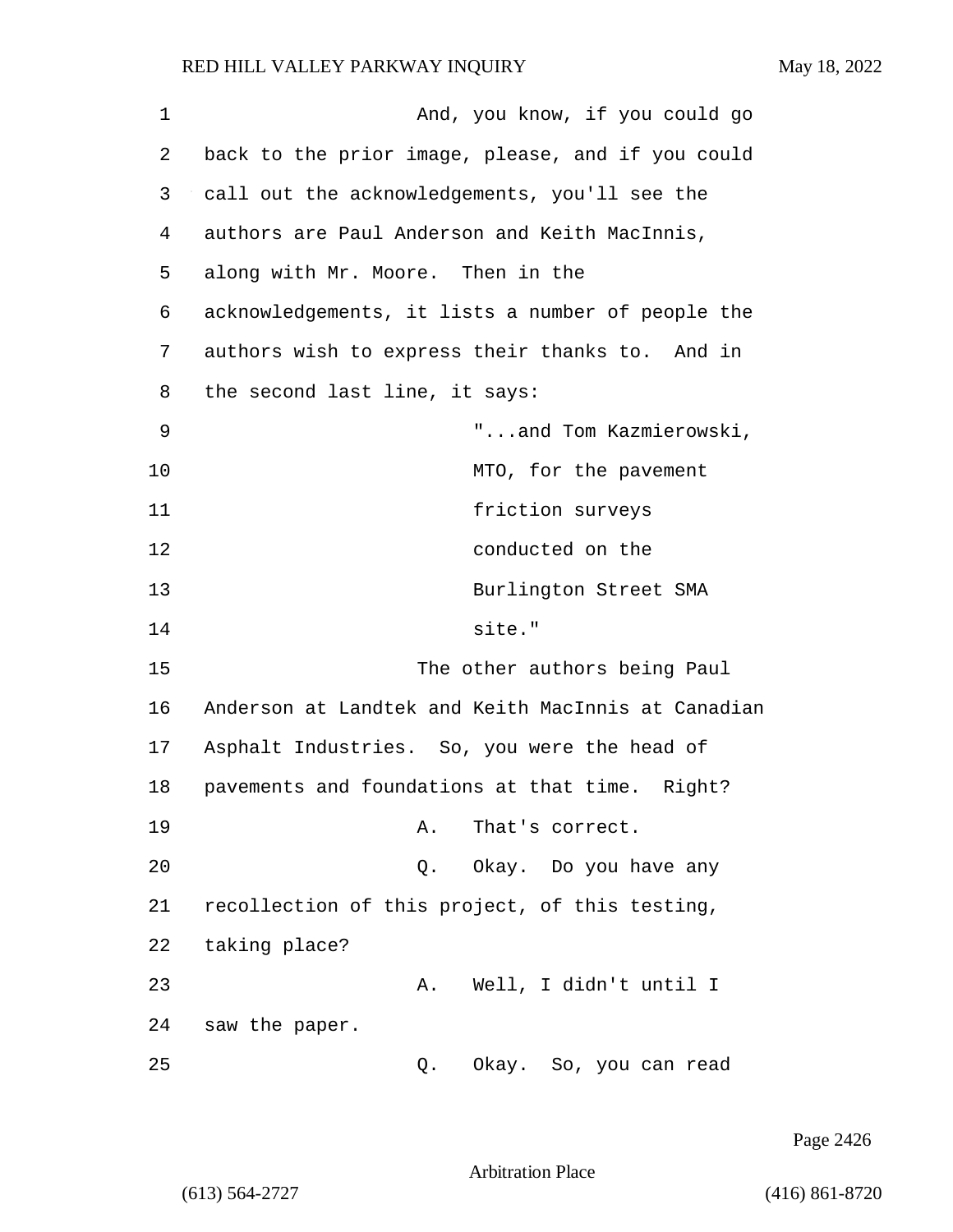And, you know, if you could go back to the prior image, please, and if you could call out the acknowledgements, you'll see the authors are Paul Anderson and Keith MacInnis, along with Mr. Moore. Then in the acknowledgements, it lists a number of people the authors wish to express their thanks to. And in the second last line, it says:

> "...and Tom Kazmierowski, MTO, for the pavement friction surveys conducted on the Burlington Street SMA site."

The other authors being Paul Anderson at Landtek and Keith MacInnis at Canadian Asphalt Industries. So, you were the head of pavements and foundations at that time. Right?

A. That's correct.

Q. Okay. Do you have any recollection of this project, of this testing, taking place?

A. Well, I didn't until I saw the paper.

Q. Okay. So, you can read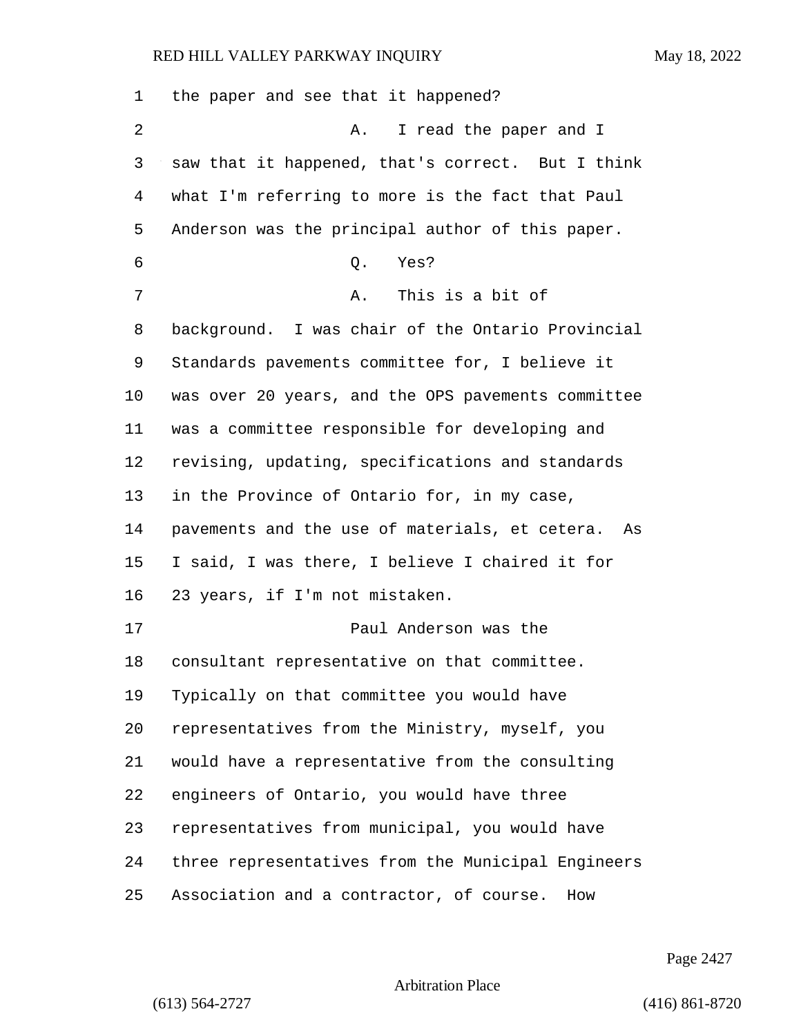the paper and see that it happened?

A. I read the paper and I saw that it happened, that's correct. But I think what I'm referring to more is the fact that Paul Anderson was the principal author of this paper.

Q. Yes?

A. This is a bit of background. I was chair of the Ontario Provincial Standards pavements committee for, I believe it was over 20 years, and the OPS pavements committee was a committee responsible for developing and revising, updating, specifications and standards in the Province of Ontario for, in my case, pavements and the use of materials, et cetera. As I said, I was there, I believe I chaired it for 23 years, if I'm not mistaken.

Paul Anderson was the consultant representative on that committee. Typically on that committee you would have representatives from the Ministry, myself, you would have a representative from the consulting engineers of Ontario, you would have three representatives from municipal, you would have three representatives from the Municipal Engineers Association and a contractor, of course. How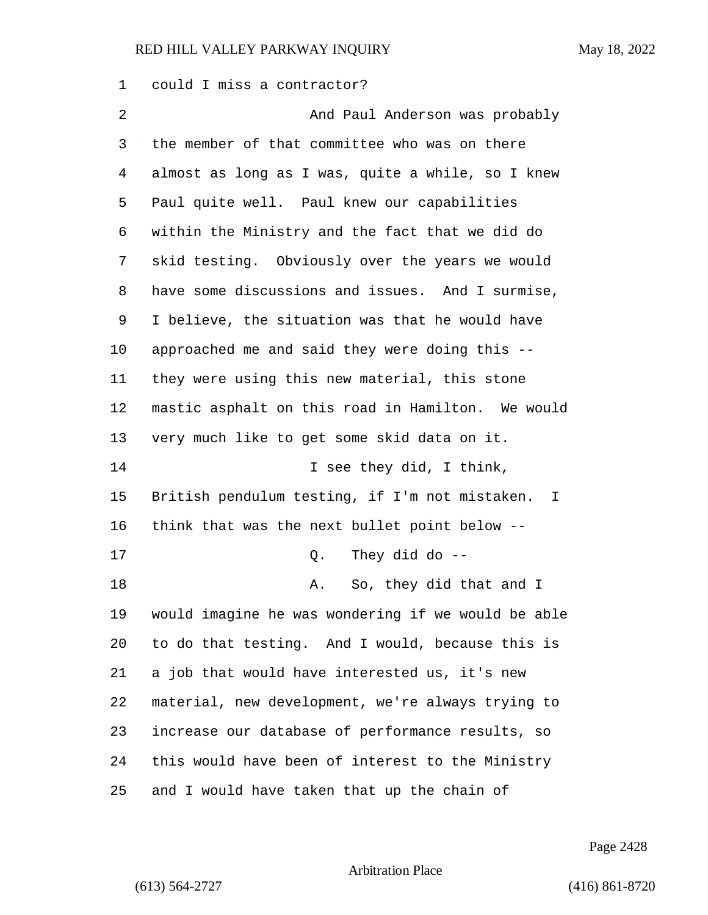could I miss a contractor?

And Paul Anderson was probably the member of that committee who was on there almost as long as I was, quite a while, so I knew Paul quite well. Paul knew our capabilities within the Ministry and the fact that we did do skid testing. Obviously over the years we would have some discussions and issues. And I surmise, I believe, the situation was that he would have approached me and said they were doing this -- they were using this new material, this stone mastic asphalt on this road in Hamilton. We would very much like to get some skid data on it.

I see they did, I think, British pendulum testing, if I'm not mistaken. I think that was the next bullet point below --

Q. They did do --

A. So, they did that and I would imagine he was wondering if we would be able to do that testing. And I would, because this is a job that would have interested us, it's new material, new development, we're always trying to increase our database of performance results, so this would have been of interest to the Ministry and I would have taken that up the chain of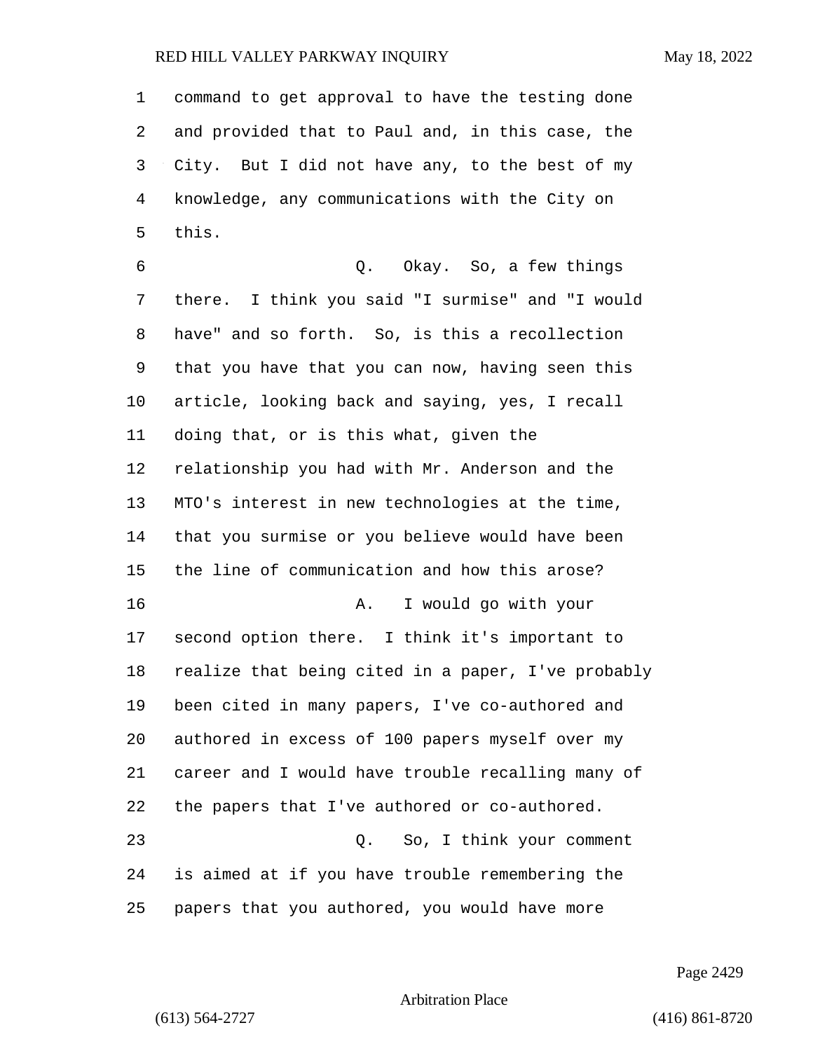command to get approval to have the testing done and provided that to Paul and, in this case, the City. But I did not have any, to the best of my knowledge, any communications with the City on this.

Q. Okay. So, a few things there. I think you said "I surmise" and "I would have" and so forth. So, is this a recollection that you have that you can now, having seen this article, looking back and saying, yes, I recall doing that, or is this what, given the relationship you had with Mr. Anderson and the MTO's interest in new technologies at the time, that you surmise or you believe would have been the line of communication and how this arose?

A. I would go with your second option there. I think it's important to realize that being cited in a paper, I've probably been cited in many papers, I've co-authored and authored in excess of 100 papers myself over my career and I would have trouble recalling many of the papers that I've authored or co-authored.

Q. So, I think your comment is aimed at if you have trouble remembering the papers that you authored, you would have more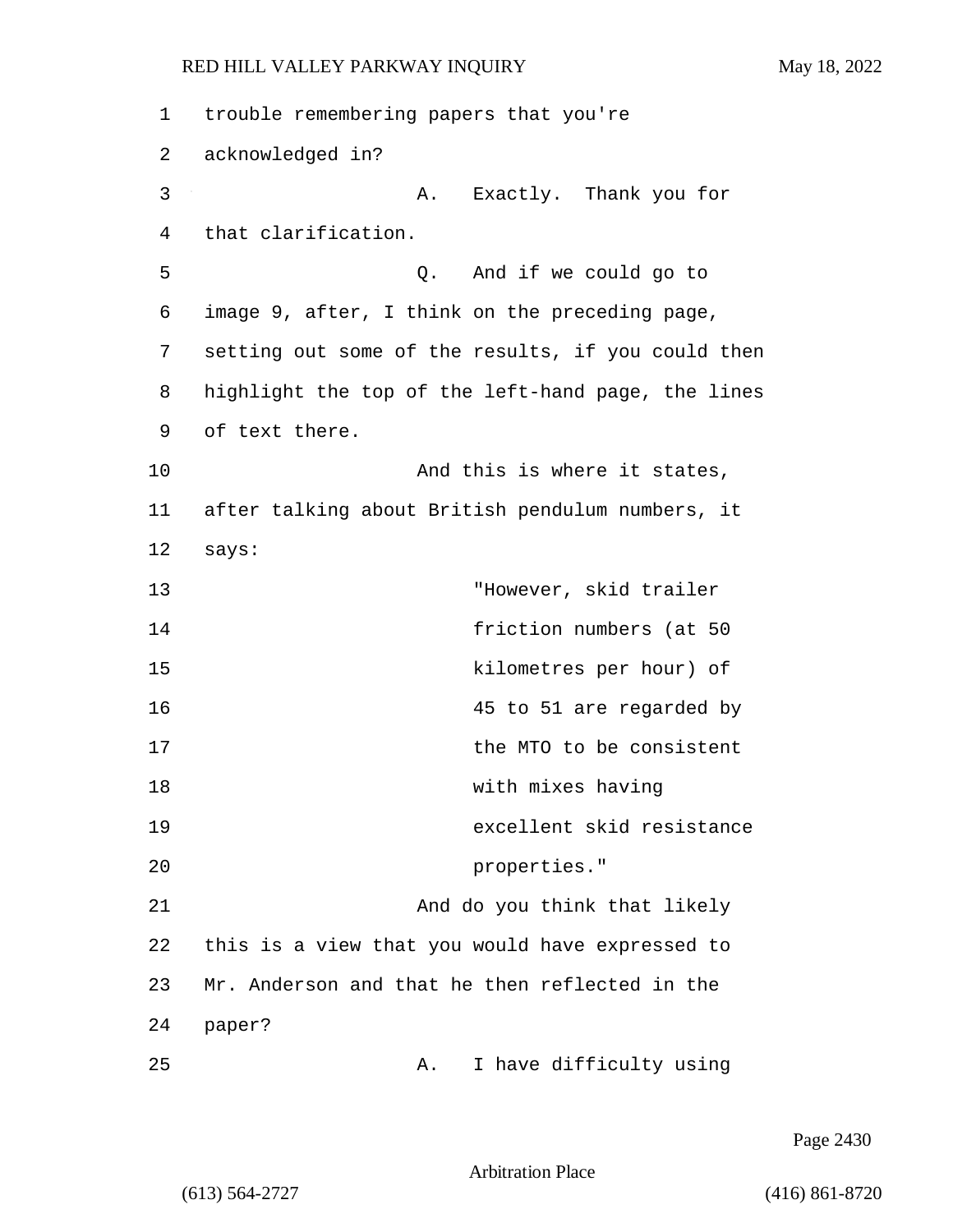trouble remembering papers that you're acknowledged in?

A. Exactly. Thank you for that clarification.

Q. And if we could go to image 9, after, I think on the preceding page, setting out some of the results, if you could then highlight the top of the left-hand page, the lines of text there.

And this is where it states, after talking about British pendulum numbers, it says:

> "However, skid trailer friction numbers (at 50 kilometres per hour) of 45 to 51 are regarded by the MTO to be consistent with mixes having excellent skid resistance properties."

And do you think that likely this is a view that you would have expressed to Mr. Anderson and that he then reflected in the paper?

A. I have difficulty using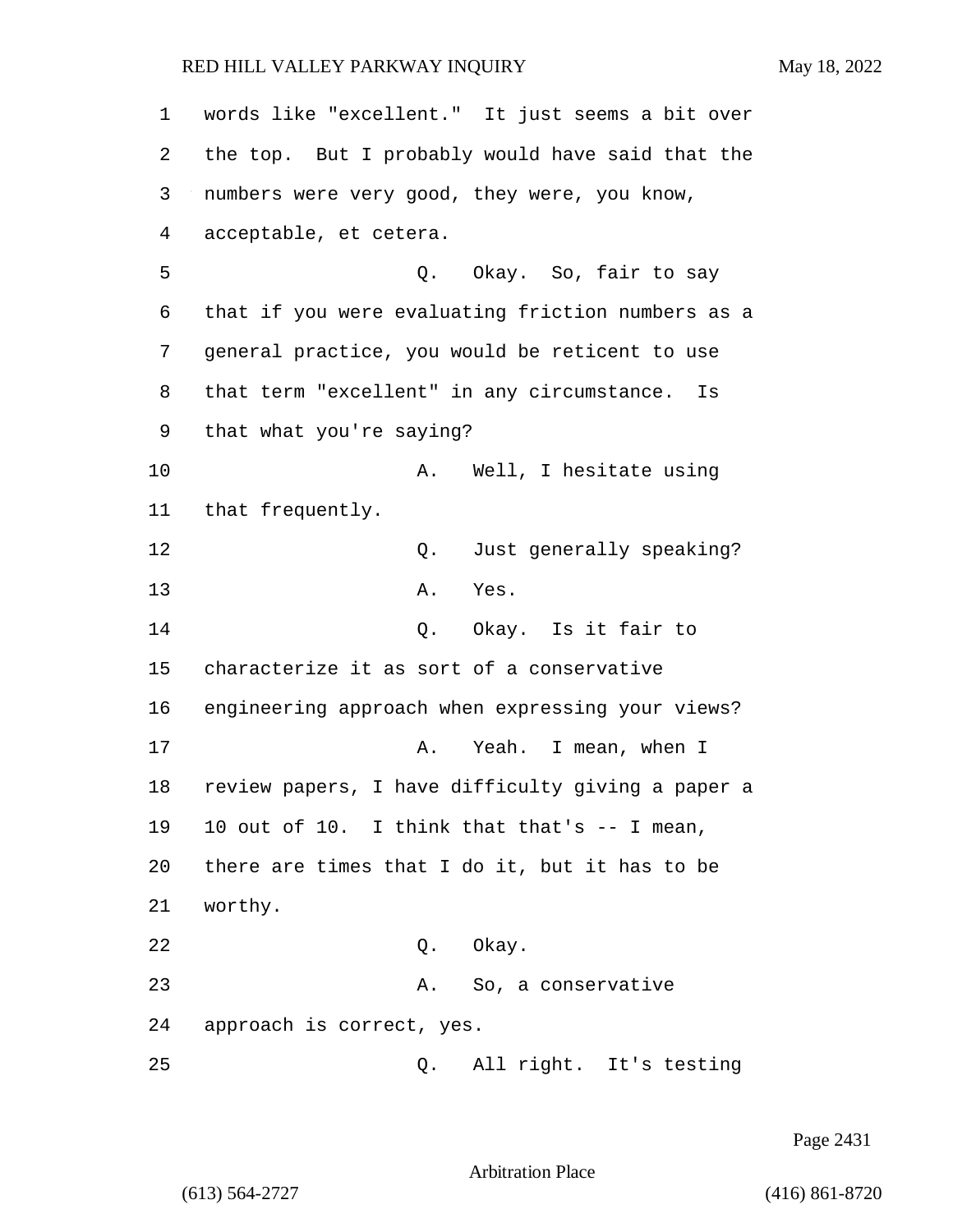words like "excellent." It just seems a bit over the top. But I probably would have said that the numbers were very good, they were, you know, acceptable, et cetera.

Q. Okay. So, fair to say that if you were evaluating friction numbers as a general practice, you would be reticent to use that term "excellent" in any circumstance. Is that what you're saying?

A. Well, I hesitate using that frequently.

Q. Just generally speaking?

A. Yes.

Q. Okay. Is it fair to characterize it as sort of a conservative engineering approach when expressing your views?

A. Yeah. I mean, when I review papers, I have difficulty giving a paper a 10 out of 10. I think that that's -- I mean, there are times that I do it, but it has to be worthy.

Q. Okay.

A. So, a conservative approach is correct, yes.

Q. All right. It's testing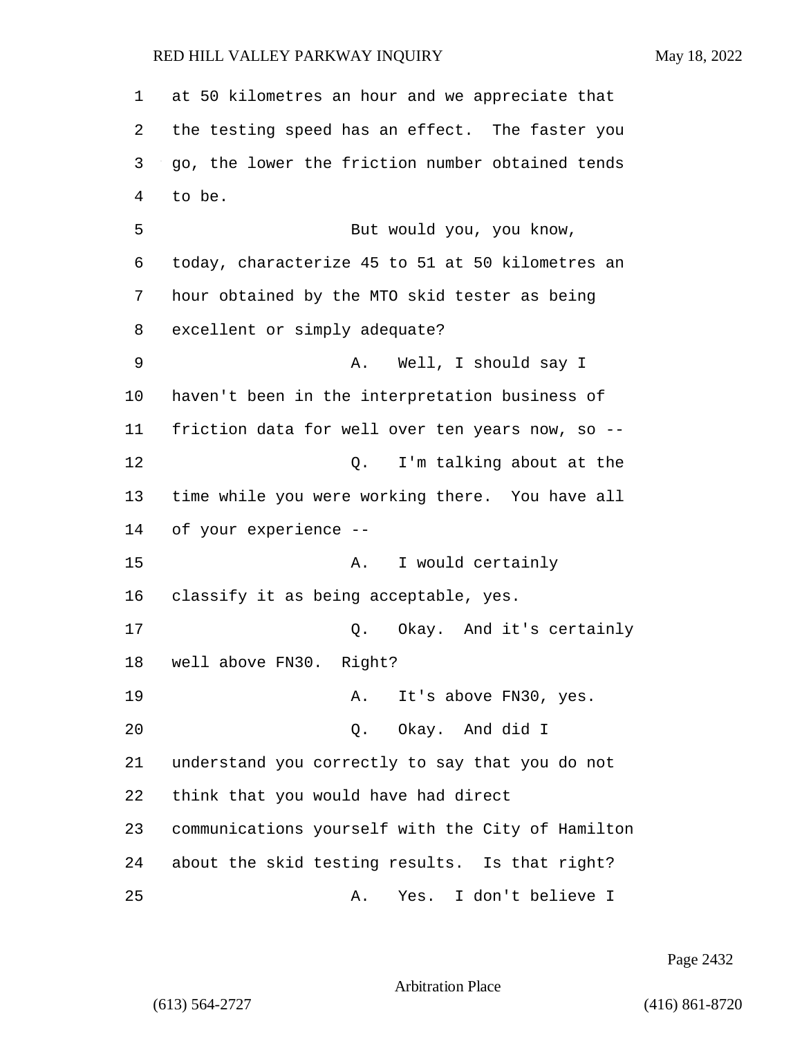at 50 kilometres an hour and we appreciate that the testing speed has an effect. The faster you go, the lower the friction number obtained tends to be.

But would you, you know, today, characterize 45 to 51 at 50 kilometres an hour obtained by the MTO skid tester as being excellent or simply adequate?

A. Well, I should say I haven't been in the interpretation business of friction data for well over ten years now, so --

Q. I'm talking about at the time while you were working there. You have all of your experience --

A. I would certainly classify it as being acceptable, yes.

Q. Okay. And it's certainly well above FN30. Right?

A. It's above FN30, yes.

Q. Okay. And did I understand you correctly to say that you do not think that you would have had direct communications yourself with the City of Hamilton about the skid testing results. Is that right?

A. Yes. I don't believe I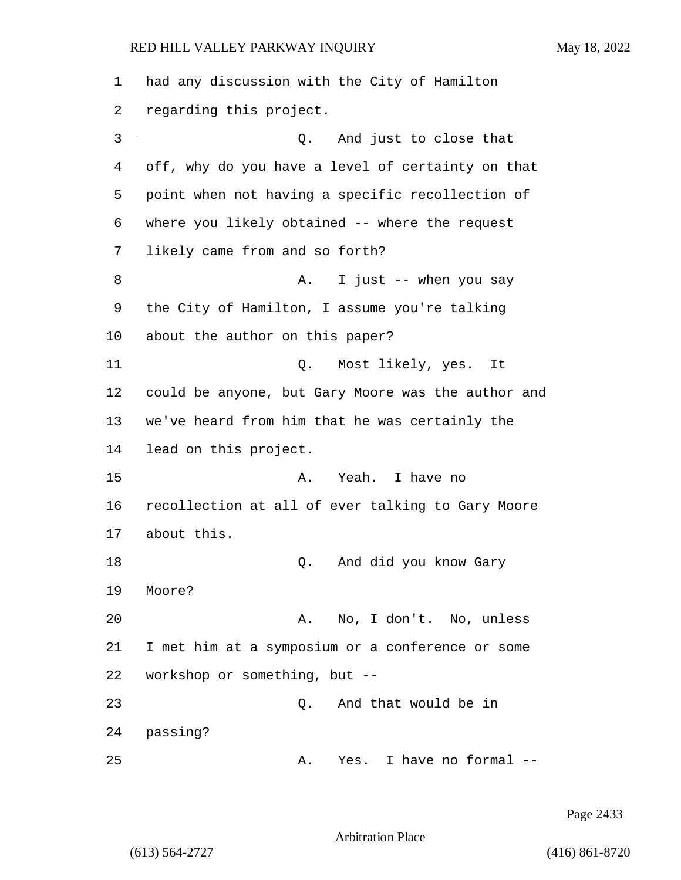had any discussion with the City of Hamilton regarding this project.

Q. And just to close that off, why do you have a level of certainty on that point when not having a specific recollection of where you likely obtained -- where the request likely came from and so forth?

A. I just -- when you say the City of Hamilton, I assume you're talking about the author on this paper?

Q. Most likely, yes. It could be anyone, but Gary Moore was the author and we've heard from him that he was certainly the lead on this project.

A. Yeah. I have no recollection at all of ever talking to Gary Moore about this.

Q. And did you know Gary Moore?

A. No, I don't. No, unless I met him at a symposium or a conference or some workshop or something, but --

Q. And that would be in passing?

A. Yes. I have no formal --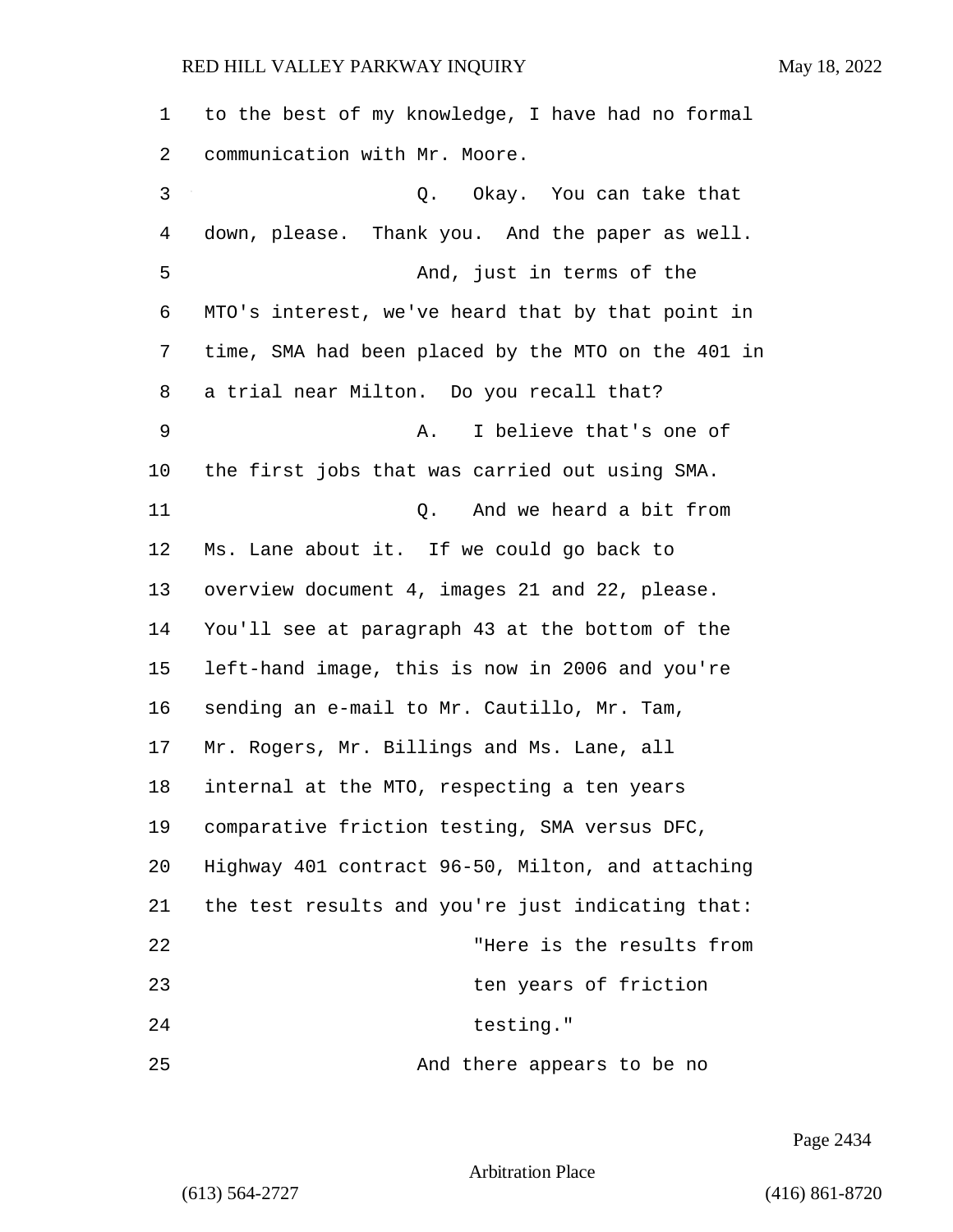to the best of my knowledge, I have had no formal communication with Mr. Moore.

Q. Okay. You can take that down, please. Thank you. And the paper as well.

And, just in terms of the MTO's interest, we've heard that by that point in time, SMA had been placed by the MTO on the 401 in a trial near Milton. Do you recall that?

A. I believe that's one of the first jobs that was carried out using SMA.

Q. And we heard a bit from Ms. Lane about it. If we could go back to overview document 4, images 21 and 22, please. You'll see at paragraph 43 at the bottom of the left-hand image, this is now in 2006 and you're sending an e-mail to Mr. Cautillo, Mr. Tam, Mr. Rogers, Mr. Billings and Ms. Lane, all internal at the MTO, respecting a ten years comparative friction testing, SMA versus DFC, Highway 401 contract 96-50, Milton, and attaching the test results and you're just indicating that:

> "Here is the results from ten years of friction testing."

And there appears to be no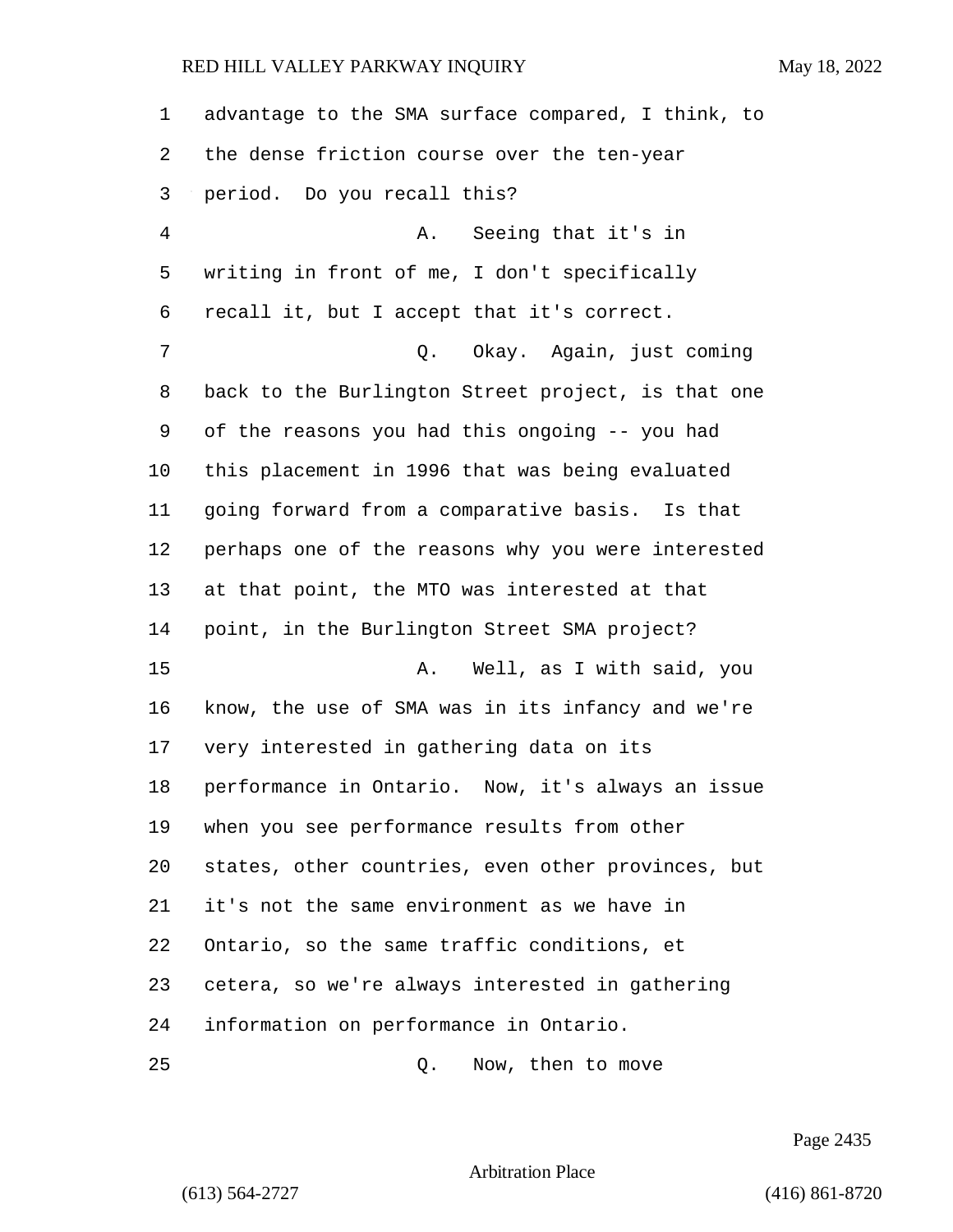advantage to the SMA surface compared, I think, to the dense friction course over the ten-year period. Do you recall this?

A. Seeing that it's in writing in front of me, I don't specifically recall it, but I accept that it's correct.

Q. Okay. Again, just coming back to the Burlington Street project, is that one of the reasons you had this ongoing -- you had this placement in 1996 that was being evaluated going forward from a comparative basis. Is that perhaps one of the reasons why you were interested at that point, the MTO was interested at that point, in the Burlington Street SMA project?

A. Well, as I with said, you know, the use of SMA was in its infancy and we're very interested in gathering data on its performance in Ontario. Now, it's always an issue when you see performance results from other states, other countries, even other provinces, but it's not the same environment as we have in Ontario, so the same traffic conditions, et cetera, so we're always interested in gathering information on performance in Ontario.

Q. Now, then to move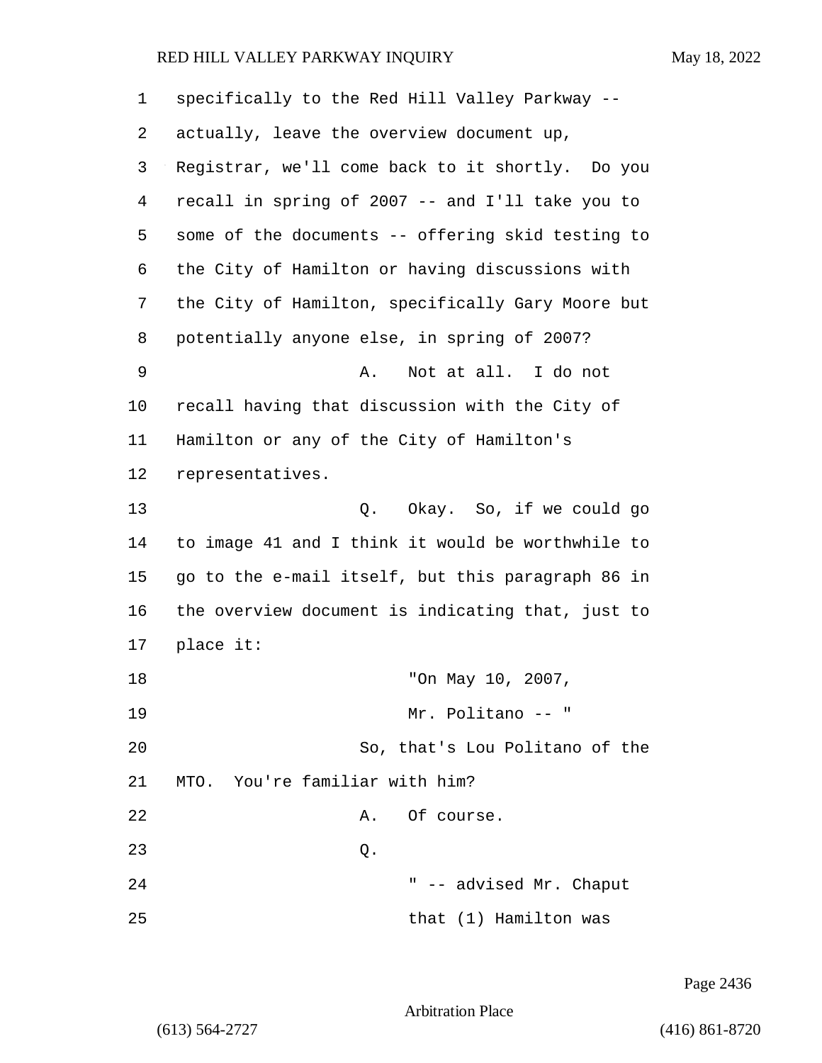1 specifically to the Red Hill Valley Parkway --
2 actually, leave the overview document up,
3 Registrar, we'll come back to it shortly. Do you
4 recall in spring of 2007 -- and I'll take you to
5 some of the documents -- offering skid testing to
6 the City of Hamilton or having discussions with
7 the City of Hamilton, specifically Gary Moore but
8 potentially anyone else, in spring of 2007?

9 A. Not at all. I do not
10 recall having that discussion with the City of
11 Hamilton or any of the City of Hamilton's
12 representatives.

13 Q. Okay. So, if we could go
14 to image 41 and I think it would be worthwhile to
15 go to the e-mail itself, but this paragraph 86 in
16 the overview document is indicating that, just to
17 place it:

18 "On May 10, 2007,
19 Mr. Politano -- "

20 So, that's Lou Politano of the
21 MTO. You're familiar with him?

22 A. Of course.

23 Q.

24 " -- advised Mr. Chaput
25 that (1) Hamilton was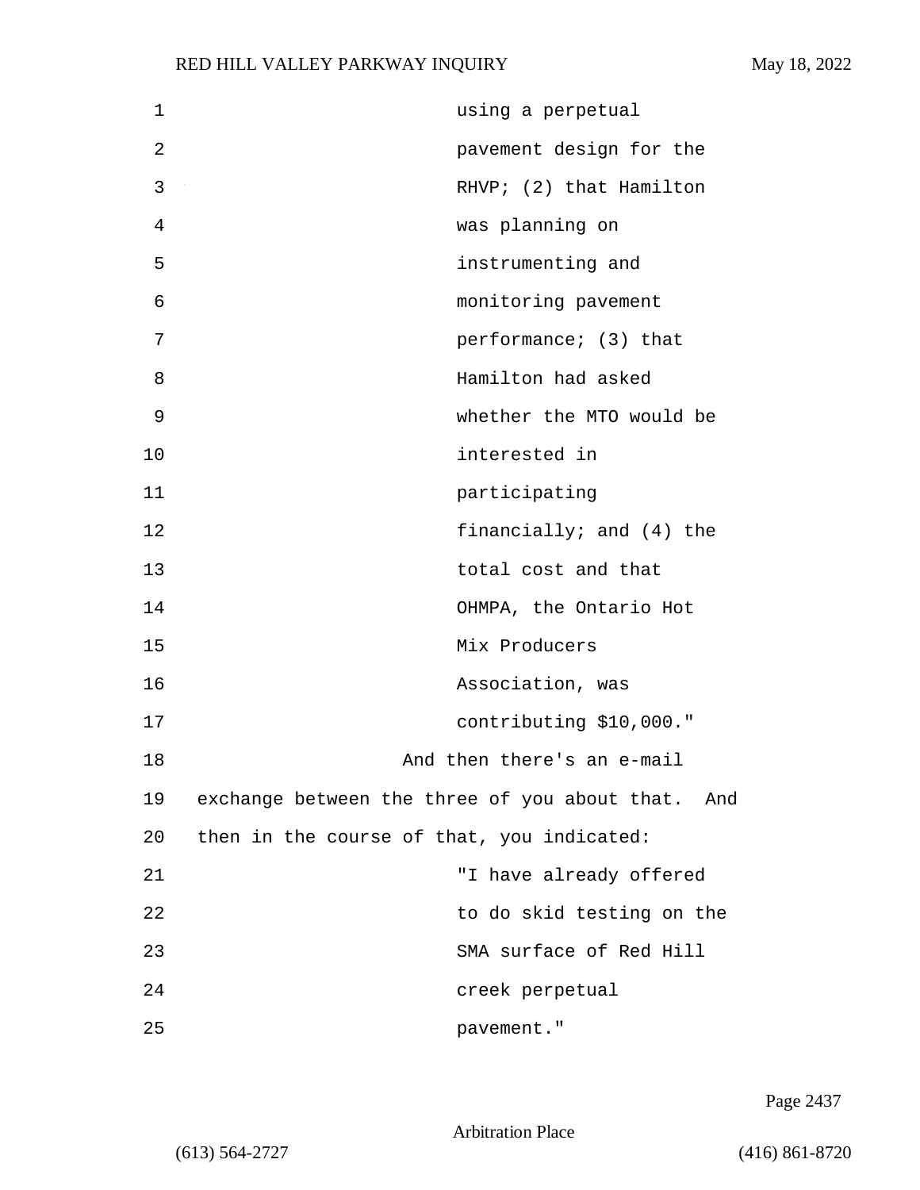using a perpetual pavement design for the RHVP; (2) that Hamilton was planning on instrumenting and monitoring pavement performance; (3) that Hamilton had asked whether the MTO would be interested in participating financially; and (4) the total cost and that OHMPA, the Ontario Hot Mix Producers Association, was contributing $10,000."

And then there's an e-mail exchange between the three of you about that. And then in the course of that, you indicated:

"I have already offered to do skid testing on the SMA surface of Red Hill creek perpetual pavement."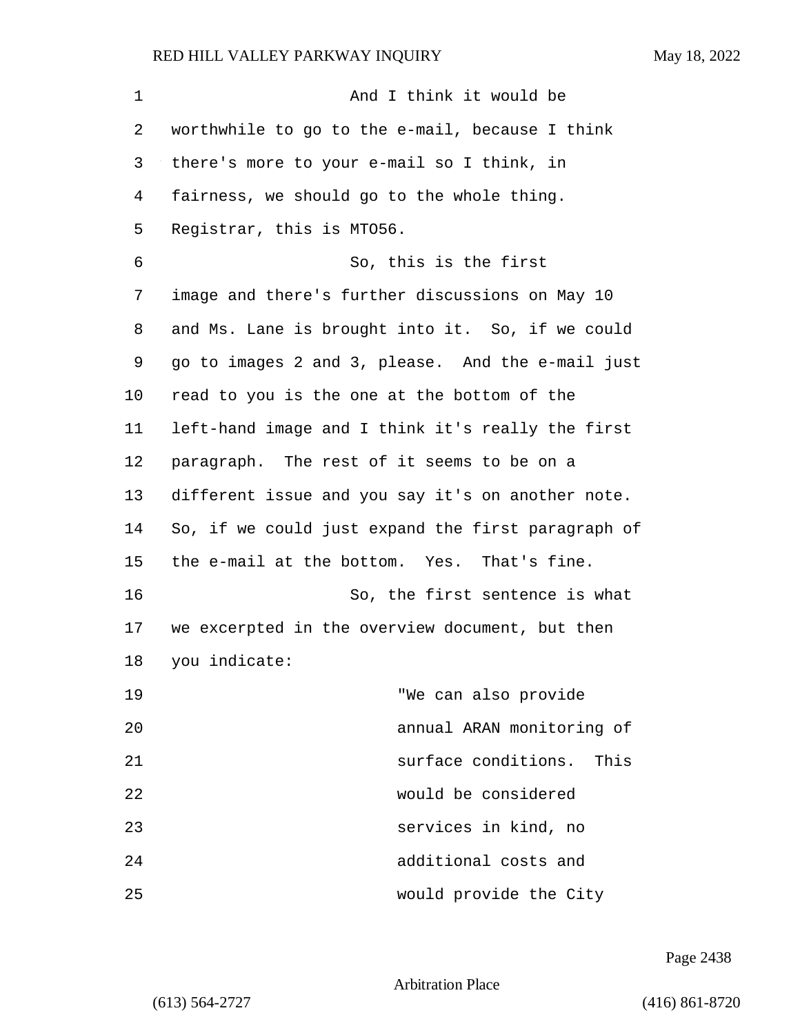And I think it would be worthwhile to go to the e-mail, because I think there's more to your e-mail so I think, in fairness, we should go to the whole thing. Registrar, this is MTO56.

So, this is the first image and there's further discussions on May 10 and Ms. Lane is brought into it. So, if we could go to images 2 and 3, please. And the e-mail just read to you is the one at the bottom of the left-hand image and I think it's really the first paragraph. The rest of it seems to be on a different issue and you say it's on another note. So, if we could just expand the first paragraph of the e-mail at the bottom. Yes. That's fine.

So, the first sentence is what we excerpted in the overview document, but then you indicate:

> "We can also provide annual ARAN monitoring of surface conditions. This would be considered services in kind, no additional costs and would provide the City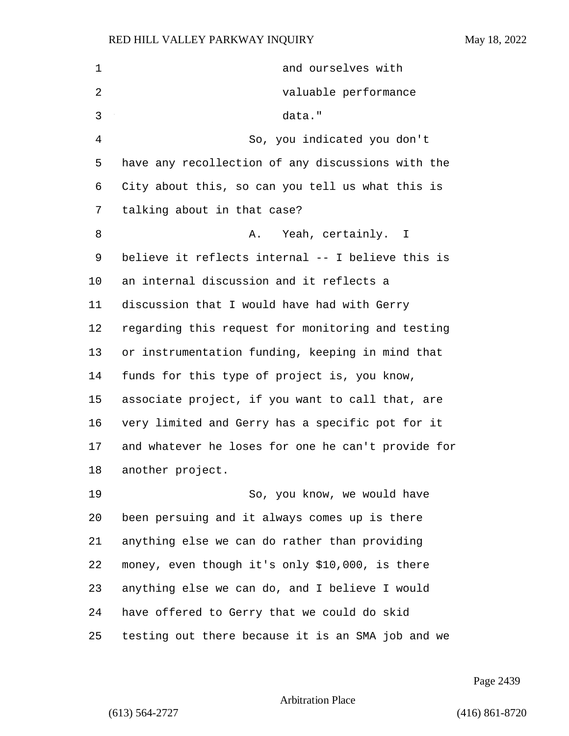and ourselves with
valuable performance
data."

So, you indicated you don't have any recollection of any discussions with the City about this, so can you tell us what this is talking about in that case?

A. Yeah, certainly. I believe it reflects internal -- I believe this is an internal discussion and it reflects a discussion that I would have had with Gerry regarding this request for monitoring and testing or instrumentation funding, keeping in mind that funds for this type of project is, you know, associate project, if you want to call that, are very limited and Gerry has a specific pot for it and whatever he loses for one he can't provide for another project.

So, you know, we would have been persuing and it always comes up is there anything else we can do rather than providing money, even though it's only $10,000, is there anything else we can do, and I believe I would have offered to Gerry that we could do skid testing out there because it is an SMA job and we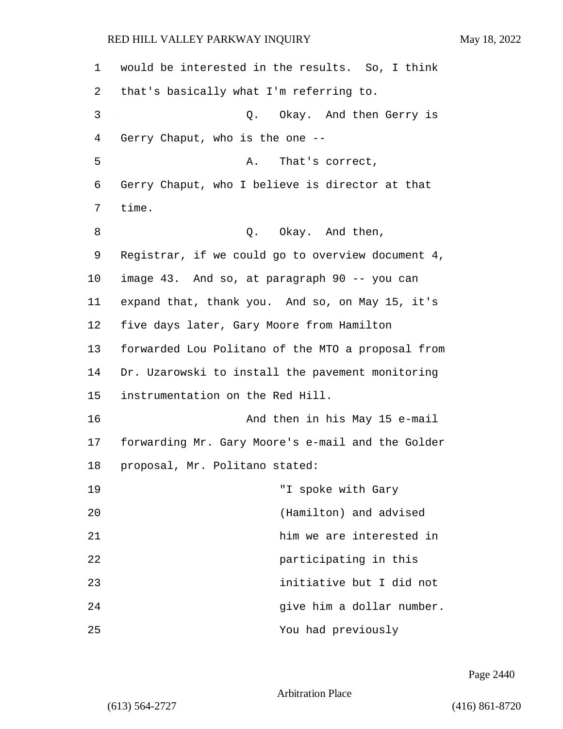would be interested in the results. So, I think that's basically what I'm referring to.

Q. Okay. And then Gerry is Gerry Chaput, who is the one --

A. That's correct, Gerry Chaput, who I believe is director at that time.

Q. Okay. And then, Registrar, if we could go to overview document 4, image 43. And so, at paragraph 90 -- you can expand that, thank you. And so, on May 15, it's five days later, Gary Moore from Hamilton forwarded Lou Politano of the MTO a proposal from Dr. Uzarowski to install the pavement monitoring instrumentation on the Red Hill.

And then in his May 15 e-mail forwarding Mr. Gary Moore's e-mail and the Golder proposal, Mr. Politano stated:

> "I spoke with Gary (Hamilton) and advised him we are interested in participating in this initiative but I did not give him a dollar number. You had previously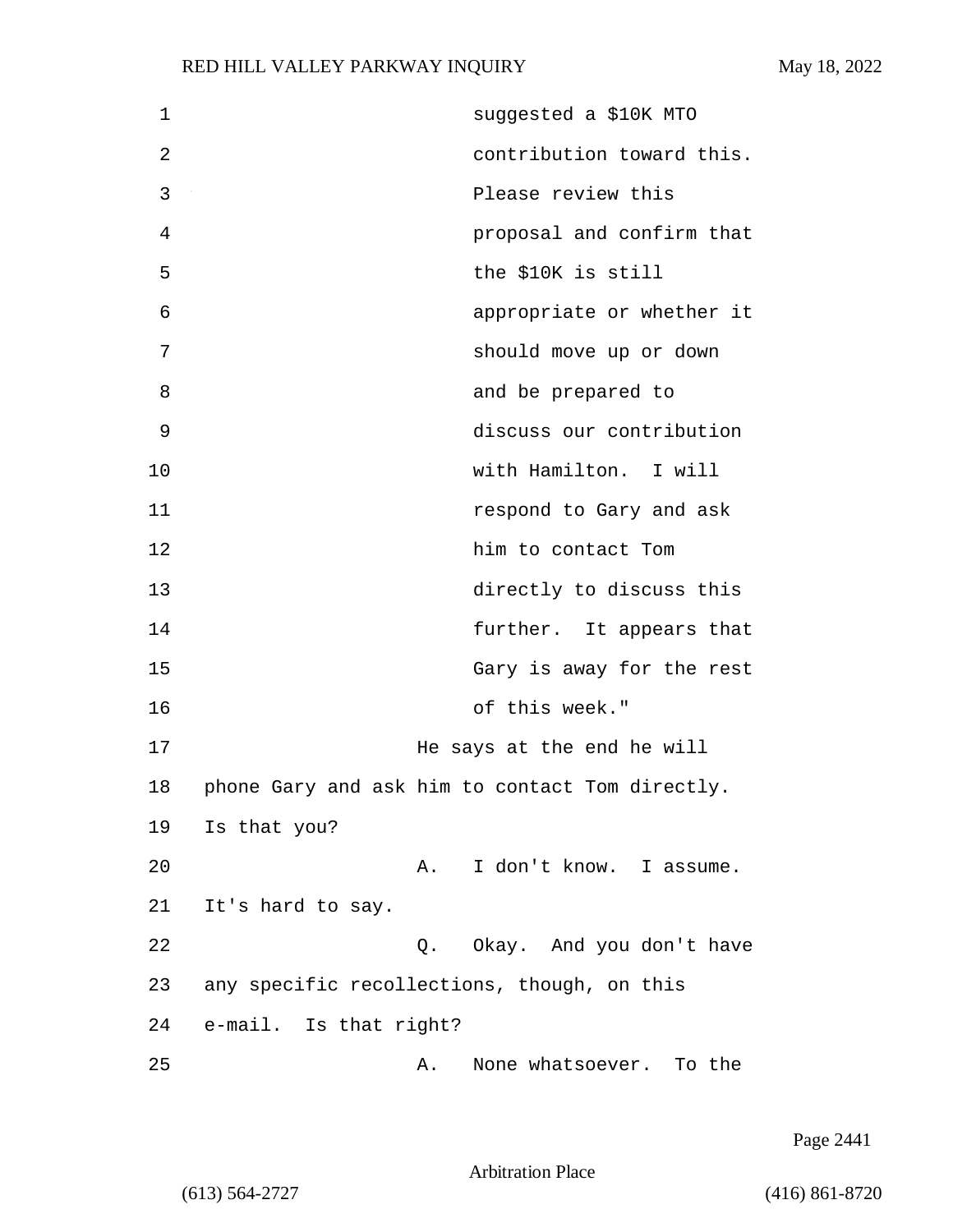suggested a $10K MTO contribution toward this. Please review this proposal and confirm that the $10K is still appropriate or whether it should move up or down and be prepared to discuss our contribution with Hamilton. I will respond to Gary and ask him to contact Tom directly to discuss this further. It appears that Gary is away for the rest of this week."

He says at the end he will phone Gary and ask him to contact Tom directly. Is that you?

A. I don't know. I assume. It's hard to say.

Q. Okay. And you don't have any specific recollections, though, on this e-mail. Is that right?

A. None whatsoever. To the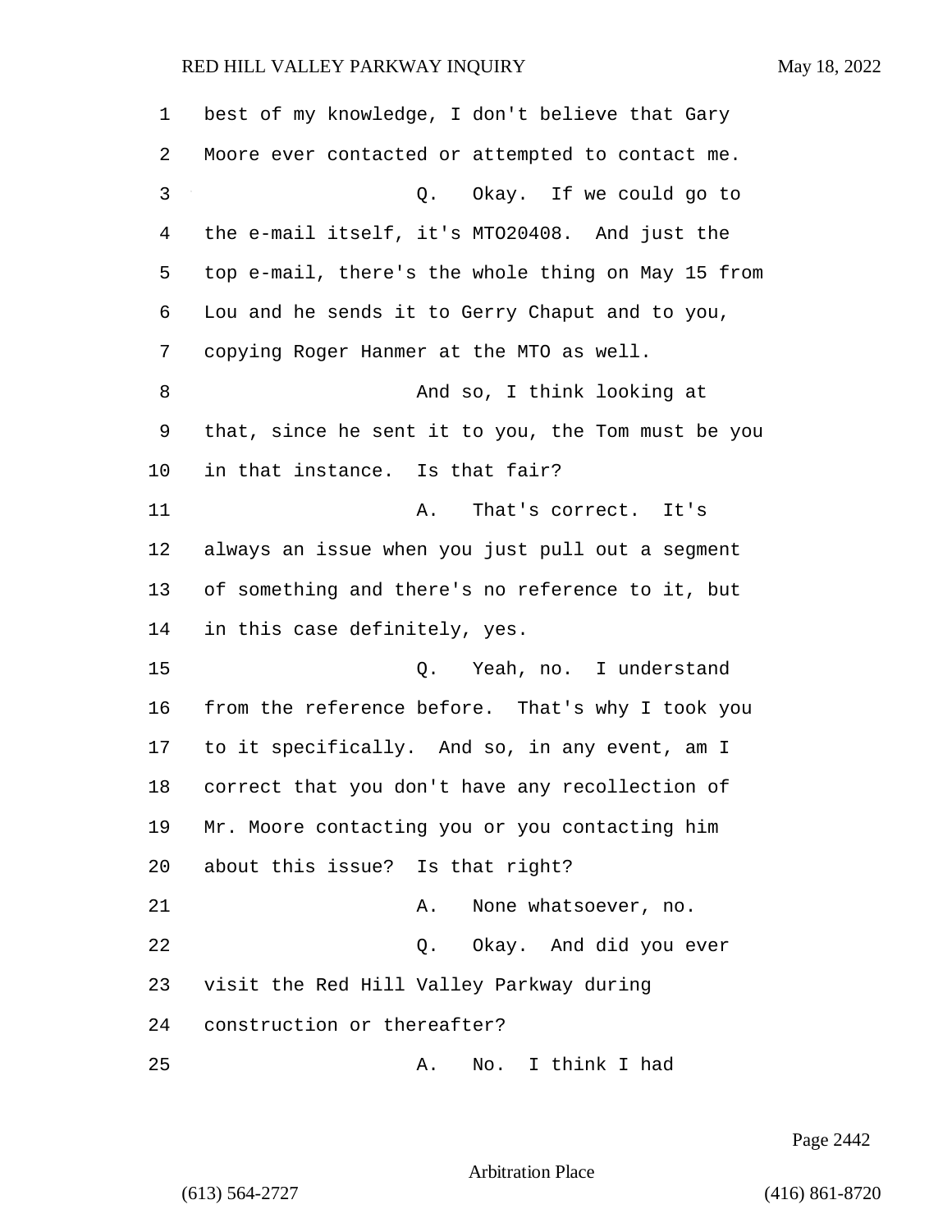best of my knowledge, I don't believe that Gary Moore ever contacted or attempted to contact me.

Q. Okay. If we could go to the e-mail itself, it's MTO20408. And just the top e-mail, there's the whole thing on May 15 from Lou and he sends it to Gerry Chaput and to you, copying Roger Hanmer at the MTO as well.

And so, I think looking at that, since he sent it to you, the Tom must be you in that instance. Is that fair?

A. That's correct. It's always an issue when you just pull out a segment of something and there's no reference to it, but in this case definitely, yes.

Q. Yeah, no. I understand from the reference before. That's why I took you to it specifically. And so, in any event, am I correct that you don't have any recollection of Mr. Moore contacting you or you contacting him about this issue? Is that right?

A. None whatsoever, no.

Q. Okay. And did you ever visit the Red Hill Valley Parkway during construction or thereafter?

A. No. I think I had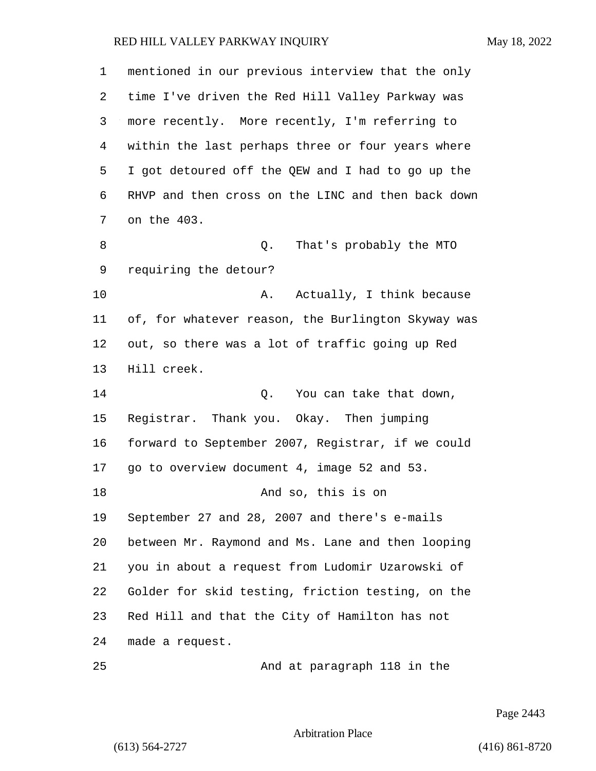mentioned in our previous interview that the only time I've driven the Red Hill Valley Parkway was more recently. More recently, I'm referring to within the last perhaps three or four years where I got detoured off the QEW and I had to go up the RHVP and then cross on the LINC and then back down on the 403.

Q. That's probably the MTO requiring the detour?

A. Actually, I think because of, for whatever reason, the Burlington Skyway was out, so there was a lot of traffic going up Red Hill creek.

Q. You can take that down, Registrar. Thank you. Okay. Then jumping forward to September 2007, Registrar, if we could go to overview document 4, image 52 and 53.

And so, this is on September 27 and 28, 2007 and there's e-mails between Mr. Raymond and Ms. Lane and then looping you in about a request from Ludomir Uzarowski of Golder for skid testing, friction testing, on the Red Hill and that the City of Hamilton has not made a request.

And at paragraph 118 in the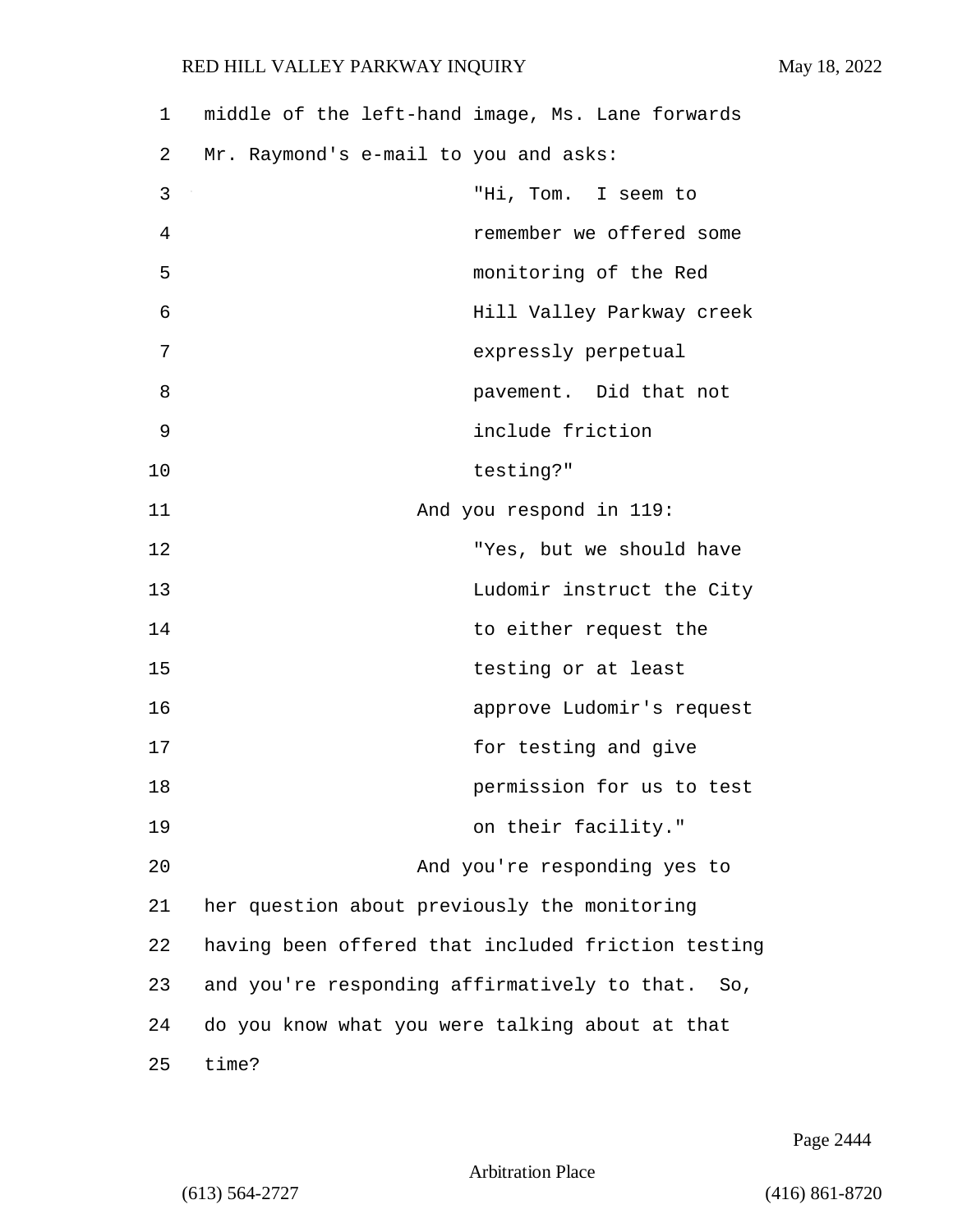middle of the left-hand image, Ms. Lane forwards Mr. Raymond's e-mail to you and asks:

> "Hi, Tom. I seem to remember we offered some monitoring of the Red Hill Valley Parkway creek expressly perpetual pavement. Did that not include friction testing?"

And you respond in 119:

> "Yes, but we should have Ludomir instruct the City to either request the testing or at least approve Ludomir's request for testing and give permission for us to test on their facility."

And you're responding yes to her question about previously the monitoring having been offered that included friction testing and you're responding affirmatively to that. So, do you know what you were talking about at that time?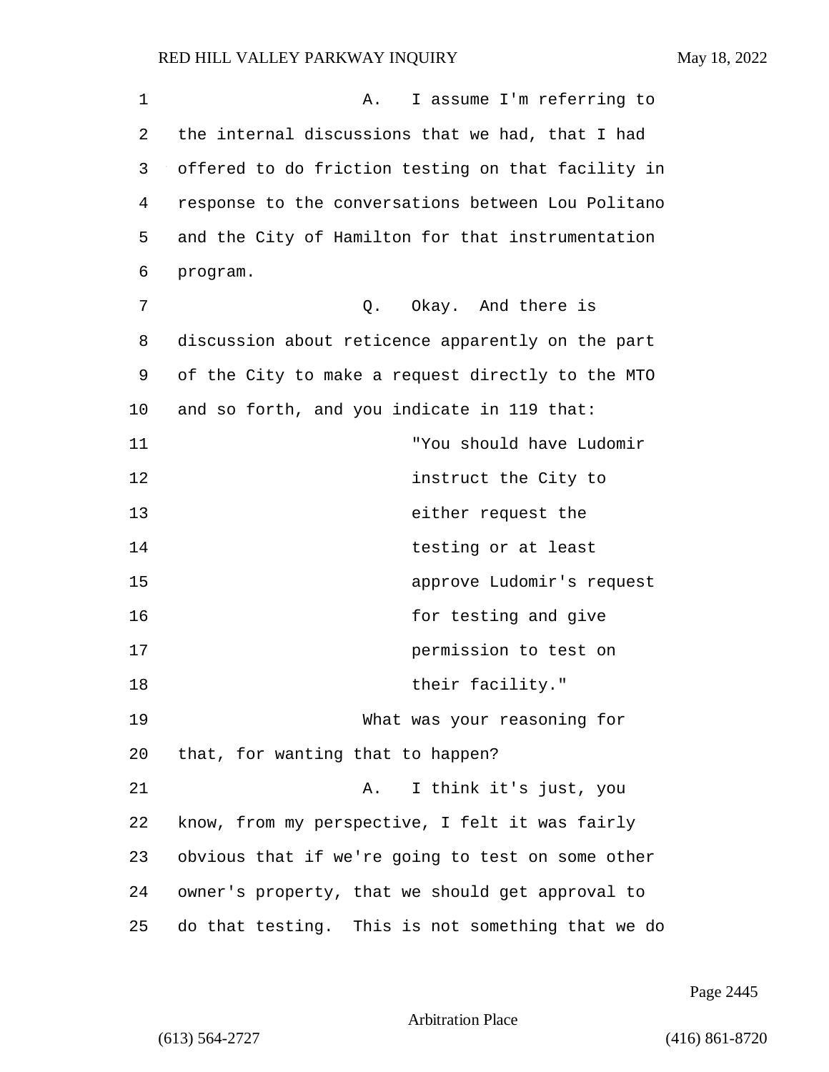A. I assume I'm referring to the internal discussions that we had, that I had offered to do friction testing on that facility in response to the conversations between Lou Politano and the City of Hamilton for that instrumentation program.

Q. Okay. And there is discussion about reticence apparently on the part of the City to make a request directly to the MTO and so forth, and you indicate in 119 that:

> "You should have Ludomir instruct the City to either request the testing or at least approve Ludomir's request for testing and give permission to test on their facility."

What was your reasoning for that, for wanting that to happen?

A. I think it's just, you know, from my perspective, I felt it was fairly obvious that if we're going to test on some other owner's property, that we should get approval to do that testing. This is not something that we do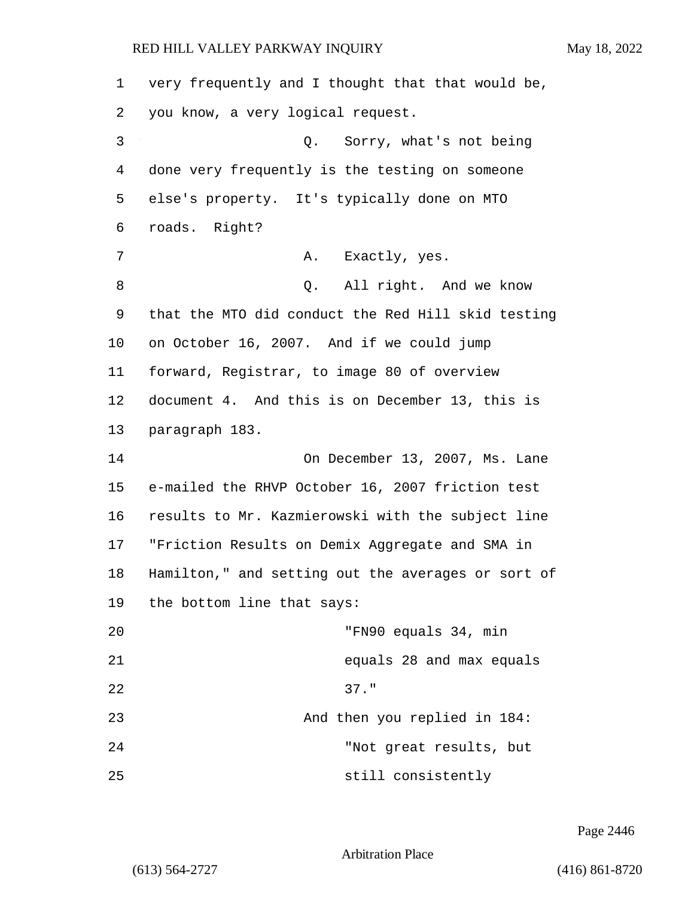very frequently and I thought that that would be, you know, a very logical request.

Q. Sorry, what's not being done very frequently is the testing on someone else's property. It's typically done on MTO roads. Right?

A. Exactly, yes.

Q. All right. And we know that the MTO did conduct the Red Hill skid testing on October 16, 2007. And if we could jump forward, Registrar, to image 80 of overview document 4. And this is on December 13, this is paragraph 183.

On December 13, 2007, Ms. Lane e-mailed the RHVP October 16, 2007 friction test results to Mr. Kazmierowski with the subject line "Friction Results on Demix Aggregate and SMA in Hamilton," and setting out the averages or sort of the bottom line that says:

> "FN90 equals 34, min equals 28 and max equals 37."

And then you replied in 184:

> "Not great results, but still consistently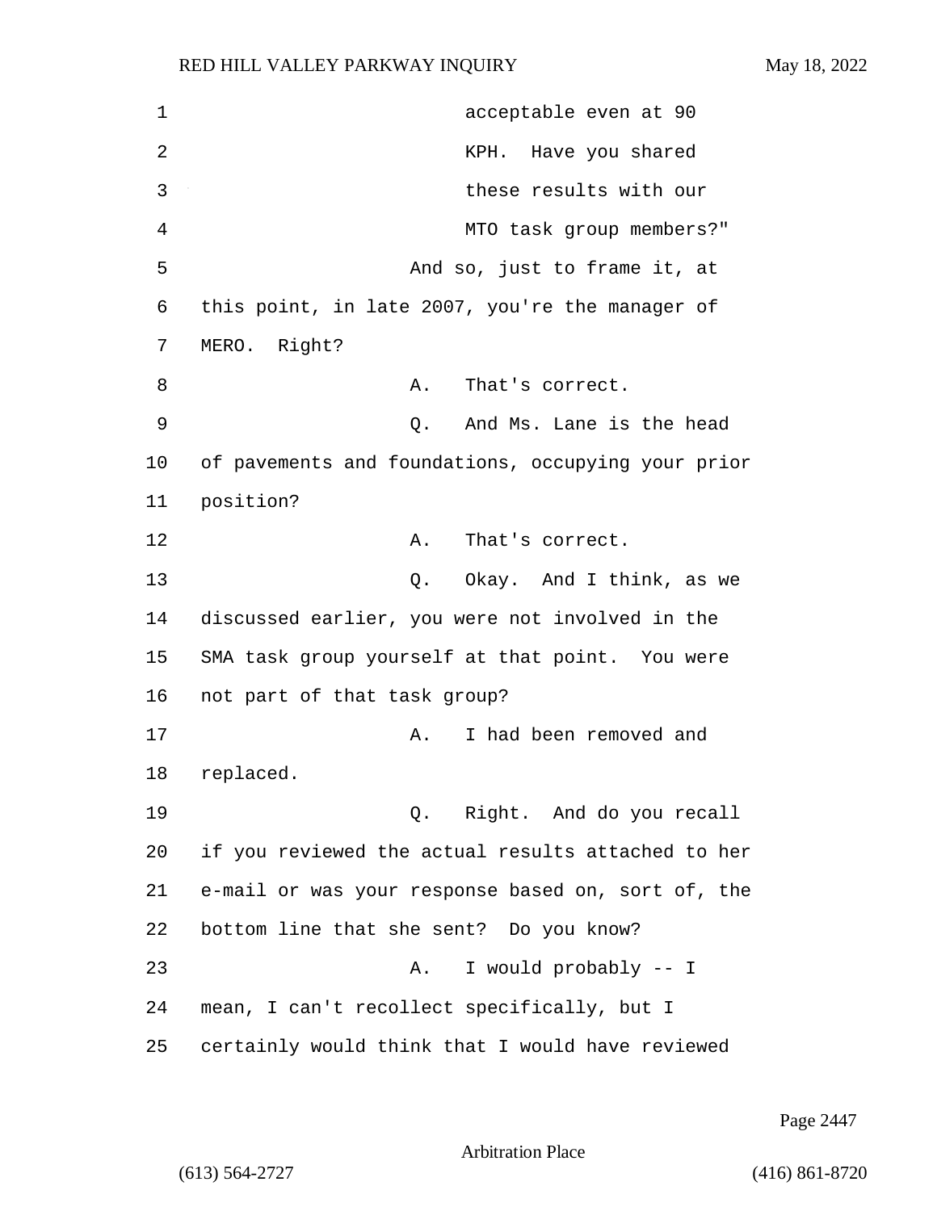acceptable even at 90 KPH. Have you shared these results with our MTO task group members?"

And so, just to frame it, at this point, in late 2007, you're the manager of MERO. Right?

A. That's correct.

Q. And Ms. Lane is the head of pavements and foundations, occupying your prior position?

A. That's correct.

Q. Okay. And I think, as we discussed earlier, you were not involved in the SMA task group yourself at that point. You were not part of that task group?

A. I had been removed and replaced.

Q. Right. And do you recall if you reviewed the actual results attached to her e-mail or was your response based on, sort of, the bottom line that she sent? Do you know?

A. I would probably -- I mean, I can't recollect specifically, but I certainly would think that I would have reviewed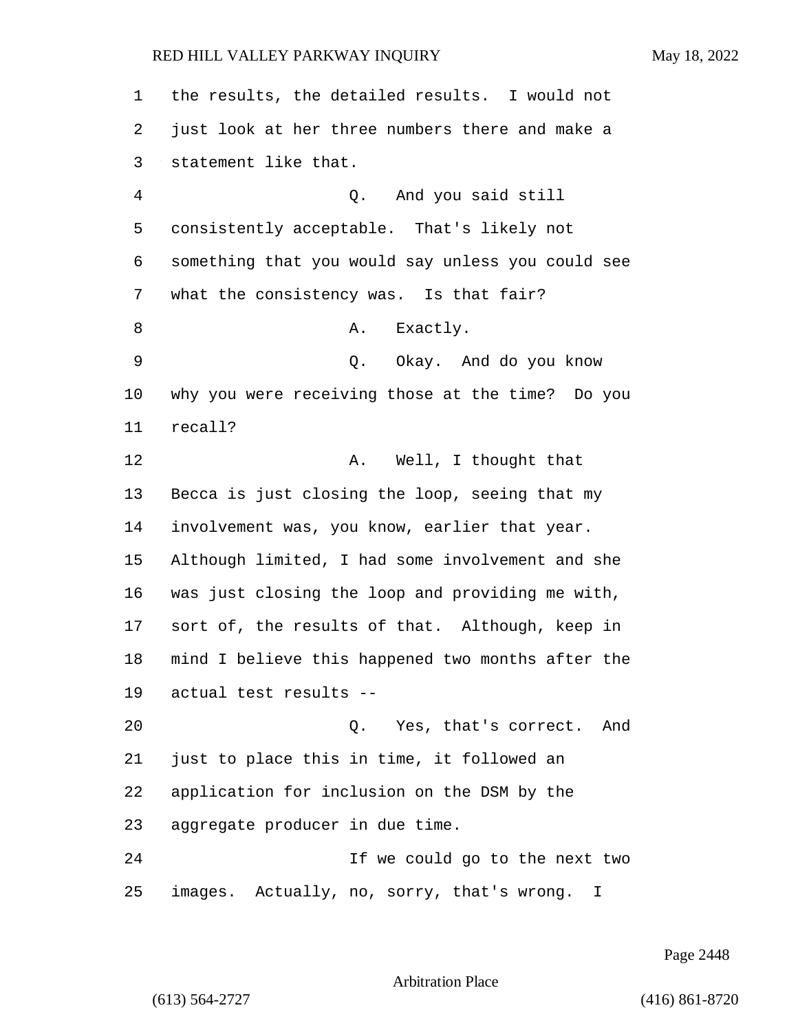the results, the detailed results. I would not just look at her three numbers there and make a statement like that.

Q. And you said still consistently acceptable. That's likely not something that you would say unless you could see what the consistency was. Is that fair?

A. Exactly.

Q. Okay. And do you know why you were receiving those at the time? Do you recall?

A. Well, I thought that Becca is just closing the loop, seeing that my involvement was, you know, earlier that year. Although limited, I had some involvement and she was just closing the loop and providing me with, sort of, the results of that. Although, keep in mind I believe this happened two months after the actual test results --

Q. Yes, that's correct. And just to place this in time, it followed an application for inclusion on the DSM by the aggregate producer in due time.

If we could go to the next two images. Actually, no, sorry, that's wrong. I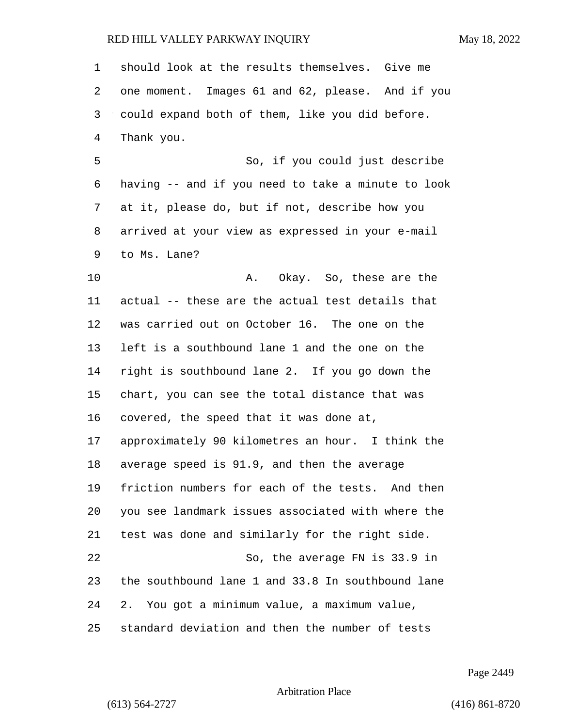should look at the results themselves. Give me one moment. Images 61 and 62, please. And if you could expand both of them, like you did before. Thank you.

So, if you could just describe having -- and if you need to take a minute to look at it, please do, but if not, describe how you arrived at your view as expressed in your e-mail to Ms. Lane?

A. Okay. So, these are the actual -- these are the actual test details that was carried out on October 16. The one on the left is a southbound lane 1 and the one on the right is southbound lane 2. If you go down the chart, you can see the total distance that was covered, the speed that it was done at, approximately 90 kilometres an hour. I think the average speed is 91.9, and then the average friction numbers for each of the tests. And then you see landmark issues associated with where the test was done and similarly for the right side.

So, the average FN is 33.9 in the southbound lane 1 and 33.8 In southbound lane 2. You got a minimum value, a maximum value, standard deviation and then the number of tests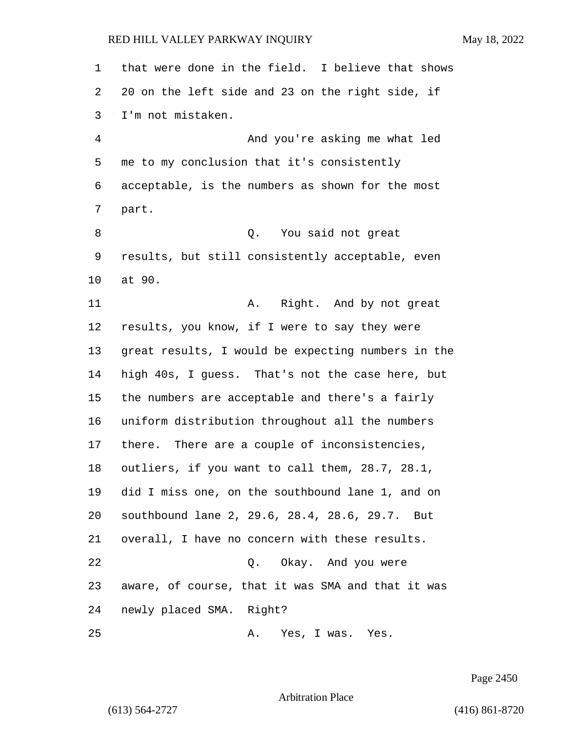that were done in the field. I believe that shows 20 on the left side and 23 on the right side, if I'm not mistaken.

And you're asking me what led me to my conclusion that it's consistently acceptable, is the numbers as shown for the most part.

Q. You said not great results, but still consistently acceptable, even at 90.

A. Right. And by not great results, you know, if I were to say they were great results, I would be expecting numbers in the high 40s, I guess. That's not the case here, but the numbers are acceptable and there's a fairly uniform distribution throughout all the numbers there. There are a couple of inconsistencies, outliers, if you want to call them, 28.7, 28.1, did I miss one, on the southbound lane 1, and on southbound lane 2, 29.6, 28.4, 28.6, 29.7. But overall, I have no concern with these results.

Q. Okay. And you were aware, of course, that it was SMA and that it was newly placed SMA. Right?

A. Yes, I was. Yes.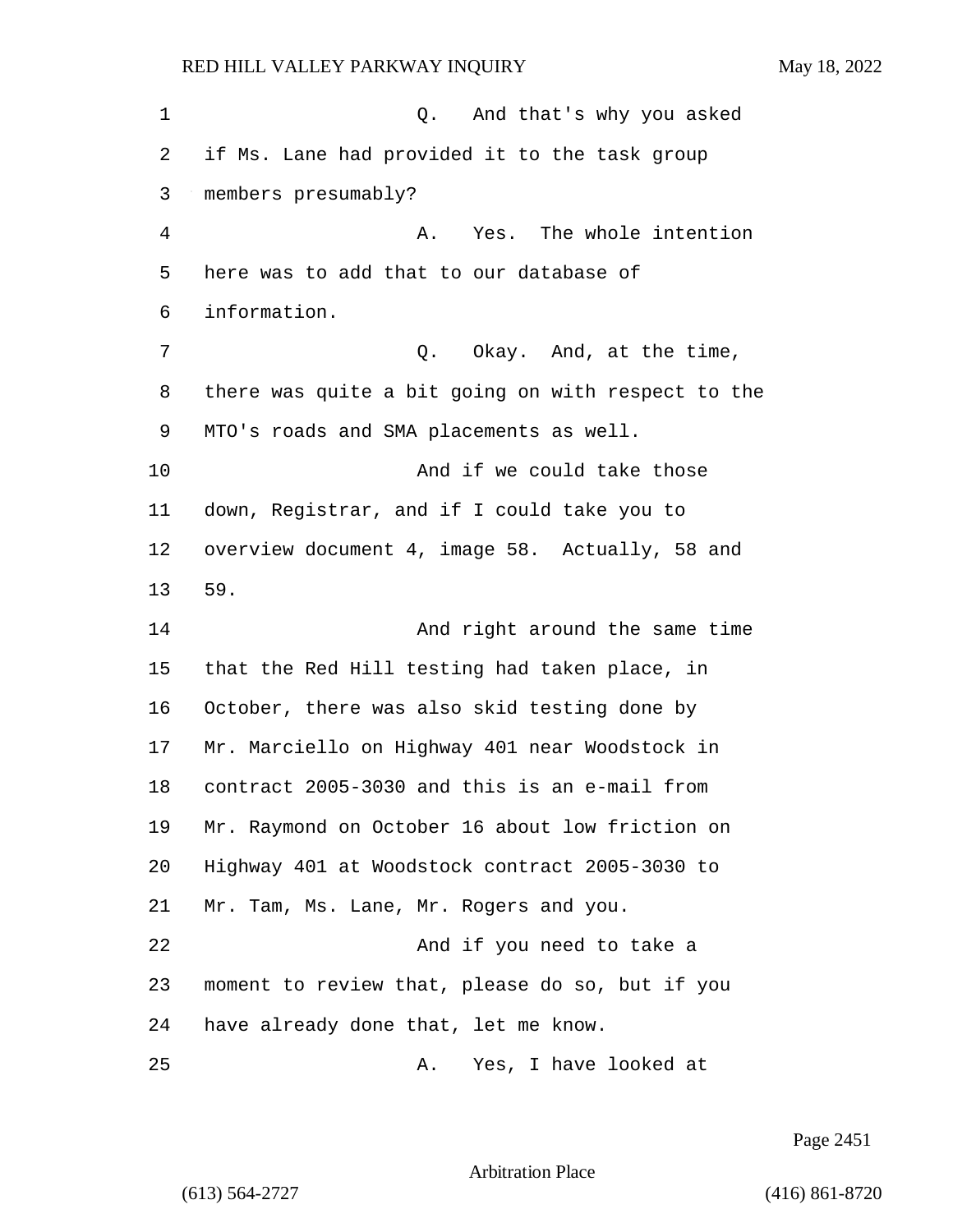Q. And that's why you asked if Ms. Lane had provided it to the task group members presumably?

A. Yes. The whole intention here was to add that to our database of information.

Q. Okay. And, at the time, there was quite a bit going on with respect to the MTO's roads and SMA placements as well.

And if we could take those down, Registrar, and if I could take you to overview document 4, image 58. Actually, 58 and 59.

And right around the same time that the Red Hill testing had taken place, in October, there was also skid testing done by Mr. Marciello on Highway 401 near Woodstock in contract 2005-3030 and this is an e-mail from Mr. Raymond on October 16 about low friction on Highway 401 at Woodstock contract 2005-3030 to Mr. Tam, Ms. Lane, Mr. Rogers and you.

And if you need to take a moment to review that, please do so, but if you have already done that, let me know.

A. Yes, I have looked at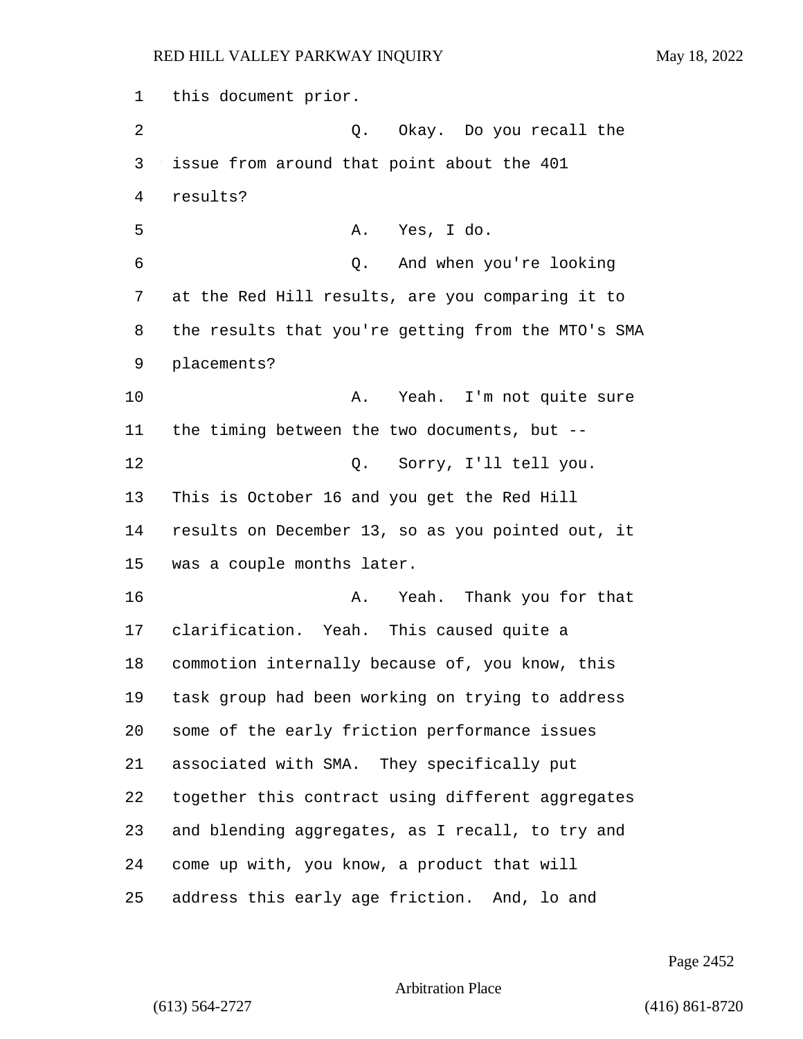this document prior.

Q. Okay. Do you recall the issue from around that point about the 401 results?

A. Yes, I do.

Q. And when you're looking at the Red Hill results, are you comparing it to the results that you're getting from the MTO's SMA placements?

A. Yeah. I'm not quite sure the timing between the two documents, but --

Q. Sorry, I'll tell you. This is October 16 and you get the Red Hill results on December 13, so as you pointed out, it was a couple months later.

A. Yeah. Thank you for that clarification. Yeah. This caused quite a commotion internally because of, you know, this task group had been working on trying to address some of the early friction performance issues associated with SMA. They specifically put together this contract using different aggregates and blending aggregates, as I recall, to try and come up with, you know, a product that will address this early age friction. And, lo and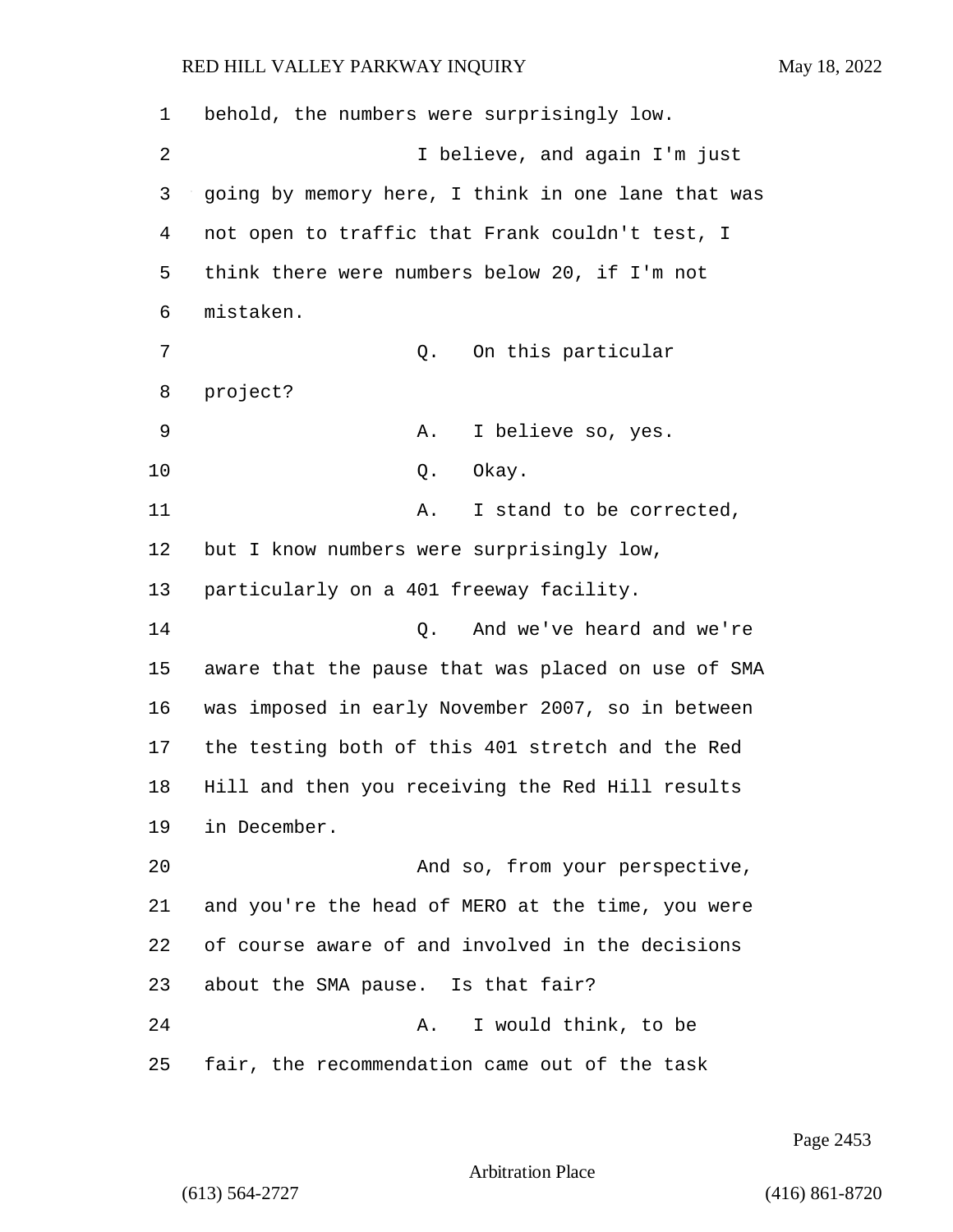behold, the numbers were surprisingly low.

I believe, and again I'm just going by memory here, I think in one lane that was not open to traffic that Frank couldn't test, I think there were numbers below 20, if I'm not mistaken.

Q. On this particular project?

A. I believe so, yes.

Q. Okay.

A. I stand to be corrected, but I know numbers were surprisingly low, particularly on a 401 freeway facility.

Q. And we've heard and we're aware that the pause that was placed on use of SMA was imposed in early November 2007, so in between the testing both of this 401 stretch and the Red Hill and then you receiving the Red Hill results in December.

And so, from your perspective, and you're the head of MERO at the time, you were of course aware of and involved in the decisions about the SMA pause. Is that fair?

A. I would think, to be fair, the recommendation came out of the task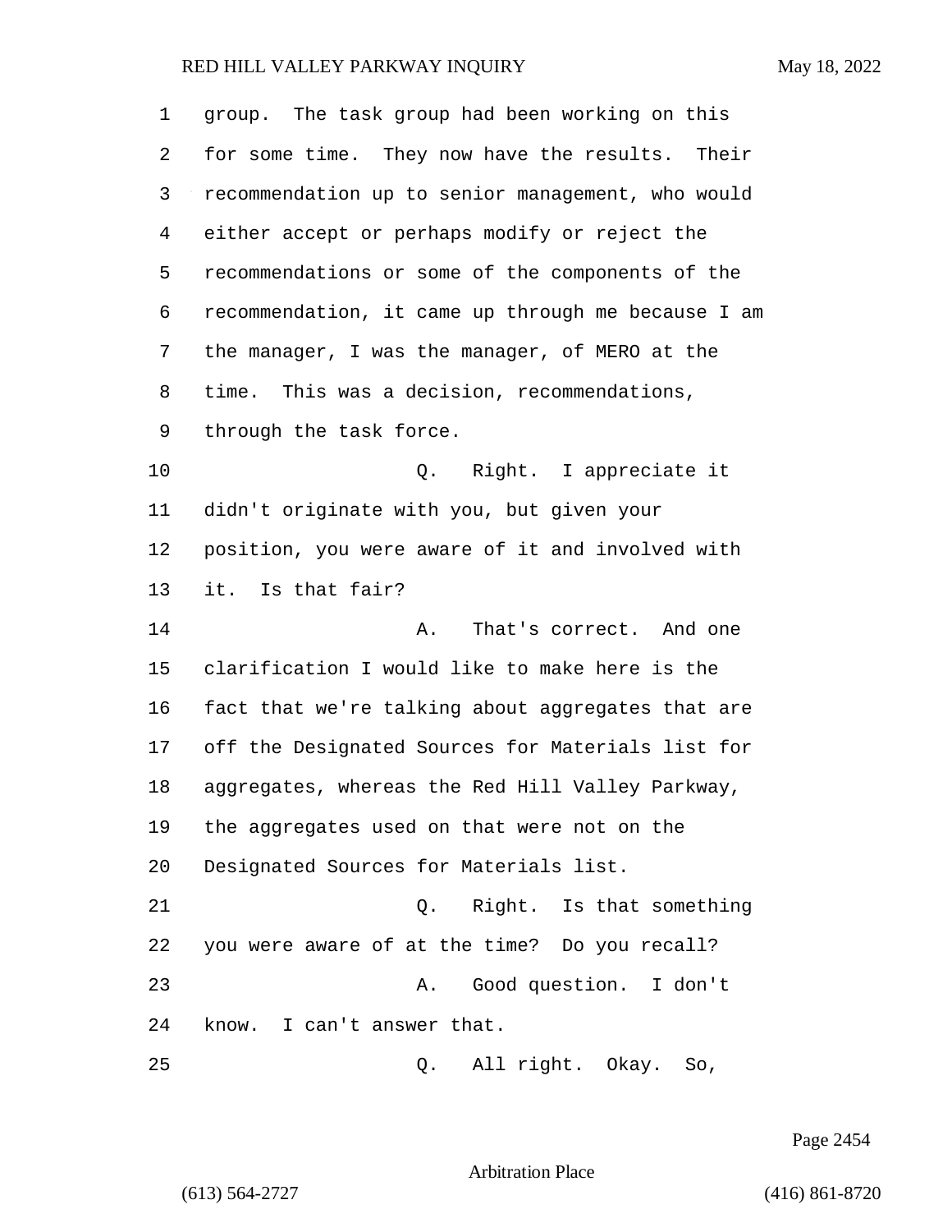group. The task group had been working on this for some time. They now have the results. Their recommendation up to senior management, who would either accept or perhaps modify or reject the recommendations or some of the components of the recommendation, it came up through me because I am the manager, I was the manager, of MERO at the time. This was a decision, recommendations, through the task force.

Q. Right. I appreciate it didn't originate with you, but given your position, you were aware of it and involved with it. Is that fair?

A. That's correct. And one clarification I would like to make here is the fact that we're talking about aggregates that are off the Designated Sources for Materials list for aggregates, whereas the Red Hill Valley Parkway, the aggregates used on that were not on the Designated Sources for Materials list.

Q. Right. Is that something you were aware of at the time? Do you recall?

A. Good question. I don't know. I can't answer that.

Q. All right. Okay. So,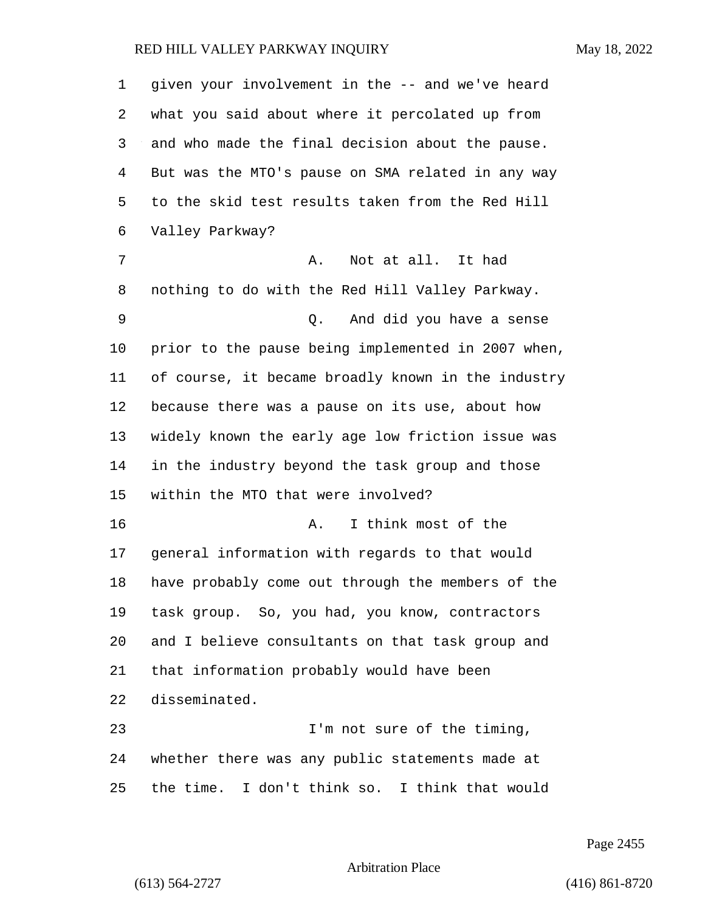given your involvement in the -- and we've heard what you said about where it percolated up from and who made the final decision about the pause. But was the MTO's pause on SMA related in any way to the skid test results taken from the Red Hill Valley Parkway?

A. Not at all. It had nothing to do with the Red Hill Valley Parkway.

Q. And did you have a sense prior to the pause being implemented in 2007 when, of course, it became broadly known in the industry because there was a pause on its use, about how widely known the early age low friction issue was in the industry beyond the task group and those within the MTO that were involved?

A. I think most of the general information with regards to that would have probably come out through the members of the task group. So, you had, you know, contractors and I believe consultants on that task group and that information probably would have been disseminated.

I'm not sure of the timing, whether there was any public statements made at the time. I don't think so. I think that would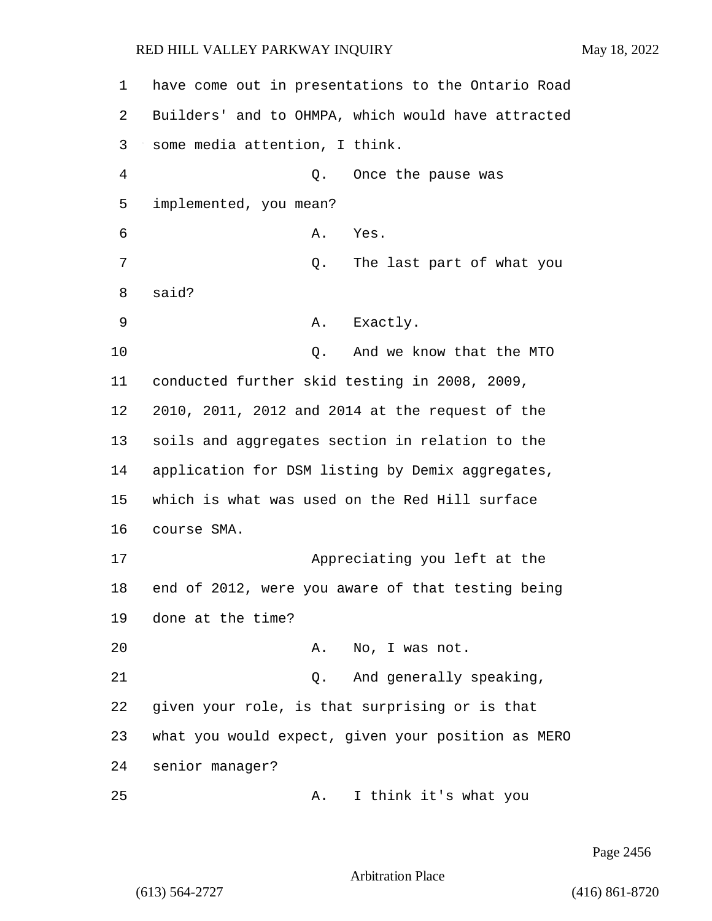have come out in presentations to the Ontario Road Builders' and to OHMPA, which would have attracted some media attention, I think.

Q. Once the pause was implemented, you mean?

A. Yes.

Q. The last part of what you said?

A. Exactly.

Q. And we know that the MTO conducted further skid testing in 2008, 2009, 2010, 2011, 2012 and 2014 at the request of the soils and aggregates section in relation to the application for DSM listing by Demix aggregates, which is what was used on the Red Hill surface course SMA.

Appreciating you left at the end of 2012, were you aware of that testing being done at the time?

A. No, I was not.

Q. And generally speaking, given your role, is that surprising or is that what you would expect, given your position as MERO senior manager?

A. I think it's what you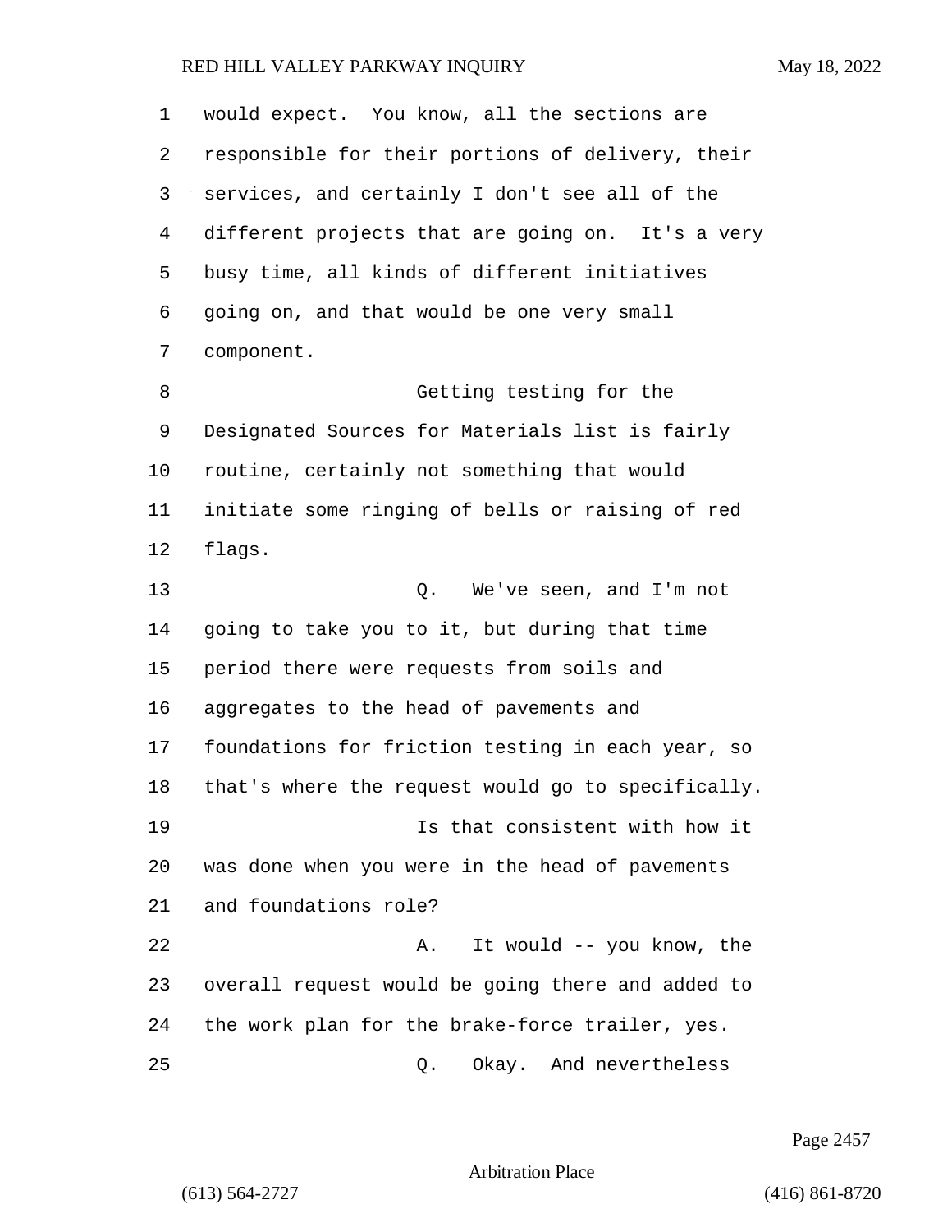would expect. You know, all the sections are responsible for their portions of delivery, their services, and certainly I don't see all of the different projects that are going on. It's a very busy time, all kinds of different initiatives going on, and that would be one very small component.

Getting testing for the Designated Sources for Materials list is fairly routine, certainly not something that would initiate some ringing of bells or raising of red flags.

Q. We've seen, and I'm not going to take you to it, but during that time period there were requests from soils and aggregates to the head of pavements and foundations for friction testing in each year, so that's where the request would go to specifically.

Is that consistent with how it was done when you were in the head of pavements and foundations role?

A. It would -- you know, the overall request would be going there and added to the work plan for the brake-force trailer, yes.

Q. Okay. And nevertheless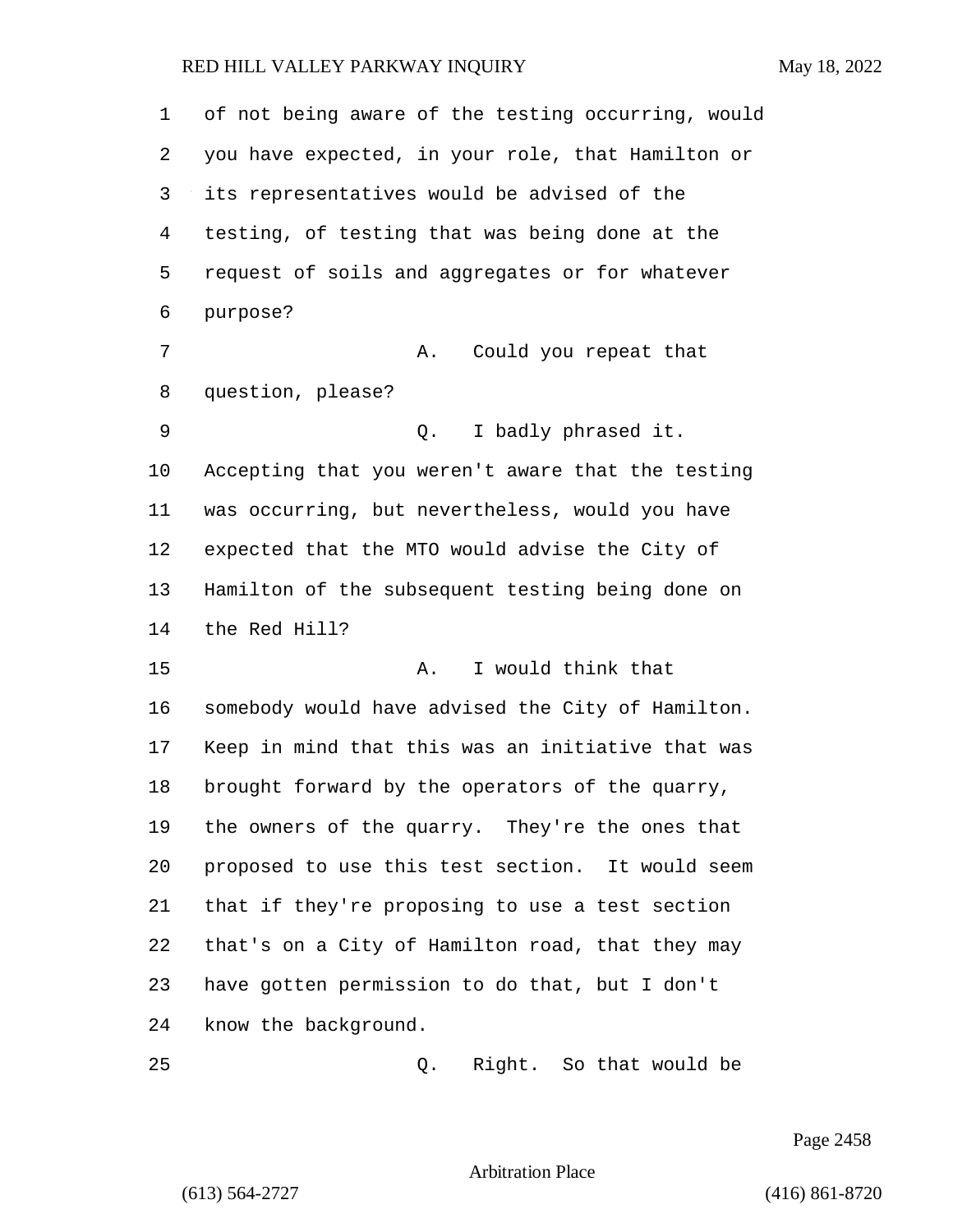of not being aware of the testing occurring, would you have expected, in your role, that Hamilton or its representatives would be advised of the testing, of testing that was being done at the request of soils and aggregates or for whatever purpose?

A. Could you repeat that question, please?

Q. I badly phrased it. Accepting that you weren't aware that the testing was occurring, but nevertheless, would you have expected that the MTO would advise the City of Hamilton of the subsequent testing being done on the Red Hill?

A. I would think that somebody would have advised the City of Hamilton. Keep in mind that this was an initiative that was brought forward by the operators of the quarry, the owners of the quarry. They're the ones that proposed to use this test section. It would seem that if they're proposing to use a test section that's on a City of Hamilton road, that they may have gotten permission to do that, but I don't know the background.

Q. Right. So that would be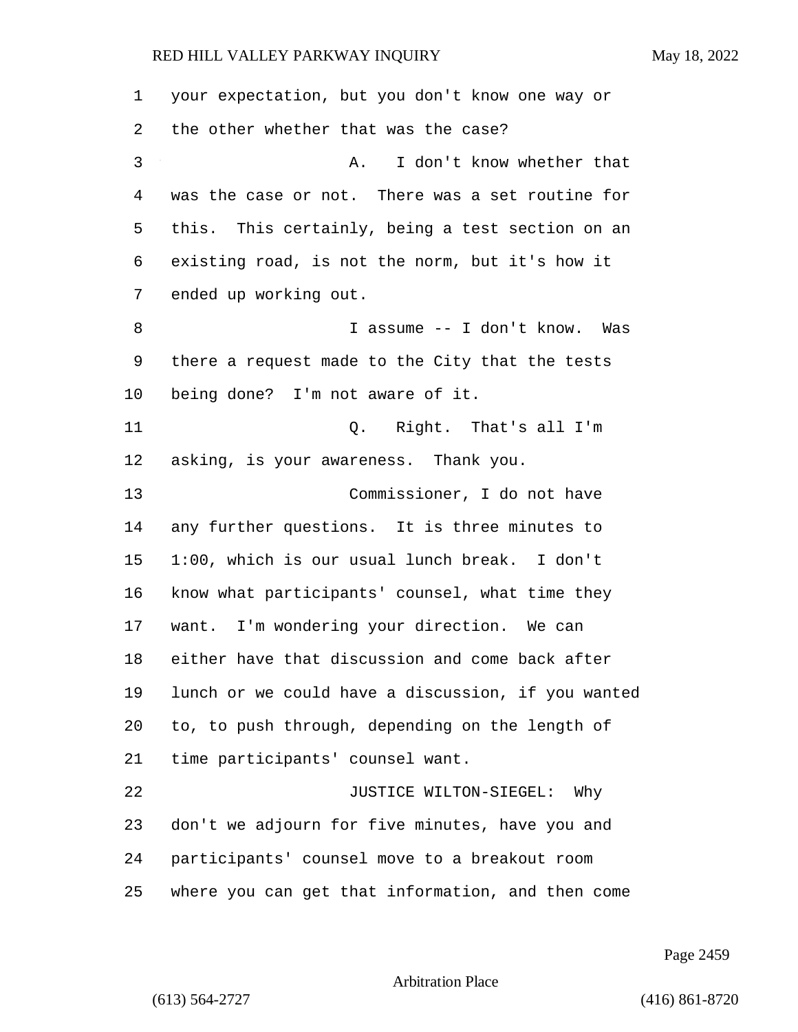your expectation, but you don't know one way or the other whether that was the case?

A. I don't know whether that was the case or not. There was a set routine for this. This certainly, being a test section on an existing road, is not the norm, but it's how it ended up working out.

I assume -- I don't know. Was there a request made to the City that the tests being done? I'm not aware of it.

Q. Right. That's all I'm asking, is your awareness. Thank you.

Commissioner, I do not have any further questions. It is three minutes to 1:00, which is our usual lunch break. I don't know what participants' counsel, what time they want. I'm wondering your direction. We can either have that discussion and come back after lunch or we could have a discussion, if you wanted to, to push through, depending on the length of time participants' counsel want.

JUSTICE WILTON-SIEGEL: Why don't we adjourn for five minutes, have you and participants' counsel move to a breakout room where you can get that information, and then come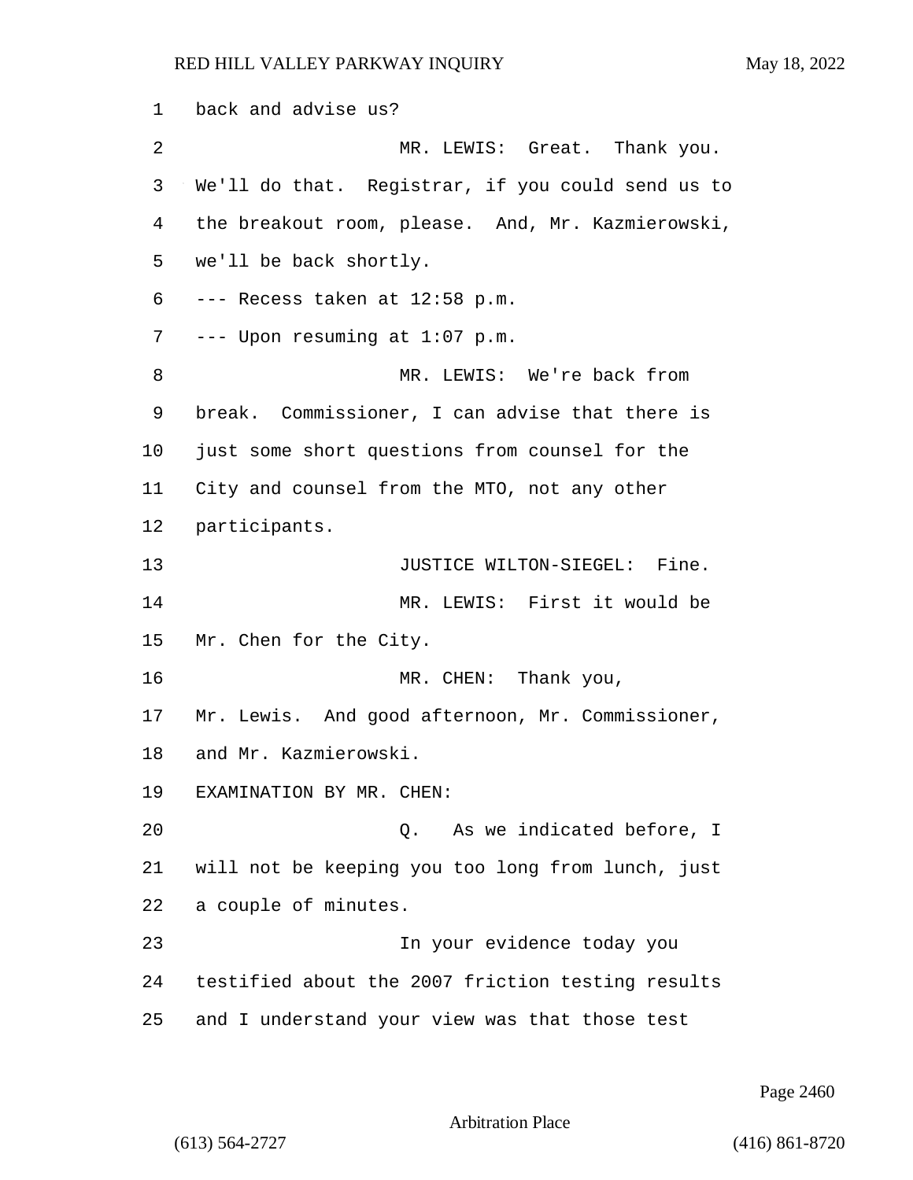back and advise us?

MR. LEWIS: Great. Thank you. We'll do that. Registrar, if you could send us to the breakout room, please. And, Mr. Kazmierowski, we'll be back shortly.

--- Recess taken at 12:58 p.m.

--- Upon resuming at 1:07 p.m.

MR. LEWIS: We're back from break. Commissioner, I can advise that there is just some short questions from counsel for the City and counsel from the MTO, not any other participants.

JUSTICE WILTON-SIEGEL: Fine.

MR. LEWIS: First it would be Mr. Chen for the City.

MR. CHEN: Thank you, Mr. Lewis. And good afternoon, Mr. Commissioner, and Mr. Kazmierowski.

EXAMINATION BY MR. CHEN:

Q. As we indicated before, I will not be keeping you too long from lunch, just a couple of minutes.

In your evidence today you testified about the 2007 friction testing results and I understand your view was that those test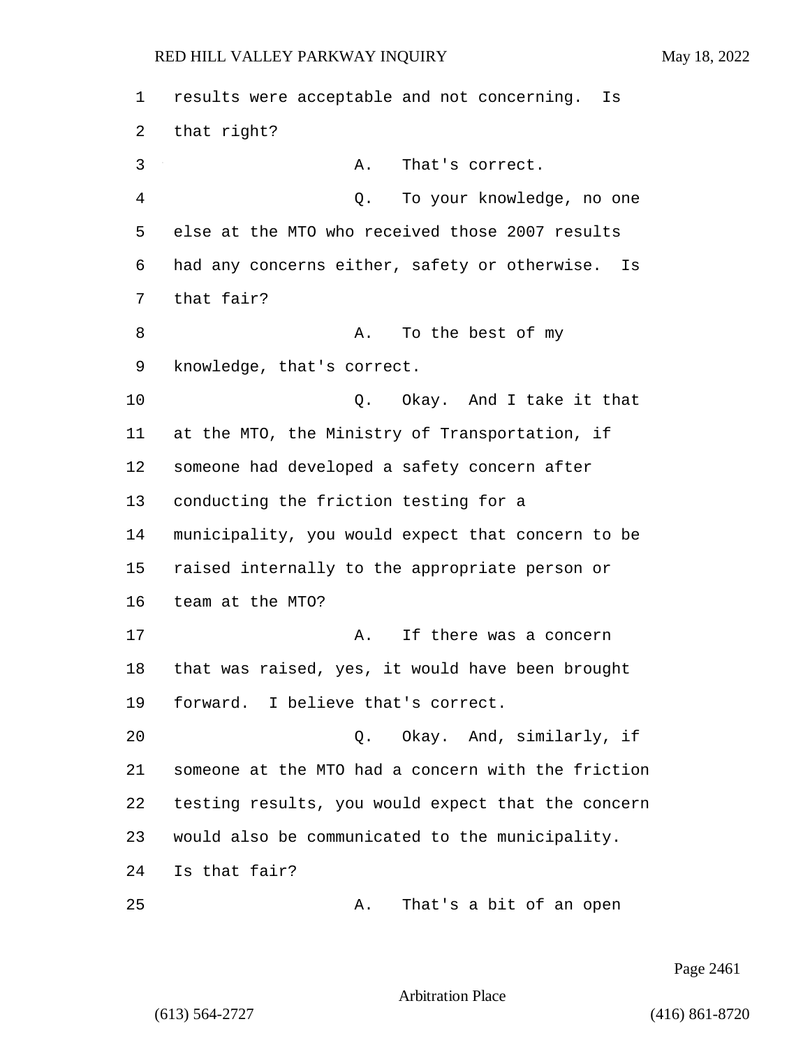results were acceptable and not concerning. Is that right?

A. That's correct.

Q. To your knowledge, no one else at the MTO who received those 2007 results had any concerns either, safety or otherwise. Is that fair?

A. To the best of my knowledge, that's correct.

Q. Okay. And I take it that at the MTO, the Ministry of Transportation, if someone had developed a safety concern after conducting the friction testing for a municipality, you would expect that concern to be raised internally to the appropriate person or team at the MTO?

A. If there was a concern that was raised, yes, it would have been brought forward. I believe that's correct.

Q. Okay. And, similarly, if someone at the MTO had a concern with the friction testing results, you would expect that the concern would also be communicated to the municipality. Is that fair?

A. That's a bit of an open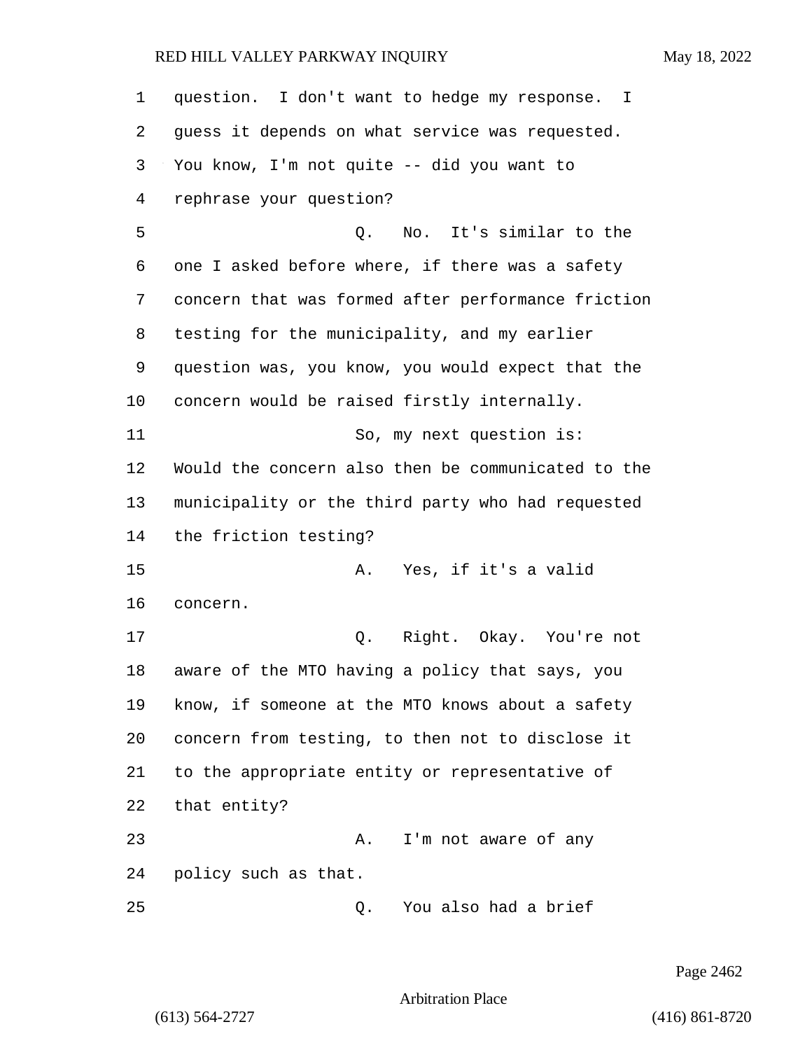question. I don't want to hedge my response. I guess it depends on what service was requested. You know, I'm not quite -- did you want to rephrase your question?

Q. No. It's similar to the one I asked before where, if there was a safety concern that was formed after performance friction testing for the municipality, and my earlier question was, you know, you would expect that the concern would be raised firstly internally.

So, my next question is: Would the concern also then be communicated to the municipality or the third party who had requested the friction testing?

A. Yes, if it's a valid concern.

Q. Right. Okay. You're not aware of the MTO having a policy that says, you know, if someone at the MTO knows about a safety concern from testing, to then not to disclose it to the appropriate entity or representative of that entity?

A. I'm not aware of any policy such as that.

Q. You also had a brief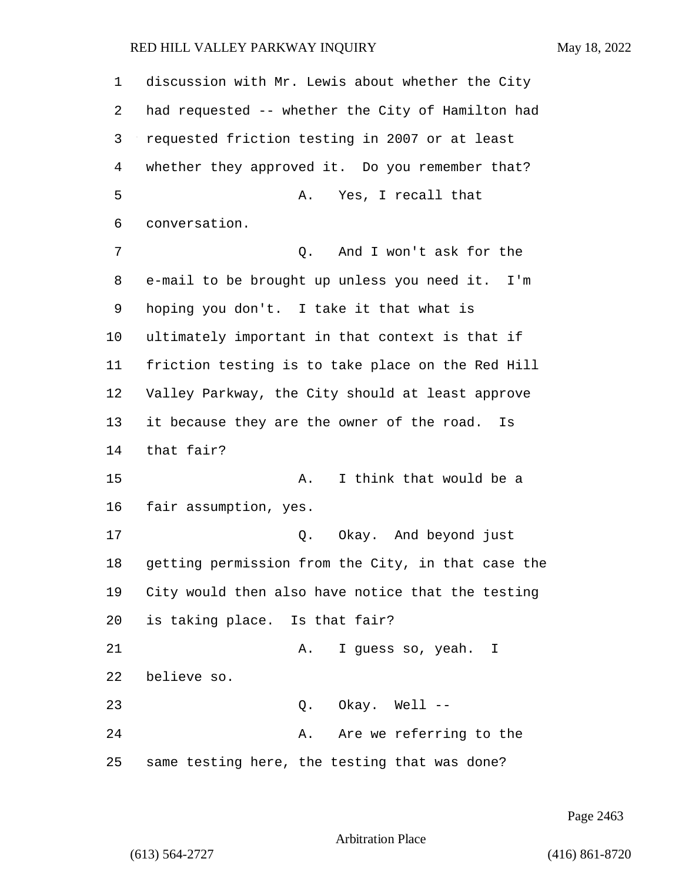discussion with Mr. Lewis about whether the City had requested -- whether the City of Hamilton had requested friction testing in 2007 or at least whether they approved it. Do you remember that?

A. Yes, I recall that conversation.

Q. And I won't ask for the e-mail to be brought up unless you need it. I'm hoping you don't. I take it that what is ultimately important in that context is that if friction testing is to take place on the Red Hill Valley Parkway, the City should at least approve it because they are the owner of the road. Is that fair?

A. I think that would be a fair assumption, yes.

Q. Okay. And beyond just getting permission from the City, in that case the City would then also have notice that the testing is taking place. Is that fair?

A. I guess so, yeah. I believe so.

Q. Okay. Well --

A. Are we referring to the same testing here, the testing that was done?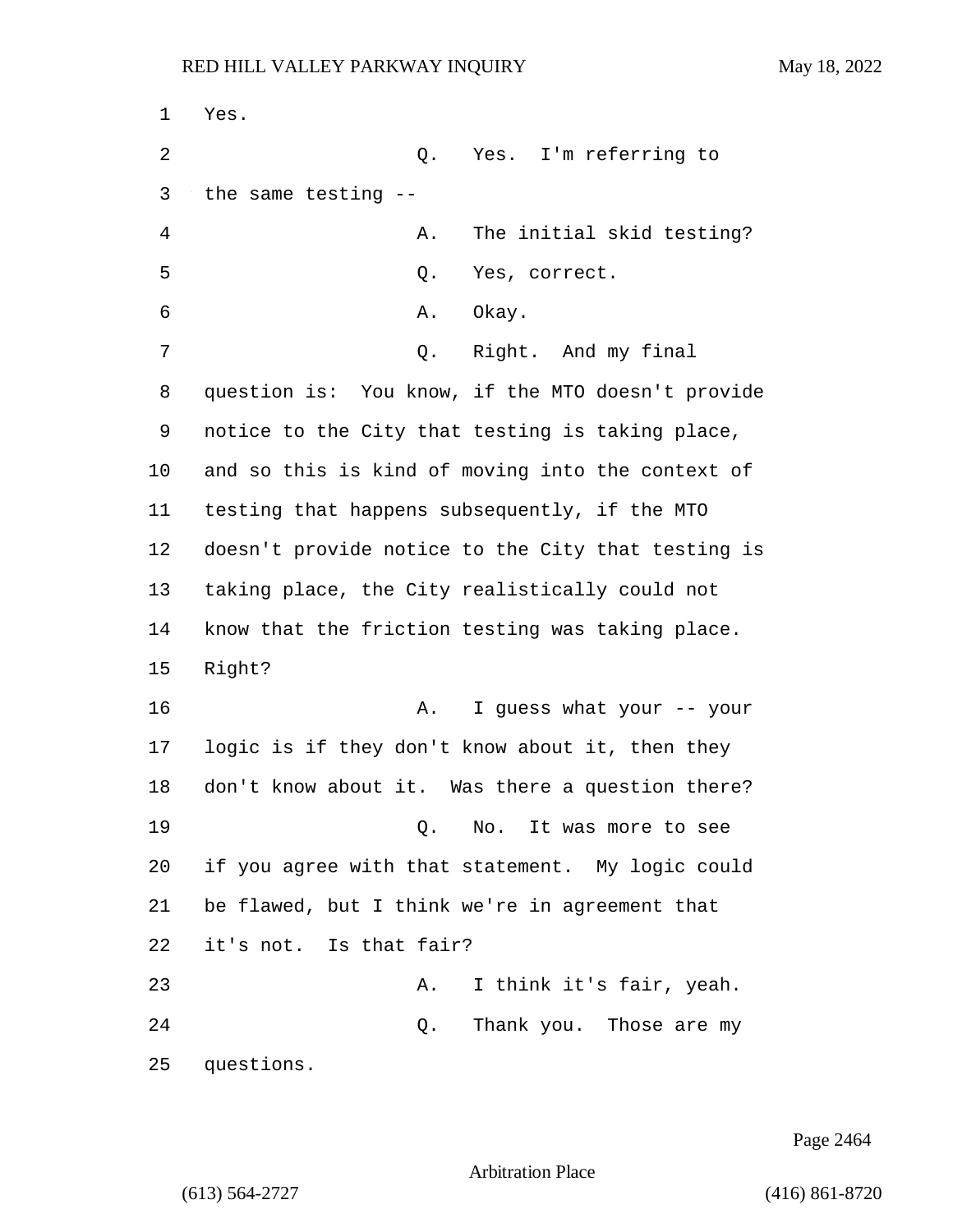Yes.

Q. Yes. I'm referring to the same testing --

A. The initial skid testing?

Q. Yes, correct.

A. Okay.

Q. Right. And my final question is: You know, if the MTO doesn't provide notice to the City that testing is taking place, and so this is kind of moving into the context of testing that happens subsequently, if the MTO doesn't provide notice to the City that testing is taking place, the City realistically could not know that the friction testing was taking place. Right?

A. I guess what your -- your logic is if they don't know about it, then they don't know about it. Was there a question there?

Q. No. It was more to see if you agree with that statement. My logic could be flawed, but I think we're in agreement that it's not. Is that fair?

A. I think it's fair, yeah.

Q. Thank you. Those are my questions.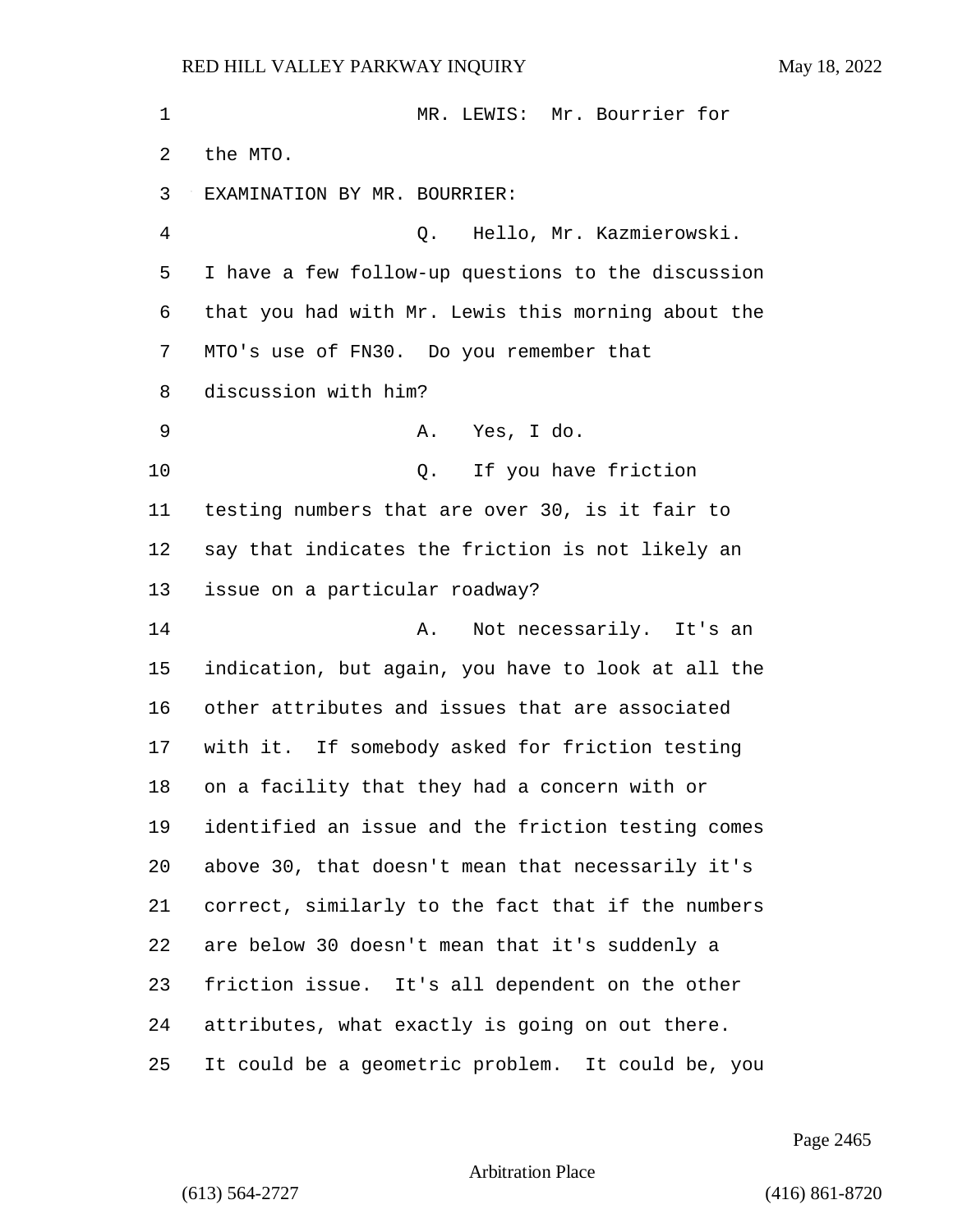MR. LEWIS: Mr. Bourrier for the MTO.

EXAMINATION BY MR. BOURRIER:

Q. Hello, Mr. Kazmierowski. I have a few follow-up questions to the discussion that you had with Mr. Lewis this morning about the MTO's use of FN30. Do you remember that discussion with him?

A. Yes, I do.

Q. If you have friction testing numbers that are over 30, is it fair to say that indicates the friction is not likely an issue on a particular roadway?

A. Not necessarily. It's an indication, but again, you have to look at all the other attributes and issues that are associated with it. If somebody asked for friction testing on a facility that they had a concern with or identified an issue and the friction testing comes above 30, that doesn't mean that necessarily it's correct, similarly to the fact that if the numbers are below 30 doesn't mean that it's suddenly a friction issue. It's all dependent on the other attributes, what exactly is going on out there. It could be a geometric problem. It could be, you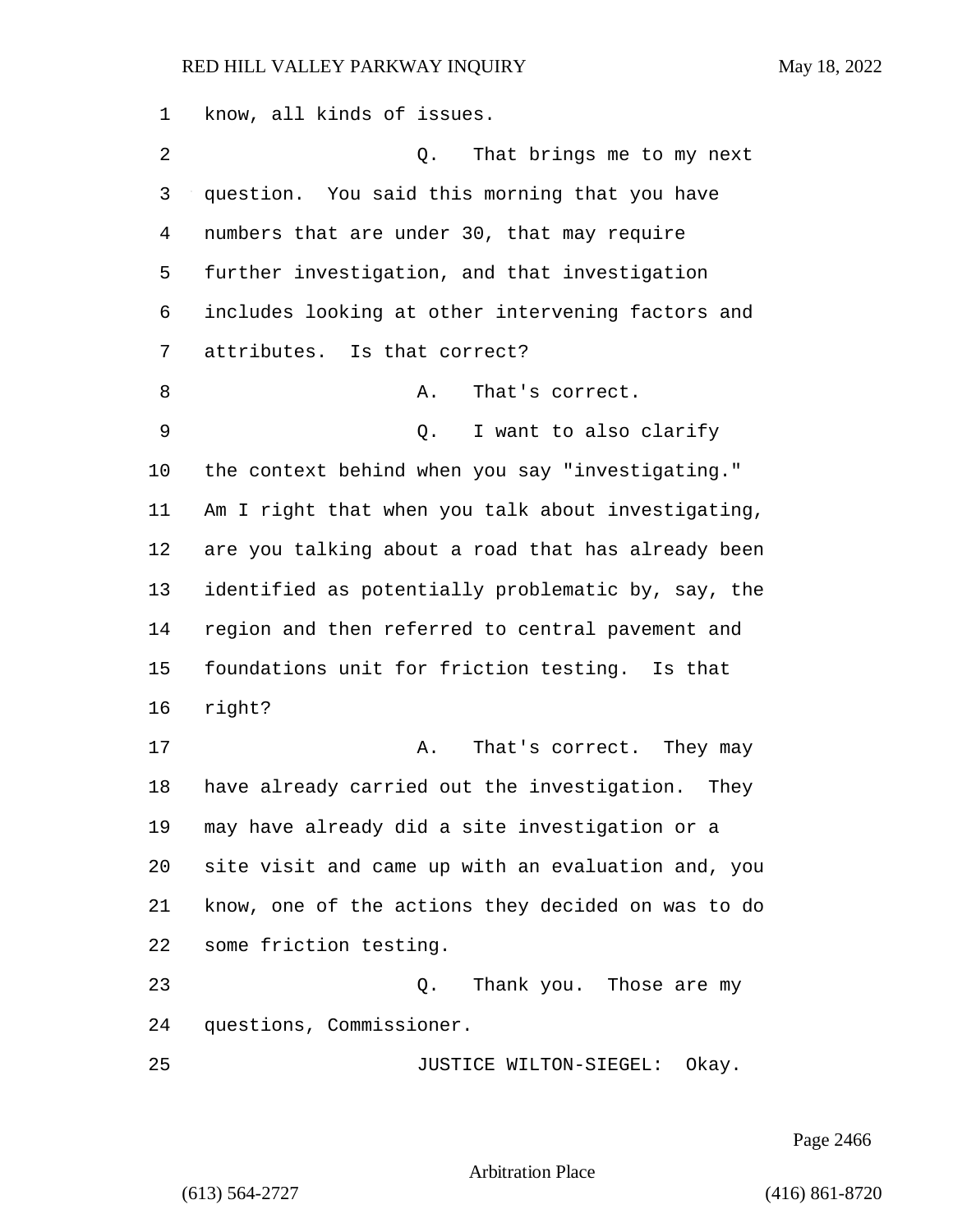know, all kinds of issues.

Q. That brings me to my next question. You said this morning that you have numbers that are under 30, that may require further investigation, and that investigation includes looking at other intervening factors and attributes. Is that correct?

A. That's correct.

Q. I want to also clarify the context behind when you say "investigating." Am I right that when you talk about investigating, are you talking about a road that has already been identified as potentially problematic by, say, the region and then referred to central pavement and foundations unit for friction testing. Is that right?

A. That's correct. They may have already carried out the investigation. They may have already did a site investigation or a site visit and came up with an evaluation and, you know, one of the actions they decided on was to do some friction testing.

Q. Thank you. Those are my questions, Commissioner.

JUSTICE WILTON-SIEGEL: Okay.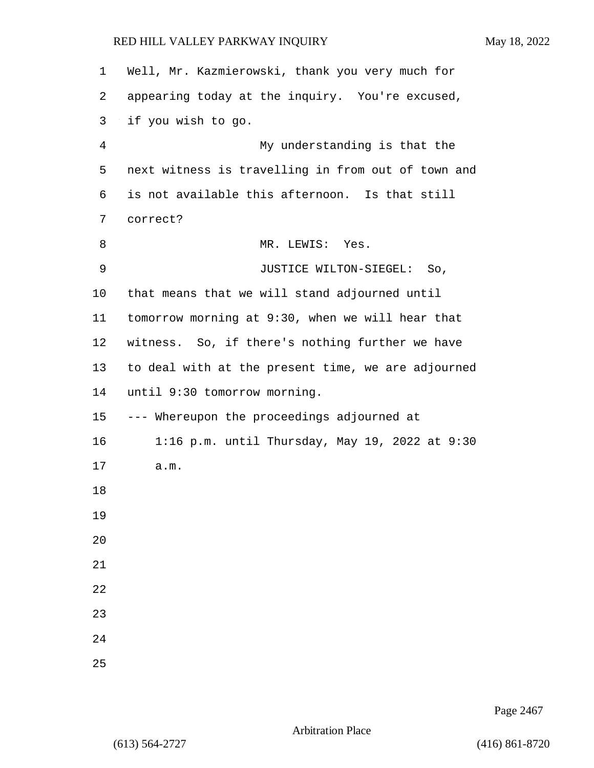Well, Mr. Kazmierowski, thank you very much for appearing today at the inquiry. You're excused, if you wish to go.

My understanding is that the next witness is travelling in from out of town and is not available this afternoon. Is that still correct?

MR. LEWIS: Yes.

JUSTICE WILTON-SIEGEL: So, that means that we will stand adjourned until tomorrow morning at 9:30, when we will hear that witness. So, if there's nothing further we have to deal with at the present time, we are adjourned until 9:30 tomorrow morning.

--- Whereupon the proceedings adjourned at 1:16 p.m. until Thursday, May 19, 2022 at 9:30 a.m.